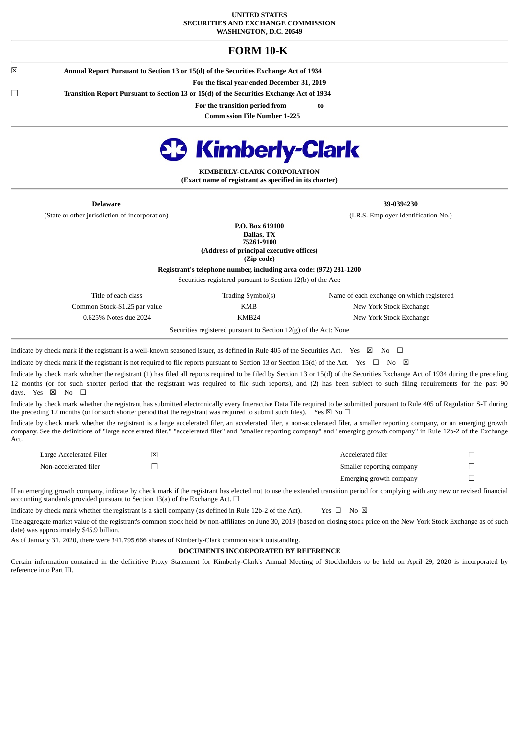**UNITED STATES**
**SECURITIES AND EXCHANGE COMMISSION**
**WASHINGTON, D.C. 20549**

# FORM 10-K

☒ **Annual Report Pursuant to Section 13 or 15(d) of the Securities Exchange Act of 1934**

**For the fiscal year ended December 31, 2019**

☐ **Transition Report Pursuant to Section 13 or 15(d) of the Securities Exchange Act of 1934**

**For the transition period from to**

**Commission File Number 1-225**

**Kimberly-Clark**

**KIMBERLY-CLARK CORPORATION**
**(Exact name of registrant as specified in its charter)**

| **Delaware** | **39-0394230** |
|---|---|
| (State or other jurisdiction of incorporation) | (I.R.S. Employer Identification No.) |

**P.O. Box 619100**
**Dallas, TX**
**75261-9100**
**(Address of principal executive offices)**
**(Zip code)**

**Registrant's telephone number, including area code: (972) 281-1200**

Securities registered pursuant to Section 12(b) of the Act:

| Title of each class | Trading Symbol(s) | Name of each exchange on which registered |
|---|---|---|
| Common Stock-$1.25 par value | KMB | New York Stock Exchange |
| 0.625% Notes due 2024 | KMB24 | New York Stock Exchange |

Securities registered pursuant to Section 12(g) of the Act: None

Indicate by check mark if the registrant is a well-known seasoned issuer, as defined in Rule 405 of the Securities Act. Yes ☒ No ☐

Indicate by check mark if the registrant is not required to file reports pursuant to Section 13 or Section 15(d) of the Act. Yes ☐ No ☒

Indicate by check mark whether the registrant (1) has filed all reports required to be filed by Section 13 or 15(d) of the Securities Exchange Act of 1934 during the preceding 12 months (or for such shorter period that the registrant was required to file such reports), and (2) has been subject to such filing requirements for the past 90 days. Yes ☒ No ☐

Indicate by check mark whether the registrant has submitted electronically every Interactive Data File required to be submitted pursuant to Rule 405 of Regulation S-T during the preceding 12 months (or for such shorter period that the registrant was required to submit such files). Yes ☒ No ☐

Indicate by check mark whether the registrant is a large accelerated filer, an accelerated filer, a non-accelerated filer, a smaller reporting company, or an emerging growth company. See the definitions of "large accelerated filer," "accelerated filer" and "smaller reporting company" and "emerging growth company" in Rule 12b-2 of the Exchange Act.

| | | | |
|---|---|---|---|
| Large Accelerated Filer | ☒ | Accelerated filer | ☐ |
| Non-accelerated filer | ☐ | Smaller reporting company | ☐ |
| | | Emerging growth company | ☐ |

If an emerging growth company, indicate by check mark if the registrant has elected not to use the extended transition period for complying with any new or revised financial accounting standards provided pursuant to Section 13(a) of the Exchange Act. ☐

Indicate by check mark whether the registrant is a shell company (as defined in Rule 12b-2 of the Act). Yes ☐ No ☒

The aggregate market value of the registrant's common stock held by non-affiliates on June 30, 2019 (based on closing stock price on the New York Stock Exchange as of such date) was approximately $45.9 billion.

As of January 31, 2020, there were 341,795,666 shares of Kimberly-Clark common stock outstanding.

**DOCUMENTS INCORPORATED BY REFERENCE**

Certain information contained in the definitive Proxy Statement for Kimberly-Clark's Annual Meeting of Stockholders to be held on April 29, 2020 is incorporated by reference into Part III.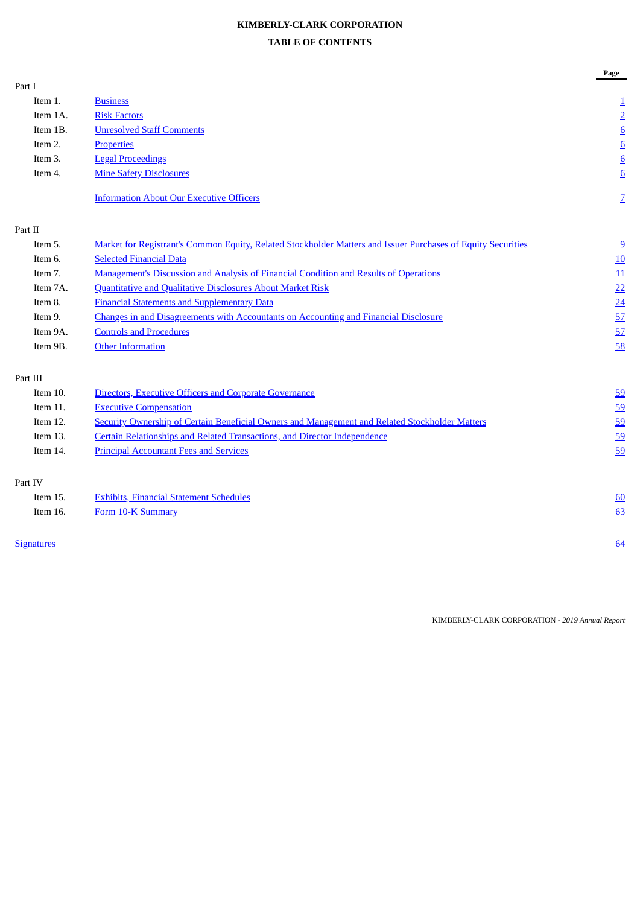**KIMBERLY-CLARK CORPORATION**

**TABLE OF CONTENTS**

| | | | Page |
|---|---|---|---|
| Part I | | | |
| | Item 1. | Business | 1 |
| | Item 1A. | Risk Factors | 2 |
| | Item 1B. | Unresolved Staff Comments | 6 |
| | Item 2. | Properties | 6 |
| | Item 3. | Legal Proceedings | 6 |
| | Item 4. | Mine Safety Disclosures | 6 |
| | | Information About Our Executive Officers | 7 |
| Part II | | | |
| | Item 5. | Market for Registrant's Common Equity, Related Stockholder Matters and Issuer Purchases of Equity Securities | 9 |
| | Item 6. | Selected Financial Data | 10 |
| | Item 7. | Management's Discussion and Analysis of Financial Condition and Results of Operations | 11 |
| | Item 7A. | Quantitative and Qualitative Disclosures About Market Risk | 22 |
| | Item 8. | Financial Statements and Supplementary Data | 24 |
| | Item 9. | Changes in and Disagreements with Accountants on Accounting and Financial Disclosure | 57 |
| | Item 9A. | Controls and Procedures | 57 |
| | Item 9B. | Other Information | 58 |
| Part III | | | |
| | Item 10. | Directors, Executive Officers and Corporate Governance | 59 |
| | Item 11. | Executive Compensation | 59 |
| | Item 12. | Security Ownership of Certain Beneficial Owners and Management and Related Stockholder Matters | 59 |
| | Item 13. | Certain Relationships and Related Transactions, and Director Independence | 59 |
| | Item 14. | Principal Accountant Fees and Services | 59 |
| Part IV | | | |
| | Item 15. | Exhibits, Financial Statement Schedules | 60 |
| | Item 16. | Form 10-K Summary | 63 |
| Signatures | | | 64 |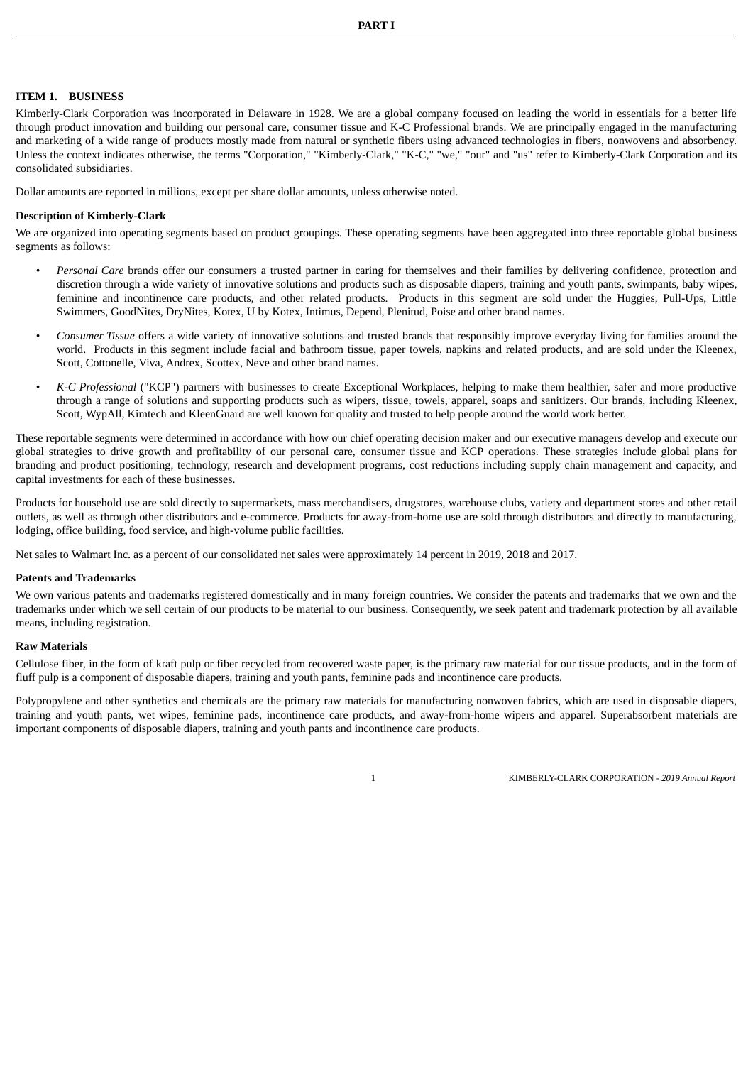# PART I

## ITEM 1. BUSINESS

Kimberly-Clark Corporation was incorporated in Delaware in 1928. We are a global company focused on leading the world in essentials for a better life through product innovation and building our personal care, consumer tissue and K-C Professional brands. We are principally engaged in the manufacturing and marketing of a wide range of products mostly made from natural or synthetic fibers using advanced technologies in fibers, nonwovens and absorbency. Unless the context indicates otherwise, the terms "Corporation," "Kimberly-Clark," "K-C," "we," "our" and "us" refer to Kimberly-Clark Corporation and its consolidated subsidiaries.

Dollar amounts are reported in millions, except per share dollar amounts, unless otherwise noted.

### Description of Kimberly-Clark

We are organized into operating segments based on product groupings. These operating segments have been aggregated into three reportable global business segments as follows:

- *Personal Care* brands offer our consumers a trusted partner in caring for themselves and their families by delivering confidence, protection and discretion through a wide variety of innovative solutions and products such as disposable diapers, training and youth pants, swimpants, baby wipes, feminine and incontinence care products, and other related products. Products in this segment are sold under the Huggies, Pull-Ups, Little Swimmers, GoodNites, DryNites, Kotex, U by Kotex, Intimus, Depend, Plenitud, Poise and other brand names.
- *Consumer Tissue* offers a wide variety of innovative solutions and trusted brands that responsibly improve everyday living for families around the world. Products in this segment include facial and bathroom tissue, paper towels, napkins and related products, and are sold under the Kleenex, Scott, Cottonelle, Viva, Andrex, Scottex, Neve and other brand names.
- *K-C Professional* ("KCP") partners with businesses to create Exceptional Workplaces, helping to make them healthier, safer and more productive through a range of solutions and supporting products such as wipers, tissue, towels, apparel, soaps and sanitizers. Our brands, including Kleenex, Scott, WypAll, Kimtech and KleenGuard are well known for quality and trusted to help people around the world work better.

These reportable segments were determined in accordance with how our chief operating decision maker and our executive managers develop and execute our global strategies to drive growth and profitability of our personal care, consumer tissue and KCP operations. These strategies include global plans for branding and product positioning, technology, research and development programs, cost reductions including supply chain management and capacity, and capital investments for each of these businesses.

Products for household use are sold directly to supermarkets, mass merchandisers, drugstores, warehouse clubs, variety and department stores and other retail outlets, as well as through other distributors and e-commerce. Products for away-from-home use are sold through distributors and directly to manufacturing, lodging, office building, food service, and high-volume public facilities.

Net sales to Walmart Inc. as a percent of our consolidated net sales were approximately 14 percent in 2019, 2018 and 2017.

### Patents and Trademarks

We own various patents and trademarks registered domestically and in many foreign countries. We consider the patents and trademarks that we own and the trademarks under which we sell certain of our products to be material to our business. Consequently, we seek patent and trademark protection by all available means, including registration.

### Raw Materials

Cellulose fiber, in the form of kraft pulp or fiber recycled from recovered waste paper, is the primary raw material for our tissue products, and in the form of fluff pulp is a component of disposable diapers, training and youth pants, feminine pads and incontinence care products.

Polypropylene and other synthetics and chemicals are the primary raw materials for manufacturing nonwoven fabrics, which are used in disposable diapers, training and youth pants, wet wipes, feminine pads, incontinence care products, and away-from-home wipers and apparel. Superabsorbent materials are important components of disposable diapers, training and youth pants and incontinence care products.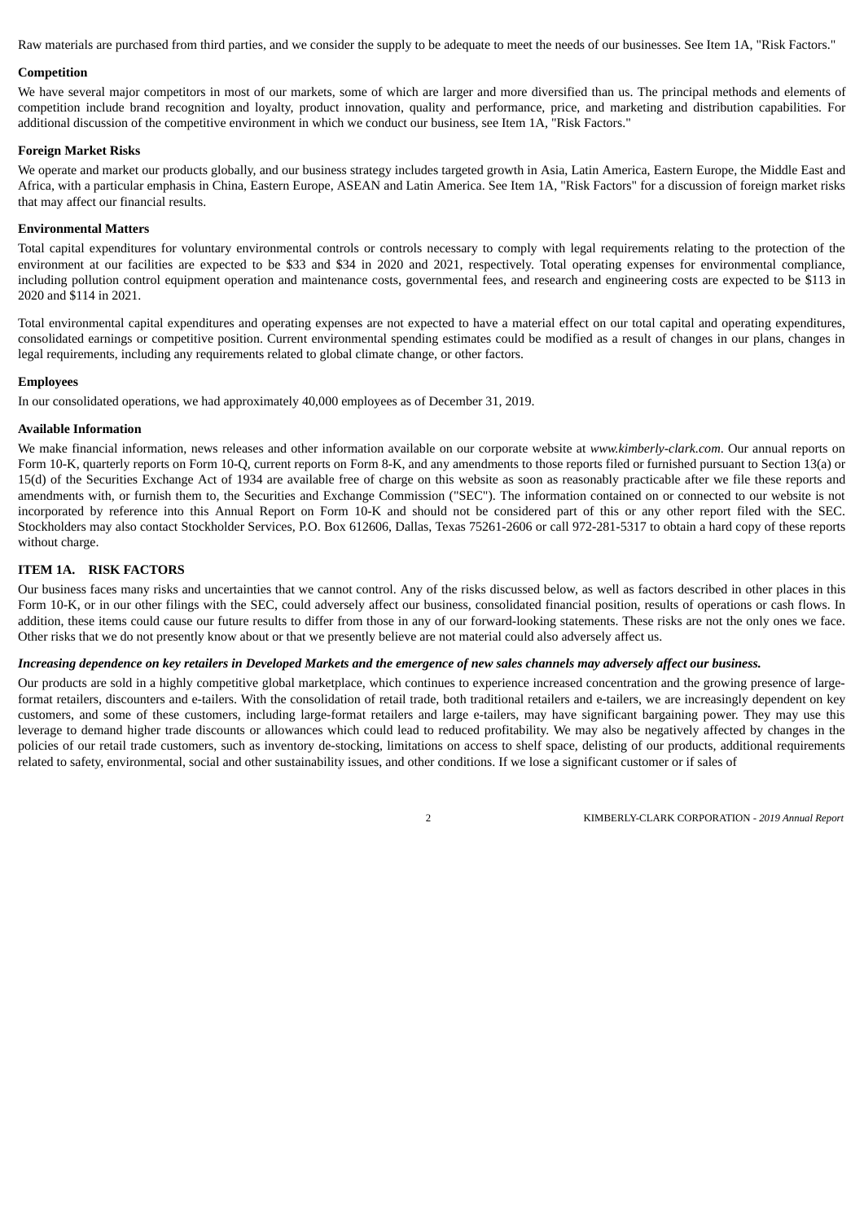Raw materials are purchased from third parties, and we consider the supply to be adequate to meet the needs of our businesses. See Item 1A, "Risk Factors."

**Competition**

We have several major competitors in most of our markets, some of which are larger and more diversified than us. The principal methods and elements of competition include brand recognition and loyalty, product innovation, quality and performance, price, and marketing and distribution capabilities. For additional discussion of the competitive environment in which we conduct our business, see Item 1A, "Risk Factors."

**Foreign Market Risks**

We operate and market our products globally, and our business strategy includes targeted growth in Asia, Latin America, Eastern Europe, the Middle East and Africa, with a particular emphasis in China, Eastern Europe, ASEAN and Latin America. See Item 1A, "Risk Factors" for a discussion of foreign market risks that may affect our financial results.

**Environmental Matters**

Total capital expenditures for voluntary environmental controls or controls necessary to comply with legal requirements relating to the protection of the environment at our facilities are expected to be $33 and $34 in 2020 and 2021, respectively. Total operating expenses for environmental compliance, including pollution control equipment operation and maintenance costs, governmental fees, and research and engineering costs are expected to be $113 in 2020 and $114 in 2021.

Total environmental capital expenditures and operating expenses are not expected to have a material effect on our total capital and operating expenditures, consolidated earnings or competitive position. Current environmental spending estimates could be modified as a result of changes in our plans, changes in legal requirements, including any requirements related to global climate change, or other factors.

**Employees**

In our consolidated operations, we had approximately 40,000 employees as of December 31, 2019.

**Available Information**

We make financial information, news releases and other information available on our corporate website at *www.kimberly-clark.com*. Our annual reports on Form 10-K, quarterly reports on Form 10-Q, current reports on Form 8-K, and any amendments to those reports filed or furnished pursuant to Section 13(a) or 15(d) of the Securities Exchange Act of 1934 are available free of charge on this website as soon as reasonably practicable after we file these reports and amendments with, or furnish them to, the Securities and Exchange Commission ("SEC"). The information contained on or connected to our website is not incorporated by reference into this Annual Report on Form 10-K and should not be considered part of this or any other report filed with the SEC. Stockholders may also contact Stockholder Services, P.O. Box 612606, Dallas, Texas 75261-2606 or call 972-281-5317 to obtain a hard copy of these reports without charge.

## ITEM 1A. RISK FACTORS

Our business faces many risks and uncertainties that we cannot control. Any of the risks discussed below, as well as factors described in other places in this Form 10-K, or in our other filings with the SEC, could adversely affect our business, consolidated financial position, results of operations or cash flows. In addition, these items could cause our future results to differ from those in any of our forward-looking statements. These risks are not the only ones we face. Other risks that we do not presently know about or that we presently believe are not material could also adversely affect us.

***Increasing dependence on key retailers in Developed Markets and the emergence of new sales channels may adversely affect our business.***

Our products are sold in a highly competitive global marketplace, which continues to experience increased concentration and the growing presence of large-format retailers, discounters and e-tailers. With the consolidation of retail trade, both traditional retailers and e-tailers, we are increasingly dependent on key customers, and some of these customers, including large-format retailers and large e-tailers, may have significant bargaining power. They may use this leverage to demand higher trade discounts or allowances which could lead to reduced profitability. We may also be negatively affected by changes in the policies of our retail trade customers, such as inventory de-stocking, limitations on access to shelf space, delisting of our products, additional requirements related to safety, environmental, social and other sustainability issues, and other conditions. If we lose a significant customer or if sales of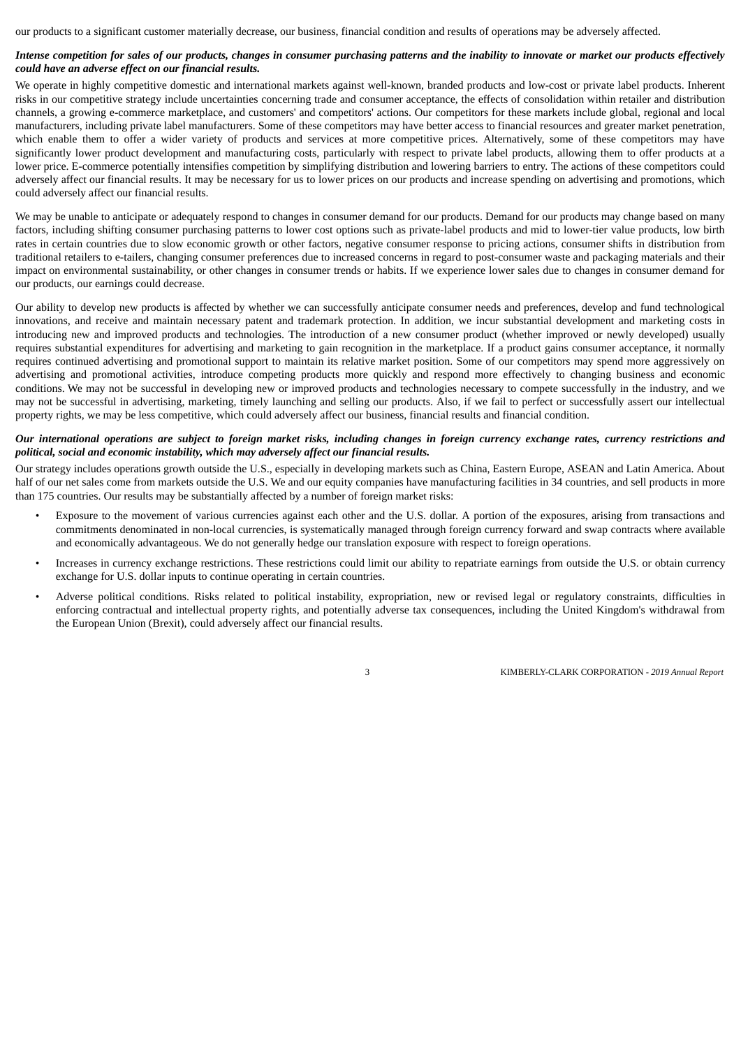our products to a significant customer materially decrease, our business, financial condition and results of operations may be adversely affected.

***Intense competition for sales of our products, changes in consumer purchasing patterns and the inability to innovate or market our products effectively could have an adverse effect on our financial results.***

We operate in highly competitive domestic and international markets against well-known, branded products and low-cost or private label products. Inherent risks in our competitive strategy include uncertainties concerning trade and consumer acceptance, the effects of consolidation within retailer and distribution channels, a growing e-commerce marketplace, and customers' and competitors' actions. Our competitors for these markets include global, regional and local manufacturers, including private label manufacturers. Some of these competitors may have better access to financial resources and greater market penetration, which enable them to offer a wider variety of products and services at more competitive prices. Alternatively, some of these competitors may have significantly lower product development and manufacturing costs, particularly with respect to private label products, allowing them to offer products at a lower price. E-commerce potentially intensifies competition by simplifying distribution and lowering barriers to entry. The actions of these competitors could adversely affect our financial results. It may be necessary for us to lower prices on our products and increase spending on advertising and promotions, which could adversely affect our financial results.

We may be unable to anticipate or adequately respond to changes in consumer demand for our products. Demand for our products may change based on many factors, including shifting consumer purchasing patterns to lower cost options such as private-label products and mid to lower-tier value products, low birth rates in certain countries due to slow economic growth or other factors, negative consumer response to pricing actions, consumer shifts in distribution from traditional retailers to e-tailers, changing consumer preferences due to increased concerns in regard to post-consumer waste and packaging materials and their impact on environmental sustainability, or other changes in consumer trends or habits. If we experience lower sales due to changes in consumer demand for our products, our earnings could decrease.

Our ability to develop new products is affected by whether we can successfully anticipate consumer needs and preferences, develop and fund technological innovations, and receive and maintain necessary patent and trademark protection. In addition, we incur substantial development and marketing costs in introducing new and improved products and technologies. The introduction of a new consumer product (whether improved or newly developed) usually requires substantial expenditures for advertising and marketing to gain recognition in the marketplace. If a product gains consumer acceptance, it normally requires continued advertising and promotional support to maintain its relative market position. Some of our competitors may spend more aggressively on advertising and promotional activities, introduce competing products more quickly and respond more effectively to changing business and economic conditions. We may not be successful in developing new or improved products and technologies necessary to compete successfully in the industry, and we may not be successful in advertising, marketing, timely launching and selling our products. Also, if we fail to perfect or successfully assert our intellectual property rights, we may be less competitive, which could adversely affect our business, financial results and financial condition.

***Our international operations are subject to foreign market risks, including changes in foreign currency exchange rates, currency restrictions and political, social and economic instability, which may adversely affect our financial results.***

Our strategy includes operations growth outside the U.S., especially in developing markets such as China, Eastern Europe, ASEAN and Latin America. About half of our net sales come from markets outside the U.S. We and our equity companies have manufacturing facilities in 34 countries, and sell products in more than 175 countries. Our results may be substantially affected by a number of foreign market risks:

- Exposure to the movement of various currencies against each other and the U.S. dollar. A portion of the exposures, arising from transactions and commitments denominated in non-local currencies, is systematically managed through foreign currency forward and swap contracts where available and economically advantageous. We do not generally hedge our translation exposure with respect to foreign operations.
- Increases in currency exchange restrictions. These restrictions could limit our ability to repatriate earnings from outside the U.S. or obtain currency exchange for U.S. dollar inputs to continue operating in certain countries.
- Adverse political conditions. Risks related to political instability, expropriation, new or revised legal or regulatory constraints, difficulties in enforcing contractual and intellectual property rights, and potentially adverse tax consequences, including the United Kingdom's withdrawal from the European Union (Brexit), could adversely affect our financial results.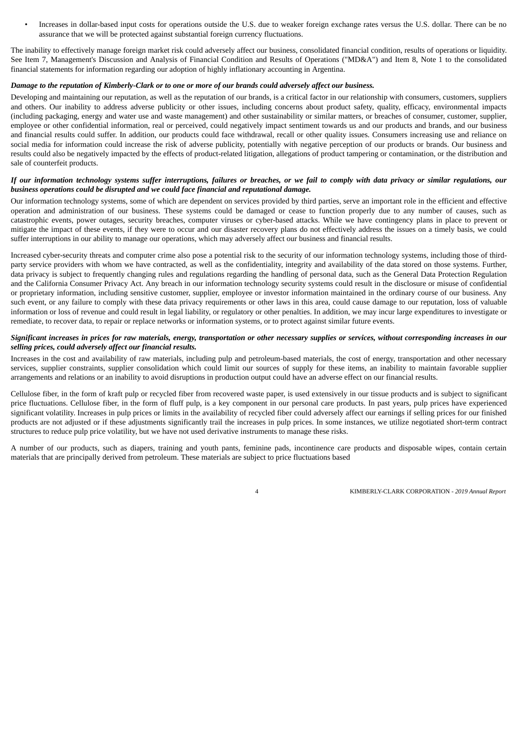- Increases in dollar-based input costs for operations outside the U.S. due to weaker foreign exchange rates versus the U.S. dollar. There can be no assurance that we will be protected against substantial foreign currency fluctuations.

The inability to effectively manage foreign market risk could adversely affect our business, consolidated financial condition, results of operations or liquidity. See Item 7, Management's Discussion and Analysis of Financial Condition and Results of Operations ("MD&A") and Item 8, Note 1 to the consolidated financial statements for information regarding our adoption of highly inflationary accounting in Argentina.

***Damage to the reputation of Kimberly-Clark or to one or more of our brands could adversely affect our business.***

Developing and maintaining our reputation, as well as the reputation of our brands, is a critical factor in our relationship with consumers, customers, suppliers and others. Our inability to address adverse publicity or other issues, including concerns about product safety, quality, efficacy, environmental impacts (including packaging, energy and water use and waste management) and other sustainability or similar matters, or breaches of consumer, customer, supplier, employee or other confidential information, real or perceived, could negatively impact sentiment towards us and our products and brands, and our business and financial results could suffer. In addition, our products could face withdrawal, recall or other quality issues. Consumers increasing use and reliance on social media for information could increase the risk of adverse publicity, potentially with negative perception of our products or brands. Our business and results could also be negatively impacted by the effects of product-related litigation, allegations of product tampering or contamination, or the distribution and sale of counterfeit products.

***If our information technology systems suffer interruptions, failures or breaches, or we fail to comply with data privacy or similar regulations, our business operations could be disrupted and we could face financial and reputational damage.***

Our information technology systems, some of which are dependent on services provided by third parties, serve an important role in the efficient and effective operation and administration of our business. These systems could be damaged or cease to function properly due to any number of causes, such as catastrophic events, power outages, security breaches, computer viruses or cyber-based attacks. While we have contingency plans in place to prevent or mitigate the impact of these events, if they were to occur and our disaster recovery plans do not effectively address the issues on a timely basis, we could suffer interruptions in our ability to manage our operations, which may adversely affect our business and financial results.

Increased cyber-security threats and computer crime also pose a potential risk to the security of our information technology systems, including those of third-party service providers with whom we have contracted, as well as the confidentiality, integrity and availability of the data stored on those systems. Further, data privacy is subject to frequently changing rules and regulations regarding the handling of personal data, such as the General Data Protection Regulation and the California Consumer Privacy Act. Any breach in our information technology security systems could result in the disclosure or misuse of confidential or proprietary information, including sensitive customer, supplier, employee or investor information maintained in the ordinary course of our business. Any such event, or any failure to comply with these data privacy requirements or other laws in this area, could cause damage to our reputation, loss of valuable information or loss of revenue and could result in legal liability, or regulatory or other penalties. In addition, we may incur large expenditures to investigate or remediate, to recover data, to repair or replace networks or information systems, or to protect against similar future events.

***Significant increases in prices for raw materials, energy, transportation or other necessary supplies or services, without corresponding increases in our selling prices, could adversely affect our financial results.***

Increases in the cost and availability of raw materials, including pulp and petroleum-based materials, the cost of energy, transportation and other necessary services, supplier constraints, supplier consolidation which could limit our sources of supply for these items, an inability to maintain favorable supplier arrangements and relations or an inability to avoid disruptions in production output could have an adverse effect on our financial results.

Cellulose fiber, in the form of kraft pulp or recycled fiber from recovered waste paper, is used extensively in our tissue products and is subject to significant price fluctuations. Cellulose fiber, in the form of fluff pulp, is a key component in our personal care products. In past years, pulp prices have experienced significant volatility. Increases in pulp prices or limits in the availability of recycled fiber could adversely affect our earnings if selling prices for our finished products are not adjusted or if these adjustments significantly trail the increases in pulp prices. In some instances, we utilize negotiated short-term contract structures to reduce pulp price volatility, but we have not used derivative instruments to manage these risks.

A number of our products, such as diapers, training and youth pants, feminine pads, incontinence care products and disposable wipes, contain certain materials that are principally derived from petroleum. These materials are subject to price fluctuations based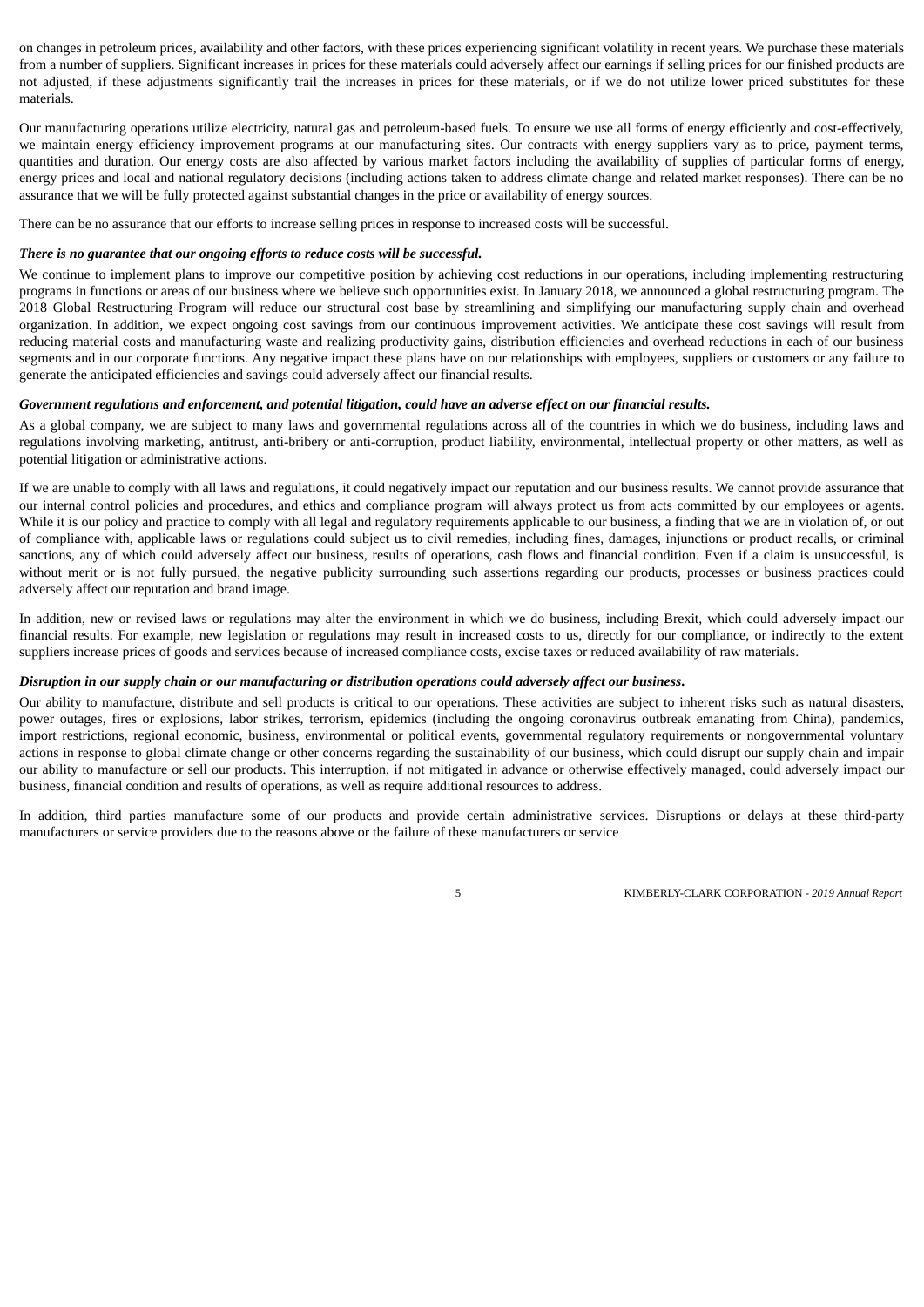on changes in petroleum prices, availability and other factors, with these prices experiencing significant volatility in recent years. We purchase these materials from a number of suppliers. Significant increases in prices for these materials could adversely affect our earnings if selling prices for our finished products are not adjusted, if these adjustments significantly trail the increases in prices for these materials, or if we do not utilize lower priced substitutes for these materials.

Our manufacturing operations utilize electricity, natural gas and petroleum-based fuels. To ensure we use all forms of energy efficiently and cost-effectively, we maintain energy efficiency improvement programs at our manufacturing sites. Our contracts with energy suppliers vary as to price, payment terms, quantities and duration. Our energy costs are also affected by various market factors including the availability of supplies of particular forms of energy, energy prices and local and national regulatory decisions (including actions taken to address climate change and related market responses). There can be no assurance that we will be fully protected against substantial changes in the price or availability of energy sources.

There can be no assurance that our efforts to increase selling prices in response to increased costs will be successful.

***There is no guarantee that our ongoing efforts to reduce costs will be successful.***

We continue to implement plans to improve our competitive position by achieving cost reductions in our operations, including implementing restructuring programs in functions or areas of our business where we believe such opportunities exist. In January 2018, we announced a global restructuring program. The 2018 Global Restructuring Program will reduce our structural cost base by streamlining and simplifying our manufacturing supply chain and overhead organization. In addition, we expect ongoing cost savings from our continuous improvement activities. We anticipate these cost savings will result from reducing material costs and manufacturing waste and realizing productivity gains, distribution efficiencies and overhead reductions in each of our business segments and in our corporate functions. Any negative impact these plans have on our relationships with employees, suppliers or customers or any failure to generate the anticipated efficiencies and savings could adversely affect our financial results.

***Government regulations and enforcement, and potential litigation, could have an adverse effect on our financial results.***

As a global company, we are subject to many laws and governmental regulations across all of the countries in which we do business, including laws and regulations involving marketing, antitrust, anti-bribery or anti-corruption, product liability, environmental, intellectual property or other matters, as well as potential litigation or administrative actions.

If we are unable to comply with all laws and regulations, it could negatively impact our reputation and our business results. We cannot provide assurance that our internal control policies and procedures, and ethics and compliance program will always protect us from acts committed by our employees or agents. While it is our policy and practice to comply with all legal and regulatory requirements applicable to our business, a finding that we are in violation of, or out of compliance with, applicable laws or regulations could subject us to civil remedies, including fines, damages, injunctions or product recalls, or criminal sanctions, any of which could adversely affect our business, results of operations, cash flows and financial condition. Even if a claim is unsuccessful, is without merit or is not fully pursued, the negative publicity surrounding such assertions regarding our products, processes or business practices could adversely affect our reputation and brand image.

In addition, new or revised laws or regulations may alter the environment in which we do business, including Brexit, which could adversely impact our financial results. For example, new legislation or regulations may result in increased costs to us, directly for our compliance, or indirectly to the extent suppliers increase prices of goods and services because of increased compliance costs, excise taxes or reduced availability of raw materials.

***Disruption in our supply chain or our manufacturing or distribution operations could adversely affect our business.***

Our ability to manufacture, distribute and sell products is critical to our operations. These activities are subject to inherent risks such as natural disasters, power outages, fires or explosions, labor strikes, terrorism, epidemics (including the ongoing coronavirus outbreak emanating from China), pandemics, import restrictions, regional economic, business, environmental or political events, governmental regulatory requirements or nongovernmental voluntary actions in response to global climate change or other concerns regarding the sustainability of our business, which could disrupt our supply chain and impair our ability to manufacture or sell our products. This interruption, if not mitigated in advance or otherwise effectively managed, could adversely impact our business, financial condition and results of operations, as well as require additional resources to address.

In addition, third parties manufacture some of our products and provide certain administrative services. Disruptions or delays at these third-party manufacturers or service providers due to the reasons above or the failure of these manufacturers or service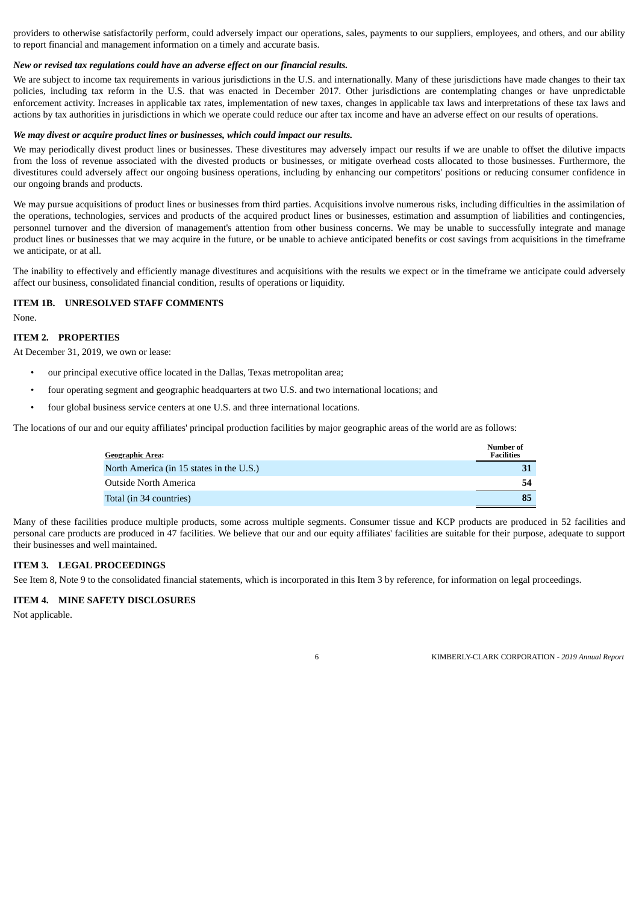providers to otherwise satisfactorily perform, could adversely impact our operations, sales, payments to our suppliers, employees, and others, and our ability to report financial and management information on a timely and accurate basis.

***New or revised tax regulations could have an adverse effect on our financial results.***

We are subject to income tax requirements in various jurisdictions in the U.S. and internationally. Many of these jurisdictions have made changes to their tax policies, including tax reform in the U.S. that was enacted in December 2017. Other jurisdictions are contemplating changes or have unpredictable enforcement activity. Increases in applicable tax rates, implementation of new taxes, changes in applicable tax laws and interpretations of these tax laws and actions by tax authorities in jurisdictions in which we operate could reduce our after tax income and have an adverse effect on our results of operations.

***We may divest or acquire product lines or businesses, which could impact our results.***

We may periodically divest product lines or businesses. These divestitures may adversely impact our results if we are unable to offset the dilutive impacts from the loss of revenue associated with the divested products or businesses, or mitigate overhead costs allocated to those businesses. Furthermore, the divestitures could adversely affect our ongoing business operations, including by enhancing our competitors' positions or reducing consumer confidence in our ongoing brands and products.

We may pursue acquisitions of product lines or businesses from third parties. Acquisitions involve numerous risks, including difficulties in the assimilation of the operations, technologies, services and products of the acquired product lines or businesses, estimation and assumption of liabilities and contingencies, personnel turnover and the diversion of management's attention from other business concerns. We may be unable to successfully integrate and manage product lines or businesses that we may acquire in the future, or be unable to achieve anticipated benefits or cost savings from acquisitions in the timeframe we anticipate, or at all.

The inability to effectively and efficiently manage divestitures and acquisitions with the results we expect or in the timeframe we anticipate could adversely affect our business, consolidated financial condition, results of operations or liquidity.

## ITEM 1B. UNRESOLVED STAFF COMMENTS

None.

## ITEM 2. PROPERTIES

At December 31, 2019, we own or lease:

- our principal executive office located in the Dallas, Texas metropolitan area;
- four operating segment and geographic headquarters at two U.S. and two international locations; and
- four global business service centers at one U.S. and three international locations.

The locations of our and our equity affiliates' principal production facilities by major geographic areas of the world are as follows:

| Geographic Area: | Number of Facilities |
|---|---|
| North America (in 15 states in the U.S.) | **31** |
| Outside North America | **54** |
| Total (in 34 countries) | **85** |

Many of these facilities produce multiple products, some across multiple segments. Consumer tissue and KCP products are produced in 52 facilities and personal care products are produced in 47 facilities. We believe that our and our equity affiliates' facilities are suitable for their purpose, adequate to support their businesses and well maintained.

## ITEM 3. LEGAL PROCEEDINGS

See Item 8, Note 9 to the consolidated financial statements, which is incorporated in this Item 3 by reference, for information on legal proceedings.

## ITEM 4. MINE SAFETY DISCLOSURES

Not applicable.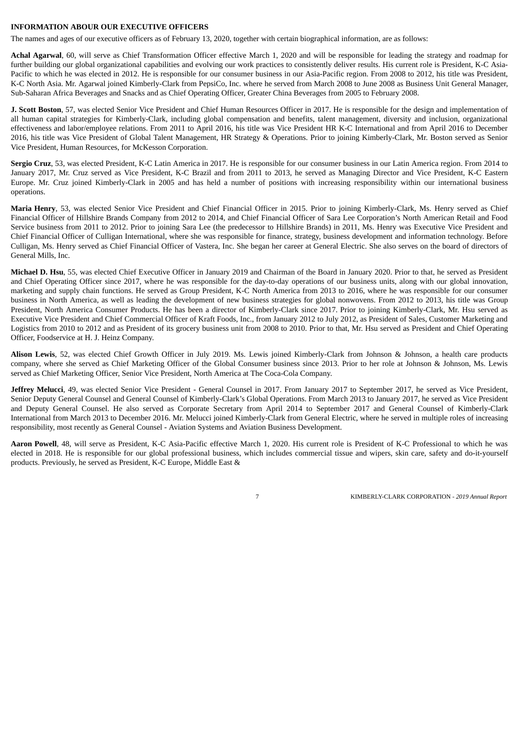## INFORMATION ABOUR OUR EXECUTIVE OFFICERS

The names and ages of our executive officers as of February 13, 2020, together with certain biographical information, are as follows:

**Achal Agarwal**, 60, will serve as Chief Transformation Officer effective March 1, 2020 and will be responsible for leading the strategy and roadmap for further building our global organizational capabilities and evolving our work practices to consistently deliver results. His current role is President, K-C Asia-Pacific to which he was elected in 2012. He is responsible for our consumer business in our Asia-Pacific region. From 2008 to 2012, his title was President, K-C North Asia. Mr. Agarwal joined Kimberly-Clark from PepsiCo, Inc. where he served from March 2008 to June 2008 as Business Unit General Manager, Sub-Saharan Africa Beverages and Snacks and as Chief Operating Officer, Greater China Beverages from 2005 to February 2008.

**J. Scott Boston**, 57, was elected Senior Vice President and Chief Human Resources Officer in 2017. He is responsible for the design and implementation of all human capital strategies for Kimberly-Clark, including global compensation and benefits, talent management, diversity and inclusion, organizational effectiveness and labor/employee relations. From 2011 to April 2016, his title was Vice President HR K-C International and from April 2016 to December 2016, his title was Vice President of Global Talent Management, HR Strategy & Operations. Prior to joining Kimberly-Clark, Mr. Boston served as Senior Vice President, Human Resources, for McKesson Corporation.

**Sergio Cruz**, 53, was elected President, K-C Latin America in 2017. He is responsible for our consumer business in our Latin America region. From 2014 to January 2017, Mr. Cruz served as Vice President, K-C Brazil and from 2011 to 2013, he served as Managing Director and Vice President, K-C Eastern Europe. Mr. Cruz joined Kimberly-Clark in 2005 and has held a number of positions with increasing responsibility within our international business operations.

**Maria Henry**, 53, was elected Senior Vice President and Chief Financial Officer in 2015. Prior to joining Kimberly-Clark, Ms. Henry served as Chief Financial Officer of Hillshire Brands Company from 2012 to 2014, and Chief Financial Officer of Sara Lee Corporation's North American Retail and Food Service business from 2011 to 2012. Prior to joining Sara Lee (the predecessor to Hillshire Brands) in 2011, Ms. Henry was Executive Vice President and Chief Financial Officer of Culligan International, where she was responsible for finance, strategy, business development and information technology. Before Culligan, Ms. Henry served as Chief Financial Officer of Vastera, Inc. She began her career at General Electric. She also serves on the board of directors of General Mills, Inc.

**Michael D. Hsu**, 55, was elected Chief Executive Officer in January 2019 and Chairman of the Board in January 2020. Prior to that, he served as President and Chief Operating Officer since 2017, where he was responsible for the day-to-day operations of our business units, along with our global innovation, marketing and supply chain functions. He served as Group President, K-C North America from 2013 to 2016, where he was responsible for our consumer business in North America, as well as leading the development of new business strategies for global nonwovens. From 2012 to 2013, his title was Group President, North America Consumer Products. He has been a director of Kimberly-Clark since 2017. Prior to joining Kimberly-Clark, Mr. Hsu served as Executive Vice President and Chief Commercial Officer of Kraft Foods, Inc., from January 2012 to July 2012, as President of Sales, Customer Marketing and Logistics from 2010 to 2012 and as President of its grocery business unit from 2008 to 2010. Prior to that, Mr. Hsu served as President and Chief Operating Officer, Foodservice at H. J. Heinz Company.

**Alison Lewis**, 52, was elected Chief Growth Officer in July 2019. Ms. Lewis joined Kimberly-Clark from Johnson & Johnson, a health care products company, where she served as Chief Marketing Officer of the Global Consumer business since 2013. Prior to her role at Johnson & Johnson, Ms. Lewis served as Chief Marketing Officer, Senior Vice President, North America at The Coca-Cola Company.

**Jeffrey Melucci**, 49, was elected Senior Vice President - General Counsel in 2017. From January 2017 to September 2017, he served as Vice President, Senior Deputy General Counsel and General Counsel of Kimberly-Clark's Global Operations. From March 2013 to January 2017, he served as Vice President and Deputy General Counsel. He also served as Corporate Secretary from April 2014 to September 2017 and General Counsel of Kimberly-Clark International from March 2013 to December 2016. Mr. Melucci joined Kimberly-Clark from General Electric, where he served in multiple roles of increasing responsibility, most recently as General Counsel - Aviation Systems and Aviation Business Development.

**Aaron Powell**, 48, will serve as President, K-C Asia-Pacific effective March 1, 2020. His current role is President of K-C Professional to which he was elected in 2018. He is responsible for our global professional business, which includes commercial tissue and wipers, skin care, safety and do-it-yourself products. Previously, he served as President, K-C Europe, Middle East &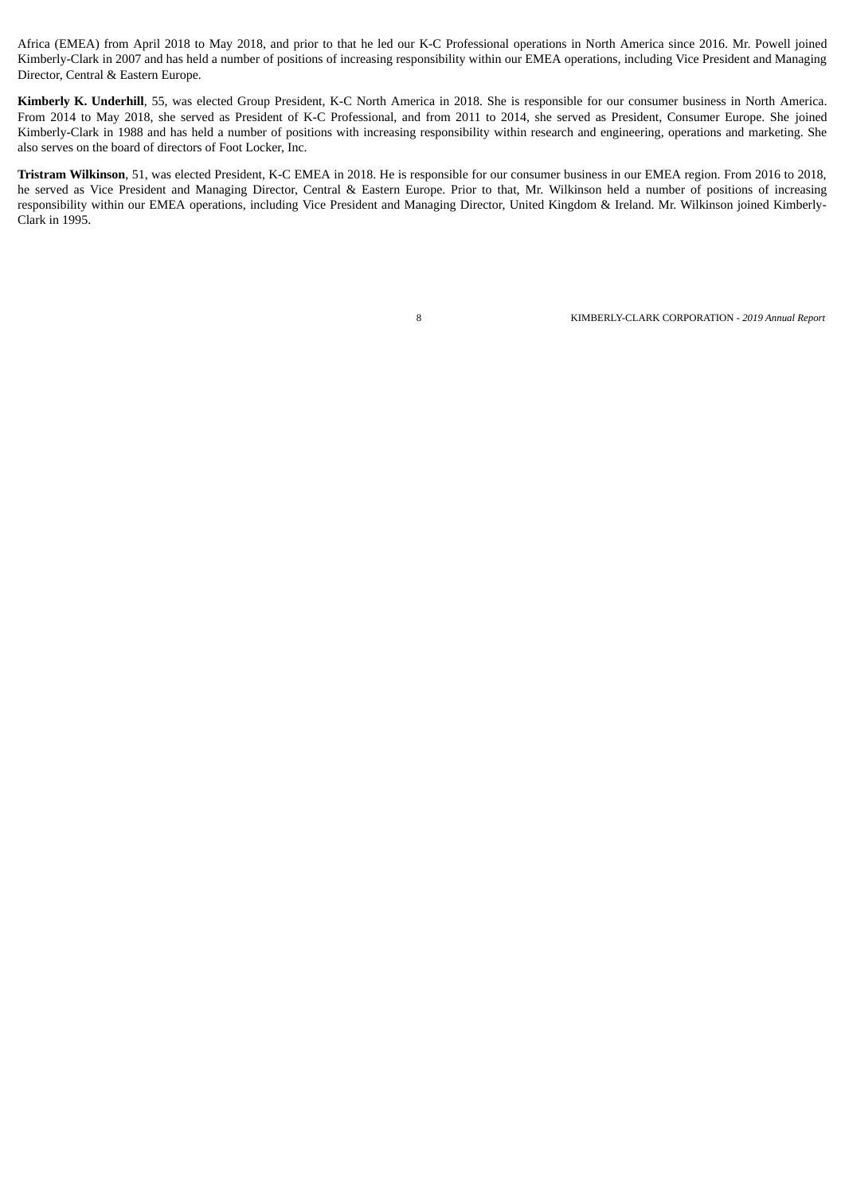Africa (EMEA) from April 2018 to May 2018, and prior to that he led our K-C Professional operations in North America since 2016. Mr. Powell joined Kimberly-Clark in 2007 and has held a number of positions of increasing responsibility within our EMEA operations, including Vice President and Managing Director, Central & Eastern Europe.

**Kimberly K. Underhill**, 55, was elected Group President, K-C North America in 2018. She is responsible for our consumer business in North America. From 2014 to May 2018, she served as President of K-C Professional, and from 2011 to 2014, she served as President, Consumer Europe. She joined Kimberly-Clark in 1988 and has held a number of positions with increasing responsibility within research and engineering, operations and marketing. She also serves on the board of directors of Foot Locker, Inc.

**Tristram Wilkinson**, 51, was elected President, K-C EMEA in 2018. He is responsible for our consumer business in our EMEA region. From 2016 to 2018, he served as Vice President and Managing Director, Central & Eastern Europe. Prior to that, Mr. Wilkinson held a number of positions of increasing responsibility within our EMEA operations, including Vice President and Managing Director, United Kingdom & Ireland. Mr. Wilkinson joined Kimberly-Clark in 1995.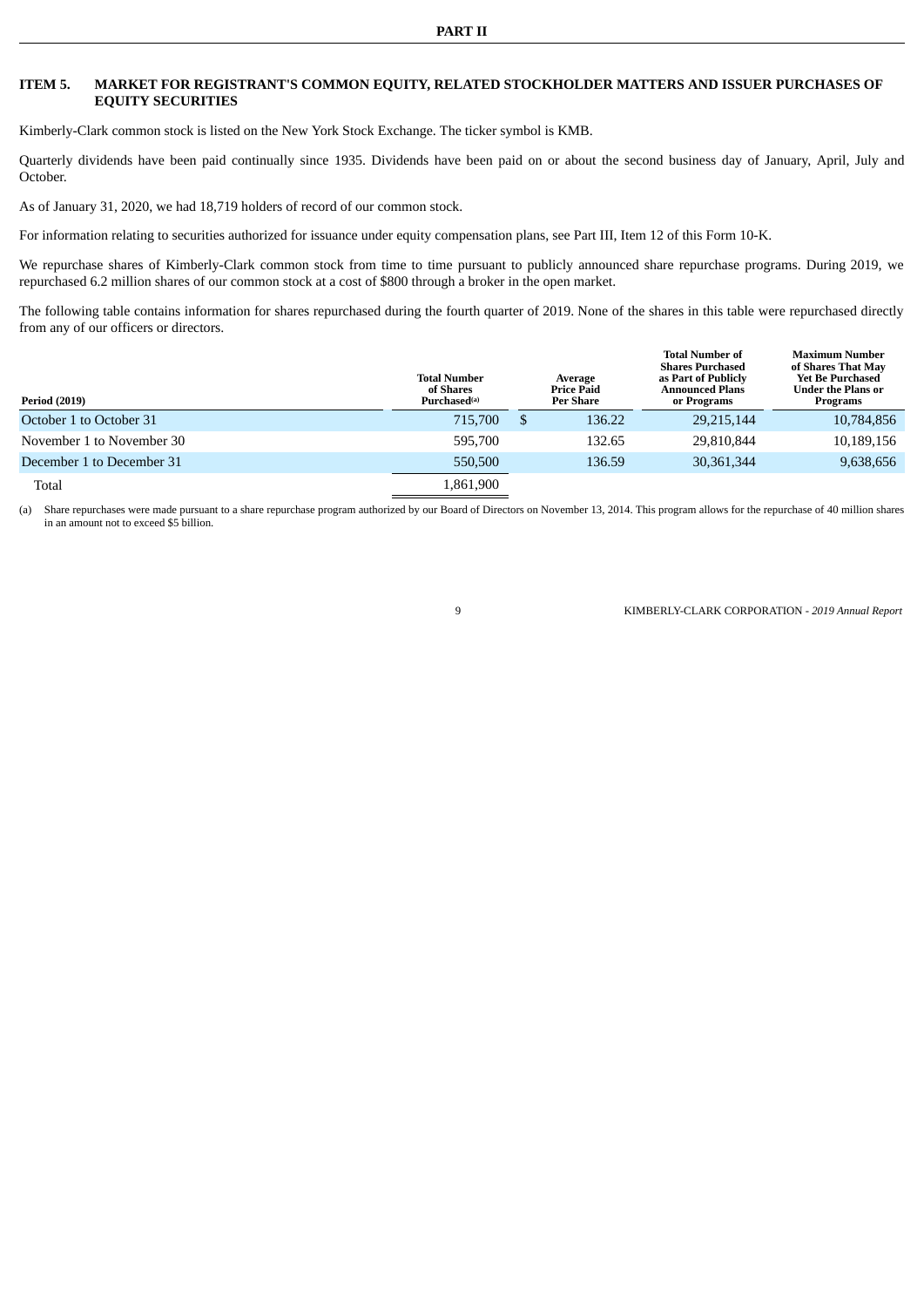# PART II

## ITEM 5. MARKET FOR REGISTRANT'S COMMON EQUITY, RELATED STOCKHOLDER MATTERS AND ISSUER PURCHASES OF EQUITY SECURITIES

Kimberly-Clark common stock is listed on the New York Stock Exchange. The ticker symbol is KMB.

Quarterly dividends have been paid continually since 1935. Dividends have been paid on or about the second business day of January, April, July and October.

As of January 31, 2020, we had 18,719 holders of record of our common stock.

For information relating to securities authorized for issuance under equity compensation plans, see Part III, Item 12 of this Form 10-K.

We repurchase shares of Kimberly-Clark common stock from time to time pursuant to publicly announced share repurchase programs. During 2019, we repurchased 6.2 million shares of our common stock at a cost of $800 through a broker in the open market.

The following table contains information for shares repurchased during the fourth quarter of 2019. None of the shares in this table were repurchased directly from any of our officers or directors.

| Period (2019) | Total Number of Shares Purchased[(a)] | Average Price Paid Per Share | Total Number of Shares Purchased as Part of Publicly Announced Plans or Programs | Maximum Number of Shares That May Yet Be Purchased Under the Plans or Programs |
|---|---|---|---|---|
| October 1 to October 31 | 715,700 | $ 136.22 | 29,215,144 | 10,784,856 |
| November 1 to November 30 | 595,700 | 132.65 | 29,810,844 | 10,189,156 |
| December 1 to December 31 | 550,500 | 136.59 | 30,361,344 | 9,638,656 |
| Total | 1,861,900 | | | |

(a) Share repurchases were made pursuant to a share repurchase program authorized by our Board of Directors on November 13, 2014. This program allows for the repurchase of 40 million shares in an amount not to exceed $5 billion.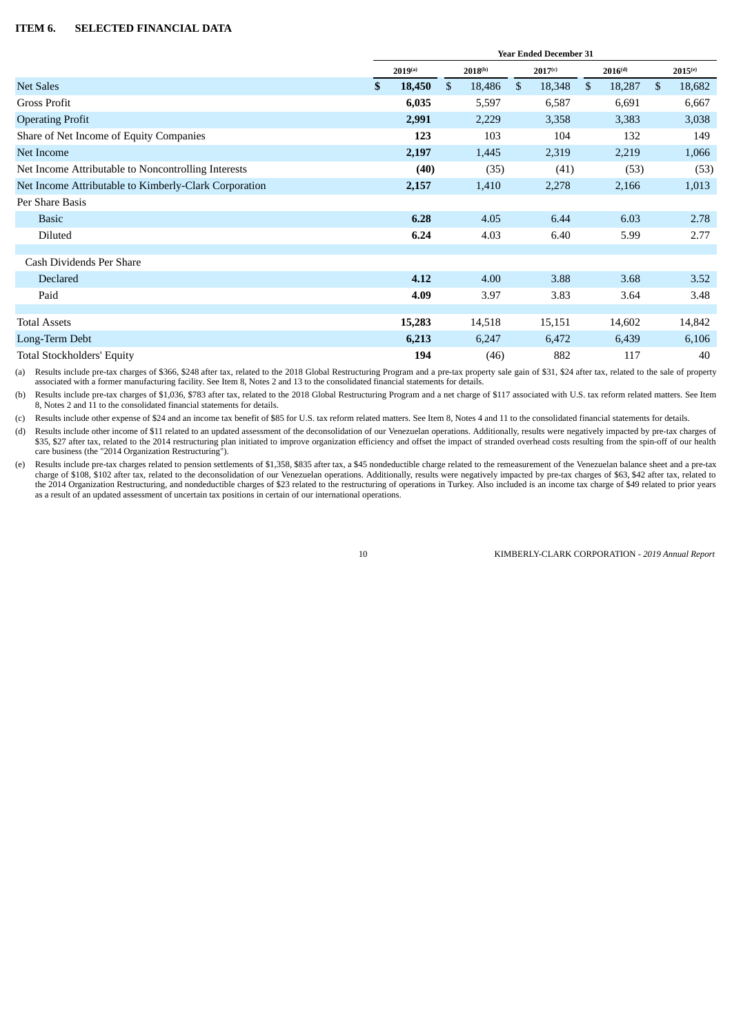## ITEM 6. SELECTED FINANCIAL DATA

| | Year Ended December 31 | | | | |
|---|---|---|---|---|---|
| | **2019**[(a)] | 2018[(b)] | 2017[(c)] | 2016[(d)] | 2015[(e)] |
| Net Sales | **$ 18,450** | $ 18,486 | $ 18,348 | $ 18,287 | $ 18,682 |
| Gross Profit | **6,035** | 5,597 | 6,587 | 6,691 | 6,667 |
| Operating Profit | **2,991** | 2,229 | 3,358 | 3,383 | 3,038 |
| Share of Net Income of Equity Companies | **123** | 103 | 104 | 132 | 149 |
| Net Income | **2,197** | 1,445 | 2,319 | 2,219 | 1,066 |
| Net Income Attributable to Noncontrolling Interests | **(40)** | (35) | (41) | (53) | (53) |
| Net Income Attributable to Kimberly-Clark Corporation | **2,157** | 1,410 | 2,278 | 2,166 | 1,013 |
| Per Share Basis | | | | | |
| Basic | **6.28** | 4.05 | 6.44 | 6.03 | 2.78 |
| Diluted | **6.24** | 4.03 | 6.40 | 5.99 | 2.77 |
| | | | | | |
| Cash Dividends Per Share | | | | | |
| Declared | **4.12** | 4.00 | 3.88 | 3.68 | 3.52 |
| Paid | **4.09** | 3.97 | 3.83 | 3.64 | 3.48 |
| | | | | | |
| Total Assets | **15,283** | 14,518 | 15,151 | 14,602 | 14,842 |
| Long-Term Debt | **6,213** | 6,247 | 6,472 | 6,439 | 6,106 |
| Total Stockholders' Equity | **194** | (46) | 882 | 117 | 40 |

(a) Results include pre-tax charges of $366, $248 after tax, related to the 2018 Global Restructuring Program and a pre-tax property sale gain of $31, $24 after tax, related to the sale of property associated with a former manufacturing facility. See Item 8, Notes 2 and 13 to the consolidated financial statements for details.

(b) Results include pre-tax charges of $1,036, $783 after tax, related to the 2018 Global Restructuring Program and a net charge of $117 associated with U.S. tax reform related matters. See Item 8, Notes 2 and 11 to the consolidated financial statements for details.

(c) Results include other expense of $24 and an income tax benefit of $85 for U.S. tax reform related matters. See Item 8, Notes 4 and 11 to the consolidated financial statements for details.

(d) Results include other income of $11 related to an updated assessment of the deconsolidation of our Venezuelan operations. Additionally, results were negatively impacted by pre-tax charges of $35, $27 after tax, related to the 2014 restructuring plan initiated to improve organization efficiency and offset the impact of stranded overhead costs resulting from the spin-off of our health care business (the "2014 Organization Restructuring").

(e) Results include pre-tax charges related to pension settlements of $1,358, $835 after tax, a $45 nondeductible charge related to the remeasurement of the Venezuelan balance sheet and a pre-tax charge of $108, $102 after tax, related to the deconsolidation of our Venezuelan operations. Additionally, results were negatively impacted by pre-tax charges of $63, $42 after tax, related to the 2014 Organization Restructuring, and nondeductible charges of $23 related to the restructuring of operations in Turkey. Also included is an income tax charge of $49 related to prior years as a result of an updated assessment of uncertain tax positions in certain of our international operations.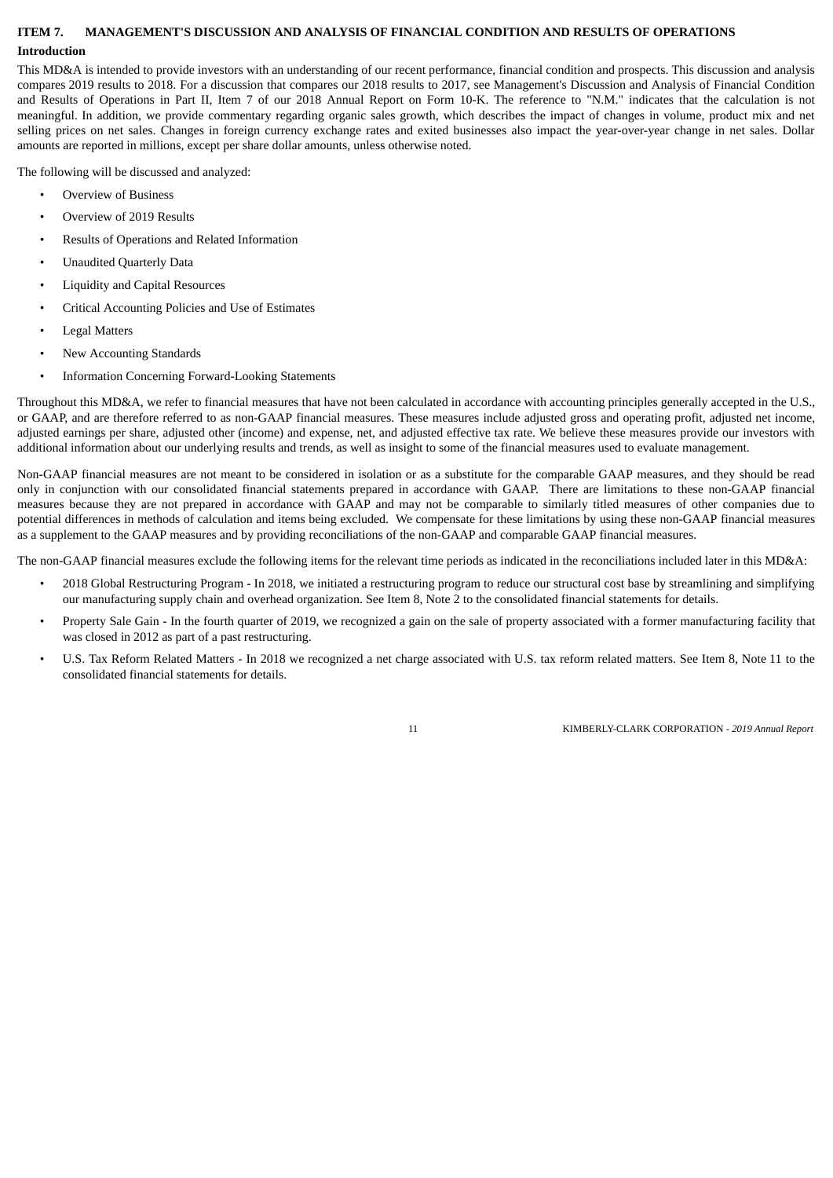## ITEM 7. MANAGEMENT'S DISCUSSION AND ANALYSIS OF FINANCIAL CONDITION AND RESULTS OF OPERATIONS

### Introduction

This MD&A is intended to provide investors with an understanding of our recent performance, financial condition and prospects. This discussion and analysis compares 2019 results to 2018. For a discussion that compares our 2018 results to 2017, see Management's Discussion and Analysis of Financial Condition and Results of Operations in Part II, Item 7 of our 2018 Annual Report on Form 10-K. The reference to "N.M." indicates that the calculation is not meaningful. In addition, we provide commentary regarding organic sales growth, which describes the impact of changes in volume, product mix and net selling prices on net sales. Changes in foreign currency exchange rates and exited businesses also impact the year-over-year change in net sales. Dollar amounts are reported in millions, except per share dollar amounts, unless otherwise noted.

The following will be discussed and analyzed:

- Overview of Business
- Overview of 2019 Results
- Results of Operations and Related Information
- Unaudited Quarterly Data
- Liquidity and Capital Resources
- Critical Accounting Policies and Use of Estimates
- Legal Matters
- New Accounting Standards
- Information Concerning Forward-Looking Statements

Throughout this MD&A, we refer to financial measures that have not been calculated in accordance with accounting principles generally accepted in the U.S., or GAAP, and are therefore referred to as non-GAAP financial measures. These measures include adjusted gross and operating profit, adjusted net income, adjusted earnings per share, adjusted other (income) and expense, net, and adjusted effective tax rate. We believe these measures provide our investors with additional information about our underlying results and trends, as well as insight to some of the financial measures used to evaluate management.

Non-GAAP financial measures are not meant to be considered in isolation or as a substitute for the comparable GAAP measures, and they should be read only in conjunction with our consolidated financial statements prepared in accordance with GAAP. There are limitations to these non-GAAP financial measures because they are not prepared in accordance with GAAP and may not be comparable to similarly titled measures of other companies due to potential differences in methods of calculation and items being excluded. We compensate for these limitations by using these non-GAAP financial measures as a supplement to the GAAP measures and by providing reconciliations of the non-GAAP and comparable GAAP financial measures.

The non-GAAP financial measures exclude the following items for the relevant time periods as indicated in the reconciliations included later in this MD&A:

- 2018 Global Restructuring Program - In 2018, we initiated a restructuring program to reduce our structural cost base by streamlining and simplifying our manufacturing supply chain and overhead organization. See Item 8, Note 2 to the consolidated financial statements for details.
- Property Sale Gain - In the fourth quarter of 2019, we recognized a gain on the sale of property associated with a former manufacturing facility that was closed in 2012 as part of a past restructuring.
- U.S. Tax Reform Related Matters - In 2018 we recognized a net charge associated with U.S. tax reform related matters. See Item 8, Note 11 to the consolidated financial statements for details.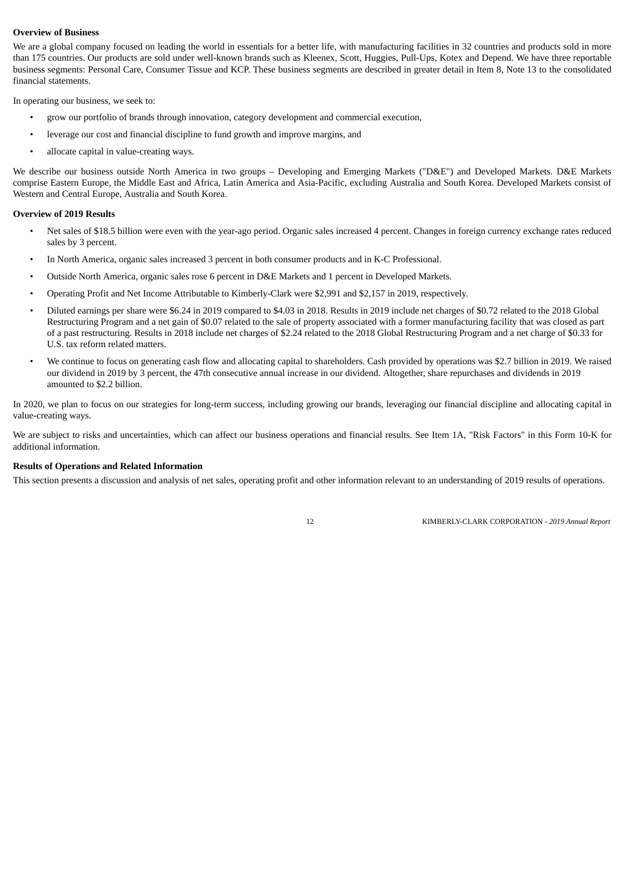**Overview of Business**

We are a global company focused on leading the world in essentials for a better life, with manufacturing facilities in 32 countries and products sold in more than 175 countries. Our products are sold under well-known brands such as Kleenex, Scott, Huggies, Pull-Ups, Kotex and Depend. We have three reportable business segments: Personal Care, Consumer Tissue and KCP. These business segments are described in greater detail in Item 8, Note 13 to the consolidated financial statements.

In operating our business, we seek to:

- grow our portfolio of brands through innovation, category development and commercial execution,
- leverage our cost and financial discipline to fund growth and improve margins, and
- allocate capital in value-creating ways.

We describe our business outside North America in two groups – Developing and Emerging Markets ("D&E") and Developed Markets. D&E Markets comprise Eastern Europe, the Middle East and Africa, Latin America and Asia-Pacific, excluding Australia and South Korea. Developed Markets consist of Western and Central Europe, Australia and South Korea.

**Overview of 2019 Results**

- Net sales of $18.5 billion were even with the year-ago period. Organic sales increased 4 percent. Changes in foreign currency exchange rates reduced sales by 3 percent.
- In North America, organic sales increased 3 percent in both consumer products and in K-C Professional.
- Outside North America, organic sales rose 6 percent in D&E Markets and 1 percent in Developed Markets.
- Operating Profit and Net Income Attributable to Kimberly-Clark were $2,991 and $2,157 in 2019, respectively.
- Diluted earnings per share were $6.24 in 2019 compared to $4.03 in 2018. Results in 2019 include net charges of $0.72 related to the 2018 Global Restructuring Program and a net gain of $0.07 related to the sale of property associated with a former manufacturing facility that was closed as part of a past restructuring. Results in 2018 include net charges of $2.24 related to the 2018 Global Restructuring Program and a net charge of $0.33 for U.S. tax reform related matters.
- We continue to focus on generating cash flow and allocating capital to shareholders. Cash provided by operations was $2.7 billion in 2019. We raised our dividend in 2019 by 3 percent, the 47th consecutive annual increase in our dividend. Altogether, share repurchases and dividends in 2019 amounted to $2.2 billion.

In 2020, we plan to focus on our strategies for long-term success, including growing our brands, leveraging our financial discipline and allocating capital in value-creating ways.

We are subject to risks and uncertainties, which can affect our business operations and financial results. See Item 1A, "Risk Factors" in this Form 10-K for additional information.

**Results of Operations and Related Information**

This section presents a discussion and analysis of net sales, operating profit and other information relevant to an understanding of 2019 results of operations.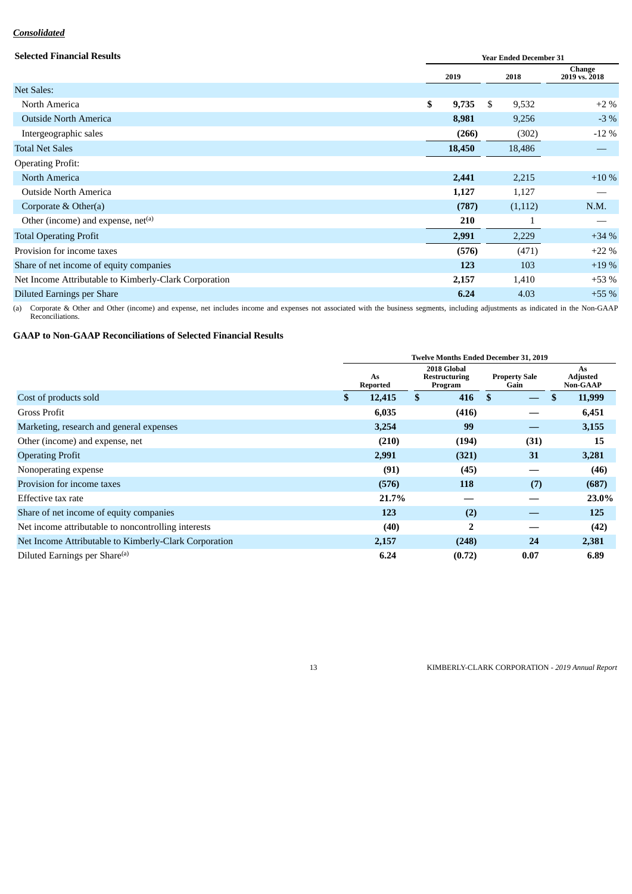***Consolidated***

**Selected Financial Results**

| | Year Ended December 31 | | |
|---|---|---|---|
| | 2019 | 2018 | Change 2019 vs. 2018 |
| Net Sales: | | | |
| North America | **$ 9,735** | $ 9,532 | +2 % |
| Outside North America | **8,981** | 9,256 | -3 % |
| Intergeographic sales | **(266)** | (302) | -12 % |
| Total Net Sales | **18,450** | 18,486 | — |
| Operating Profit: | | | |
| North America | **2,441** | 2,215 | +10 % |
| Outside North America | **1,127** | 1,127 | — |
| Corporate & Other(a) | **(787)** | (1,112) | N.M. |
| Other (income) and expense, net[(a)] | **210** | 1 | — |
| Total Operating Profit | **2,991** | 2,229 | +34 % |
| Provision for income taxes | **(576)** | (471) | +22 % |
| Share of net income of equity companies | **123** | 103 | +19 % |
| Net Income Attributable to Kimberly-Clark Corporation | **2,157** | 1,410 | +53 % |
| Diluted Earnings per Share | **6.24** | 4.03 | +55 % |

(a) Corporate & Other and Other (income) and expense, net includes income and expenses not associated with the business segments, including adjustments as indicated in the Non-GAAP Reconciliations.

**GAAP to Non-GAAP Reconciliations of Selected Financial Results**

| | Twelve Months Ended December 31, 2019 | | | |
|---|---|---|---|---|
| | As Reported | 2018 Global Restructuring Program | Property Sale Gain | As Adjusted Non-GAAP |
| Cost of products sold | **$ 12,415** | **$ 416** | **$ —** | **$ 11,999** |
| Gross Profit | **6,035** | **(416)** | **—** | **6,451** |
| Marketing, research and general expenses | **3,254** | **99** | **—** | **3,155** |
| Other (income) and expense, net | **(210)** | **(194)** | **(31)** | **15** |
| Operating Profit | **2,991** | **(321)** | **31** | **3,281** |
| Nonoperating expense | **(91)** | **(45)** | **—** | **(46)** |
| Provision for income taxes | **(576)** | **118** | **(7)** | **(687)** |
| Effective tax rate | **21.7%** | **—** | **—** | **23.0%** |
| Share of net income of equity companies | **123** | **(2)** | **—** | **125** |
| Net income attributable to noncontrolling interests | **(40)** | **2** | **—** | **(42)** |
| Net Income Attributable to Kimberly-Clark Corporation | **2,157** | **(248)** | **24** | **2,381** |
| Diluted Earnings per Share[(a)] | **6.24** | **(0.72)** | **0.07** | **6.89** |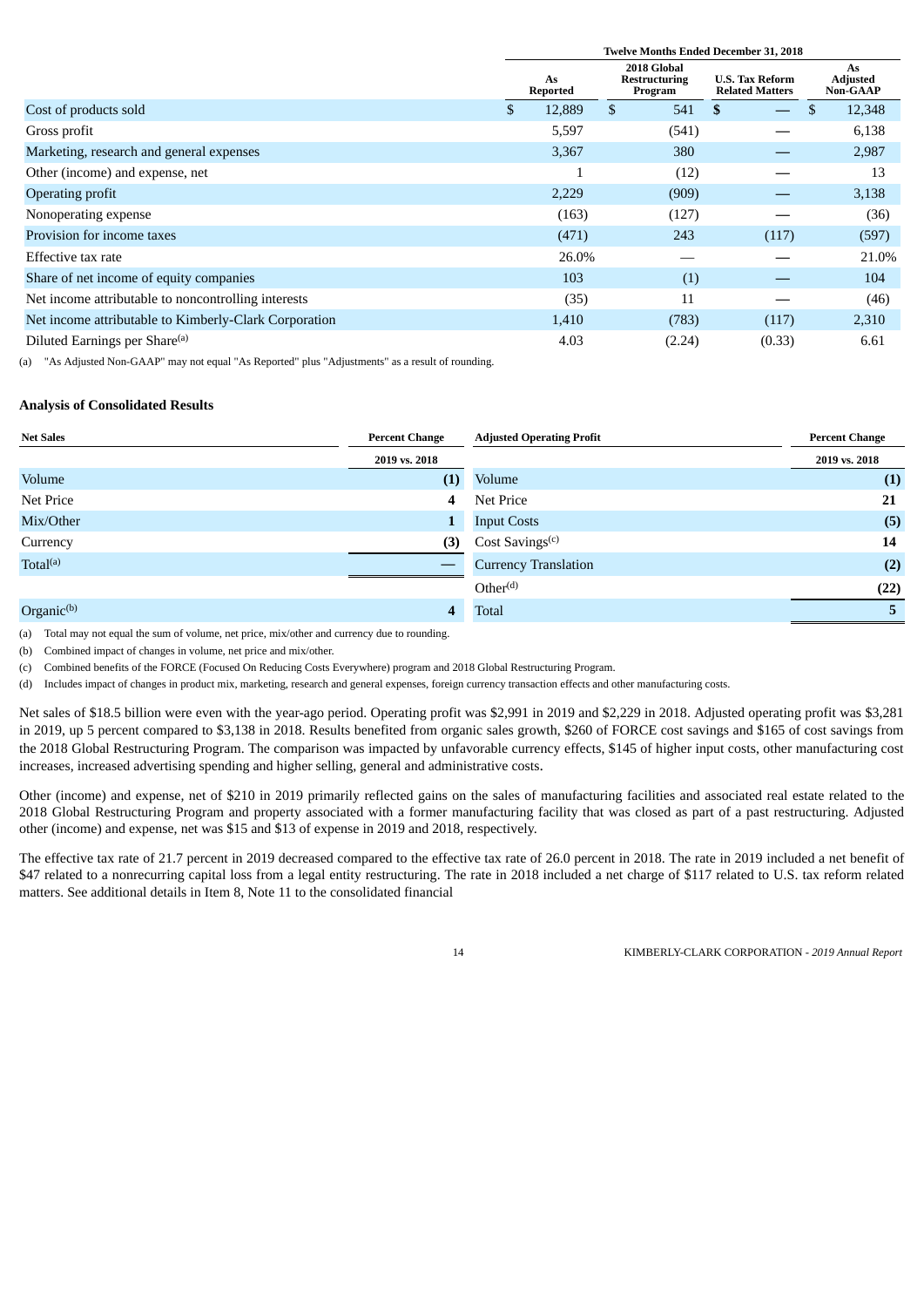| | Twelve Months Ended December 31, 2018 | | | |
|---|---|---|---|---|
| | As Reported | 2018 Global Restructuring Program | U.S. Tax Reform Related Matters | As Adjusted Non-GAAP |
| Cost of products sold | $ 12,889 | $ 541 | $ — | $ 12,348 |
| Gross profit | 5,597 | (541) | — | 6,138 |
| Marketing, research and general expenses | 3,367 | 380 | — | 2,987 |
| Other (income) and expense, net | 1 | (12) | — | 13 |
| Operating profit | 2,229 | (909) | — | 3,138 |
| Nonoperating expense | (163) | (127) | — | (36) |
| Provision for income taxes | (471) | 243 | (117) | (597) |
| Effective tax rate | 26.0% | — | — | 21.0% |
| Share of net income of equity companies | 103 | (1) | — | 104 |
| Net income attributable to noncontrolling interests | (35) | 11 | — | (46) |
| Net income attributable to Kimberly-Clark Corporation | 1,410 | (783) | (117) | 2,310 |
| Diluted Earnings per Share[(a)] | 4.03 | (2.24) | (0.33) | 6.61 |

(a) "As Adjusted Non-GAAP" may not equal "As Reported" plus "Adjustments" as a result of rounding.

### Analysis of Consolidated Results

| Net Sales | Percent Change | Adjusted Operating Profit | Percent Change |
|---|---|---|---|
| | 2019 vs. 2018 | | 2019 vs. 2018 |
| Volume | **(1)** | Volume | **(1)** |
| Net Price | **4** | Net Price | **21** |
| Mix/Other | **1** | Input Costs | **(5)** |
| Currency | **(3)** | Cost Savings[(c)] | **14** |
| Total[(a)] | **—** | Currency Translation | **(2)** |
| | | Other[(d)] | **(22)** |
| Organic[(b)] | **4** | Total | **5** |

(a) Total may not equal the sum of volume, net price, mix/other and currency due to rounding.

(b) Combined impact of changes in volume, net price and mix/other.

(c) Combined benefits of the FORCE (Focused On Reducing Costs Everywhere) program and 2018 Global Restructuring Program.

(d) Includes impact of changes in product mix, marketing, research and general expenses, foreign currency transaction effects and other manufacturing costs.

Net sales of $18.5 billion were even with the year-ago period. Operating profit was $2,991 in 2019 and $2,229 in 2018. Adjusted operating profit was $3,281 in 2019, up 5 percent compared to $3,138 in 2018. Results benefited from organic sales growth, $260 of FORCE cost savings and $165 of cost savings from the 2018 Global Restructuring Program. The comparison was impacted by unfavorable currency effects, $145 of higher input costs, other manufacturing cost increases, increased advertising spending and higher selling, general and administrative costs.

Other (income) and expense, net of $210 in 2019 primarily reflected gains on the sales of manufacturing facilities and associated real estate related to the 2018 Global Restructuring Program and property associated with a former manufacturing facility that was closed as part of a past restructuring. Adjusted other (income) and expense, net was $15 and $13 of expense in 2019 and 2018, respectively.

The effective tax rate of 21.7 percent in 2019 decreased compared to the effective tax rate of 26.0 percent in 2018. The rate in 2019 included a net benefit of $47 related to a nonrecurring capital loss from a legal entity restructuring. The rate in 2018 included a net charge of $117 related to U.S. tax reform related matters. See additional details in Item 8, Note 11 to the consolidated financial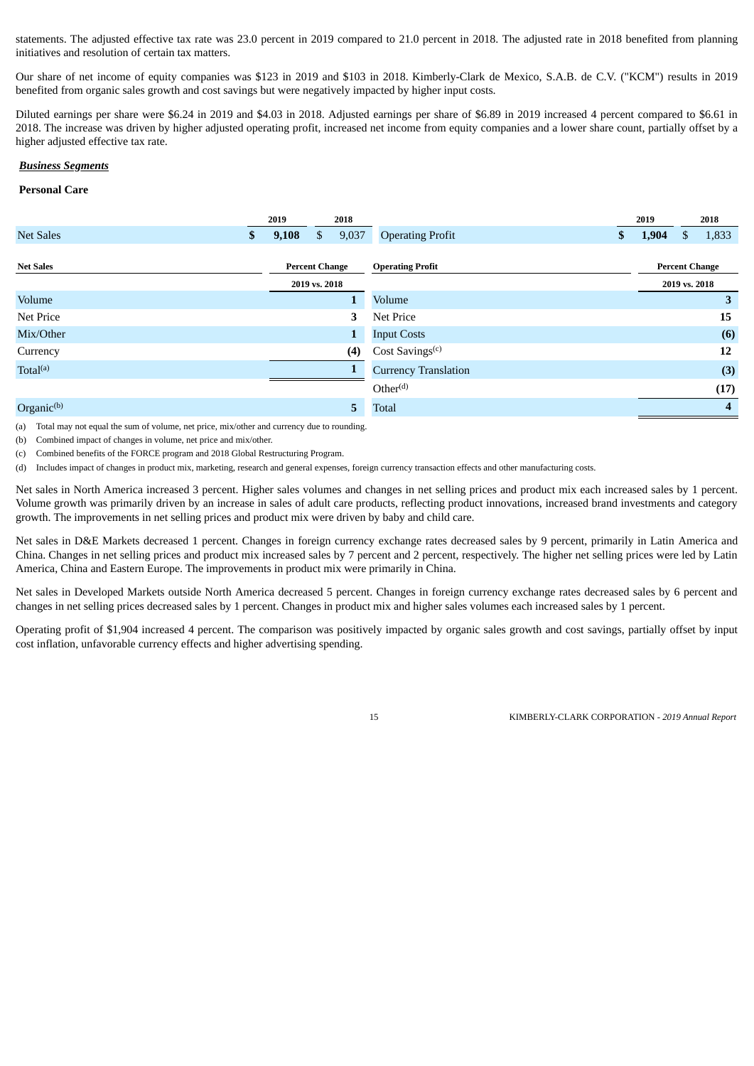statements. The adjusted effective tax rate was 23.0 percent in 2019 compared to 21.0 percent in 2018. The adjusted rate in 2018 benefited from planning initiatives and resolution of certain tax matters.

Our share of net income of equity companies was $123 in 2019 and $103 in 2018. Kimberly-Clark de Mexico, S.A.B. de C.V. ("KCM") results in 2019 benefited from organic sales growth and cost savings but were negatively impacted by higher input costs.

Diluted earnings per share were $6.24 in 2019 and $4.03 in 2018. Adjusted earnings per share of $6.89 in 2019 increased 4 percent compared to $6.61 in 2018. The increase was driven by higher adjusted operating profit, increased net income from equity companies and a lower share count, partially offset by a higher adjusted effective tax rate.

***Business Segments***

**Personal Care**

| | 2019 | 2018 | | 2019 | 2018 |
|---|---|---|---|---|---|
| Net Sales | **$ 9,108** | $ 9,037 | Operating Profit | **$ 1,904** | $ 1,833 |

| **Net Sales** | **Percent Change 2019 vs. 2018** | **Operating Profit** | **Percent Change 2019 vs. 2018** |
|---|---|---|---|
| Volume | **1** | Volume | **3** |
| Net Price | **3** | Net Price | **15** |
| Mix/Other | **1** | Input Costs | **(6)** |
| Currency | **(4)** | Cost Savings[(c)] | **12** |
| Total[(a)] | **1** | Currency Translation | **(3)** |
| | | Other[(d)] | **(17)** |
| Organic[(b)] | **5** | Total | **4** |

(a) Total may not equal the sum of volume, net price, mix/other and currency due to rounding.

(b) Combined impact of changes in volume, net price and mix/other.

(c) Combined benefits of the FORCE program and 2018 Global Restructuring Program.

(d) Includes impact of changes in product mix, marketing, research and general expenses, foreign currency transaction effects and other manufacturing costs.

Net sales in North America increased 3 percent. Higher sales volumes and changes in net selling prices and product mix each increased sales by 1 percent. Volume growth was primarily driven by an increase in sales of adult care products, reflecting product innovations, increased brand investments and category growth. The improvements in net selling prices and product mix were driven by baby and child care.

Net sales in D&E Markets decreased 1 percent. Changes in foreign currency exchange rates decreased sales by 9 percent, primarily in Latin America and China. Changes in net selling prices and product mix increased sales by 7 percent and 2 percent, respectively. The higher net selling prices were led by Latin America, China and Eastern Europe. The improvements in product mix were primarily in China.

Net sales in Developed Markets outside North America decreased 5 percent. Changes in foreign currency exchange rates decreased sales by 6 percent and changes in net selling prices decreased sales by 1 percent. Changes in product mix and higher sales volumes each increased sales by 1 percent.

Operating profit of $1,904 increased 4 percent. The comparison was positively impacted by organic sales growth and cost savings, partially offset by input cost inflation, unfavorable currency effects and higher advertising spending.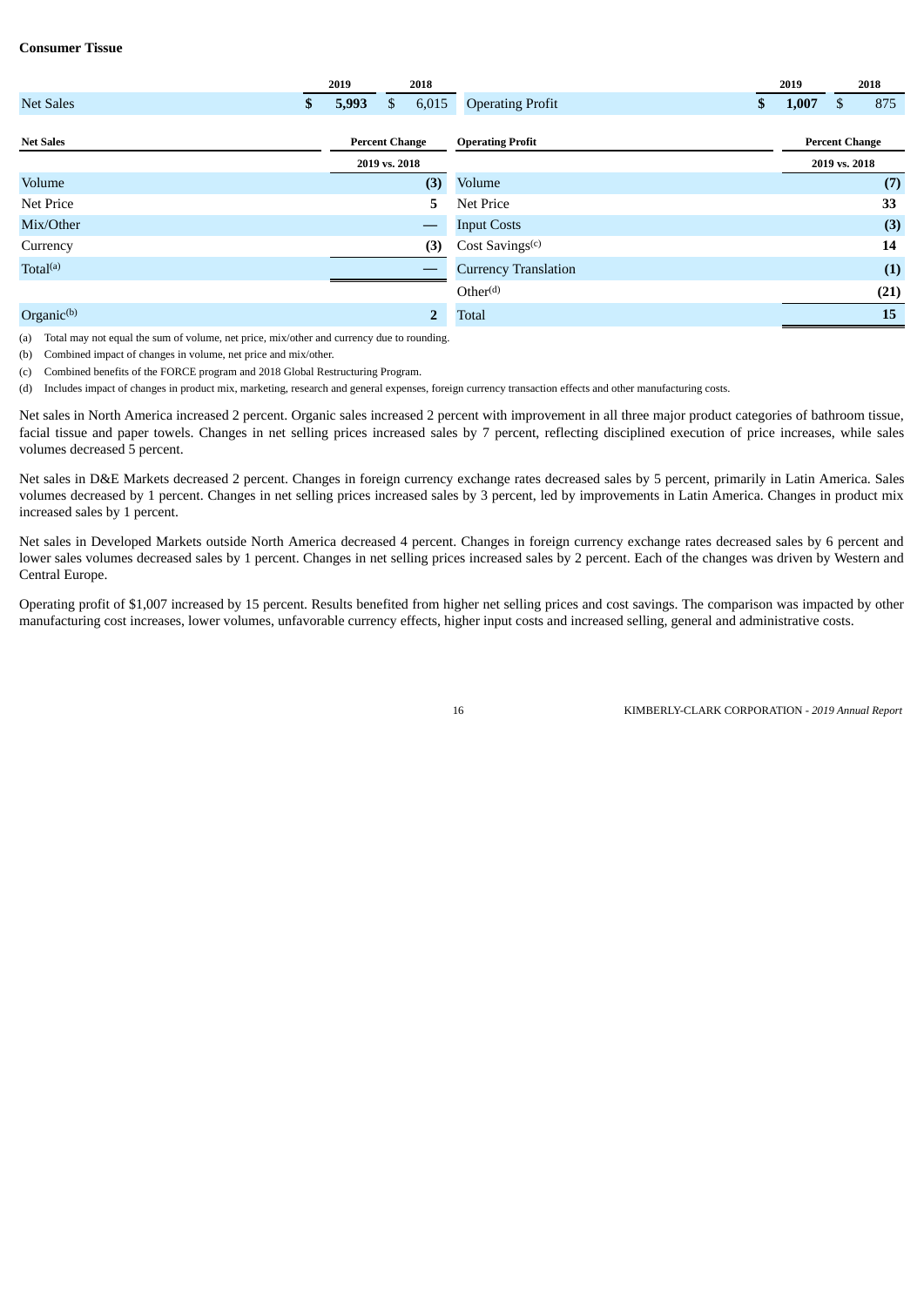### Consumer Tissue

| | 2019 | 2018 |
|---|---|---|
| Net Sales | $ 5,993 | $ 6,015 |

| | 2019 | 2018 |
|---|---|---|
| Operating Profit | $ 1,007 | $ 875 |

| Net Sales | Percent Change 2019 vs. 2018 |
|---|---|
| Volume | (3) |
| Net Price | 5 |
| Mix/Other | — |
| Currency | (3) |
| Total[(a)] | — |
| Organic[(b)] | 2 |

| Operating Profit | Percent Change 2019 vs. 2018 |
|---|---|
| Volume | (7) |
| Net Price | 33 |
| Input Costs | (3) |
| Cost Savings[(c)] | 14 |
| Currency Translation | (1) |
| Other[(d)] | (21) |
| Total | 15 |

(a) Total may not equal the sum of volume, net price, mix/other and currency due to rounding.

(b) Combined impact of changes in volume, net price and mix/other.

(c) Combined benefits of the FORCE program and 2018 Global Restructuring Program.

(d) Includes impact of changes in product mix, marketing, research and general expenses, foreign currency transaction effects and other manufacturing costs.

Net sales in North America increased 2 percent. Organic sales increased 2 percent with improvement in all three major product categories of bathroom tissue, facial tissue and paper towels. Changes in net selling prices increased sales by 7 percent, reflecting disciplined execution of price increases, while sales volumes decreased 5 percent.

Net sales in D&E Markets decreased 2 percent. Changes in foreign currency exchange rates decreased sales by 5 percent, primarily in Latin America. Sales volumes decreased by 1 percent. Changes in net selling prices increased sales by 3 percent, led by improvements in Latin America. Changes in product mix increased sales by 1 percent.

Net sales in Developed Markets outside North America decreased 4 percent. Changes in foreign currency exchange rates decreased sales by 6 percent and lower sales volumes decreased sales by 1 percent. Changes in net selling prices increased sales by 2 percent. Each of the changes was driven by Western and Central Europe.

Operating profit of $1,007 increased by 15 percent. Results benefited from higher net selling prices and cost savings. The comparison was impacted by other manufacturing cost increases, lower volumes, unfavorable currency effects, higher input costs and increased selling, general and administrative costs.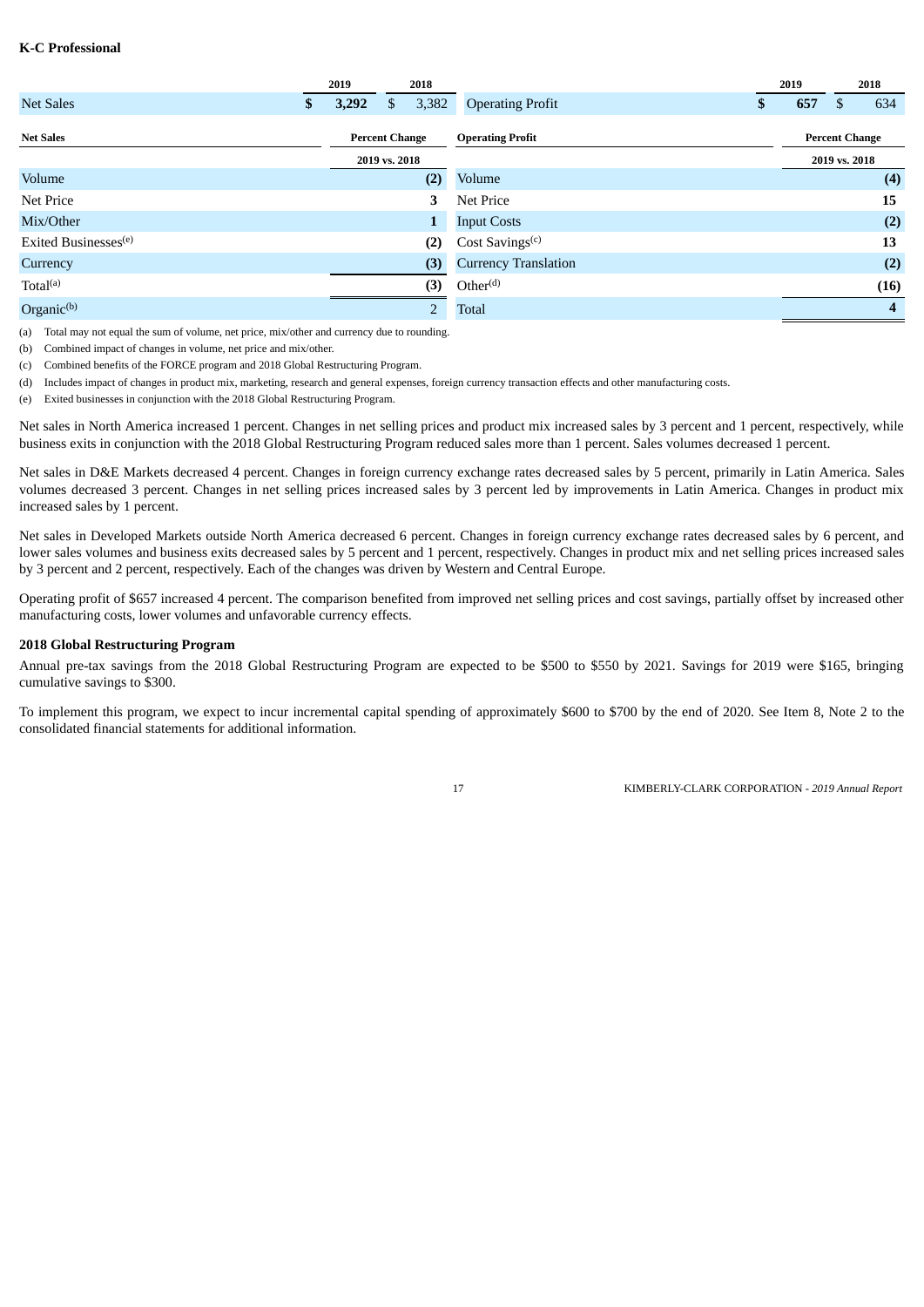**K-C Professional**

| | 2019 | 2018 | | 2019 | 2018 |
|---|---|---|---|---|---|
| Net Sales | **$ 3,292** | $ 3,382 | Operating Profit | **$ 657** | $ 634 |

| Net Sales | Percent Change 2019 vs. 2018 | Operating Profit | Percent Change 2019 vs. 2018 |
|---|---|---|---|
| Volume | **(2)** | Volume | **(4)** |
| Net Price | **3** | Net Price | **15** |
| Mix/Other | **1** | Input Costs | **(2)** |
| Exited Businesses[(e)] | **(2)** | Cost Savings[(c)] | **13** |
| Currency | **(3)** | Currency Translation | **(2)** |
| Total[(a)] | **(3)** | Other[(d)] | **(16)** |
| Organic[(b)] | 2 | Total | **4** |

(a) Total may not equal the sum of volume, net price, mix/other and currency due to rounding.

(b) Combined impact of changes in volume, net price and mix/other.

(c) Combined benefits of the FORCE program and 2018 Global Restructuring Program.

(d) Includes impact of changes in product mix, marketing, research and general expenses, foreign currency transaction effects and other manufacturing costs.

(e) Exited businesses in conjunction with the 2018 Global Restructuring Program.

Net sales in North America increased 1 percent. Changes in net selling prices and product mix increased sales by 3 percent and 1 percent, respectively, while business exits in conjunction with the 2018 Global Restructuring Program reduced sales more than 1 percent. Sales volumes decreased 1 percent.

Net sales in D&E Markets decreased 4 percent. Changes in foreign currency exchange rates decreased sales by 5 percent, primarily in Latin America. Sales volumes decreased 3 percent. Changes in net selling prices increased sales by 3 percent led by improvements in Latin America. Changes in product mix increased sales by 1 percent.

Net sales in Developed Markets outside North America decreased 6 percent. Changes in foreign currency exchange rates decreased sales by 6 percent, and lower sales volumes and business exits decreased sales by 5 percent and 1 percent, respectively. Changes in product mix and net selling prices increased sales by 3 percent and 2 percent, respectively. Each of the changes was driven by Western and Central Europe.

Operating profit of $657 increased 4 percent. The comparison benefited from improved net selling prices and cost savings, partially offset by increased other manufacturing costs, lower volumes and unfavorable currency effects.

**2018 Global Restructuring Program**

Annual pre-tax savings from the 2018 Global Restructuring Program are expected to be $500 to $550 by 2021. Savings for 2019 were $165, bringing cumulative savings to $300.

To implement this program, we expect to incur incremental capital spending of approximately $600 to $700 by the end of 2020. See Item 8, Note 2 to the consolidated financial statements for additional information.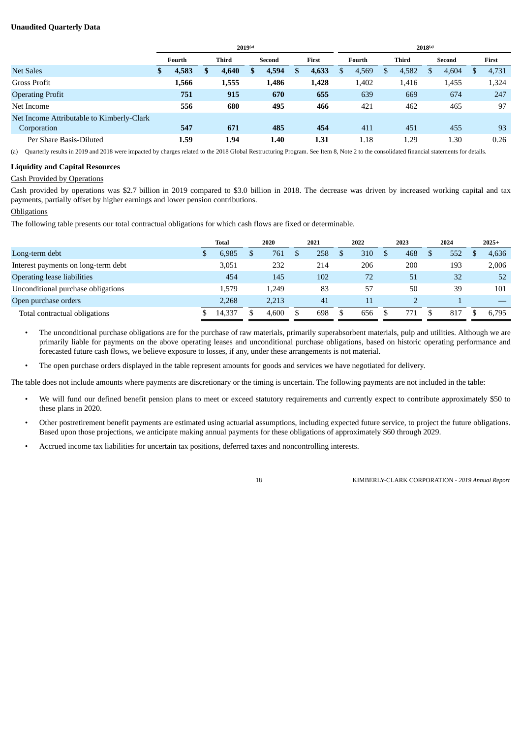**Unaudited Quarterly Data**

| | 2019[(a)] | | | | 2018[(a)] | | | |
|---|---|---|---|---|---|---|---|---|
| | Fourth | Third | Second | First | Fourth | Third | Second | First |
| Net Sales | **$ 4,583** | **$ 4,640** | **$ 4,594** | **$ 4,633** | $ 4,569 | $ 4,582 | $ 4,604 | $ 4,731 |
| Gross Profit | **1,566** | **1,555** | **1,486** | **1,428** | 1,402 | 1,416 | 1,455 | 1,324 |
| Operating Profit | **751** | **915** | **670** | **655** | 639 | 669 | 674 | 247 |
| Net Income | **556** | **680** | **495** | **466** | 421 | 462 | 465 | 97 |
| Net Income Attributable to Kimberly-Clark Corporation | **547** | **671** | **485** | **454** | 411 | 451 | 455 | 93 |
| Per Share Basis-Diluted | **1.59** | **1.94** | **1.40** | **1.31** | 1.18 | 1.29 | 1.30 | 0.26 |

(a) Quarterly results in 2019 and 2018 were impacted by charges related to the 2018 Global Restructuring Program. See Item 8, Note 2 to the consolidated financial statements for details.

**Liquidity and Capital Resources**

Cash Provided by Operations

Cash provided by operations was $2.7 billion in 2019 compared to $3.0 billion in 2018. The decrease was driven by increased working capital and tax payments, partially offset by higher earnings and lower pension contributions.

Obligations

The following table presents our total contractual obligations for which cash flows are fixed or determinable.

| | Total | 2020 | 2021 | 2022 | 2023 | 2024 | 2025+ |
|---|---|---|---|---|---|---|---|
| Long-term debt | $ 6,985 | $ 761 | $ 258 | $ 310 | $ 468 | $ 552 | $ 4,636 |
| Interest payments on long-term debt | 3,051 | 232 | 214 | 206 | 200 | 193 | 2,006 |
| Operating lease liabilities | 454 | 145 | 102 | 72 | 51 | 32 | 52 |
| Unconditional purchase obligations | 1,579 | 1,249 | 83 | 57 | 50 | 39 | 101 |
| Open purchase orders | 2,268 | 2,213 | 41 | 11 | 2 | 1 | — |
| Total contractual obligations | $ 14,337 | $ 4,600 | $ 698 | $ 656 | $ 771 | $ 817 | $ 6,795 |

- The unconditional purchase obligations are for the purchase of raw materials, primarily superabsorbent materials, pulp and utilities. Although we are primarily liable for payments on the above operating leases and unconditional purchase obligations, based on historic operating performance and forecasted future cash flows, we believe exposure to losses, if any, under these arrangements is not material.
- The open purchase orders displayed in the table represent amounts for goods and services we have negotiated for delivery.

The table does not include amounts where payments are discretionary or the timing is uncertain. The following payments are not included in the table:

- We will fund our defined benefit pension plans to meet or exceed statutory requirements and currently expect to contribute approximately $50 to these plans in 2020.
- Other postretirement benefit payments are estimated using actuarial assumptions, including expected future service, to project the future obligations. Based upon those projections, we anticipate making annual payments for these obligations of approximately $60 through 2029.
- Accrued income tax liabilities for uncertain tax positions, deferred taxes and noncontrolling interests.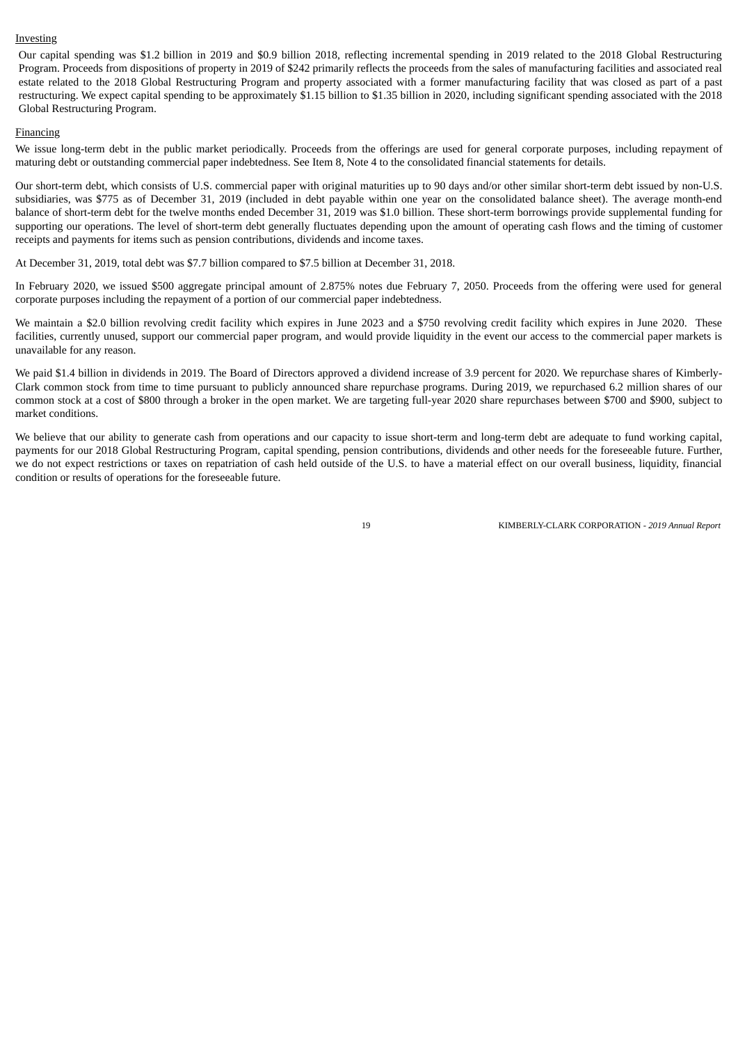Investing

Our capital spending was $1.2 billion in 2019 and $0.9 billion 2018, reflecting incremental spending in 2019 related to the 2018 Global Restructuring Program. Proceeds from dispositions of property in 2019 of $242 primarily reflects the proceeds from the sales of manufacturing facilities and associated real estate related to the 2018 Global Restructuring Program and property associated with a former manufacturing facility that was closed as part of a past restructuring. We expect capital spending to be approximately $1.15 billion to $1.35 billion in 2020, including significant spending associated with the 2018 Global Restructuring Program.

Financing

We issue long-term debt in the public market periodically. Proceeds from the offerings are used for general corporate purposes, including repayment of maturing debt or outstanding commercial paper indebtedness. See Item 8, Note 4 to the consolidated financial statements for details.

Our short-term debt, which consists of U.S. commercial paper with original maturities up to 90 days and/or other similar short-term debt issued by non-U.S. subsidiaries, was $775 as of December 31, 2019 (included in debt payable within one year on the consolidated balance sheet). The average month-end balance of short-term debt for the twelve months ended December 31, 2019 was $1.0 billion. These short-term borrowings provide supplemental funding for supporting our operations. The level of short-term debt generally fluctuates depending upon the amount of operating cash flows and the timing of customer receipts and payments for items such as pension contributions, dividends and income taxes.

At December 31, 2019, total debt was $7.7 billion compared to $7.5 billion at December 31, 2018.

In February 2020, we issued $500 aggregate principal amount of 2.875% notes due February 7, 2050. Proceeds from the offering were used for general corporate purposes including the repayment of a portion of our commercial paper indebtedness.

We maintain a $2.0 billion revolving credit facility which expires in June 2023 and a $750 revolving credit facility which expires in June 2020. These facilities, currently unused, support our commercial paper program, and would provide liquidity in the event our access to the commercial paper markets is unavailable for any reason.

We paid $1.4 billion in dividends in 2019. The Board of Directors approved a dividend increase of 3.9 percent for 2020. We repurchase shares of Kimberly-Clark common stock from time to time pursuant to publicly announced share repurchase programs. During 2019, we repurchased 6.2 million shares of our common stock at a cost of $800 through a broker in the open market. We are targeting full-year 2020 share repurchases between $700 and $900, subject to market conditions.

We believe that our ability to generate cash from operations and our capacity to issue short-term and long-term debt are adequate to fund working capital, payments for our 2018 Global Restructuring Program, capital spending, pension contributions, dividends and other needs for the foreseeable future. Further, we do not expect restrictions or taxes on repatriation of cash held outside of the U.S. to have a material effect on our overall business, liquidity, financial condition or results of operations for the foreseeable future.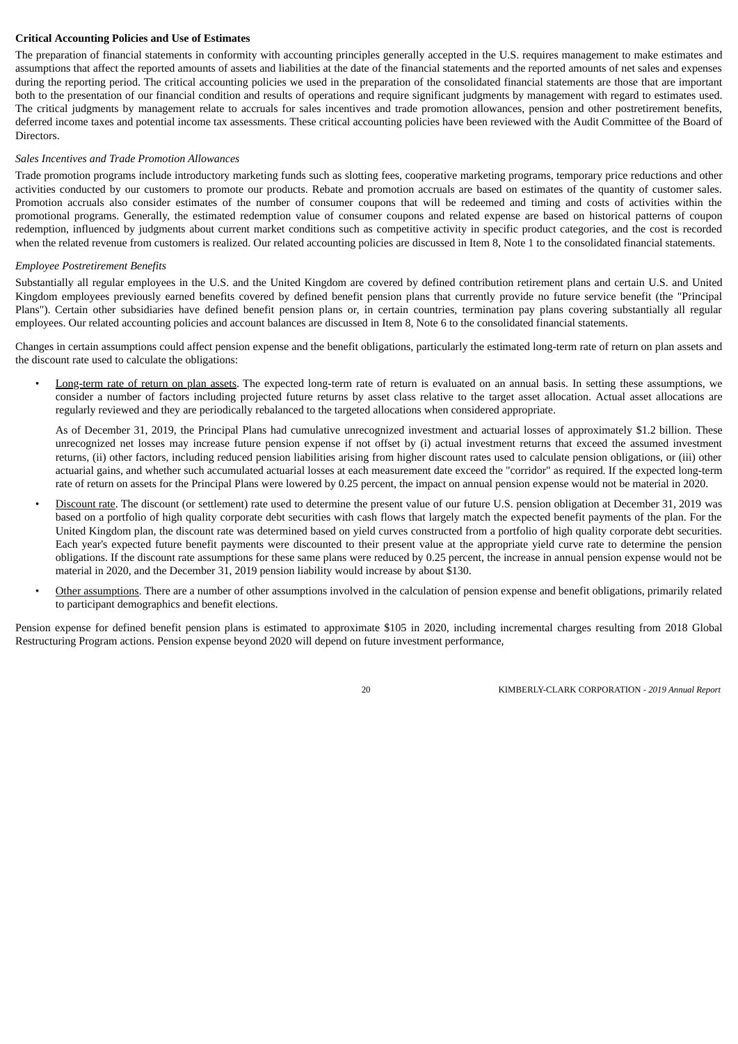**Critical Accounting Policies and Use of Estimates**

The preparation of financial statements in conformity with accounting principles generally accepted in the U.S. requires management to make estimates and assumptions that affect the reported amounts of assets and liabilities at the date of the financial statements and the reported amounts of net sales and expenses during the reporting period. The critical accounting policies we used in the preparation of the consolidated financial statements are those that are important both to the presentation of our financial condition and results of operations and require significant judgments by management with regard to estimates used. The critical judgments by management relate to accruals for sales incentives and trade promotion allowances, pension and other postretirement benefits, deferred income taxes and potential income tax assessments. These critical accounting policies have been reviewed with the Audit Committee of the Board of Directors.

*Sales Incentives and Trade Promotion Allowances*

Trade promotion programs include introductory marketing funds such as slotting fees, cooperative marketing programs, temporary price reductions and other activities conducted by our customers to promote our products. Rebate and promotion accruals are based on estimates of the quantity of customer sales. Promotion accruals also consider estimates of the number of consumer coupons that will be redeemed and timing and costs of activities within the promotional programs. Generally, the estimated redemption value of consumer coupons and related expense are based on historical patterns of coupon redemption, influenced by judgments about current market conditions such as competitive activity in specific product categories, and the cost is recorded when the related revenue from customers is realized. Our related accounting policies are discussed in Item 8, Note 1 to the consolidated financial statements.

*Employee Postretirement Benefits*

Substantially all regular employees in the U.S. and the United Kingdom are covered by defined contribution retirement plans and certain U.S. and United Kingdom employees previously earned benefits covered by defined benefit pension plans that currently provide no future service benefit (the "Principal Plans"). Certain other subsidiaries have defined benefit pension plans or, in certain countries, termination pay plans covering substantially all regular employees. Our related accounting policies and account balances are discussed in Item 8, Note 6 to the consolidated financial statements.

Changes in certain assumptions could affect pension expense and the benefit obligations, particularly the estimated long-term rate of return on plan assets and the discount rate used to calculate the obligations:

- Long-term rate of return on plan assets. The expected long-term rate of return is evaluated on an annual basis. In setting these assumptions, we consider a number of factors including projected future returns by asset class relative to the target asset allocation. Actual asset allocations are regularly reviewed and they are periodically rebalanced to the targeted allocations when considered appropriate.

  As of December 31, 2019, the Principal Plans had cumulative unrecognized investment and actuarial losses of approximately $1.2 billion. These unrecognized net losses may increase future pension expense if not offset by (i) actual investment returns that exceed the assumed investment returns, (ii) other factors, including reduced pension liabilities arising from higher discount rates used to calculate pension obligations, or (iii) other actuarial gains, and whether such accumulated actuarial losses at each measurement date exceed the "corridor" as required. If the expected long-term rate of return on assets for the Principal Plans were lowered by 0.25 percent, the impact on annual pension expense would not be material in 2020.

- Discount rate. The discount (or settlement) rate used to determine the present value of our future U.S. pension obligation at December 31, 2019 was based on a portfolio of high quality corporate debt securities with cash flows that largely match the expected benefit payments of the plan. For the United Kingdom plan, the discount rate was determined based on yield curves constructed from a portfolio of high quality corporate debt securities. Each year's expected future benefit payments were discounted to their present value at the appropriate yield curve rate to determine the pension obligations. If the discount rate assumptions for these same plans were reduced by 0.25 percent, the increase in annual pension expense would not be material in 2020, and the December 31, 2019 pension liability would increase by about $130.

- Other assumptions. There are a number of other assumptions involved in the calculation of pension expense and benefit obligations, primarily related to participant demographics and benefit elections.

Pension expense for defined benefit pension plans is estimated to approximate $105 in 2020, including incremental charges resulting from 2018 Global Restructuring Program actions. Pension expense beyond 2020 will depend on future investment performance,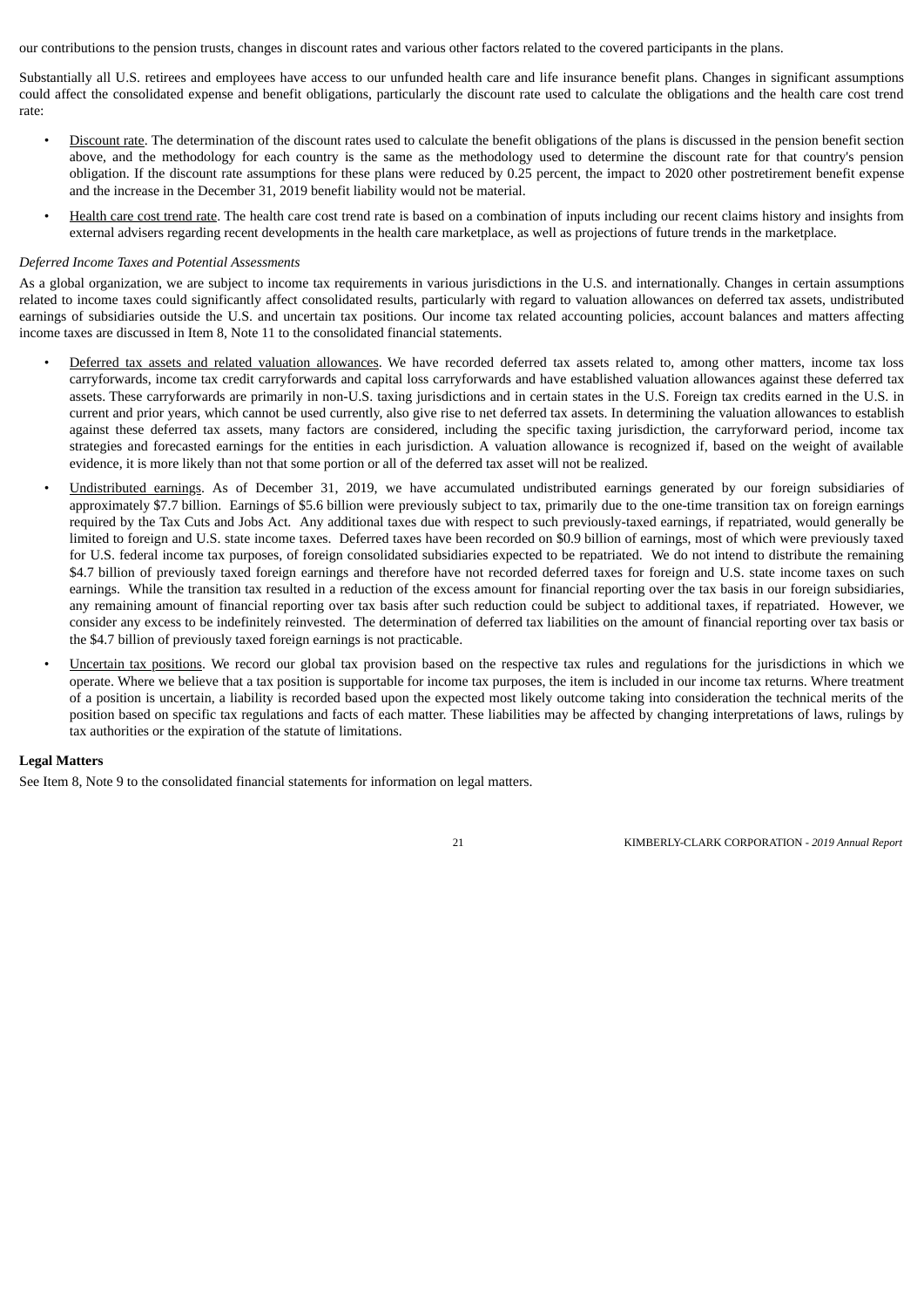our contributions to the pension trusts, changes in discount rates and various other factors related to the covered participants in the plans.

Substantially all U.S. retirees and employees have access to our unfunded health care and life insurance benefit plans. Changes in significant assumptions could affect the consolidated expense and benefit obligations, particularly the discount rate used to calculate the obligations and the health care cost trend rate:

- Discount rate. The determination of the discount rates used to calculate the benefit obligations of the plans is discussed in the pension benefit section above, and the methodology for each country is the same as the methodology used to determine the discount rate for that country's pension obligation. If the discount rate assumptions for these plans were reduced by 0.25 percent, the impact to 2020 other postretirement benefit expense and the increase in the December 31, 2019 benefit liability would not be material.
- Health care cost trend rate. The health care cost trend rate is based on a combination of inputs including our recent claims history and insights from external advisers regarding recent developments in the health care marketplace, as well as projections of future trends in the marketplace.

*Deferred Income Taxes and Potential Assessments*

As a global organization, we are subject to income tax requirements in various jurisdictions in the U.S. and internationally. Changes in certain assumptions related to income taxes could significantly affect consolidated results, particularly with regard to valuation allowances on deferred tax assets, undistributed earnings of subsidiaries outside the U.S. and uncertain tax positions. Our income tax related accounting policies, account balances and matters affecting income taxes are discussed in Item 8, Note 11 to the consolidated financial statements.

- Deferred tax assets and related valuation allowances. We have recorded deferred tax assets related to, among other matters, income tax loss carryforwards, income tax credit carryforwards and capital loss carryforwards and have established valuation allowances against these deferred tax assets. These carryforwards are primarily in non-U.S. taxing jurisdictions and in certain states in the U.S. Foreign tax credits earned in the U.S. in current and prior years, which cannot be used currently, also give rise to net deferred tax assets. In determining the valuation allowances to establish against these deferred tax assets, many factors are considered, including the specific taxing jurisdiction, the carryforward period, income tax strategies and forecasted earnings for the entities in each jurisdiction. A valuation allowance is recognized if, based on the weight of available evidence, it is more likely than not that some portion or all of the deferred tax asset will not be realized.
- Undistributed earnings. As of December 31, 2019, we have accumulated undistributed earnings generated by our foreign subsidiaries of approximately $7.7 billion. Earnings of $5.6 billion were previously subject to tax, primarily due to the one-time transition tax on foreign earnings required by the Tax Cuts and Jobs Act. Any additional taxes due with respect to such previously-taxed earnings, if repatriated, would generally be limited to foreign and U.S. state income taxes. Deferred taxes have been recorded on $0.9 billion of earnings, most of which were previously taxed for U.S. federal income tax purposes, of foreign consolidated subsidiaries expected to be repatriated. We do not intend to distribute the remaining $4.7 billion of previously taxed foreign earnings and therefore have not recorded deferred taxes for foreign and U.S. state income taxes on such earnings. While the transition tax resulted in a reduction of the excess amount for financial reporting over the tax basis in our foreign subsidiaries, any remaining amount of financial reporting over tax basis after such reduction could be subject to additional taxes, if repatriated. However, we consider any excess to be indefinitely reinvested. The determination of deferred tax liabilities on the amount of financial reporting over tax basis or the $4.7 billion of previously taxed foreign earnings is not practicable.
- Uncertain tax positions. We record our global tax provision based on the respective tax rules and regulations for the jurisdictions in which we operate. Where we believe that a tax position is supportable for income tax purposes, the item is included in our income tax returns. Where treatment of a position is uncertain, a liability is recorded based upon the expected most likely outcome taking into consideration the technical merits of the position based on specific tax regulations and facts of each matter. These liabilities may be affected by changing interpretations of laws, rulings by tax authorities or the expiration of the statute of limitations.

**Legal Matters**

See Item 8, Note 9 to the consolidated financial statements for information on legal matters.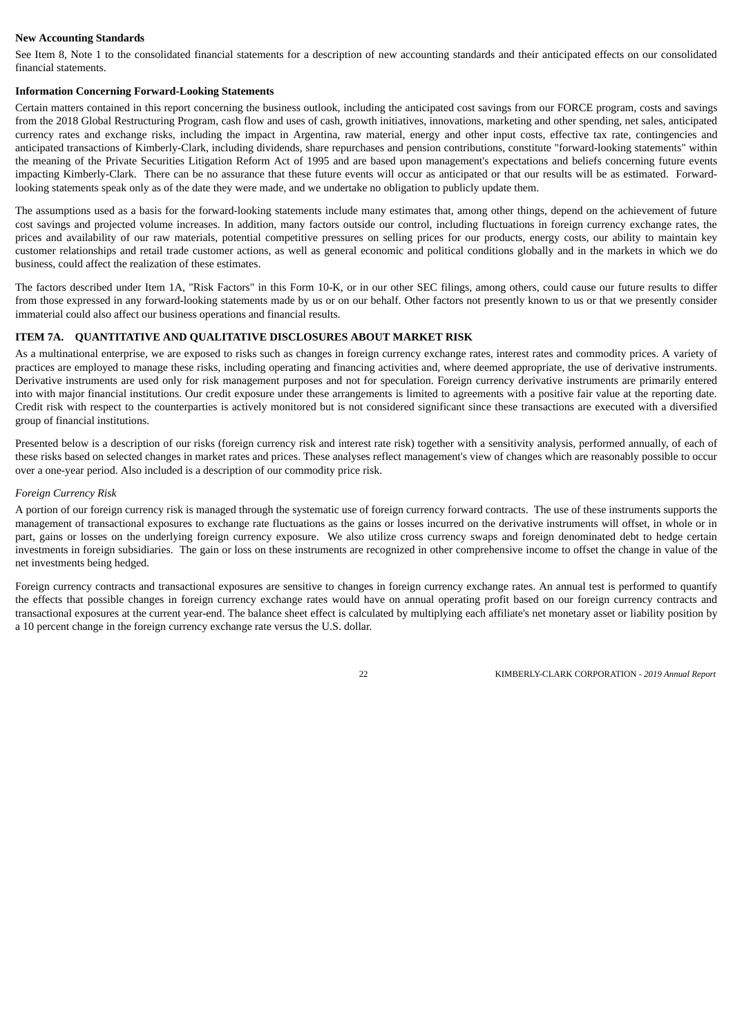### New Accounting Standards

See Item 8, Note 1 to the consolidated financial statements for a description of new accounting standards and their anticipated effects on our consolidated financial statements.

### Information Concerning Forward-Looking Statements

Certain matters contained in this report concerning the business outlook, including the anticipated cost savings from our FORCE program, costs and savings from the 2018 Global Restructuring Program, cash flow and uses of cash, growth initiatives, innovations, marketing and other spending, net sales, anticipated currency rates and exchange risks, including the impact in Argentina, raw material, energy and other input costs, effective tax rate, contingencies and anticipated transactions of Kimberly-Clark, including dividends, share repurchases and pension contributions, constitute "forward-looking statements" within the meaning of the Private Securities Litigation Reform Act of 1995 and are based upon management's expectations and beliefs concerning future events impacting Kimberly-Clark. There can be no assurance that these future events will occur as anticipated or that our results will be as estimated. Forward-looking statements speak only as of the date they were made, and we undertake no obligation to publicly update them.

The assumptions used as a basis for the forward-looking statements include many estimates that, among other things, depend on the achievement of future cost savings and projected volume increases. In addition, many factors outside our control, including fluctuations in foreign currency exchange rates, the prices and availability of our raw materials, potential competitive pressures on selling prices for our products, energy costs, our ability to maintain key customer relationships and retail trade customer actions, as well as general economic and political conditions globally and in the markets in which we do business, could affect the realization of these estimates.

The factors described under Item 1A, "Risk Factors" in this Form 10-K, or in our other SEC filings, among others, could cause our future results to differ from those expressed in any forward-looking statements made by us or on our behalf. Other factors not presently known to us or that we presently consider immaterial could also affect our business operations and financial results.

## ITEM 7A. QUANTITATIVE AND QUALITATIVE DISCLOSURES ABOUT MARKET RISK

As a multinational enterprise, we are exposed to risks such as changes in foreign currency exchange rates, interest rates and commodity prices. A variety of practices are employed to manage these risks, including operating and financing activities and, where deemed appropriate, the use of derivative instruments. Derivative instruments are used only for risk management purposes and not for speculation. Foreign currency derivative instruments are primarily entered into with major financial institutions. Our credit exposure under these arrangements is limited to agreements with a positive fair value at the reporting date. Credit risk with respect to the counterparties is actively monitored but is not considered significant since these transactions are executed with a diversified group of financial institutions.

Presented below is a description of our risks (foreign currency risk and interest rate risk) together with a sensitivity analysis, performed annually, of each of these risks based on selected changes in market rates and prices. These analyses reflect management's view of changes which are reasonably possible to occur over a one-year period. Also included is a description of our commodity price risk.

*Foreign Currency Risk*

A portion of our foreign currency risk is managed through the systematic use of foreign currency forward contracts. The use of these instruments supports the management of transactional exposures to exchange rate fluctuations as the gains or losses incurred on the derivative instruments will offset, in whole or in part, gains or losses on the underlying foreign currency exposure. We also utilize cross currency swaps and foreign denominated debt to hedge certain investments in foreign subsidiaries. The gain or loss on these instruments are recognized in other comprehensive income to offset the change in value of the net investments being hedged.

Foreign currency contracts and transactional exposures are sensitive to changes in foreign currency exchange rates. An annual test is performed to quantify the effects that possible changes in foreign currency exchange rates would have on annual operating profit based on our foreign currency contracts and transactional exposures at the current year-end. The balance sheet effect is calculated by multiplying each affiliate's net monetary asset or liability position by a 10 percent change in the foreign currency exchange rate versus the U.S. dollar.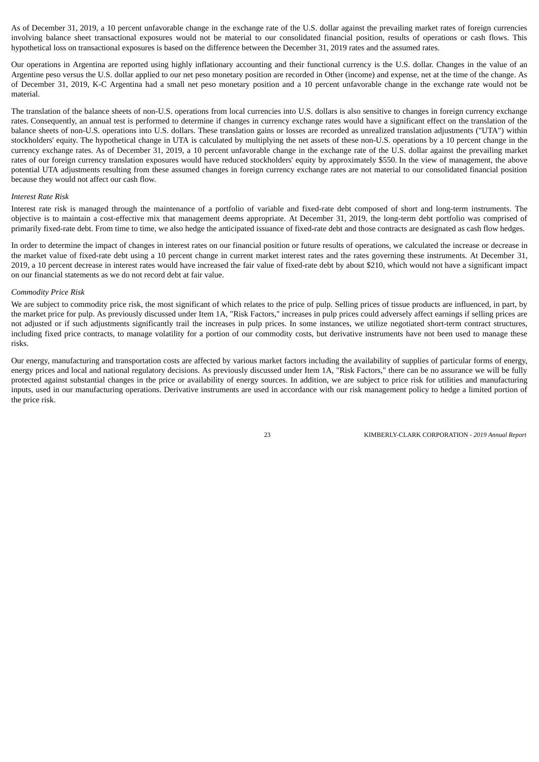As of December 31, 2019, a 10 percent unfavorable change in the exchange rate of the U.S. dollar against the prevailing market rates of foreign currencies involving balance sheet transactional exposures would not be material to our consolidated financial position, results of operations or cash flows. This hypothetical loss on transactional exposures is based on the difference between the December 31, 2019 rates and the assumed rates.

Our operations in Argentina are reported using highly inflationary accounting and their functional currency is the U.S. dollar. Changes in the value of an Argentine peso versus the U.S. dollar applied to our net peso monetary position are recorded in Other (income) and expense, net at the time of the change. As of December 31, 2019, K-C Argentina had a small net peso monetary position and a 10 percent unfavorable change in the exchange rate would not be material.

The translation of the balance sheets of non-U.S. operations from local currencies into U.S. dollars is also sensitive to changes in foreign currency exchange rates. Consequently, an annual test is performed to determine if changes in currency exchange rates would have a significant effect on the translation of the balance sheets of non-U.S. operations into U.S. dollars. These translation gains or losses are recorded as unrealized translation adjustments ("UTA") within stockholders' equity. The hypothetical change in UTA is calculated by multiplying the net assets of these non-U.S. operations by a 10 percent change in the currency exchange rates. As of December 31, 2019, a 10 percent unfavorable change in the exchange rate of the U.S. dollar against the prevailing market rates of our foreign currency translation exposures would have reduced stockholders' equity by approximately $550. In the view of management, the above potential UTA adjustments resulting from these assumed changes in foreign currency exchange rates are not material to our consolidated financial position because they would not affect our cash flow.

*Interest Rate Risk*

Interest rate risk is managed through the maintenance of a portfolio of variable and fixed-rate debt composed of short and long-term instruments. The objective is to maintain a cost-effective mix that management deems appropriate. At December 31, 2019, the long-term debt portfolio was comprised of primarily fixed-rate debt. From time to time, we also hedge the anticipated issuance of fixed-rate debt and those contracts are designated as cash flow hedges.

In order to determine the impact of changes in interest rates on our financial position or future results of operations, we calculated the increase or decrease in the market value of fixed-rate debt using a 10 percent change in current market interest rates and the rates governing these instruments. At December 31, 2019, a 10 percent decrease in interest rates would have increased the fair value of fixed-rate debt by about $210, which would not have a significant impact on our financial statements as we do not record debt at fair value.

*Commodity Price Risk*

We are subject to commodity price risk, the most significant of which relates to the price of pulp. Selling prices of tissue products are influenced, in part, by the market price for pulp. As previously discussed under Item 1A, "Risk Factors," increases in pulp prices could adversely affect earnings if selling prices are not adjusted or if such adjustments significantly trail the increases in pulp prices. In some instances, we utilize negotiated short-term contract structures, including fixed price contracts, to manage volatility for a portion of our commodity costs, but derivative instruments have not been used to manage these risks.

Our energy, manufacturing and transportation costs are affected by various market factors including the availability of supplies of particular forms of energy, energy prices and local and national regulatory decisions. As previously discussed under Item 1A, "Risk Factors," there can be no assurance we will be fully protected against substantial changes in the price or availability of energy sources. In addition, we are subject to price risk for utilities and manufacturing inputs, used in our manufacturing operations. Derivative instruments are used in accordance with our risk management policy to hedge a limited portion of the price risk.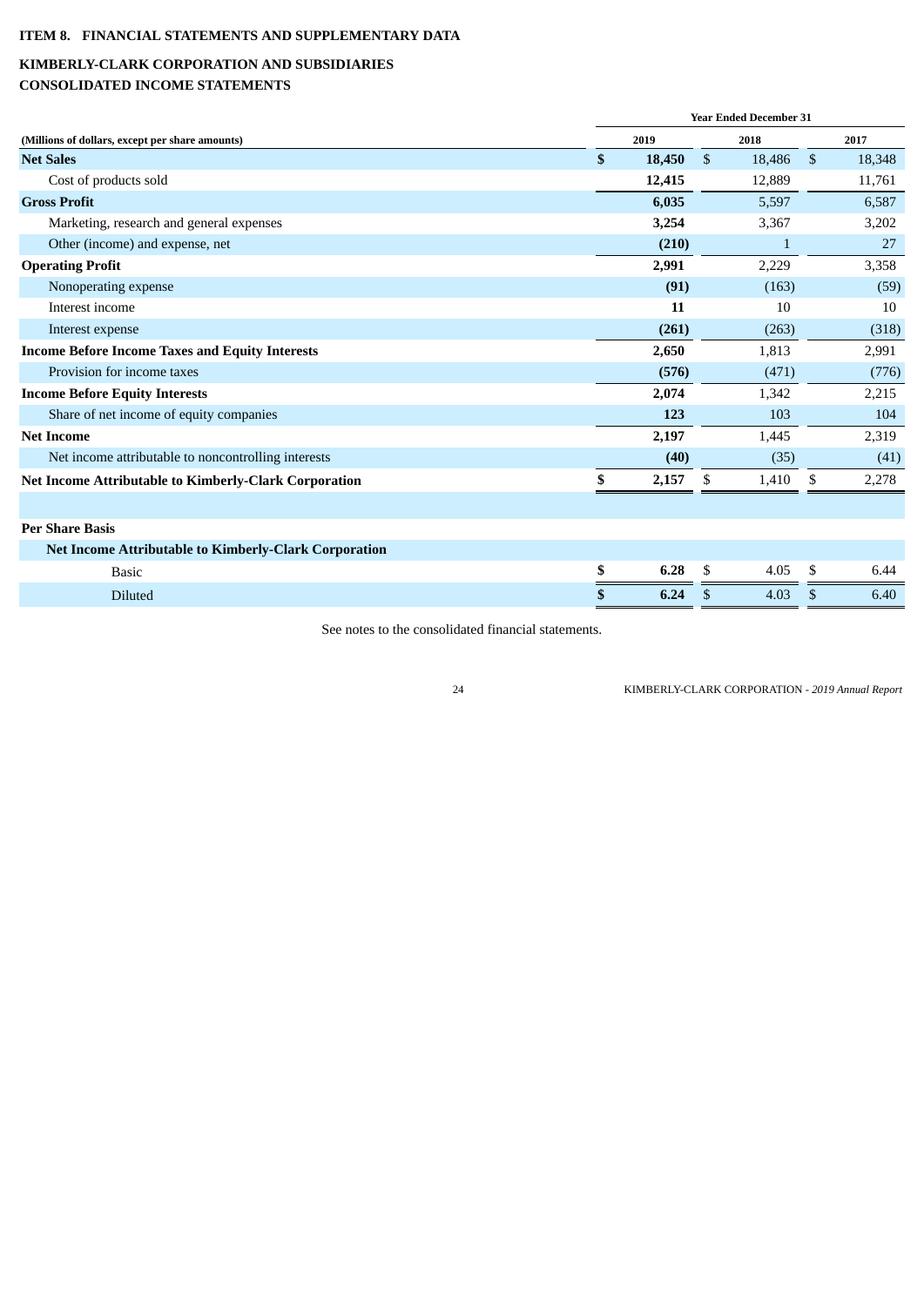## ITEM 8. FINANCIAL STATEMENTS AND SUPPLEMENTARY DATA

### KIMBERLY-CLARK CORPORATION AND SUBSIDIARIES
### CONSOLIDATED INCOME STATEMENTS

| (Millions of dollars, except per share amounts) | Year Ended December 31 2019 | 2018 | 2017 |
|---|---|---|---|
| **Net Sales** | **$ 18,450** | $ 18,486 | $ 18,348 |
| Cost of products sold | **12,415** | 12,889 | 11,761 |
| **Gross Profit** | **6,035** | 5,597 | 6,587 |
| Marketing, research and general expenses | **3,254** | 3,367 | 3,202 |
| Other (income) and expense, net | **(210)** | 1 | 27 |
| **Operating Profit** | **2,991** | 2,229 | 3,358 |
| Nonoperating expense | **(91)** | (163) | (59) |
| Interest income | **11** | 10 | 10 |
| Interest expense | **(261)** | (263) | (318) |
| **Income Before Income Taxes and Equity Interests** | **2,650** | 1,813 | 2,991 |
| Provision for income taxes | **(576)** | (471) | (776) |
| **Income Before Equity Interests** | **2,074** | 1,342 | 2,215 |
| Share of net income of equity companies | **123** | 103 | 104 |
| **Net Income** | **2,197** | 1,445 | 2,319 |
| Net income attributable to noncontrolling interests | **(40)** | (35) | (41) |
| **Net Income Attributable to Kimberly-Clark Corporation** | **$ 2,157** | $ 1,410 | $ 2,278 |
| | | | |
| **Per Share Basis** | | | |
| **Net Income Attributable to Kimberly-Clark Corporation** | | | |
| Basic | **$ 6.28** | $ 4.05 | $ 6.44 |
| Diluted | **$ 6.24** | $ 4.03 | $ 6.40 |

See notes to the consolidated financial statements.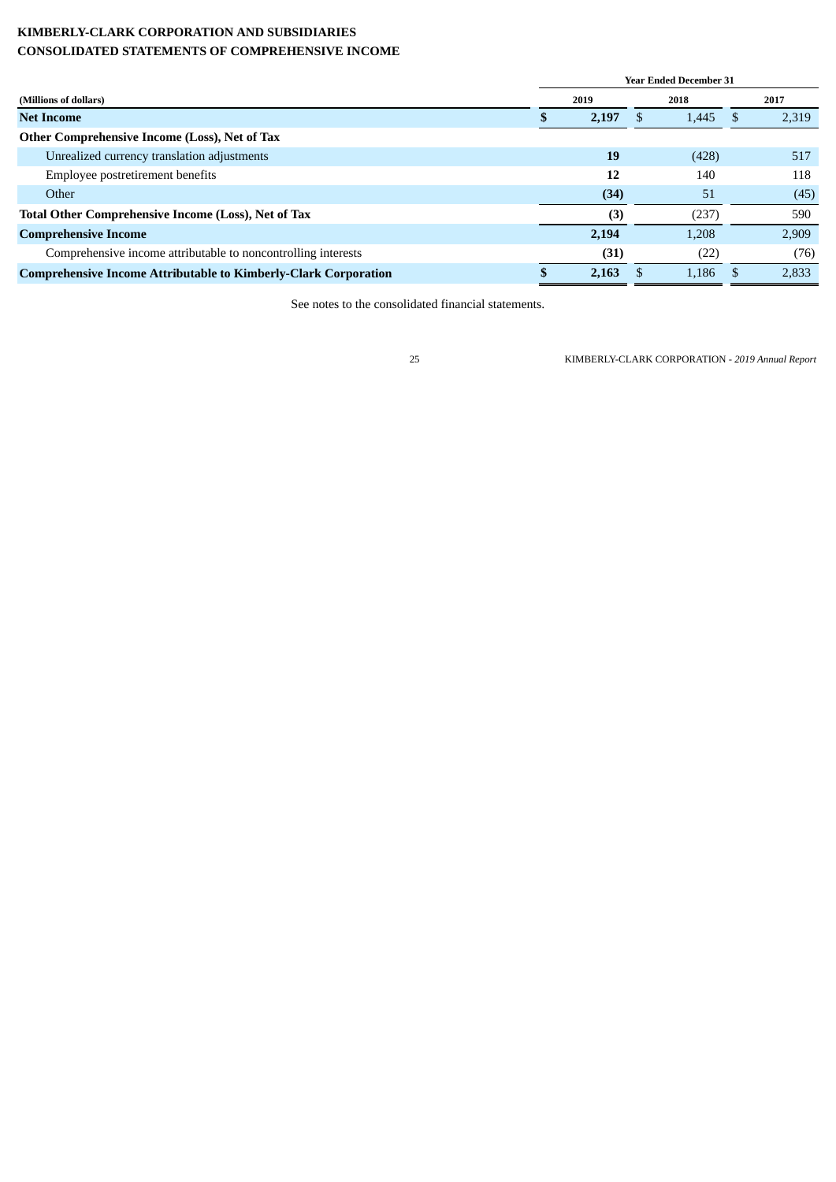**KIMBERLY-CLARK CORPORATION AND SUBSIDIARIES**
**CONSOLIDATED STATEMENTS OF COMPREHENSIVE INCOME**

| | Year Ended December 31 | | |
|---|---|---|---|
| **(Millions of dollars)** | **2019** | **2018** | **2017** |
| **Net Income** | **$ 2,197** | $ 1,445 | $ 2,319 |
| **Other Comprehensive Income (Loss), Net of Tax** | | | |
| Unrealized currency translation adjustments | **19** | (428) | 517 |
| Employee postretirement benefits | **12** | 140 | 118 |
| Other | **(34)** | 51 | (45) |
| **Total Other Comprehensive Income (Loss), Net of Tax** | **(3)** | (237) | 590 |
| **Comprehensive Income** | **2,194** | 1,208 | 2,909 |
| Comprehensive income attributable to noncontrolling interests | **(31)** | (22) | (76) |
| **Comprehensive Income Attributable to Kimberly-Clark Corporation** | **$ 2,163** | $ 1,186 | $ 2,833 |

See notes to the consolidated financial statements.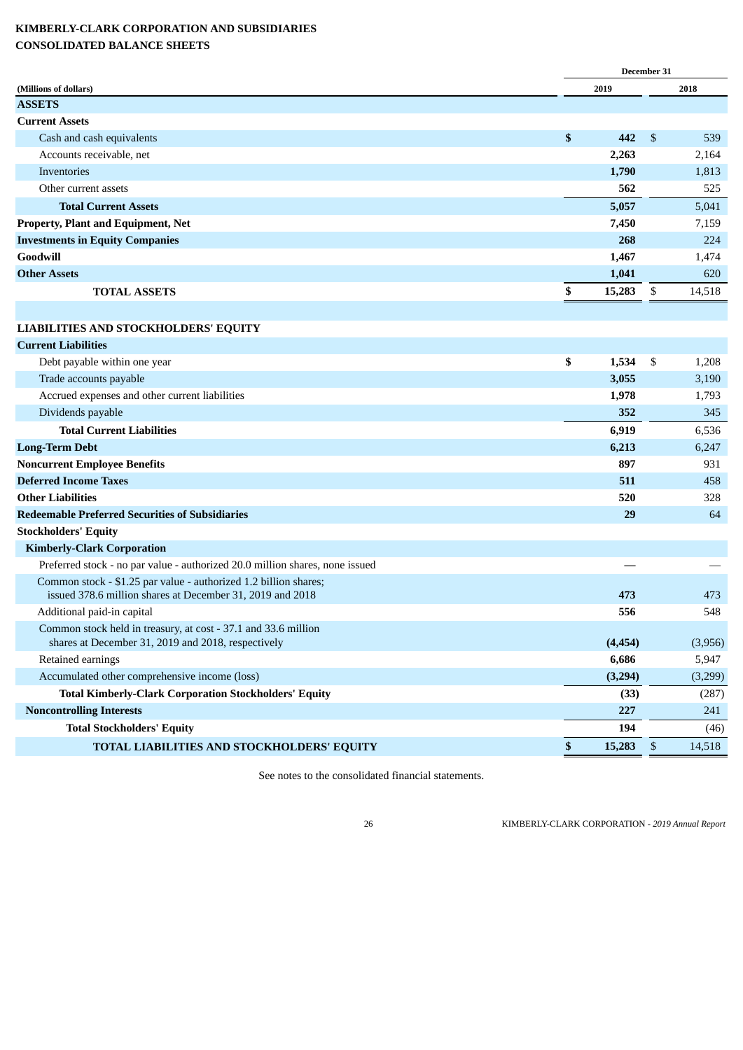**KIMBERLY-CLARK CORPORATION AND SUBSIDIARIES**
**CONSOLIDATED BALANCE SHEETS**

| | December 31 | |
|---|---|---|
| **(Millions of dollars)** | **2019** | **2018** |
| **ASSETS** | | |
| **Current Assets** | | |
| Cash and cash equivalents | **$ 442** | $ 539 |
| Accounts receivable, net | **2,263** | 2,164 |
| Inventories | **1,790** | 1,813 |
| Other current assets | **562** | 525 |
| **Total Current Assets** | **5,057** | 5,041 |
| **Property, Plant and Equipment, Net** | **7,450** | 7,159 |
| **Investments in Equity Companies** | **268** | 224 |
| **Goodwill** | **1,467** | 1,474 |
| **Other Assets** | **1,041** | 620 |
| **TOTAL ASSETS** | **$ 15,283** | $ 14,518 |
| | | |
| **LIABILITIES AND STOCKHOLDERS' EQUITY** | | |
| **Current Liabilities** | | |
| Debt payable within one year | **$ 1,534** | $ 1,208 |
| Trade accounts payable | **3,055** | 3,190 |
| Accrued expenses and other current liabilities | **1,978** | 1,793 |
| Dividends payable | **352** | 345 |
| **Total Current Liabilities** | **6,919** | 6,536 |
| **Long-Term Debt** | **6,213** | 6,247 |
| **Noncurrent Employee Benefits** | **897** | 931 |
| **Deferred Income Taxes** | **511** | 458 |
| **Other Liabilities** | **520** | 328 |
| **Redeemable Preferred Securities of Subsidiaries** | **29** | 64 |
| **Stockholders' Equity** | | |
| **Kimberly-Clark Corporation** | | |
| Preferred stock - no par value - authorized 20.0 million shares, none issued | **—** | — |
| Common stock - $1.25 par value - authorized 1.2 billion shares; issued 378.6 million shares at December 31, 2019 and 2018 | **473** | 473 |
| Additional paid-in capital | **556** | 548 |
| Common stock held in treasury, at cost - 37.1 and 33.6 million shares at December 31, 2019 and 2018, respectively | **(4,454)** | (3,956) |
| Retained earnings | **6,686** | 5,947 |
| Accumulated other comprehensive income (loss) | **(3,294)** | (3,299) |
| **Total Kimberly-Clark Corporation Stockholders' Equity** | **(33)** | (287) |
| **Noncontrolling Interests** | **227** | 241 |
| **Total Stockholders' Equity** | **194** | (46) |
| **TOTAL LIABILITIES AND STOCKHOLDERS' EQUITY** | **$ 15,283** | $ 14,518 |

See notes to the consolidated financial statements.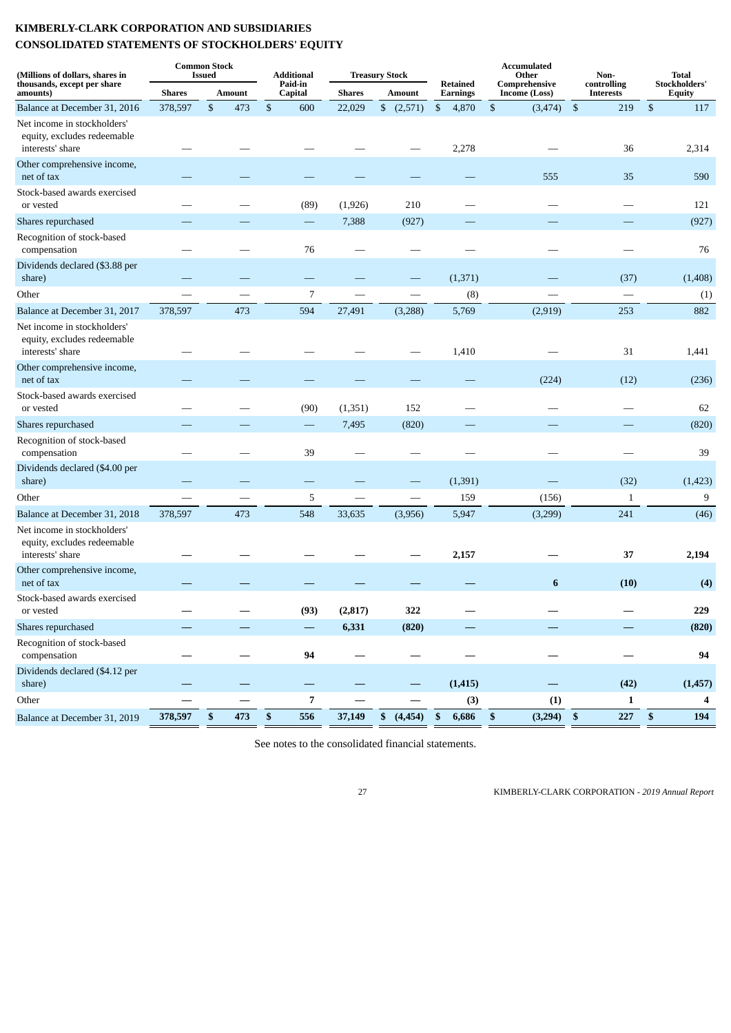# KIMBERLY-CLARK CORPORATION AND SUBSIDIARIES
## CONSOLIDATED STATEMENTS OF STOCKHOLDERS' EQUITY

| (Millions of dollars, shares in thousands, except per share amounts) | Common Stock Issued | | Additional Paid-in Capital | Treasury Stock | | Retained Earnings | Accumulated Other Comprehensive Income (Loss) | Non-controlling Interests | Total Stockholders' Equity |
|---|---|---|---|---|---|---|---|---|---|
| | Shares | Amount | | Shares | Amount | | | | |
| Balance at December 31, 2016 | 378,597 | $ 473 | $ 600 | 22,029 | $ (2,571) | $ 4,870 | $ (3,474) | $ 219 | $ 117 |
| Net income in stockholders' equity, excludes redeemable interests' share | — | — | — | — | — | 2,278 | — | 36 | 2,314 |
| Other comprehensive income, net of tax | — | — | — | — | — | — | 555 | 35 | 590 |
| Stock-based awards exercised or vested | — | — | (89) | (1,926) | 210 | — | — | — | 121 |
| Shares repurchased | — | — | — | 7,388 | (927) | — | — | — | (927) |
| Recognition of stock-based compensation | — | — | 76 | — | — | — | — | — | 76 |
| Dividends declared ($3.88 per share) | — | — | — | — | — | (1,371) | — | (37) | (1,408) |
| Other | — | — | 7 | — | — | (8) | — | — | (1) |
| Balance at December 31, 2017 | 378,597 | 473 | 594 | 27,491 | (3,288) | 5,769 | (2,919) | 253 | 882 |
| Net income in stockholders' equity, excludes redeemable interests' share | — | — | — | — | — | 1,410 | — | 31 | 1,441 |
| Other comprehensive income, net of tax | — | — | — | — | — | — | (224) | (12) | (236) |
| Stock-based awards exercised or vested | — | — | (90) | (1,351) | 152 | — | — | — | 62 |
| Shares repurchased | — | — | — | 7,495 | (820) | — | — | — | (820) |
| Recognition of stock-based compensation | — | — | 39 | — | — | — | — | — | 39 |
| Dividends declared ($4.00 per share) | — | — | — | — | — | (1,391) | — | (32) | (1,423) |
| Other | — | — | 5 | — | — | 159 | (156) | 1 | 9 |
| Balance at December 31, 2018 | 378,597 | 473 | 548 | 33,635 | (3,956) | 5,947 | (3,299) | 241 | (46) |
| Net income in stockholders' equity, excludes redeemable interests' share | **—** | **—** | **—** | **—** | **—** | **2,157** | **—** | **37** | **2,194** |
| Other comprehensive income, net of tax | **—** | **—** | **—** | **—** | **—** | **—** | **6** | **(10)** | **(4)** |
| Stock-based awards exercised or vested | **—** | **—** | **(93)** | **(2,817)** | **322** | **—** | **—** | **—** | **229** |
| Shares repurchased | **—** | **—** | **—** | **6,331** | **(820)** | **—** | **—** | **—** | **(820)** |
| Recognition of stock-based compensation | **—** | **—** | **94** | **—** | **—** | **—** | **—** | **—** | **94** |
| Dividends declared ($4.12 per share) | **—** | **—** | **—** | **—** | **—** | **(1,415)** | **—** | **(42)** | **(1,457)** |
| Other | **—** | **—** | **7** | **—** | **—** | **(3)** | **(1)** | **1** | **4** |
| Balance at December 31, 2019 | **378,597** | **$ 473** | **$ 556** | **37,149** | **$ (4,454)** | **$ 6,686** | **$ (3,294)** | **$ 227** | **$ 194** |

See notes to the consolidated financial statements.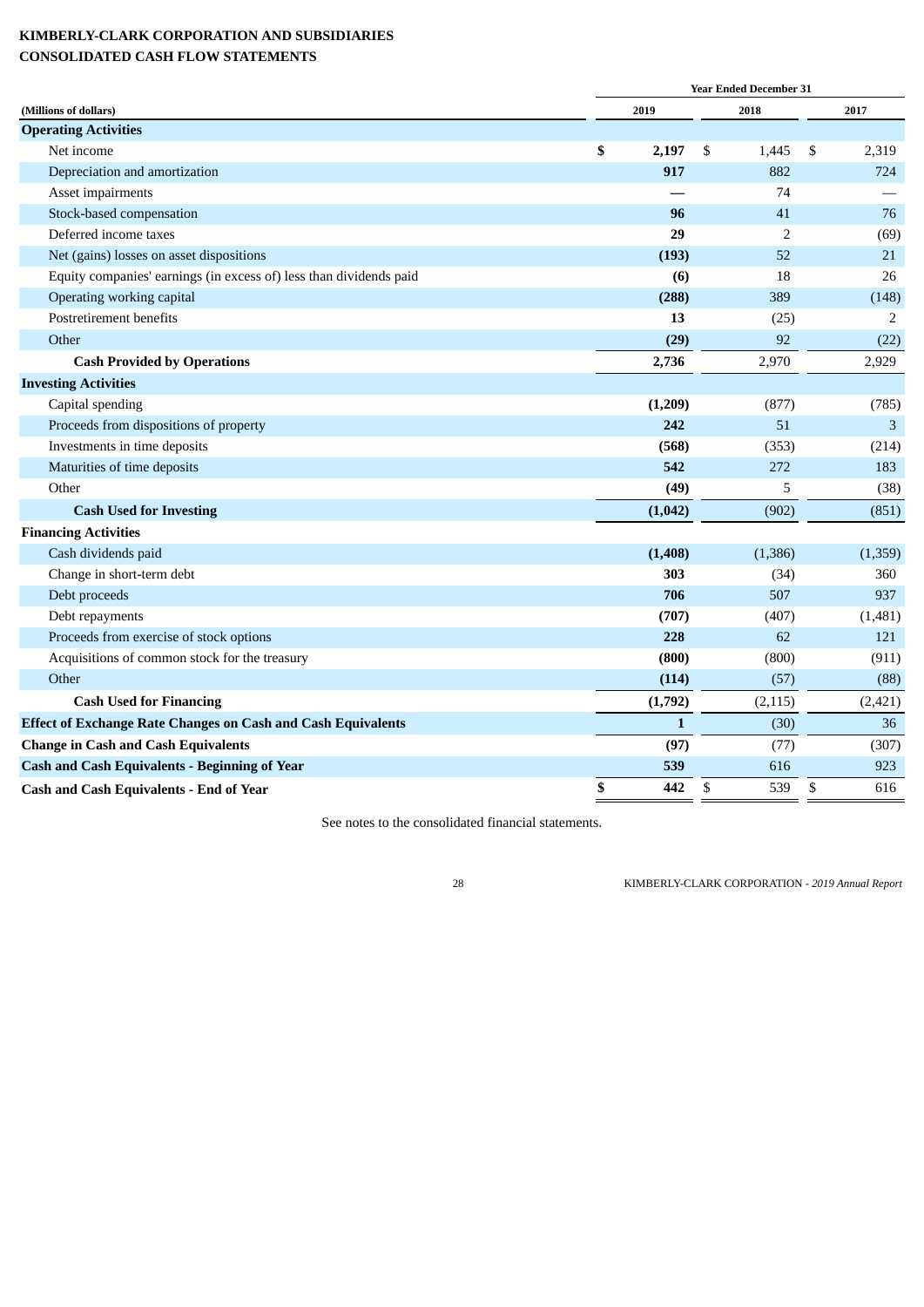**KIMBERLY-CLARK CORPORATION AND SUBSIDIARIES**
**CONSOLIDATED CASH FLOW STATEMENTS**

| | Year Ended December 31 | | |
|---|---|---|---|
| (Millions of dollars) | 2019 | 2018 | 2017 |
| **Operating Activities** | | | |
| Net income | **$ 2,197** | $ 1,445 | $ 2,319 |
| Depreciation and amortization | **917** | 882 | 724 |
| Asset impairments | **—** | 74 | — |
| Stock-based compensation | **96** | 41 | 76 |
| Deferred income taxes | **29** | 2 | (69) |
| Net (gains) losses on asset dispositions | **(193)** | 52 | 21 |
| Equity companies' earnings (in excess of) less than dividends paid | **(6)** | 18 | 26 |
| Operating working capital | **(288)** | 389 | (148) |
| Postretirement benefits | **13** | (25) | 2 |
| Other | **(29)** | 92 | (22) |
| **Cash Provided by Operations** | **2,736** | 2,970 | 2,929 |
| **Investing Activities** | | | |
| Capital spending | **(1,209)** | (877) | (785) |
| Proceeds from dispositions of property | **242** | 51 | 3 |
| Investments in time deposits | **(568)** | (353) | (214) |
| Maturities of time deposits | **542** | 272 | 183 |
| Other | **(49)** | 5 | (38) |
| **Cash Used for Investing** | **(1,042)** | (902) | (851) |
| **Financing Activities** | | | |
| Cash dividends paid | **(1,408)** | (1,386) | (1,359) |
| Change in short-term debt | **303** | (34) | 360 |
| Debt proceeds | **706** | 507 | 937 |
| Debt repayments | **(707)** | (407) | (1,481) |
| Proceeds from exercise of stock options | **228** | 62 | 121 |
| Acquisitions of common stock for the treasury | **(800)** | (800) | (911) |
| Other | **(114)** | (57) | (88) |
| **Cash Used for Financing** | **(1,792)** | (2,115) | (2,421) |
| **Effect of Exchange Rate Changes on Cash and Cash Equivalents** | **1** | (30) | 36 |
| **Change in Cash and Cash Equivalents** | **(97)** | (77) | (307) |
| **Cash and Cash Equivalents - Beginning of Year** | **539** | 616 | 923 |
| **Cash and Cash Equivalents - End of Year** | **$ 442** | $ 539 | $ 616 |

See notes to the consolidated financial statements.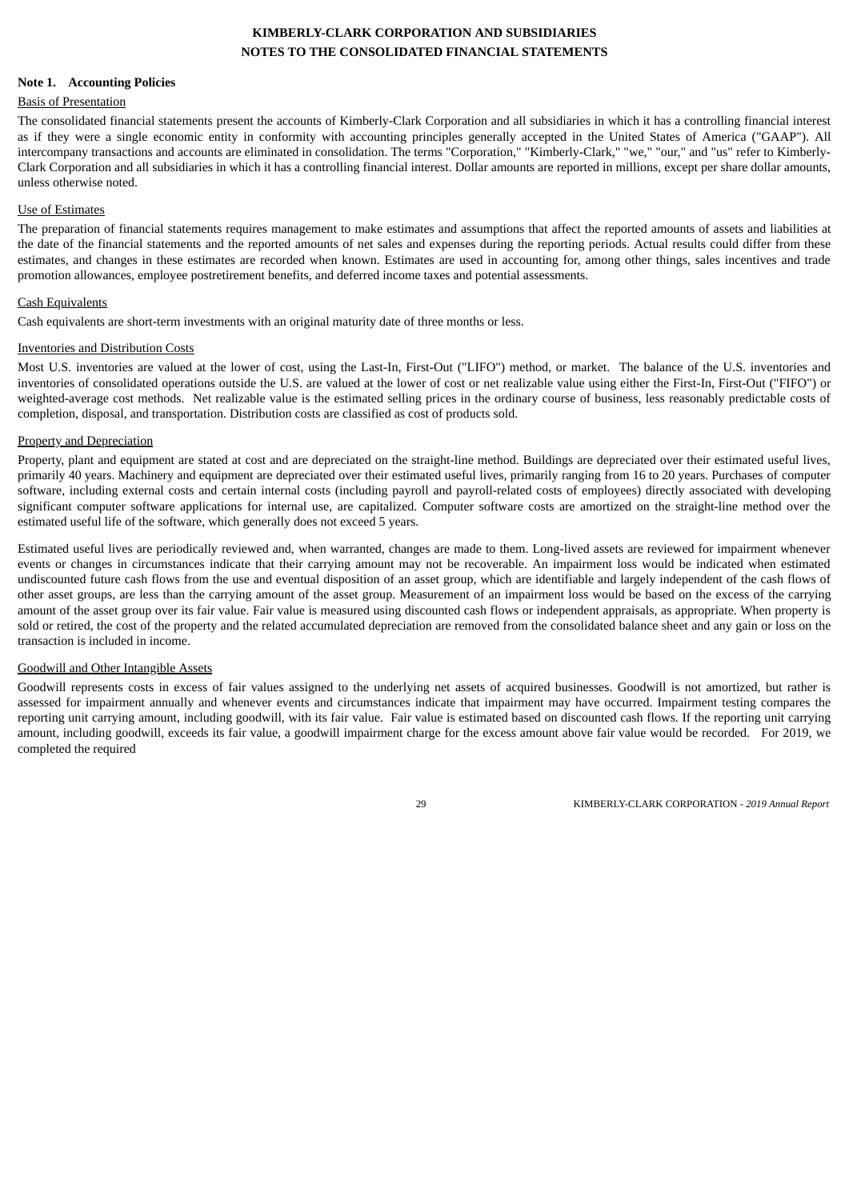# KIMBERLY-CLARK CORPORATION AND SUBSIDIARIES
## NOTES TO THE CONSOLIDATED FINANCIAL STATEMENTS

### Note 1. Accounting Policies

Basis of Presentation

The consolidated financial statements present the accounts of Kimberly-Clark Corporation and all subsidiaries in which it has a controlling financial interest as if they were a single economic entity in conformity with accounting principles generally accepted in the United States of America ("GAAP"). All intercompany transactions and accounts are eliminated in consolidation. The terms "Corporation," "Kimberly-Clark," "we," "our," and "us" refer to Kimberly-Clark Corporation and all subsidiaries in which it has a controlling financial interest. Dollar amounts are reported in millions, except per share dollar amounts, unless otherwise noted.

Use of Estimates

The preparation of financial statements requires management to make estimates and assumptions that affect the reported amounts of assets and liabilities at the date of the financial statements and the reported amounts of net sales and expenses during the reporting periods. Actual results could differ from these estimates, and changes in these estimates are recorded when known. Estimates are used in accounting for, among other things, sales incentives and trade promotion allowances, employee postretirement benefits, and deferred income taxes and potential assessments.

Cash Equivalents

Cash equivalents are short-term investments with an original maturity date of three months or less.

Inventories and Distribution Costs

Most U.S. inventories are valued at the lower of cost, using the Last-In, First-Out ("LIFO") method, or market. The balance of the U.S. inventories and inventories of consolidated operations outside the U.S. are valued at the lower of cost or net realizable value using either the First-In, First-Out ("FIFO") or weighted-average cost methods. Net realizable value is the estimated selling prices in the ordinary course of business, less reasonably predictable costs of completion, disposal, and transportation. Distribution costs are classified as cost of products sold.

Property and Depreciation

Property, plant and equipment are stated at cost and are depreciated on the straight-line method. Buildings are depreciated over their estimated useful lives, primarily 40 years. Machinery and equipment are depreciated over their estimated useful lives, primarily ranging from 16 to 20 years. Purchases of computer software, including external costs and certain internal costs (including payroll and payroll-related costs of employees) directly associated with developing significant computer software applications for internal use, are capitalized. Computer software costs are amortized on the straight-line method over the estimated useful life of the software, which generally does not exceed 5 years.

Estimated useful lives are periodically reviewed and, when warranted, changes are made to them. Long-lived assets are reviewed for impairment whenever events or changes in circumstances indicate that their carrying amount may not be recoverable. An impairment loss would be indicated when estimated undiscounted future cash flows from the use and eventual disposition of an asset group, which are identifiable and largely independent of the cash flows of other asset groups, are less than the carrying amount of the asset group. Measurement of an impairment loss would be based on the excess of the carrying amount of the asset group over its fair value. Fair value is measured using discounted cash flows or independent appraisals, as appropriate. When property is sold or retired, the cost of the property and the related accumulated depreciation are removed from the consolidated balance sheet and any gain or loss on the transaction is included in income.

Goodwill and Other Intangible Assets

Goodwill represents costs in excess of fair values assigned to the underlying net assets of acquired businesses. Goodwill is not amortized, but rather is assessed for impairment annually and whenever events and circumstances indicate that impairment may have occurred. Impairment testing compares the reporting unit carrying amount, including goodwill, with its fair value. Fair value is estimated based on discounted cash flows. If the reporting unit carrying amount, including goodwill, exceeds its fair value, a goodwill impairment charge for the excess amount above fair value would be recorded. For 2019, we completed the required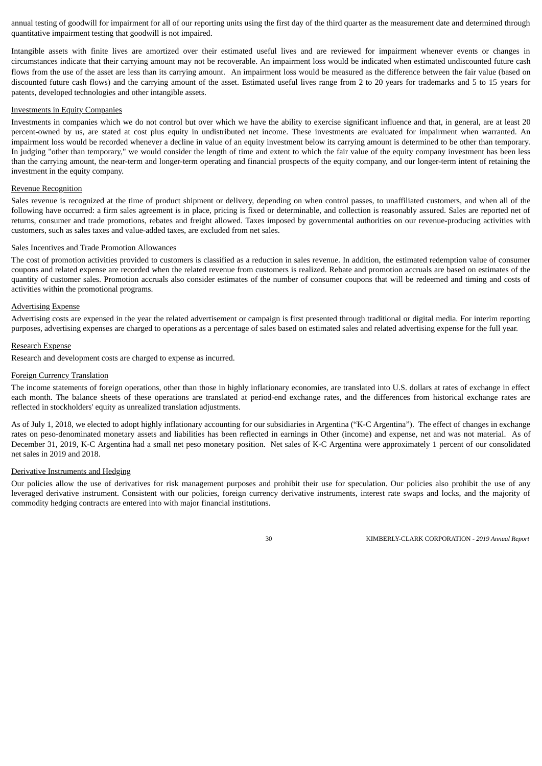annual testing of goodwill for impairment for all of our reporting units using the first day of the third quarter as the measurement date and determined through quantitative impairment testing that goodwill is not impaired.

Intangible assets with finite lives are amortized over their estimated useful lives and are reviewed for impairment whenever events or changes in circumstances indicate that their carrying amount may not be recoverable. An impairment loss would be indicated when estimated undiscounted future cash flows from the use of the asset are less than its carrying amount. An impairment loss would be measured as the difference between the fair value (based on discounted future cash flows) and the carrying amount of the asset. Estimated useful lives range from 2 to 20 years for trademarks and 5 to 15 years for patents, developed technologies and other intangible assets.

Investments in Equity Companies

Investments in companies which we do not control but over which we have the ability to exercise significant influence and that, in general, are at least 20 percent-owned by us, are stated at cost plus equity in undistributed net income. These investments are evaluated for impairment when warranted. An impairment loss would be recorded whenever a decline in value of an equity investment below its carrying amount is determined to be other than temporary. In judging "other than temporary," we would consider the length of time and extent to which the fair value of the equity company investment has been less than the carrying amount, the near-term and longer-term operating and financial prospects of the equity company, and our longer-term intent of retaining the investment in the equity company.

Revenue Recognition

Sales revenue is recognized at the time of product shipment or delivery, depending on when control passes, to unaffiliated customers, and when all of the following have occurred: a firm sales agreement is in place, pricing is fixed or determinable, and collection is reasonably assured. Sales are reported net of returns, consumer and trade promotions, rebates and freight allowed. Taxes imposed by governmental authorities on our revenue-producing activities with customers, such as sales taxes and value-added taxes, are excluded from net sales.

Sales Incentives and Trade Promotion Allowances

The cost of promotion activities provided to customers is classified as a reduction in sales revenue. In addition, the estimated redemption value of consumer coupons and related expense are recorded when the related revenue from customers is realized. Rebate and promotion accruals are based on estimates of the quantity of customer sales. Promotion accruals also consider estimates of the number of consumer coupons that will be redeemed and timing and costs of activities within the promotional programs.

Advertising Expense

Advertising costs are expensed in the year the related advertisement or campaign is first presented through traditional or digital media. For interim reporting purposes, advertising expenses are charged to operations as a percentage of sales based on estimated sales and related advertising expense for the full year.

Research Expense

Research and development costs are charged to expense as incurred.

Foreign Currency Translation

The income statements of foreign operations, other than those in highly inflationary economies, are translated into U.S. dollars at rates of exchange in effect each month. The balance sheets of these operations are translated at period-end exchange rates, and the differences from historical exchange rates are reflected in stockholders' equity as unrealized translation adjustments.

As of July 1, 2018, we elected to adopt highly inflationary accounting for our subsidiaries in Argentina ("K-C Argentina"). The effect of changes in exchange rates on peso-denominated monetary assets and liabilities has been reflected in earnings in Other (income) and expense, net and was not material. As of December 31, 2019, K-C Argentina had a small net peso monetary position. Net sales of K-C Argentina were approximately 1 percent of our consolidated net sales in 2019 and 2018.

Derivative Instruments and Hedging

Our policies allow the use of derivatives for risk management purposes and prohibit their use for speculation. Our policies also prohibit the use of any leveraged derivative instrument. Consistent with our policies, foreign currency derivative instruments, interest rate swaps and locks, and the majority of commodity hedging contracts are entered into with major financial institutions.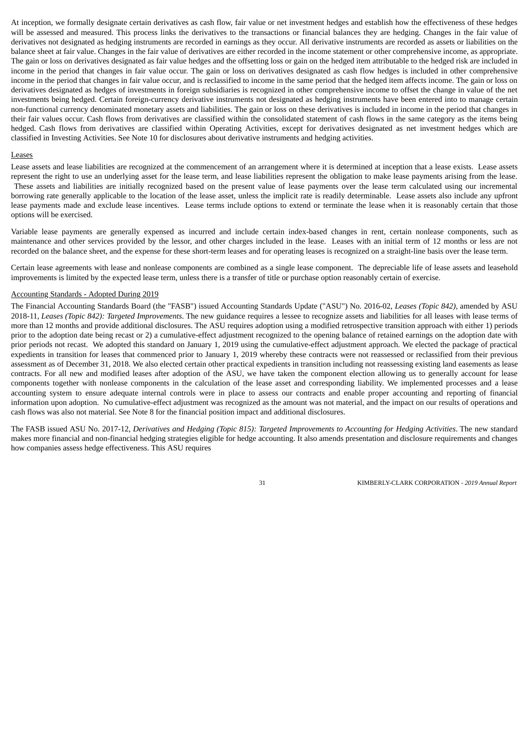At inception, we formally designate certain derivatives as cash flow, fair value or net investment hedges and establish how the effectiveness of these hedges will be assessed and measured. This process links the derivatives to the transactions or financial balances they are hedging. Changes in the fair value of derivatives not designated as hedging instruments are recorded in earnings as they occur. All derivative instruments are recorded as assets or liabilities on the balance sheet at fair value. Changes in the fair value of derivatives are either recorded in the income statement or other comprehensive income, as appropriate. The gain or loss on derivatives designated as fair value hedges and the offsetting loss or gain on the hedged item attributable to the hedged risk are included in income in the period that changes in fair value occur. The gain or loss on derivatives designated as cash flow hedges is included in other comprehensive income in the period that changes in fair value occur, and is reclassified to income in the same period that the hedged item affects income. The gain or loss on derivatives designated as hedges of investments in foreign subsidiaries is recognized in other comprehensive income to offset the change in value of the net investments being hedged. Certain foreign-currency derivative instruments not designated as hedging instruments have been entered into to manage certain non-functional currency denominated monetary assets and liabilities. The gain or loss on these derivatives is included in income in the period that changes in their fair values occur. Cash flows from derivatives are classified within the consolidated statement of cash flows in the same category as the items being hedged. Cash flows from derivatives are classified within Operating Activities, except for derivatives designated as net investment hedges which are classified in Investing Activities. See Note 10 for disclosures about derivative instruments and hedging activities.

Leases

Lease assets and lease liabilities are recognized at the commencement of an arrangement where it is determined at inception that a lease exists. Lease assets represent the right to use an underlying asset for the lease term, and lease liabilities represent the obligation to make lease payments arising from the lease. These assets and liabilities are initially recognized based on the present value of lease payments over the lease term calculated using our incremental borrowing rate generally applicable to the location of the lease asset, unless the implicit rate is readily determinable. Lease assets also include any upfront lease payments made and exclude lease incentives. Lease terms include options to extend or terminate the lease when it is reasonably certain that those options will be exercised.

Variable lease payments are generally expensed as incurred and include certain index-based changes in rent, certain nonlease components, such as maintenance and other services provided by the lessor, and other charges included in the lease. Leases with an initial term of 12 months or less are not recorded on the balance sheet, and the expense for these short-term leases and for operating leases is recognized on a straight-line basis over the lease term.

Certain lease agreements with lease and nonlease components are combined as a single lease component. The depreciable life of lease assets and leasehold improvements is limited by the expected lease term, unless there is a transfer of title or purchase option reasonably certain of exercise.

Accounting Standards - Adopted During 2019

The Financial Accounting Standards Board (the "FASB") issued Accounting Standards Update ("ASU") No. 2016-02, *Leases (Topic 842)*, amended by ASU 2018-11, *Leases (Topic 842): Targeted Improvements*. The new guidance requires a lessee to recognize assets and liabilities for all leases with lease terms of more than 12 months and provide additional disclosures. The ASU requires adoption using a modified retrospective transition approach with either 1) periods prior to the adoption date being recast or 2) a cumulative-effect adjustment recognized to the opening balance of retained earnings on the adoption date with prior periods not recast. We adopted this standard on January 1, 2019 using the cumulative-effect adjustment approach. We elected the package of practical expedients in transition for leases that commenced prior to January 1, 2019 whereby these contracts were not reassessed or reclassified from their previous assessment as of December 31, 2018. We also elected certain other practical expedients in transition including not reassessing existing land easements as lease contracts. For all new and modified leases after adoption of the ASU, we have taken the component election allowing us to generally account for lease components together with nonlease components in the calculation of the lease asset and corresponding liability. We implemented processes and a lease accounting system to ensure adequate internal controls were in place to assess our contracts and enable proper accounting and reporting of financial information upon adoption. No cumulative-effect adjustment was recognized as the amount was not material, and the impact on our results of operations and cash flows was also not material. See Note 8 for the financial position impact and additional disclosures.

The FASB issued ASU No. 2017-12, *Derivatives and Hedging (Topic 815): Targeted Improvements to Accounting for Hedging Activities*. The new standard makes more financial and non-financial hedging strategies eligible for hedge accounting. It also amends presentation and disclosure requirements and changes how companies assess hedge effectiveness. This ASU requires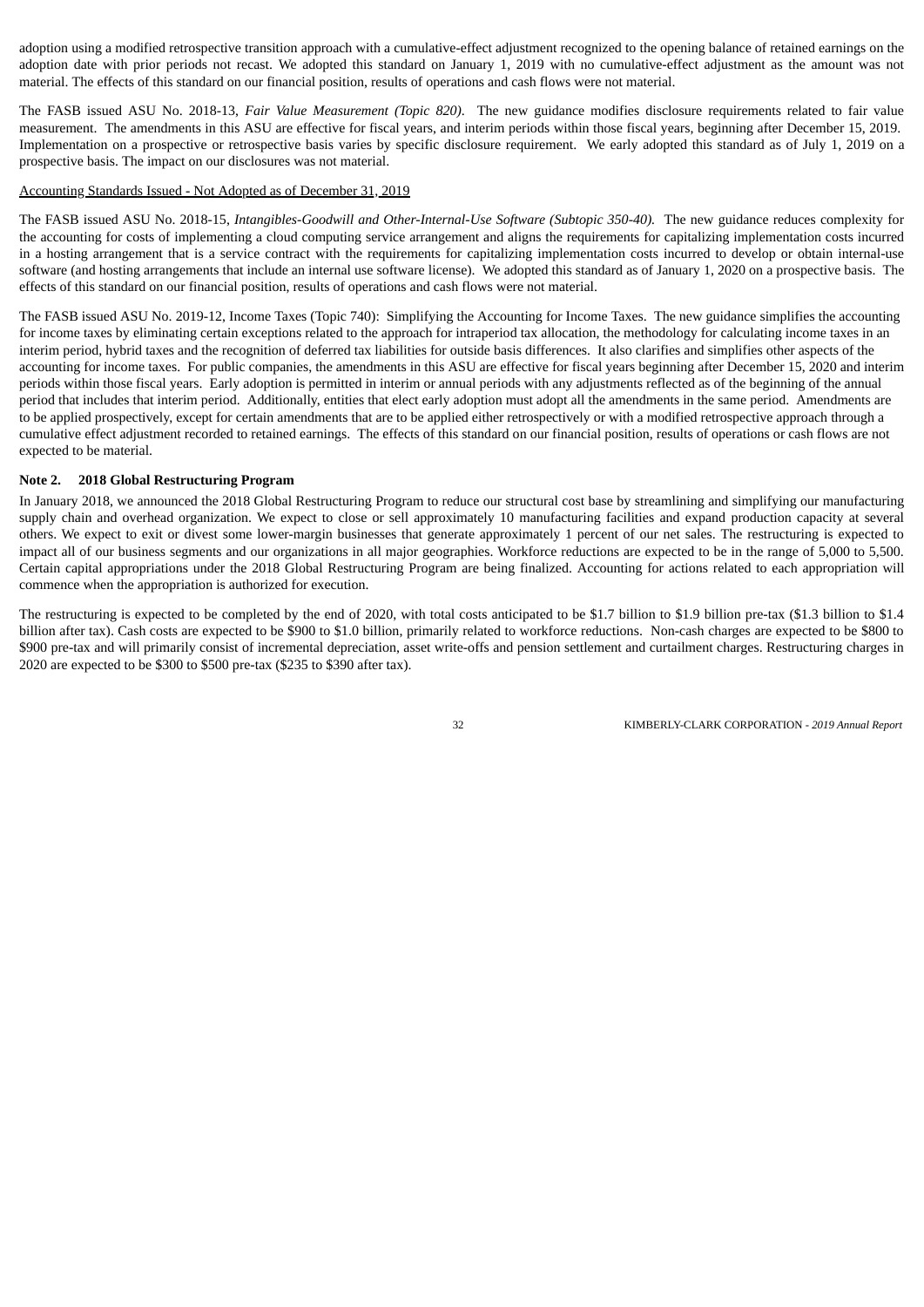adoption using a modified retrospective transition approach with a cumulative-effect adjustment recognized to the opening balance of retained earnings on the adoption date with prior periods not recast. We adopted this standard on January 1, 2019 with no cumulative-effect adjustment as the amount was not material. The effects of this standard on our financial position, results of operations and cash flows were not material.

The FASB issued ASU No. 2018-13, *Fair Value Measurement (Topic 820)*. The new guidance modifies disclosure requirements related to fair value measurement. The amendments in this ASU are effective for fiscal years, and interim periods within those fiscal years, beginning after December 15, 2019. Implementation on a prospective or retrospective basis varies by specific disclosure requirement. We early adopted this standard as of July 1, 2019 on a prospective basis. The impact on our disclosures was not material.

Accounting Standards Issued - Not Adopted as of December 31, 2019

The FASB issued ASU No. 2018-15, *Intangibles-Goodwill and Other-Internal-Use Software (Subtopic 350-40).* The new guidance reduces complexity for the accounting for costs of implementing a cloud computing service arrangement and aligns the requirements for capitalizing implementation costs incurred in a hosting arrangement that is a service contract with the requirements for capitalizing implementation costs incurred to develop or obtain internal-use software (and hosting arrangements that include an internal use software license). We adopted this standard as of January 1, 2020 on a prospective basis. The effects of this standard on our financial position, results of operations and cash flows were not material.

The FASB issued ASU No. 2019-12, Income Taxes (Topic 740): Simplifying the Accounting for Income Taxes. The new guidance simplifies the accounting for income taxes by eliminating certain exceptions related to the approach for intraperiod tax allocation, the methodology for calculating income taxes in an interim period, hybrid taxes and the recognition of deferred tax liabilities for outside basis differences. It also clarifies and simplifies other aspects of the accounting for income taxes. For public companies, the amendments in this ASU are effective for fiscal years beginning after December 15, 2020 and interim periods within those fiscal years. Early adoption is permitted in interim or annual periods with any adjustments reflected as of the beginning of the annual period that includes that interim period. Additionally, entities that elect early adoption must adopt all the amendments in the same period. Amendments are to be applied prospectively, except for certain amendments that are to be applied either retrospectively or with a modified retrospective approach through a cumulative effect adjustment recorded to retained earnings. The effects of this standard on our financial position, results of operations or cash flows are not expected to be material.

**Note 2. 2018 Global Restructuring Program**

In January 2018, we announced the 2018 Global Restructuring Program to reduce our structural cost base by streamlining and simplifying our manufacturing supply chain and overhead organization. We expect to close or sell approximately 10 manufacturing facilities and expand production capacity at several others. We expect to exit or divest some lower-margin businesses that generate approximately 1 percent of our net sales. The restructuring is expected to impact all of our business segments and our organizations in all major geographies. Workforce reductions are expected to be in the range of 5,000 to 5,500. Certain capital appropriations under the 2018 Global Restructuring Program are being finalized. Accounting for actions related to each appropriation will commence when the appropriation is authorized for execution.

The restructuring is expected to be completed by the end of 2020, with total costs anticipated to be $1.7 billion to $1.9 billion pre-tax ($1.3 billion to $1.4 billion after tax). Cash costs are expected to be $900 to $1.0 billion, primarily related to workforce reductions. Non-cash charges are expected to be $800 to $900 pre-tax and will primarily consist of incremental depreciation, asset write-offs and pension settlement and curtailment charges. Restructuring charges in 2020 are expected to be $300 to $500 pre-tax ($235 to $390 after tax).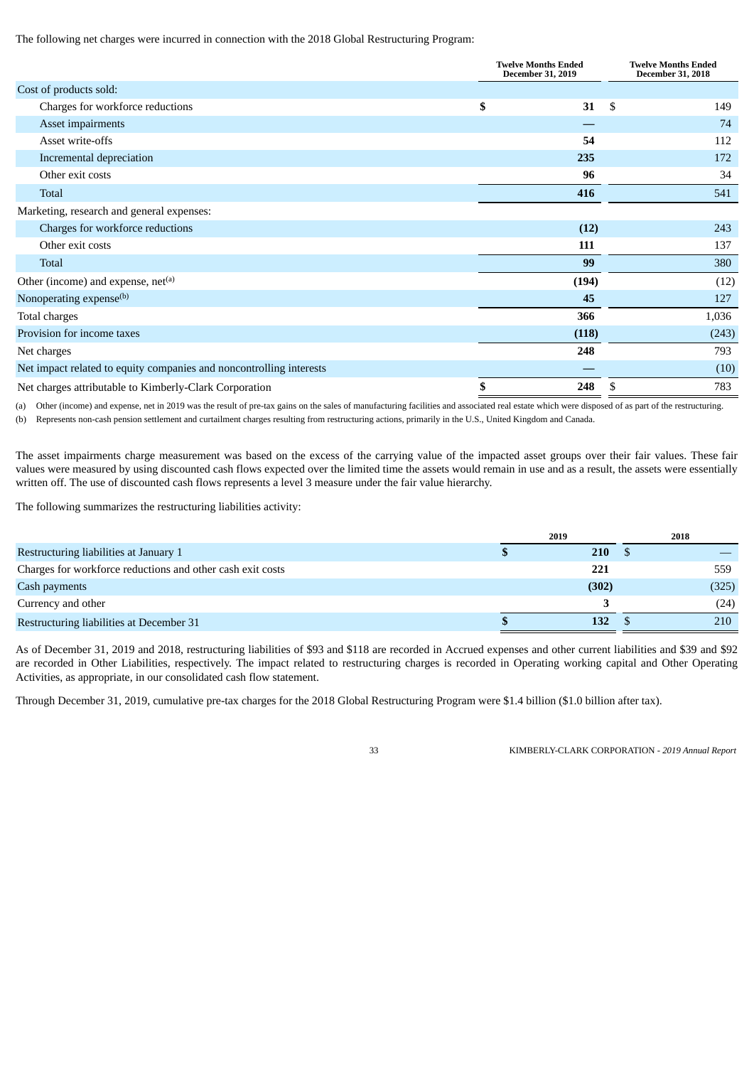The following net charges were incurred in connection with the 2018 Global Restructuring Program:

| | Twelve Months Ended December 31, 2019 | Twelve Months Ended December 31, 2018 |
|---|---|---|
| Cost of products sold: | | |
| Charges for workforce reductions | **$ 31** | $ 149 |
| Asset impairments | **—** | 74 |
| Asset write-offs | **54** | 112 |
| Incremental depreciation | **235** | 172 |
| Other exit costs | **96** | 34 |
| Total | **416** | 541 |
| Marketing, research and general expenses: | | |
| Charges for workforce reductions | **(12)** | 243 |
| Other exit costs | **111** | 137 |
| Total | **99** | 380 |
| Other (income) and expense, net[(a)] | **(194)** | (12) |
| Nonoperating expense[(b)] | **45** | 127 |
| Total charges | **366** | 1,036 |
| Provision for income taxes | **(118)** | (243) |
| Net charges | **248** | 793 |
| Net impact related to equity companies and noncontrolling interests | **—** | (10) |
| Net charges attributable to Kimberly-Clark Corporation | **$ 248** | $ 783 |

(a) Other (income) and expense, net in 2019 was the result of pre-tax gains on the sales of manufacturing facilities and associated real estate which were disposed of as part of the restructuring.

(b) Represents non-cash pension settlement and curtailment charges resulting from restructuring actions, primarily in the U.S., United Kingdom and Canada.

The asset impairments charge measurement was based on the excess of the carrying value of the impacted asset groups over their fair values. These fair values were measured by using discounted cash flows expected over the limited time the assets would remain in use and as a result, the assets were essentially written off. The use of discounted cash flows represents a level 3 measure under the fair value hierarchy.

The following summarizes the restructuring liabilities activity:

| | 2019 | 2018 |
|---|---|---|
| Restructuring liabilities at January 1 | **$ 210** | $ — |
| Charges for workforce reductions and other cash exit costs | **221** | 559 |
| Cash payments | **(302)** | (325) |
| Currency and other | **3** | (24) |
| Restructuring liabilities at December 31 | **$ 132** | $ 210 |

As of December 31, 2019 and 2018, restructuring liabilities of $93 and $118 are recorded in Accrued expenses and other current liabilities and $39 and $92 are recorded in Other Liabilities, respectively. The impact related to restructuring charges is recorded in Operating working capital and Other Operating Activities, as appropriate, in our consolidated cash flow statement.

Through December 31, 2019, cumulative pre-tax charges for the 2018 Global Restructuring Program were $1.4 billion ($1.0 billion after tax).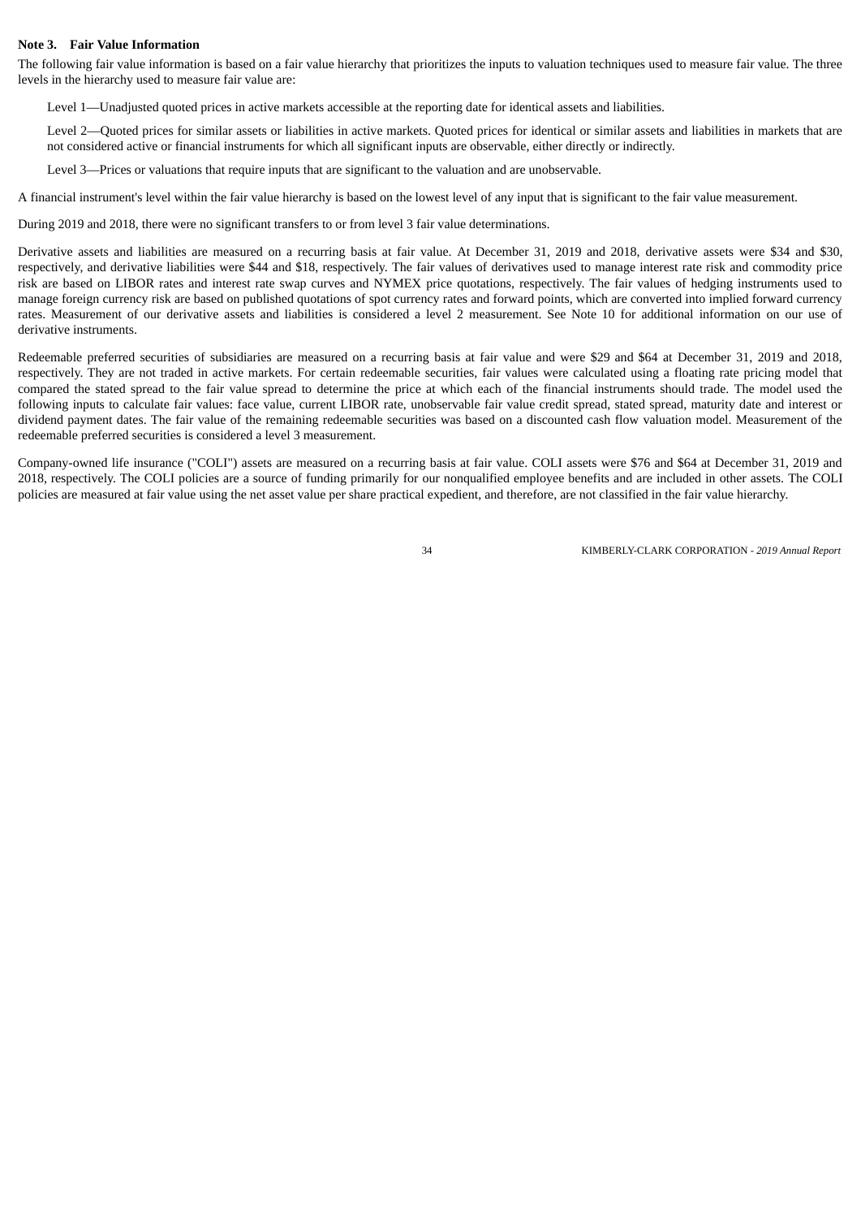## Note 3. Fair Value Information

The following fair value information is based on a fair value hierarchy that prioritizes the inputs to valuation techniques used to measure fair value. The three levels in the hierarchy used to measure fair value are:

Level 1—Unadjusted quoted prices in active markets accessible at the reporting date for identical assets and liabilities.

Level 2—Quoted prices for similar assets or liabilities in active markets. Quoted prices for identical or similar assets and liabilities in markets that are not considered active or financial instruments for which all significant inputs are observable, either directly or indirectly.

Level 3—Prices or valuations that require inputs that are significant to the valuation and are unobservable.

A financial instrument's level within the fair value hierarchy is based on the lowest level of any input that is significant to the fair value measurement.

During 2019 and 2018, there were no significant transfers to or from level 3 fair value determinations.

Derivative assets and liabilities are measured on a recurring basis at fair value. At December 31, 2019 and 2018, derivative assets were $34 and $30, respectively, and derivative liabilities were $44 and $18, respectively. The fair values of derivatives used to manage interest rate risk and commodity price risk are based on LIBOR rates and interest rate swap curves and NYMEX price quotations, respectively. The fair values of hedging instruments used to manage foreign currency risk are based on published quotations of spot currency rates and forward points, which are converted into implied forward currency rates. Measurement of our derivative assets and liabilities is considered a level 2 measurement. See Note 10 for additional information on our use of derivative instruments.

Redeemable preferred securities of subsidiaries are measured on a recurring basis at fair value and were $29 and $64 at December 31, 2019 and 2018, respectively. They are not traded in active markets. For certain redeemable securities, fair values were calculated using a floating rate pricing model that compared the stated spread to the fair value spread to determine the price at which each of the financial instruments should trade. The model used the following inputs to calculate fair values: face value, current LIBOR rate, unobservable fair value credit spread, stated spread, maturity date and interest or dividend payment dates. The fair value of the remaining redeemable securities was based on a discounted cash flow valuation model. Measurement of the redeemable preferred securities is considered a level 3 measurement.

Company-owned life insurance ("COLI") assets are measured on a recurring basis at fair value. COLI assets were $76 and $64 at December 31, 2019 and 2018, respectively. The COLI policies are a source of funding primarily for our nonqualified employee benefits and are included in other assets. The COLI policies are measured at fair value using the net asset value per share practical expedient, and therefore, are not classified in the fair value hierarchy.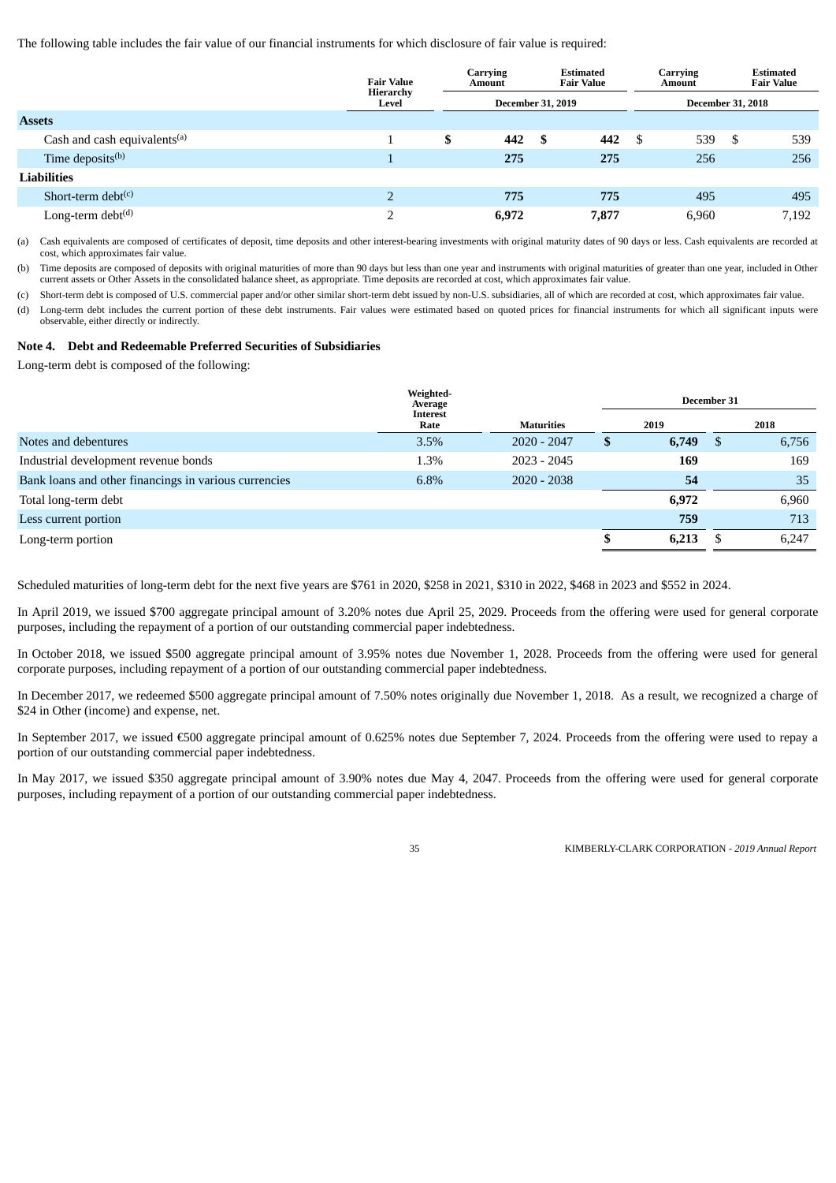The following table includes the fair value of our financial instruments for which disclosure of fair value is required:

| | Fair Value Hierarchy Level | Carrying Amount | Estimated Fair Value | Carrying Amount | Estimated Fair Value |
|---|---|---|---|---|---|
| | | December 31, 2019 | | December 31, 2018 | |
| **Assets** | | | | | |
| Cash and cash equivalents[(a)] | 1 | **$ 442** | **$ 442** | $ 539 | $ 539 |
| Time deposits[(b)] | 1 | **275** | **275** | 256 | 256 |
| **Liabilities** | | | | | |
| Short-term debt[(c)] | 2 | **775** | **775** | 495 | 495 |
| Long-term debt[(d)] | 2 | **6,972** | **7,877** | 6,960 | 7,192 |

(a) Cash equivalents are composed of certificates of deposit, time deposits and other interest-bearing investments with original maturity dates of 90 days or less. Cash equivalents are recorded at cost, which approximates fair value.

(b) Time deposits are composed of deposits with original maturities of more than 90 days but less than one year and instruments with original maturities of greater than one year, included in Other current assets or Other Assets in the consolidated balance sheet, as appropriate. Time deposits are recorded at cost, which approximates fair value.

(c) Short-term debt is composed of U.S. commercial paper and/or other similar short-term debt issued by non-U.S. subsidiaries, all of which are recorded at cost, which approximates fair value.

(d) Long-term debt includes the current portion of these debt instruments. Fair values were estimated based on quoted prices for financial instruments for which all significant inputs were observable, either directly or indirectly.

**Note 4. Debt and Redeemable Preferred Securities of Subsidiaries**

Long-term debt is composed of the following:

| | Weighted-Average Interest Rate | Maturities | December 31 2019 | December 31 2018 |
|---|---|---|---|---|
| Notes and debentures | 3.5% | 2020 - 2047 | **$ 6,749** | $ 6,756 |
| Industrial development revenue bonds | 1.3% | 2023 - 2045 | **169** | 169 |
| Bank loans and other financings in various currencies | 6.8% | 2020 - 2038 | **54** | 35 |
| Total long-term debt | | | **6,972** | 6,960 |
| Less current portion | | | **759** | 713 |
| Long-term portion | | | **$ 6,213** | $ 6,247 |

Scheduled maturities of long-term debt for the next five years are $761 in 2020, $258 in 2021, $310 in 2022, $468 in 2023 and $552 in 2024.

In April 2019, we issued $700 aggregate principal amount of 3.20% notes due April 25, 2029. Proceeds from the offering were used for general corporate purposes, including the repayment of a portion of our outstanding commercial paper indebtedness.

In October 2018, we issued $500 aggregate principal amount of 3.95% notes due November 1, 2028. Proceeds from the offering were used for general corporate purposes, including repayment of a portion of our outstanding commercial paper indebtedness.

In December 2017, we redeemed $500 aggregate principal amount of 7.50% notes originally due November 1, 2018. As a result, we recognized a charge of $24 in Other (income) and expense, net.

In September 2017, we issued €500 aggregate principal amount of 0.625% notes due September 7, 2024. Proceeds from the offering were used to repay a portion of our outstanding commercial paper indebtedness.

In May 2017, we issued $350 aggregate principal amount of 3.90% notes due May 4, 2047. Proceeds from the offering were used for general corporate purposes, including repayment of a portion of our outstanding commercial paper indebtedness.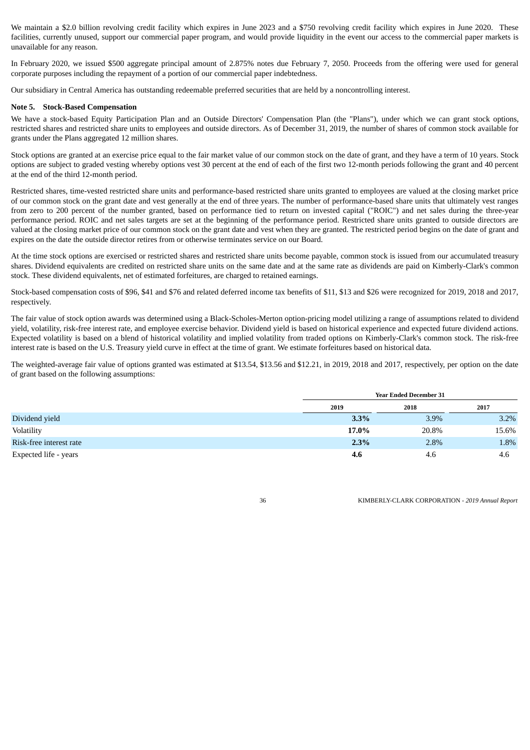We maintain a $2.0 billion revolving credit facility which expires in June 2023 and a $750 revolving credit facility which expires in June 2020. These facilities, currently unused, support our commercial paper program, and would provide liquidity in the event our access to the commercial paper markets is unavailable for any reason.

In February 2020, we issued $500 aggregate principal amount of 2.875% notes due February 7, 2050. Proceeds from the offering were used for general corporate purposes including the repayment of a portion of our commercial paper indebtedness.

Our subsidiary in Central America has outstanding redeemable preferred securities that are held by a noncontrolling interest.

### Note 5. Stock-Based Compensation

We have a stock-based Equity Participation Plan and an Outside Directors' Compensation Plan (the "Plans"), under which we can grant stock options, restricted shares and restricted share units to employees and outside directors. As of December 31, 2019, the number of shares of common stock available for grants under the Plans aggregated 12 million shares.

Stock options are granted at an exercise price equal to the fair market value of our common stock on the date of grant, and they have a term of 10 years. Stock options are subject to graded vesting whereby options vest 30 percent at the end of each of the first two 12-month periods following the grant and 40 percent at the end of the third 12-month period.

Restricted shares, time-vested restricted share units and performance-based restricted share units granted to employees are valued at the closing market price of our common stock on the grant date and vest generally at the end of three years. The number of performance-based share units that ultimately vest ranges from zero to 200 percent of the number granted, based on performance tied to return on invested capital ("ROIC") and net sales during the three-year performance period. ROIC and net sales targets are set at the beginning of the performance period. Restricted share units granted to outside directors are valued at the closing market price of our common stock on the grant date and vest when they are granted. The restricted period begins on the date of grant and expires on the date the outside director retires from or otherwise terminates service on our Board.

At the time stock options are exercised or restricted shares and restricted share units become payable, common stock is issued from our accumulated treasury shares. Dividend equivalents are credited on restricted share units on the same date and at the same rate as dividends are paid on Kimberly-Clark's common stock. These dividend equivalents, net of estimated forfeitures, are charged to retained earnings.

Stock-based compensation costs of $96, $41 and $76 and related deferred income tax benefits of $11, $13 and $26 were recognized for 2019, 2018 and 2017, respectively.

The fair value of stock option awards was determined using a Black-Scholes-Merton option-pricing model utilizing a range of assumptions related to dividend yield, volatility, risk-free interest rate, and employee exercise behavior. Dividend yield is based on historical experience and expected future dividend actions. Expected volatility is based on a blend of historical volatility and implied volatility from traded options on Kimberly-Clark's common stock. The risk-free interest rate is based on the U.S. Treasury yield curve in effect at the time of grant. We estimate forfeitures based on historical data.

The weighted-average fair value of options granted was estimated at $13.54, $13.56 and $12.21, in 2019, 2018 and 2017, respectively, per option on the date of grant based on the following assumptions:

| | Year Ended December 31 | | |
|---|---|---|---|
| | **2019** | **2018** | **2017** |
| Dividend yield | **3.3%** | 3.9% | 3.2% |
| Volatility | **17.0%** | 20.8% | 15.6% |
| Risk-free interest rate | **2.3%** | 2.8% | 1.8% |
| Expected life - years | **4.6** | 4.6 | 4.6 |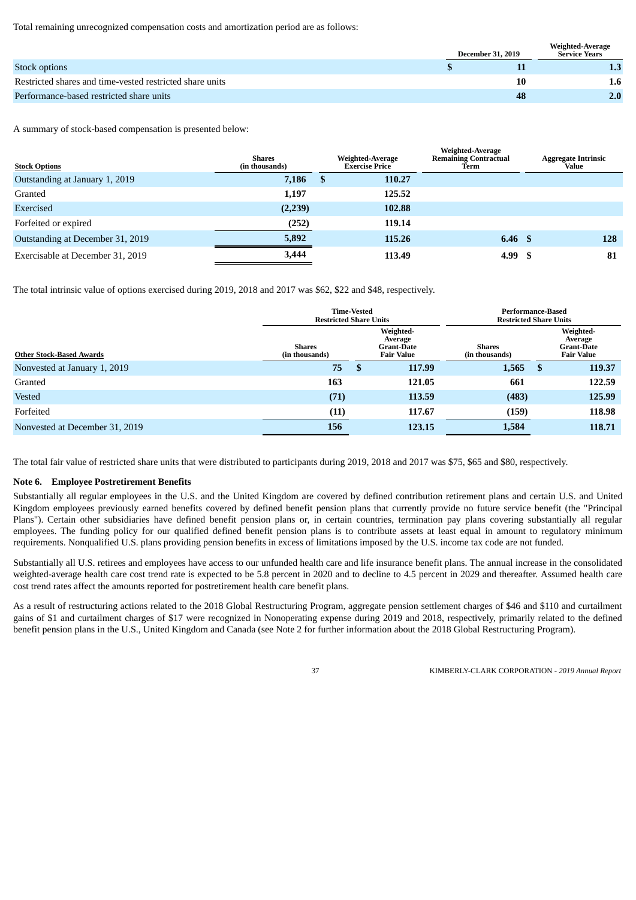Total remaining unrecognized compensation costs and amortization period are as follows:

| | December 31, 2019 | Weighted-Average Service Years |
|---|---|---|
| Stock options | $ 11 | 1.3 |
| Restricted shares and time-vested restricted share units | 10 | 1.6 |
| Performance-based restricted share units | 48 | 2.0 |

A summary of stock-based compensation is presented below:

| Stock Options | Shares (in thousands) | Weighted-Average Exercise Price | Weighted-Average Remaining Contractual Term | Aggregate Intrinsic Value |
|---|---|---|---|---|
| Outstanding at January 1, 2019 | 7,186 | $ 110.27 | | |
| Granted | 1,197 | 125.52 | | |
| Exercised | (2,239) | 102.88 | | |
| Forfeited or expired | (252) | 119.14 | | |
| Outstanding at December 31, 2019 | 5,892 | 115.26 | 6.46 | $ 128 |
| Exercisable at December 31, 2019 | 3,444 | 113.49 | 4.99 | $ 81 |

The total intrinsic value of options exercised during 2019, 2018 and 2017 was $62, $22 and $48, respectively.

| | Time-Vested Restricted Share Units | | Performance-Based Restricted Share Units | |
|---|---|---|---|---|
| Other Stock-Based Awards | Shares (in thousands) | Weighted-Average Grant-Date Fair Value | Shares (in thousands) | Weighted-Average Grant-Date Fair Value |
| Nonvested at January 1, 2019 | 75 | $ 117.99 | 1,565 | $ 119.37 |
| Granted | 163 | 121.05 | 661 | 122.59 |
| Vested | (71) | 113.59 | (483) | 125.99 |
| Forfeited | (11) | 117.67 | (159) | 118.98 |
| Nonvested at December 31, 2019 | 156 | 123.15 | 1,584 | 118.71 |

The total fair value of restricted share units that were distributed to participants during 2019, 2018 and 2017 was $75, $65 and $80, respectively.

## Note 6. Employee Postretirement Benefits

Substantially all regular employees in the U.S. and the United Kingdom are covered by defined contribution retirement plans and certain U.S. and United Kingdom employees previously earned benefits covered by defined benefit pension plans that currently provide no future service benefit (the "Principal Plans"). Certain other subsidiaries have defined benefit pension plans or, in certain countries, termination pay plans covering substantially all regular employees. The funding policy for our qualified defined benefit pension plans is to contribute assets at least equal in amount to regulatory minimum requirements. Nonqualified U.S. plans providing pension benefits in excess of limitations imposed by the U.S. income tax code are not funded.

Substantially all U.S. retirees and employees have access to our unfunded health care and life insurance benefit plans. The annual increase in the consolidated weighted-average health care cost trend rate is expected to be 5.8 percent in 2020 and to decline to 4.5 percent in 2029 and thereafter. Assumed health care cost trend rates affect the amounts reported for postretirement health care benefit plans.

As a result of restructuring actions related to the 2018 Global Restructuring Program, aggregate pension settlement charges of $46 and $110 and curtailment gains of $1 and curtailment charges of $17 were recognized in Nonoperating expense during 2019 and 2018, respectively, primarily related to the defined benefit pension plans in the U.S., United Kingdom and Canada (see Note 2 for further information about the 2018 Global Restructuring Program).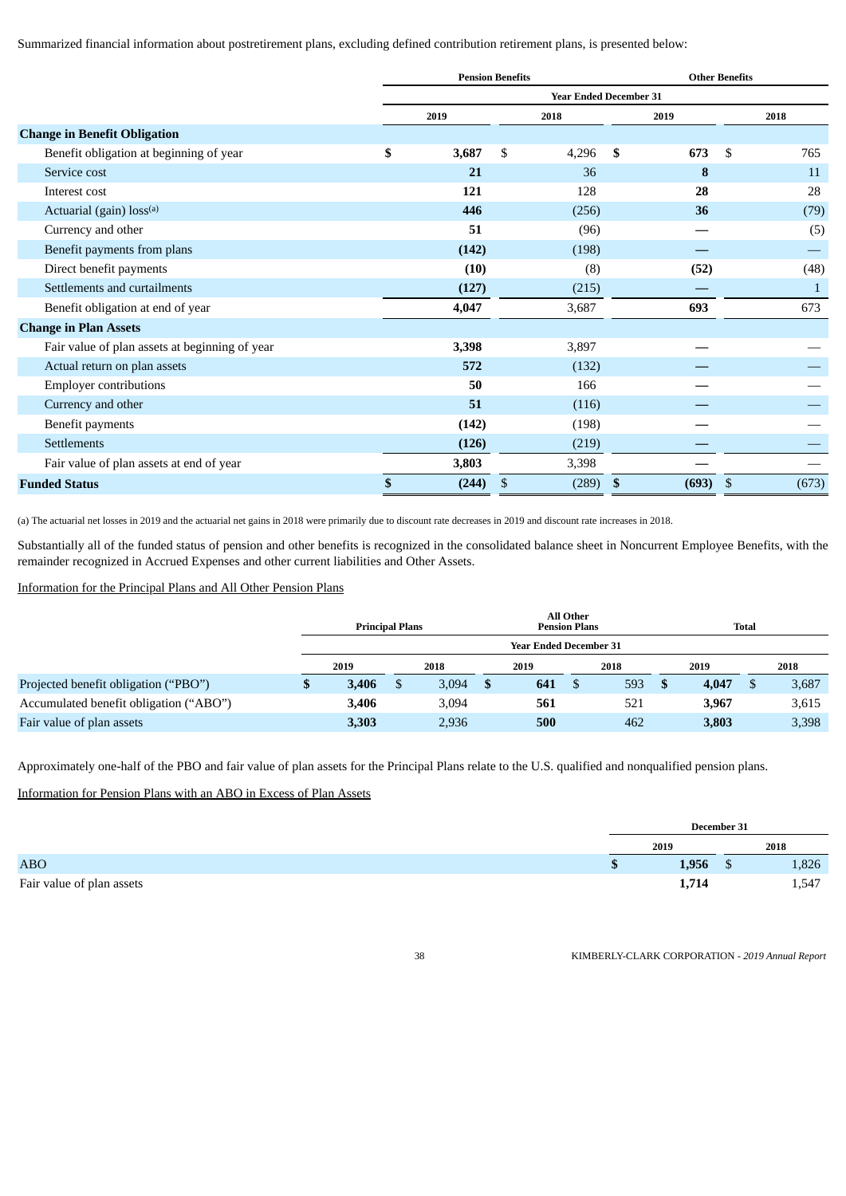Summarized financial information about postretirement plans, excluding defined contribution retirement plans, is presented below:

| | Pension Benefits | | Other Benefits | |
|---|---|---|---|---|
| | Year Ended December 31 | | | |
| | 2019 | 2018 | 2019 | 2018 |
| **Change in Benefit Obligation** | | | | |
| Benefit obligation at beginning of year | **$ 3,687** | $ 4,296 | **$ 673** | $ 765 |
| Service cost | **21** | 36 | **8** | 11 |
| Interest cost | **121** | 128 | **28** | 28 |
| Actuarial (gain) loss[(a)] | **446** | (256) | **36** | (79) |
| Currency and other | **51** | (96) | **—** | (5) |
| Benefit payments from plans | **(142)** | (198) | **—** | — |
| Direct benefit payments | **(10)** | (8) | **(52)** | (48) |
| Settlements and curtailments | **(127)** | (215) | **—** | 1 |
| Benefit obligation at end of year | **4,047** | 3,687 | **693** | 673 |
| **Change in Plan Assets** | | | | |
| Fair value of plan assets at beginning of year | **3,398** | 3,897 | **—** | — |
| Actual return on plan assets | **572** | (132) | **—** | — |
| Employer contributions | **50** | 166 | **—** | — |
| Currency and other | **51** | (116) | **—** | — |
| Benefit payments | **(142)** | (198) | **—** | — |
| Settlements | **(126)** | (219) | **—** | — |
| Fair value of plan assets at end of year | **3,803** | 3,398 | **—** | — |
| **Funded Status** | **$ (244)** | $ (289) | **$ (693)** | $ (673) |

(a) The actuarial net losses in 2019 and the actuarial net gains in 2018 were primarily due to discount rate decreases in 2019 and discount rate increases in 2018.

Substantially all of the funded status of pension and other benefits is recognized in the consolidated balance sheet in Noncurrent Employee Benefits, with the remainder recognized in Accrued Expenses and other current liabilities and Other Assets.

Information for the Principal Plans and All Other Pension Plans

| | Principal Plans | | All Other Pension Plans | | Total | |
|---|---|---|---|---|---|---|
| | Year Ended December 31 | | | | | |
| | 2019 | 2018 | 2019 | 2018 | 2019 | 2018 |
| Projected benefit obligation ("PBO") | **$ 3,406** | $ 3,094 | **$ 641** | $ 593 | **$ 4,047** | $ 3,687 |
| Accumulated benefit obligation ("ABO") | **3,406** | 3,094 | **561** | 521 | **3,967** | 3,615 |
| Fair value of plan assets | **3,303** | 2,936 | **500** | 462 | **3,803** | 3,398 |

Approximately one-half of the PBO and fair value of plan assets for the Principal Plans relate to the U.S. qualified and nonqualified pension plans.

Information for Pension Plans with an ABO in Excess of Plan Assets

| | December 31 | |
|---|---|---|
| | 2019 | 2018 |
| ABO | **$ 1,956** | $ 1,826 |
| Fair value of plan assets | **1,714** | 1,547 |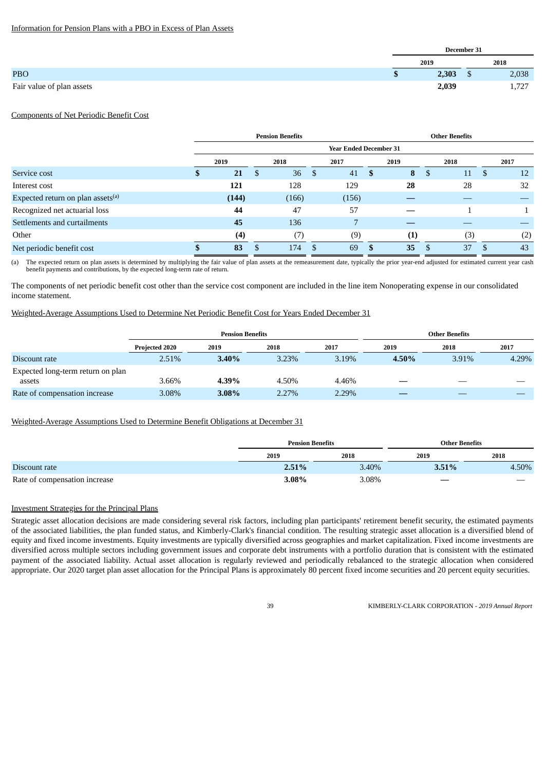Information for Pension Plans with a PBO in Excess of Plan Assets

| | December 31 | |
|---|---|---|
| | 2019 | 2018 |
| PBO | **$ 2,303** | $ 2,038 |
| Fair value of plan assets | **2,039** | 1,727 |

Components of Net Periodic Benefit Cost

| | Pension Benefits | | | Other Benefits | | |
|---|---|---|---|---|---|---|
| | Year Ended December 31 | | | | | |
| | 2019 | 2018 | 2017 | 2019 | 2018 | 2017 |
| Service cost | **$ 21** | $ 36 | $ 41 | **$ 8** | $ 11 | $ 12 |
| Interest cost | **121** | 128 | 129 | **28** | 28 | 32 |
| Expected return on plan assets[(a)] | **(144)** | (166) | (156) | **—** | — | — |
| Recognized net actuarial loss | **44** | 47 | 57 | **—** | 1 | 1 |
| Settlements and curtailments | **45** | 136 | 7 | **—** | — | — |
| Other | **(4)** | (7) | (9) | **(1)** | (3) | (2) |
| Net periodic benefit cost | **$ 83** | $ 174 | $ 69 | **$ 35** | $ 37 | $ 43 |

(a) The expected return on plan assets is determined by multiplying the fair value of plan assets at the remeasurement date, typically the prior year-end adjusted for estimated current year cash benefit payments and contributions, by the expected long-term rate of return.

The components of net periodic benefit cost other than the service cost component are included in the line item Nonoperating expense in our consolidated income statement.

Weighted-Average Assumptions Used to Determine Net Periodic Benefit Cost for Years Ended December 31

| | Pension Benefits | | | | Other Benefits | | |
|---|---|---|---|---|---|---|---|
| | Projected 2020 | 2019 | 2018 | 2017 | 2019 | 2018 | 2017 |
| Discount rate | 2.51% | **3.40%** | 3.23% | 3.19% | **4.50%** | 3.91% | 4.29% |
| Expected long-term return on plan assets | 3.66% | **4.39%** | 4.50% | 4.46% | **—** | — | — |
| Rate of compensation increase | 3.08% | **3.08%** | 2.27% | 2.29% | **—** | — | — |

Weighted-Average Assumptions Used to Determine Benefit Obligations at December 31

| | Pension Benefits | | Other Benefits | |
|---|---|---|---|---|
| | 2019 | 2018 | 2019 | 2018 |
| Discount rate | **2.51%** | 3.40% | **3.51%** | 4.50% |
| Rate of compensation increase | **3.08%** | 3.08% | **—** | — |

Investment Strategies for the Principal Plans

Strategic asset allocation decisions are made considering several risk factors, including plan participants' retirement benefit security, the estimated payments of the associated liabilities, the plan funded status, and Kimberly-Clark's financial condition. The resulting strategic asset allocation is a diversified blend of equity and fixed income investments. Equity investments are typically diversified across geographies and market capitalization. Fixed income investments are diversified across multiple sectors including government issues and corporate debt instruments with a portfolio duration that is consistent with the estimated payment of the associated liability. Actual asset allocation is regularly reviewed and periodically rebalanced to the strategic allocation when considered appropriate. Our 2020 target plan asset allocation for the Principal Plans is approximately 80 percent fixed income securities and 20 percent equity securities.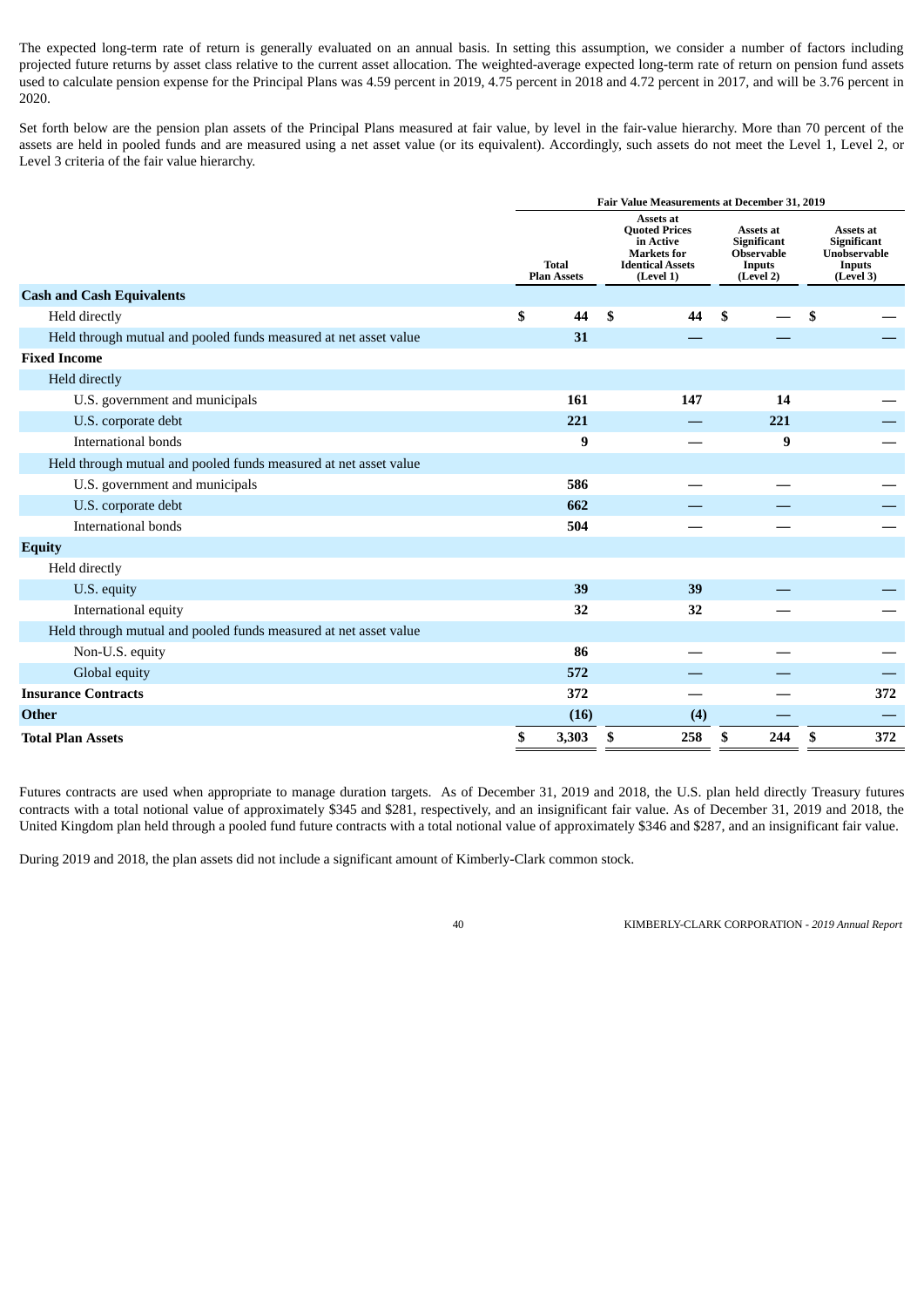The expected long-term rate of return is generally evaluated on an annual basis. In setting this assumption, we consider a number of factors including projected future returns by asset class relative to the current asset allocation. The weighted-average expected long-term rate of return on pension fund assets used to calculate pension expense for the Principal Plans was 4.59 percent in 2019, 4.75 percent in 2018 and 4.72 percent in 2017, and will be 3.76 percent in 2020.

Set forth below are the pension plan assets of the Principal Plans measured at fair value, by level in the fair-value hierarchy. More than 70 percent of the assets are held in pooled funds and are measured using a net asset value (or its equivalent). Accordingly, such assets do not meet the Level 1, Level 2, or Level 3 criteria of the fair value hierarchy.

| | Fair Value Measurements at December 31, 2019 | | | |
|---|---|---|---|---|
| | Total Plan Assets | Assets at Quoted Prices in Active Markets for Identical Assets (Level 1) | Assets at Significant Observable Inputs (Level 2) | Assets at Significant Unobservable Inputs (Level 3) |
| **Cash and Cash Equivalents** | | | | |
| Held directly | $ 44 | $ 44 | $ — | $ — |
| Held through mutual and pooled funds measured at net asset value | 31 | — | — | — |
| **Fixed Income** | | | | |
| Held directly | | | | |
| U.S. government and municipals | 161 | 147 | 14 | — |
| U.S. corporate debt | 221 | — | 221 | — |
| International bonds | 9 | — | 9 | — |
| Held through mutual and pooled funds measured at net asset value | | | | |
| U.S. government and municipals | 586 | — | — | — |
| U.S. corporate debt | 662 | — | — | — |
| International bonds | 504 | — | — | — |
| **Equity** | | | | |
| Held directly | | | | |
| U.S. equity | 39 | 39 | — | — |
| International equity | 32 | 32 | — | — |
| Held through mutual and pooled funds measured at net asset value | | | | |
| Non-U.S. equity | 86 | — | — | — |
| Global equity | 572 | — | — | — |
| **Insurance Contracts** | 372 | — | — | 372 |
| **Other** | (16) | (4) | — | — |
| **Total Plan Assets** | $ 3,303 | $ 258 | $ 244 | $ 372 |

Futures contracts are used when appropriate to manage duration targets. As of December 31, 2019 and 2018, the U.S. plan held directly Treasury futures contracts with a total notional value of approximately $345 and $281, respectively, and an insignificant fair value. As of December 31, 2019 and 2018, the United Kingdom plan held through a pooled fund future contracts with a total notional value of approximately $346 and $287, and an insignificant fair value.

During 2019 and 2018, the plan assets did not include a significant amount of Kimberly-Clark common stock.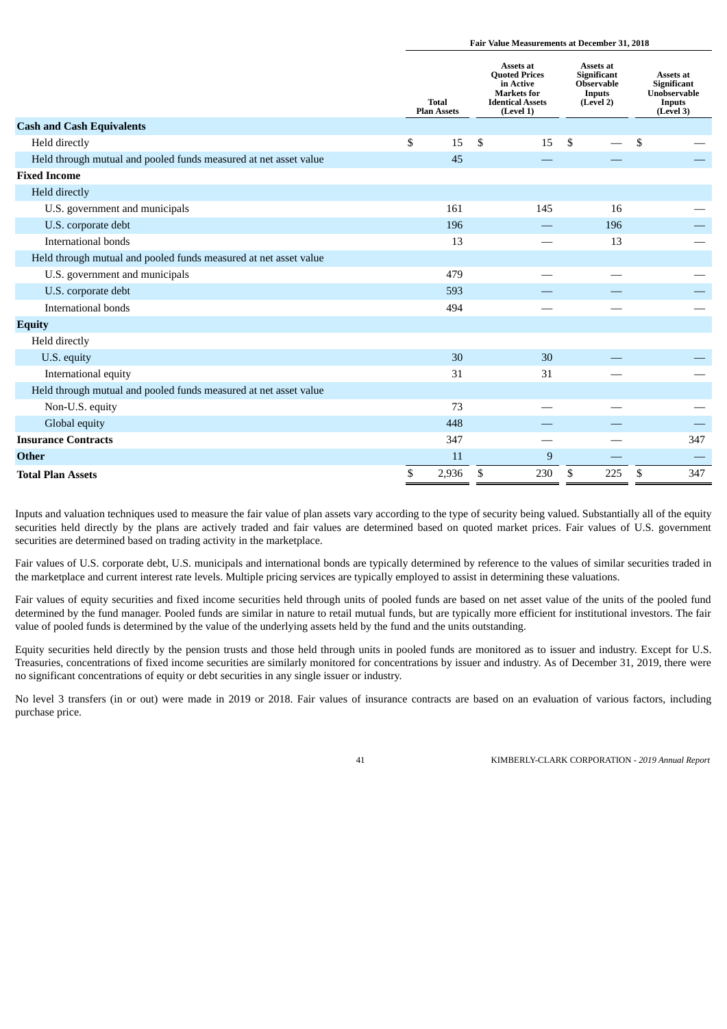| | Fair Value Measurements at December 31, 2018 | | | |
|---|---|---|---|---|
| | Total Plan Assets | Assets at Quoted Prices in Active Markets for Identical Assets (Level 1) | Assets at Significant Observable Inputs (Level 2) | Assets at Significant Unobservable Inputs (Level 3) |
| **Cash and Cash Equivalents** | | | | |
| Held directly | $ 15 | $ 15 | $ — | $ — |
| Held through mutual and pooled funds measured at net asset value | 45 | — | — | — |
| **Fixed Income** | | | | |
| Held directly | | | | |
| U.S. government and municipals | 161 | 145 | 16 | — |
| U.S. corporate debt | 196 | — | 196 | — |
| International bonds | 13 | — | 13 | — |
| Held through mutual and pooled funds measured at net asset value | | | | |
| U.S. government and municipals | 479 | — | — | — |
| U.S. corporate debt | 593 | — | — | — |
| International bonds | 494 | — | — | — |
| **Equity** | | | | |
| Held directly | | | | |
| U.S. equity | 30 | 30 | — | — |
| International equity | 31 | 31 | — | — |
| Held through mutual and pooled funds measured at net asset value | | | | |
| Non-U.S. equity | 73 | — | — | — |
| Global equity | 448 | — | — | — |
| **Insurance Contracts** | 347 | — | — | 347 |
| **Other** | 11 | 9 | — | — |
| **Total Plan Assets** | $ 2,936 | $ 230 | $ 225 | $ 347 |

Inputs and valuation techniques used to measure the fair value of plan assets vary according to the type of security being valued. Substantially all of the equity securities held directly by the plans are actively traded and fair values are determined based on quoted market prices. Fair values of U.S. government securities are determined based on trading activity in the marketplace.

Fair values of U.S. corporate debt, U.S. municipals and international bonds are typically determined by reference to the values of similar securities traded in the marketplace and current interest rate levels. Multiple pricing services are typically employed to assist in determining these valuations.

Fair values of equity securities and fixed income securities held through units of pooled funds are based on net asset value of the units of the pooled fund determined by the fund manager. Pooled funds are similar in nature to retail mutual funds, but are typically more efficient for institutional investors. The fair value of pooled funds is determined by the value of the underlying assets held by the fund and the units outstanding.

Equity securities held directly by the pension trusts and those held through units in pooled funds are monitored as to issuer and industry. Except for U.S. Treasuries, concentrations of fixed income securities are similarly monitored for concentrations by issuer and industry. As of December 31, 2019, there were no significant concentrations of equity or debt securities in any single issuer or industry.

No level 3 transfers (in or out) were made in 2019 or 2018. Fair values of insurance contracts are based on an evaluation of various factors, including purchase price.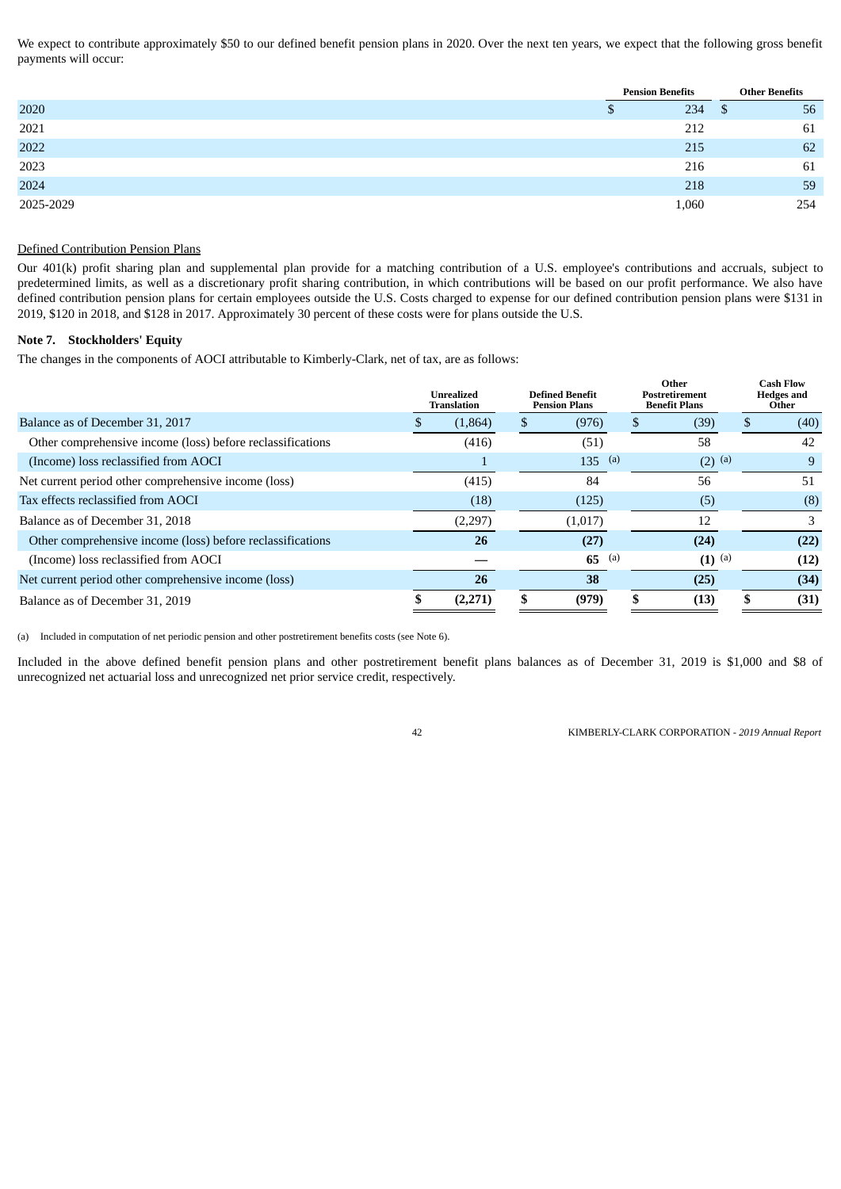We expect to contribute approximately $50 to our defined benefit pension plans in 2020. Over the next ten years, we expect that the following gross benefit payments will occur:

| | Pension Benefits | Other Benefits |
|---|---|---|
| 2020 | $ 234 | $ 56 |
| 2021 | 212 | 61 |
| 2022 | 215 | 62 |
| 2023 | 216 | 61 |
| 2024 | 218 | 59 |
| 2025-2029 | 1,060 | 254 |

Defined Contribution Pension Plans

Our 401(k) profit sharing plan and supplemental plan provide for a matching contribution of a U.S. employee's contributions and accruals, subject to predetermined limits, as well as a discretionary profit sharing contribution, in which contributions will be based on our profit performance. We also have defined contribution pension plans for certain employees outside the U.S. Costs charged to expense for our defined contribution pension plans were $131 in 2019, $120 in 2018, and $128 in 2017. Approximately 30 percent of these costs were for plans outside the U.S.

**Note 7. Stockholders' Equity**

The changes in the components of AOCI attributable to Kimberly-Clark, net of tax, are as follows:

| | Unrealized Translation | Defined Benefit Pension Plans | Other Postretirement Benefit Plans | Cash Flow Hedges and Other |
|---|---|---|---|---|
| Balance as of December 31, 2017 | $ (1,864) | $ (976) | $ (39) | $ (40) |
| Other comprehensive income (loss) before reclassifications | (416) | (51) | 58 | 42 |
| (Income) loss reclassified from AOCI | 1 | 135 (a) | (2) (a) | 9 |
| Net current period other comprehensive income (loss) | (415) | 84 | 56 | 51 |
| Tax effects reclassified from AOCI | (18) | (125) | (5) | (8) |
| Balance as of December 31, 2018 | (2,297) | (1,017) | 12 | 3 |
| Other comprehensive income (loss) before reclassifications | **26** | **(27)** | **(24)** | **(22)** |
| (Income) loss reclassified from AOCI | **—** | **65** (a) | **(1)** (a) | **(12)** |
| Net current period other comprehensive income (loss) | **26** | **38** | **(25)** | **(34)** |
| Balance as of December 31, 2019 | **$ (2,271)** | **$ (979)** | **$ (13)** | **$ (31)** |

(a) Included in computation of net periodic pension and other postretirement benefits costs (see Note 6).

Included in the above defined benefit pension plans and other postretirement benefit plans balances as of December 31, 2019 is $1,000 and $8 of unrecognized net actuarial loss and unrecognized net prior service credit, respectively.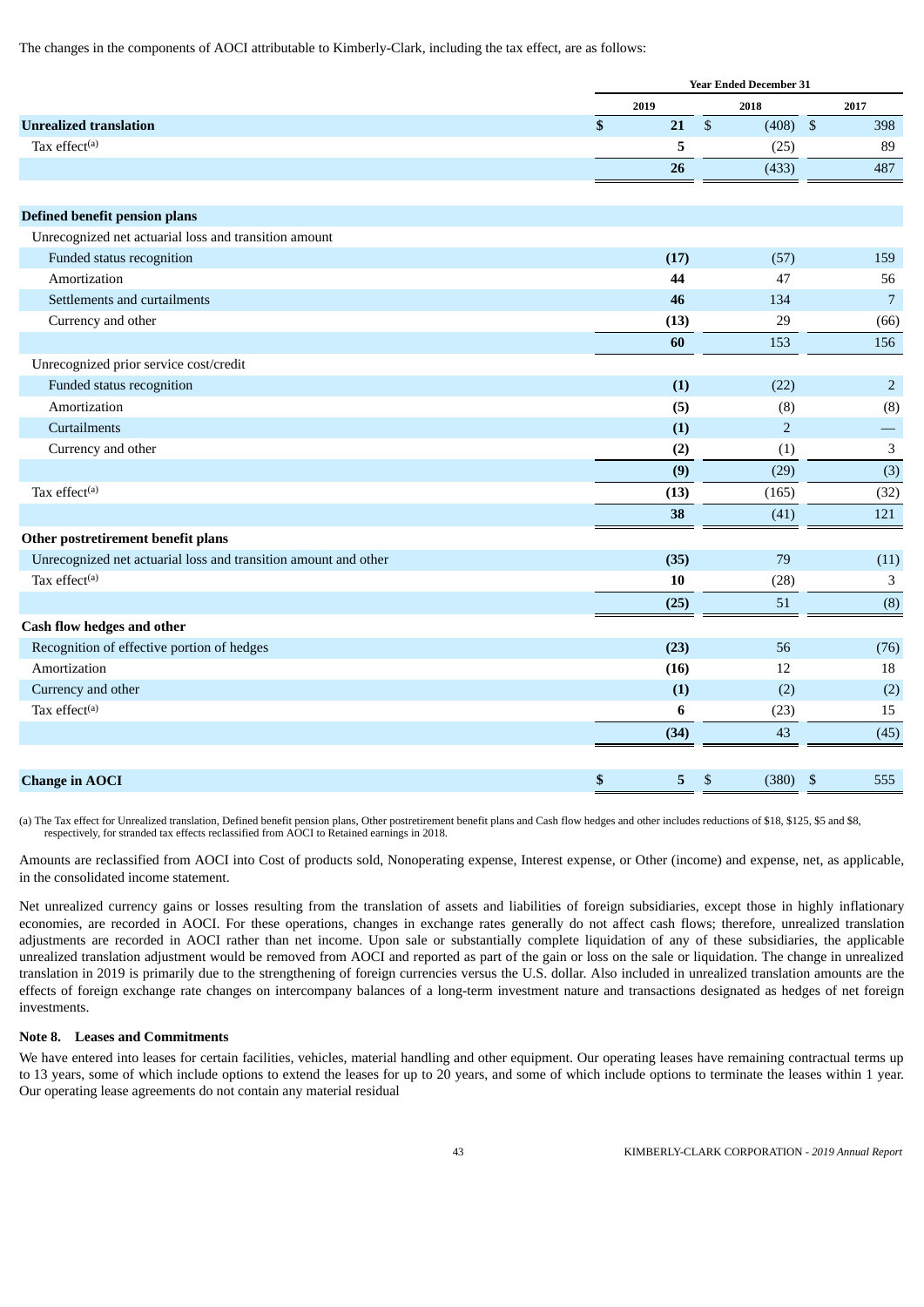The changes in the components of AOCI attributable to Kimberly-Clark, including the tax effect, are as follows:

| | Year Ended December 31 | | |
|---|---|---|---|
| | 2019 | 2018 | 2017 |
| **Unrealized translation** | **$ 21** | $ (408) | $ 398 |
| Tax effect[(a)] | **5** | (25) | 89 |
| | **26** | (433) | 487 |
| **Defined benefit pension plans** | | | |
| Unrecognized net actuarial loss and transition amount | | | |
| Funded status recognition | **(17)** | (57) | 159 |
| Amortization | **44** | 47 | 56 |
| Settlements and curtailments | **46** | 134 | 7 |
| Currency and other | **(13)** | 29 | (66) |
| | **60** | 153 | 156 |
| Unrecognized prior service cost/credit | | | |
| Funded status recognition | **(1)** | (22) | 2 |
| Amortization | **(5)** | (8) | (8) |
| Curtailments | **(1)** | 2 | — |
| Currency and other | **(2)** | (1) | 3 |
| | **(9)** | (29) | (3) |
| Tax effect[(a)] | **(13)** | (165) | (32) |
| | **38** | (41) | 121 |
| **Other postretirement benefit plans** | | | |
| Unrecognized net actuarial loss and transition amount and other | **(35)** | 79 | (11) |
| Tax effect[(a)] | **10** | (28) | 3 |
| | **(25)** | 51 | (8) |
| **Cash flow hedges and other** | | | |
| Recognition of effective portion of hedges | **(23)** | 56 | (76) |
| Amortization | **(16)** | 12 | 18 |
| Currency and other | **(1)** | (2) | (2) |
| Tax effect[(a)] | **6** | (23) | 15 |
| | **(34)** | 43 | (45) |
| **Change in AOCI** | **$ 5** | $ (380) | $ 555 |

(a) The Tax effect for Unrealized translation, Defined benefit pension plans, Other postretirement benefit plans and Cash flow hedges and other includes reductions of $18, $125, $5 and $8, respectively, for stranded tax effects reclassified from AOCI to Retained earnings in 2018.

Amounts are reclassified from AOCI into Cost of products sold, Nonoperating expense, Interest expense, or Other (income) and expense, net, as applicable, in the consolidated income statement.

Net unrealized currency gains or losses resulting from the translation of assets and liabilities of foreign subsidiaries, except those in highly inflationary economies, are recorded in AOCI. For these operations, changes in exchange rates generally do not affect cash flows; therefore, unrealized translation adjustments are recorded in AOCI rather than net income. Upon sale or substantially complete liquidation of any of these subsidiaries, the applicable unrealized translation adjustment would be removed from AOCI and reported as part of the gain or loss on the sale or liquidation. The change in unrealized translation in 2019 is primarily due to the strengthening of foreign currencies versus the U.S. dollar. Also included in unrealized translation amounts are the effects of foreign exchange rate changes on intercompany balances of a long-term investment nature and transactions designated as hedges of net foreign investments.

**Note 8. Leases and Commitments**

We have entered into leases for certain facilities, vehicles, material handling and other equipment. Our operating leases have remaining contractual terms up to 13 years, some of which include options to extend the leases for up to 20 years, and some of which include options to terminate the leases within 1 year. Our operating lease agreements do not contain any material residual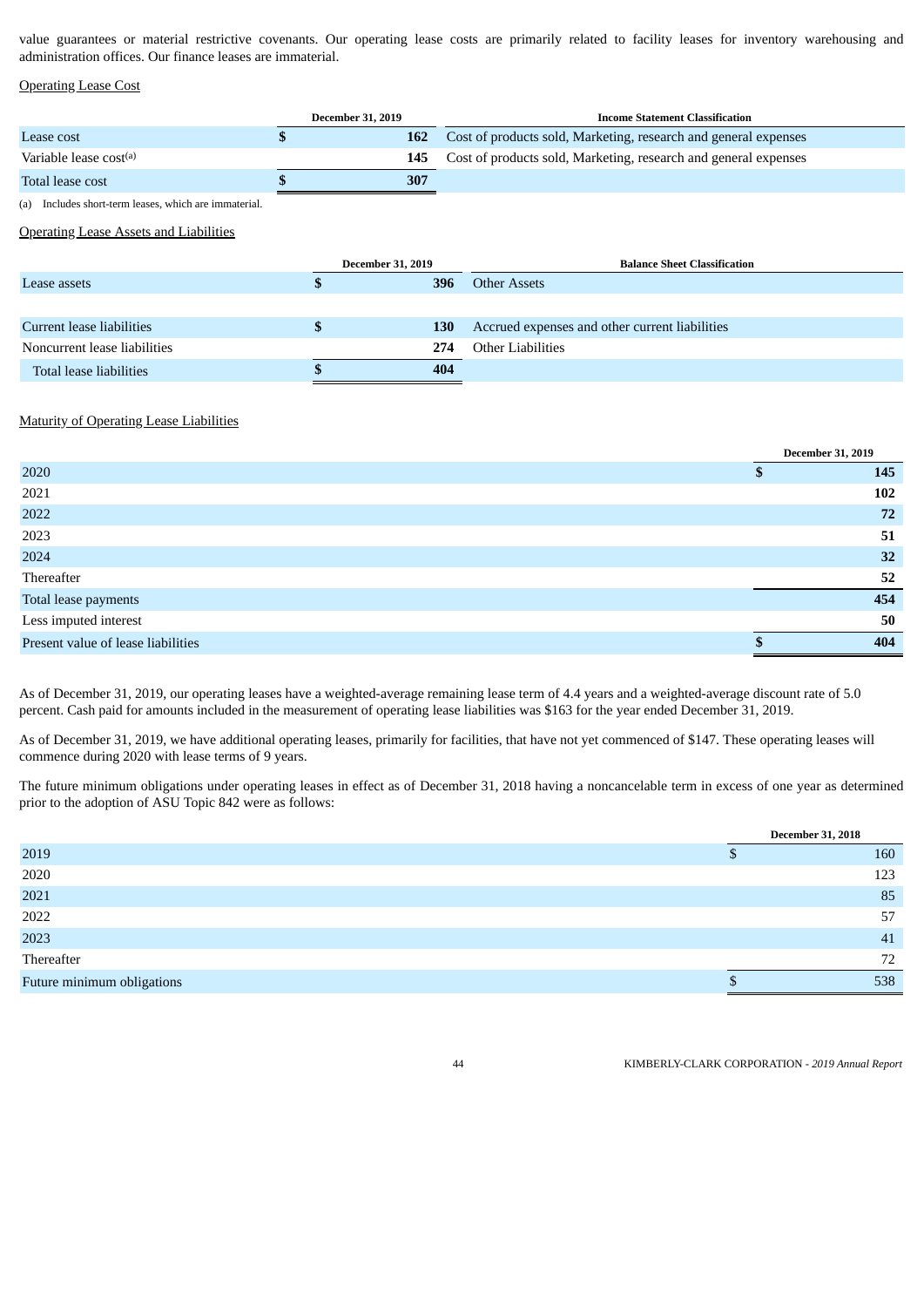value guarantees or material restrictive covenants. Our operating lease costs are primarily related to facility leases for inventory warehousing and administration offices. Our finance leases are immaterial.

Operating Lease Cost

| | December 31, 2019 | Income Statement Classification |
|---|---|---|
| Lease cost | $ 162 | Cost of products sold, Marketing, research and general expenses |
| Variable lease cost[(a)] | 145 | Cost of products sold, Marketing, research and general expenses |
| Total lease cost | $ 307 | |

(a) Includes short-term leases, which are immaterial.

Operating Lease Assets and Liabilities

| | December 31, 2019 | Balance Sheet Classification |
|---|---|---|
| Lease assets | $ 396 | Other Assets |
| | | |
| Current lease liabilities | $ 130 | Accrued expenses and other current liabilities |
| Noncurrent lease liabilities | 274 | Other Liabilities |
| Total lease liabilities | $ 404 | |

Maturity of Operating Lease Liabilities

| | December 31, 2019 |
|---|---|
| 2020 | $ 145 |
| 2021 | 102 |
| 2022 | 72 |
| 2023 | 51 |
| 2024 | 32 |
| Thereafter | 52 |
| Total lease payments | 454 |
| Less imputed interest | 50 |
| Present value of lease liabilities | $ 404 |

As of December 31, 2019, our operating leases have a weighted-average remaining lease term of 4.4 years and a weighted-average discount rate of 5.0 percent. Cash paid for amounts included in the measurement of operating lease liabilities was $163 for the year ended December 31, 2019.

As of December 31, 2019, we have additional operating leases, primarily for facilities, that have not yet commenced of $147. These operating leases will commence during 2020 with lease terms of 9 years.

The future minimum obligations under operating leases in effect as of December 31, 2018 having a noncancelable term in excess of one year as determined prior to the adoption of ASU Topic 842 were as follows:

| | December 31, 2018 |
|---|---|
| 2019 | $ 160 |
| 2020 | 123 |
| 2021 | 85 |
| 2022 | 57 |
| 2023 | 41 |
| Thereafter | 72 |
| Future minimum obligations | $ 538 |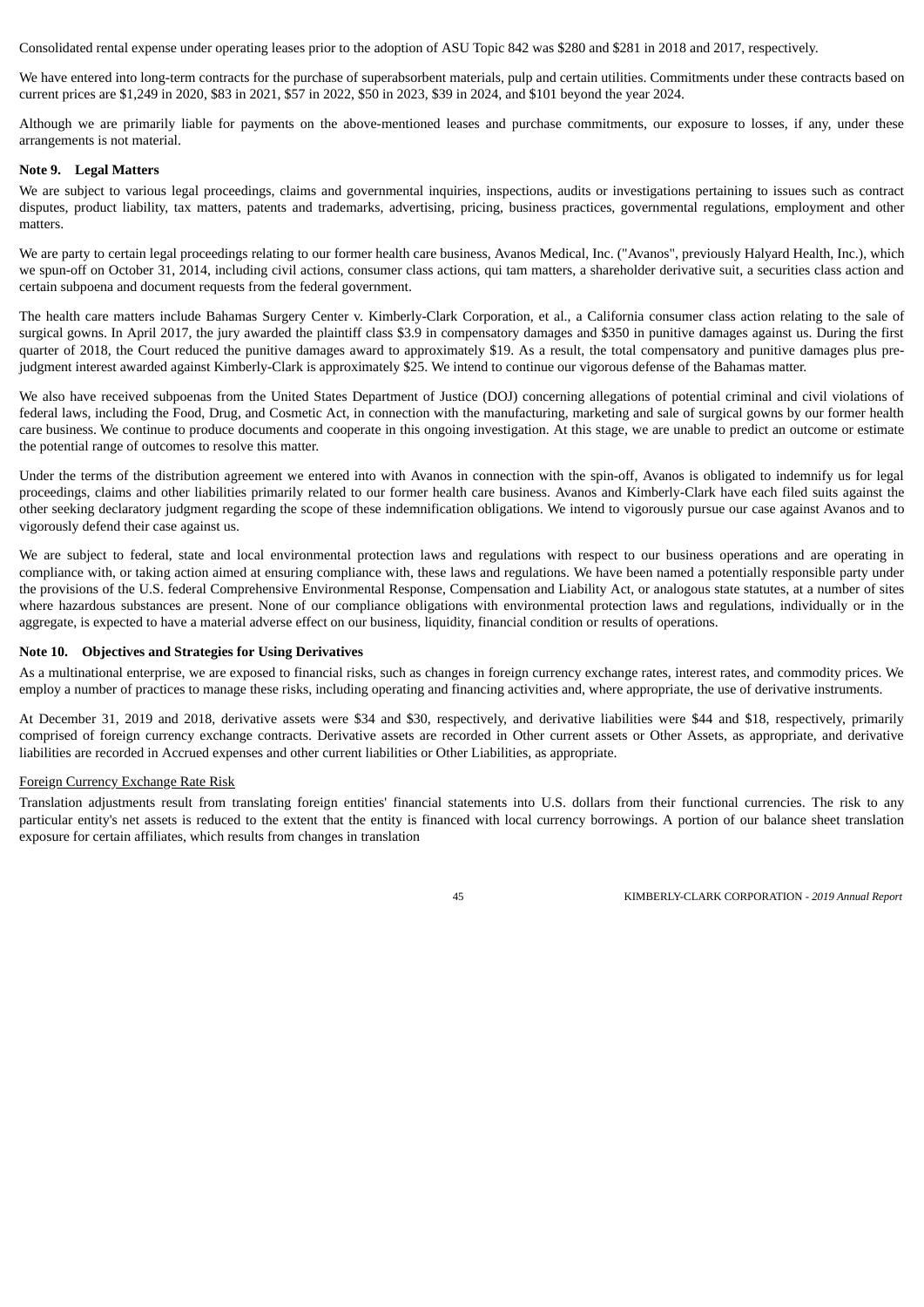Consolidated rental expense under operating leases prior to the adoption of ASU Topic 842 was $280 and $281 in 2018 and 2017, respectively.

We have entered into long-term contracts for the purchase of superabsorbent materials, pulp and certain utilities. Commitments under these contracts based on current prices are $1,249 in 2020, $83 in 2021, $57 in 2022, $50 in 2023, $39 in 2024, and $101 beyond the year 2024.

Although we are primarily liable for payments on the above-mentioned leases and purchase commitments, our exposure to losses, if any, under these arrangements is not material.

**Note 9. Legal Matters**

We are subject to various legal proceedings, claims and governmental inquiries, inspections, audits or investigations pertaining to issues such as contract disputes, product liability, tax matters, patents and trademarks, advertising, pricing, business practices, governmental regulations, employment and other matters.

We are party to certain legal proceedings relating to our former health care business, Avanos Medical, Inc. ("Avanos", previously Halyard Health, Inc.), which we spun-off on October 31, 2014, including civil actions, consumer class actions, qui tam matters, a shareholder derivative suit, a securities class action and certain subpoena and document requests from the federal government.

The health care matters include Bahamas Surgery Center v. Kimberly-Clark Corporation, et al., a California consumer class action relating to the sale of surgical gowns. In April 2017, the jury awarded the plaintiff class $3.9 in compensatory damages and $350 in punitive damages against us. During the first quarter of 2018, the Court reduced the punitive damages award to approximately $19. As a result, the total compensatory and punitive damages plus pre-judgment interest awarded against Kimberly-Clark is approximately $25. We intend to continue our vigorous defense of the Bahamas matter.

We also have received subpoenas from the United States Department of Justice (DOJ) concerning allegations of potential criminal and civil violations of federal laws, including the Food, Drug, and Cosmetic Act, in connection with the manufacturing, marketing and sale of surgical gowns by our former health care business. We continue to produce documents and cooperate in this ongoing investigation. At this stage, we are unable to predict an outcome or estimate the potential range of outcomes to resolve this matter.

Under the terms of the distribution agreement we entered into with Avanos in connection with the spin-off, Avanos is obligated to indemnify us for legal proceedings, claims and other liabilities primarily related to our former health care business. Avanos and Kimberly-Clark have each filed suits against the other seeking declaratory judgment regarding the scope of these indemnification obligations. We intend to vigorously pursue our case against Avanos and to vigorously defend their case against us.

We are subject to federal, state and local environmental protection laws and regulations with respect to our business operations and are operating in compliance with, or taking action aimed at ensuring compliance with, these laws and regulations. We have been named a potentially responsible party under the provisions of the U.S. federal Comprehensive Environmental Response, Compensation and Liability Act, or analogous state statutes, at a number of sites where hazardous substances are present. None of our compliance obligations with environmental protection laws and regulations, individually or in the aggregate, is expected to have a material adverse effect on our business, liquidity, financial condition or results of operations.

**Note 10. Objectives and Strategies for Using Derivatives**

As a multinational enterprise, we are exposed to financial risks, such as changes in foreign currency exchange rates, interest rates, and commodity prices. We employ a number of practices to manage these risks, including operating and financing activities and, where appropriate, the use of derivative instruments.

At December 31, 2019 and 2018, derivative assets were $34 and $30, respectively, and derivative liabilities were $44 and $18, respectively, primarily comprised of foreign currency exchange contracts. Derivative assets are recorded in Other current assets or Other Assets, as appropriate, and derivative liabilities are recorded in Accrued expenses and other current liabilities or Other Liabilities, as appropriate.

Foreign Currency Exchange Rate Risk

Translation adjustments result from translating foreign entities' financial statements into U.S. dollars from their functional currencies. The risk to any particular entity's net assets is reduced to the extent that the entity is financed with local currency borrowings. A portion of our balance sheet translation exposure for certain affiliates, which results from changes in translation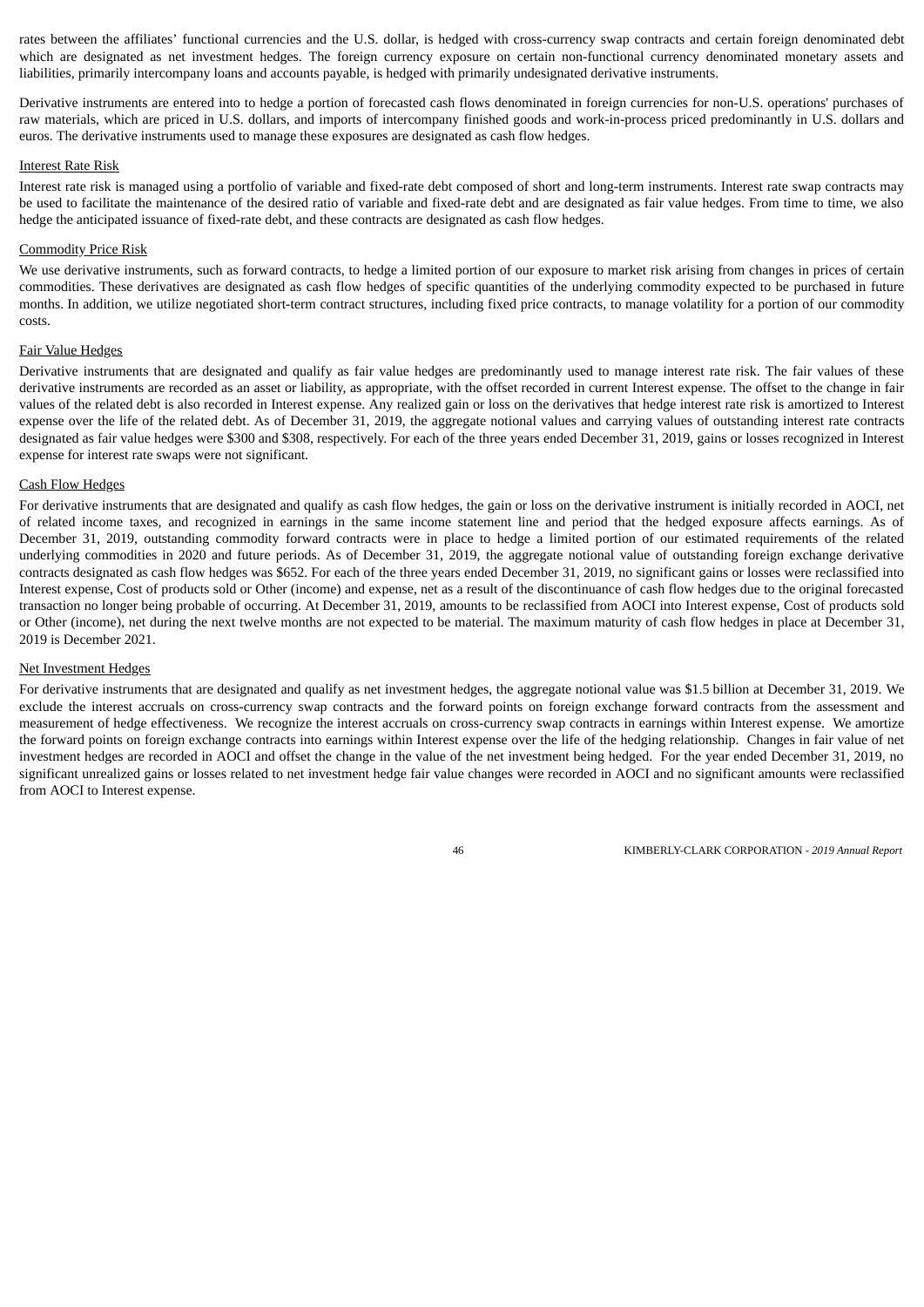rates between the affiliates' functional currencies and the U.S. dollar, is hedged with cross-currency swap contracts and certain foreign denominated debt which are designated as net investment hedges. The foreign currency exposure on certain non-functional currency denominated monetary assets and liabilities, primarily intercompany loans and accounts payable, is hedged with primarily undesignated derivative instruments.

Derivative instruments are entered into to hedge a portion of forecasted cash flows denominated in foreign currencies for non-U.S. operations' purchases of raw materials, which are priced in U.S. dollars, and imports of intercompany finished goods and work-in-process priced predominantly in U.S. dollars and euros. The derivative instruments used to manage these exposures are designated as cash flow hedges.

Interest Rate Risk

Interest rate risk is managed using a portfolio of variable and fixed-rate debt composed of short and long-term instruments. Interest rate swap contracts may be used to facilitate the maintenance of the desired ratio of variable and fixed-rate debt and are designated as fair value hedges. From time to time, we also hedge the anticipated issuance of fixed-rate debt, and these contracts are designated as cash flow hedges.

Commodity Price Risk

We use derivative instruments, such as forward contracts, to hedge a limited portion of our exposure to market risk arising from changes in prices of certain commodities. These derivatives are designated as cash flow hedges of specific quantities of the underlying commodity expected to be purchased in future months. In addition, we utilize negotiated short-term contract structures, including fixed price contracts, to manage volatility for a portion of our commodity costs.

Fair Value Hedges

Derivative instruments that are designated and qualify as fair value hedges are predominantly used to manage interest rate risk. The fair values of these derivative instruments are recorded as an asset or liability, as appropriate, with the offset recorded in current Interest expense. The offset to the change in fair values of the related debt is also recorded in Interest expense. Any realized gain or loss on the derivatives that hedge interest rate risk is amortized to Interest expense over the life of the related debt. As of December 31, 2019, the aggregate notional values and carrying values of outstanding interest rate contracts designated as fair value hedges were $300 and $308, respectively. For each of the three years ended December 31, 2019, gains or losses recognized in Interest expense for interest rate swaps were not significant.

Cash Flow Hedges

For derivative instruments that are designated and qualify as cash flow hedges, the gain or loss on the derivative instrument is initially recorded in AOCI, net of related income taxes, and recognized in earnings in the same income statement line and period that the hedged exposure affects earnings. As of December 31, 2019, outstanding commodity forward contracts were in place to hedge a limited portion of our estimated requirements of the related underlying commodities in 2020 and future periods. As of December 31, 2019, the aggregate notional value of outstanding foreign exchange derivative contracts designated as cash flow hedges was $652. For each of the three years ended December 31, 2019, no significant gains or losses were reclassified into Interest expense, Cost of products sold or Other (income) and expense, net as a result of the discontinuance of cash flow hedges due to the original forecasted transaction no longer being probable of occurring. At December 31, 2019, amounts to be reclassified from AOCI into Interest expense, Cost of products sold or Other (income), net during the next twelve months are not expected to be material. The maximum maturity of cash flow hedges in place at December 31, 2019 is December 2021.

Net Investment Hedges

For derivative instruments that are designated and qualify as net investment hedges, the aggregate notional value was $1.5 billion at December 31, 2019. We exclude the interest accruals on cross-currency swap contracts and the forward points on foreign exchange forward contracts from the assessment and measurement of hedge effectiveness. We recognize the interest accruals on cross-currency swap contracts in earnings within Interest expense. We amortize the forward points on foreign exchange contracts into earnings within Interest expense over the life of the hedging relationship. Changes in fair value of net investment hedges are recorded in AOCI and offset the change in the value of the net investment being hedged. For the year ended December 31, 2019, no significant unrealized gains or losses related to net investment hedge fair value changes were recorded in AOCI and no significant amounts were reclassified from AOCI to Interest expense.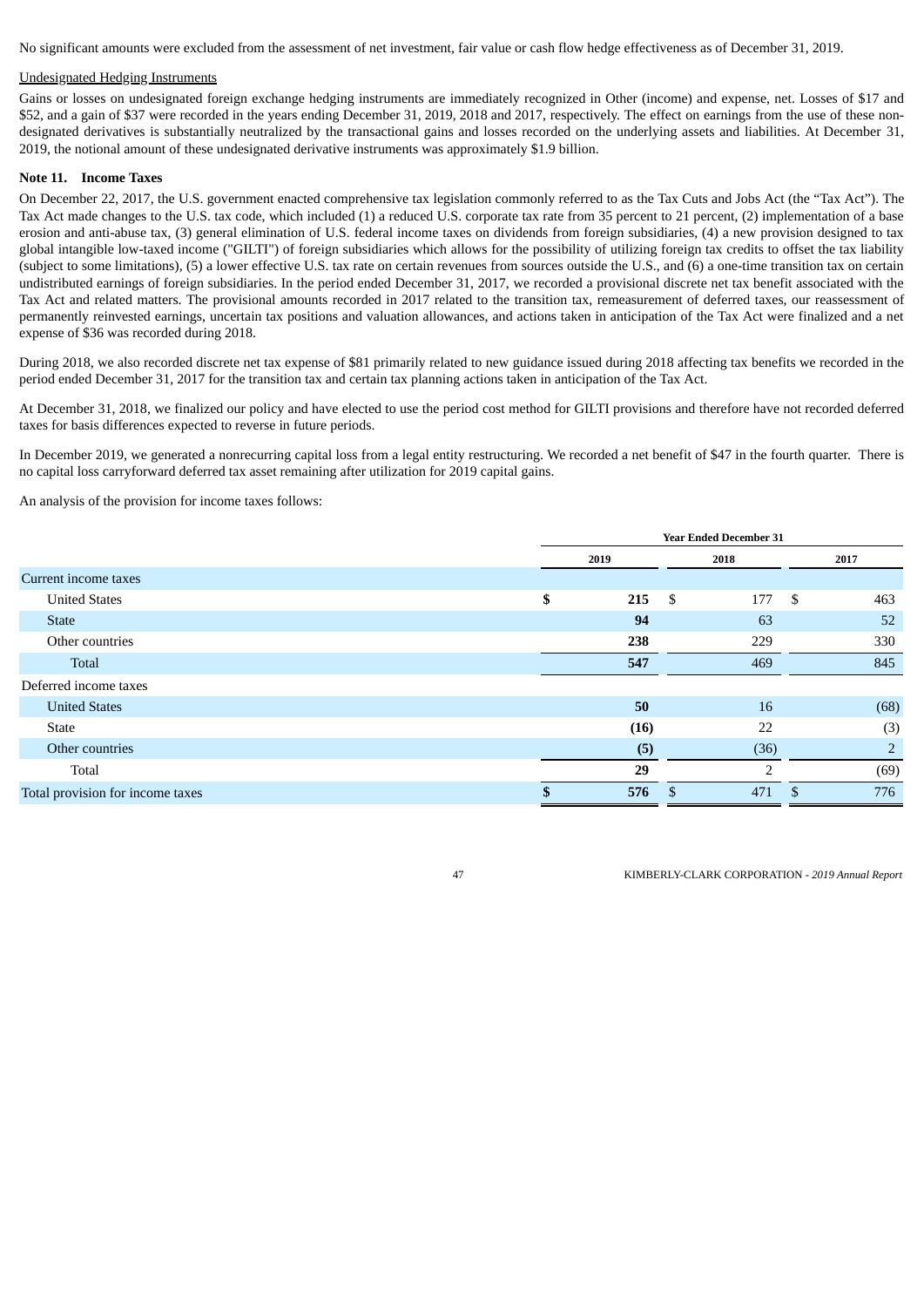No significant amounts were excluded from the assessment of net investment, fair value or cash flow hedge effectiveness as of December 31, 2019.

Undesignated Hedging Instruments

Gains or losses on undesignated foreign exchange hedging instruments are immediately recognized in Other (income) and expense, net. Losses of $17 and $52, and a gain of $37 were recorded in the years ending December 31, 2019, 2018 and 2017, respectively. The effect on earnings from the use of these non-designated derivatives is substantially neutralized by the transactional gains and losses recorded on the underlying assets and liabilities. At December 31, 2019, the notional amount of these undesignated derivative instruments was approximately $1.9 billion.

### Note 11. Income Taxes

On December 22, 2017, the U.S. government enacted comprehensive tax legislation commonly referred to as the Tax Cuts and Jobs Act (the "Tax Act"). The Tax Act made changes to the U.S. tax code, which included (1) a reduced U.S. corporate tax rate from 35 percent to 21 percent, (2) implementation of a base erosion and anti-abuse tax, (3) general elimination of U.S. federal income taxes on dividends from foreign subsidiaries, (4) a new provision designed to tax global intangible low-taxed income ("GILTI") of foreign subsidiaries which allows for the possibility of utilizing foreign tax credits to offset the tax liability (subject to some limitations), (5) a lower effective U.S. tax rate on certain revenues from sources outside the U.S., and (6) a one-time transition tax on certain undistributed earnings of foreign subsidiaries. In the period ended December 31, 2017, we recorded a provisional discrete net tax benefit associated with the Tax Act and related matters. The provisional amounts recorded in 2017 related to the transition tax, remeasurement of deferred taxes, our reassessment of permanently reinvested earnings, uncertain tax positions and valuation allowances, and actions taken in anticipation of the Tax Act were finalized and a net expense of $36 was recorded during 2018.

During 2018, we also recorded discrete net tax expense of $81 primarily related to new guidance issued during 2018 affecting tax benefits we recorded in the period ended December 31, 2017 for the transition tax and certain tax planning actions taken in anticipation of the Tax Act.

At December 31, 2018, we finalized our policy and have elected to use the period cost method for GILTI provisions and therefore have not recorded deferred taxes for basis differences expected to reverse in future periods.

In December 2019, we generated a nonrecurring capital loss from a legal entity restructuring. We recorded a net benefit of $47 in the fourth quarter. There is no capital loss carryforward deferred tax asset remaining after utilization for 2019 capital gains.

An analysis of the provision for income taxes follows:

| | Year Ended December 31 | | |
|---|---|---|---|
| | **2019** | **2018** | **2017** |
| Current income taxes | | | |
| United States | **$ 215** | $ 177 | $ 463 |
| State | **94** | 63 | 52 |
| Other countries | **238** | 229 | 330 |
| Total | **547** | 469 | 845 |
| Deferred income taxes | | | |
| United States | **50** | 16 | (68) |
| State | **(16)** | 22 | (3) |
| Other countries | **(5)** | (36) | 2 |
| Total | **29** | 2 | (69) |
| Total provision for income taxes | **$ 576** | $ 471 | $ 776 |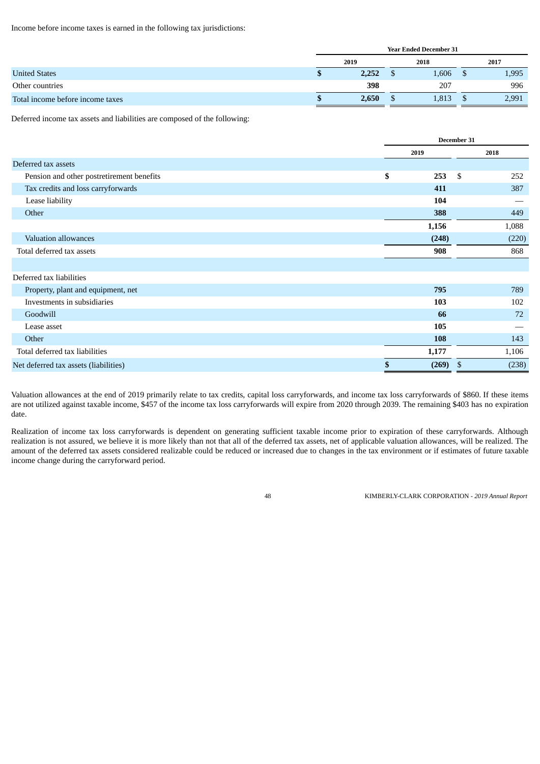Income before income taxes is earned in the following tax jurisdictions:

| | Year Ended December 31 | | |
|---|---|---|---|
| | 2019 | 2018 | 2017 |
| United States | **$ 2,252** | $ 1,606 | $ 1,995 |
| Other countries | **398** | 207 | 996 |
| Total income before income taxes | **$ 2,650** | $ 1,813 | $ 2,991 |

Deferred income tax assets and liabilities are composed of the following:

| | December 31 | |
|---|---|---|
| | 2019 | 2018 |
| Deferred tax assets | | |
| Pension and other postretirement benefits | **$ 253** | $ 252 |
| Tax credits and loss carryforwards | **411** | 387 |
| Lease liability | **104** | — |
| Other | **388** | 449 |
| | **1,156** | 1,088 |
| Valuation allowances | **(248)** | (220) |
| Total deferred tax assets | **908** | 868 |
| | | |
| Deferred tax liabilities | | |
| Property, plant and equipment, net | **795** | 789 |
| Investments in subsidiaries | **103** | 102 |
| Goodwill | **66** | 72 |
| Lease asset | **105** | — |
| Other | **108** | 143 |
| Total deferred tax liabilities | **1,177** | 1,106 |
| Net deferred tax assets (liabilities) | **$ (269)** | $ (238) |

Valuation allowances at the end of 2019 primarily relate to tax credits, capital loss carryforwards, and income tax loss carryforwards of $860. If these items are not utilized against taxable income, $457 of the income tax loss carryforwards will expire from 2020 through 2039. The remaining $403 has no expiration date.

Realization of income tax loss carryforwards is dependent on generating sufficient taxable income prior to expiration of these carryforwards. Although realization is not assured, we believe it is more likely than not that all of the deferred tax assets, net of applicable valuation allowances, will be realized. The amount of the deferred tax assets considered realizable could be reduced or increased due to changes in the tax environment or if estimates of future taxable income change during the carryforward period.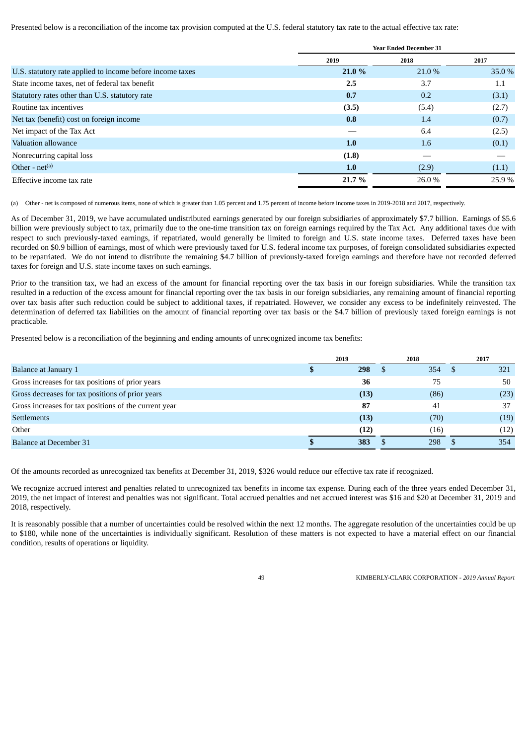Presented below is a reconciliation of the income tax provision computed at the U.S. federal statutory tax rate to the actual effective tax rate:

| | Year Ended December 31 | | |
|---|---|---|---|
| | **2019** | **2018** | **2017** |
| U.S. statutory rate applied to income before income taxes | **21.0 %** | 21.0 % | 35.0 % |
| State income taxes, net of federal tax benefit | **2.5** | 3.7 | 1.1 |
| Statutory rates other than U.S. statutory rate | **0.7** | 0.2 | (3.1) |
| Routine tax incentives | **(3.5)** | (5.4) | (2.7) |
| Net tax (benefit) cost on foreign income | **0.8** | 1.4 | (0.7) |
| Net impact of the Tax Act | **—** | 6.4 | (2.5) |
| Valuation allowance | **1.0** | 1.6 | (0.1) |
| Nonrecurring capital loss | **(1.8)** | — | — |
| Other - net[(a)] | **1.0** | (2.9) | (1.1) |
| Effective income tax rate | **21.7 %** | 26.0 % | 25.9 % |

(a) Other - net is composed of numerous items, none of which is greater than 1.05 percent and 1.75 percent of income before income taxes in 2019-2018 and 2017, respectively.

As of December 31, 2019, we have accumulated undistributed earnings generated by our foreign subsidiaries of approximately $7.7 billion. Earnings of $5.6 billion were previously subject to tax, primarily due to the one-time transition tax on foreign earnings required by the Tax Act. Any additional taxes due with respect to such previously-taxed earnings, if repatriated, would generally be limited to foreign and U.S. state income taxes. Deferred taxes have been recorded on $0.9 billion of earnings, most of which were previously taxed for U.S. federal income tax purposes, of foreign consolidated subsidiaries expected to be repatriated. We do not intend to distribute the remaining $4.7 billion of previously-taxed foreign earnings and therefore have not recorded deferred taxes for foreign and U.S. state income taxes on such earnings.

Prior to the transition tax, we had an excess of the amount for financial reporting over the tax basis in our foreign subsidiaries. While the transition tax resulted in a reduction of the excess amount for financial reporting over the tax basis in our foreign subsidiaries, any remaining amount of financial reporting over tax basis after such reduction could be subject to additional taxes, if repatriated. However, we consider any excess to be indefinitely reinvested. The determination of deferred tax liabilities on the amount of financial reporting over tax basis or the $4.7 billion of previously taxed foreign earnings is not practicable.

Presented below is a reconciliation of the beginning and ending amounts of unrecognized income tax benefits:

| | **2019** | **2018** | **2017** |
|---|---|---|---|
| Balance at January 1 | **$ 298** | $ 354 | $ 321 |
| Gross increases for tax positions of prior years | **36** | 75 | 50 |
| Gross decreases for tax positions of prior years | **(13)** | (86) | (23) |
| Gross increases for tax positions of the current year | **87** | 41 | 37 |
| Settlements | **(13)** | (70) | (19) |
| Other | **(12)** | (16) | (12) |
| Balance at December 31 | **$ 383** | $ 298 | $ 354 |

Of the amounts recorded as unrecognized tax benefits at December 31, 2019, $326 would reduce our effective tax rate if recognized.

We recognize accrued interest and penalties related to unrecognized tax benefits in income tax expense. During each of the three years ended December 31, 2019, the net impact of interest and penalties was not significant. Total accrued penalties and net accrued interest was $16 and $20 at December 31, 2019 and 2018, respectively.

It is reasonably possible that a number of uncertainties could be resolved within the next 12 months. The aggregate resolution of the uncertainties could be up to $180, while none of the uncertainties is individually significant. Resolution of these matters is not expected to have a material effect on our financial condition, results of operations or liquidity.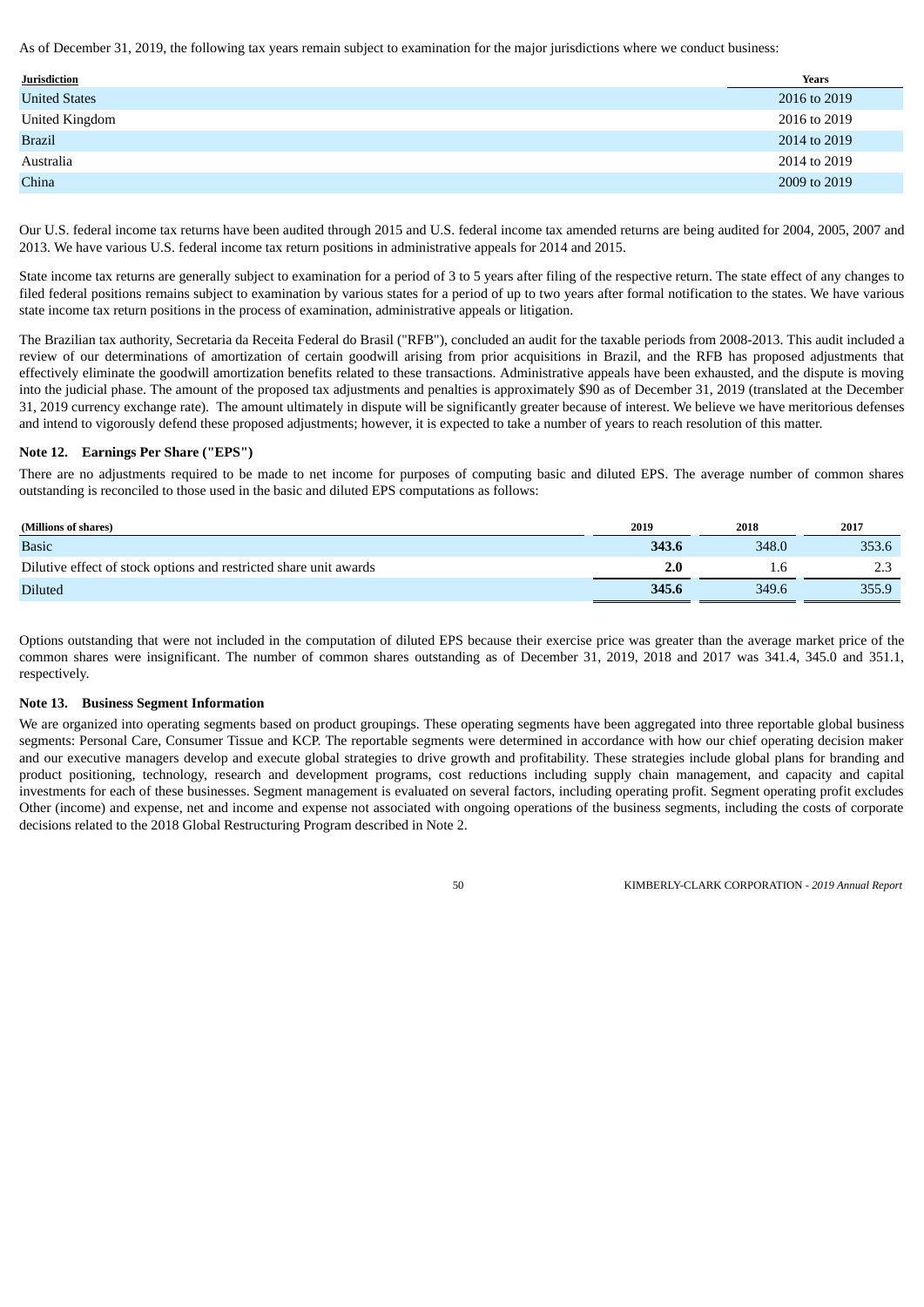As of December 31, 2019, the following tax years remain subject to examination for the major jurisdictions where we conduct business:

| Jurisdiction | Years |
|---|---|
| United States | 2016 to 2019 |
| United Kingdom | 2016 to 2019 |
| Brazil | 2014 to 2019 |
| Australia | 2014 to 2019 |
| China | 2009 to 2019 |

Our U.S. federal income tax returns have been audited through 2015 and U.S. federal income tax amended returns are being audited for 2004, 2005, 2007 and 2013. We have various U.S. federal income tax return positions in administrative appeals for 2014 and 2015.

State income tax returns are generally subject to examination for a period of 3 to 5 years after filing of the respective return. The state effect of any changes to filed federal positions remains subject to examination by various states for a period of up to two years after formal notification to the states. We have various state income tax return positions in the process of examination, administrative appeals or litigation.

The Brazilian tax authority, Secretaria da Receita Federal do Brasil ("RFB"), concluded an audit for the taxable periods from 2008-2013. This audit included a review of our determinations of amortization of certain goodwill arising from prior acquisitions in Brazil, and the RFB has proposed adjustments that effectively eliminate the goodwill amortization benefits related to these transactions. Administrative appeals have been exhausted, and the dispute is moving into the judicial phase. The amount of the proposed tax adjustments and penalties is approximately $90 as of December 31, 2019 (translated at the December 31, 2019 currency exchange rate). The amount ultimately in dispute will be significantly greater because of interest. We believe we have meritorious defenses and intend to vigorously defend these proposed adjustments; however, it is expected to take a number of years to reach resolution of this matter.

### Note 12. Earnings Per Share ("EPS")

There are no adjustments required to be made to net income for purposes of computing basic and diluted EPS. The average number of common shares outstanding is reconciled to those used in the basic and diluted EPS computations as follows:

| (Millions of shares) | 2019 | 2018 | 2017 |
|---|---|---|---|
| Basic | **343.6** | 348.0 | 353.6 |
| Dilutive effect of stock options and restricted share unit awards | **2.0** | 1.6 | 2.3 |
| Diluted | **345.6** | 349.6 | 355.9 |

Options outstanding that were not included in the computation of diluted EPS because their exercise price was greater than the average market price of the common shares were insignificant. The number of common shares outstanding as of December 31, 2019, 2018 and 2017 was 341.4, 345.0 and 351.1, respectively.

### Note 13. Business Segment Information

We are organized into operating segments based on product groupings. These operating segments have been aggregated into three reportable global business segments: Personal Care, Consumer Tissue and KCP. The reportable segments were determined in accordance with how our chief operating decision maker and our executive managers develop and execute global strategies to drive growth and profitability. These strategies include global plans for branding and product positioning, technology, research and development programs, cost reductions including supply chain management, and capacity and capital investments for each of these businesses. Segment management is evaluated on several factors, including operating profit. Segment operating profit excludes Other (income) and expense, net and income and expense not associated with ongoing operations of the business segments, including the costs of corporate decisions related to the 2018 Global Restructuring Program described in Note 2.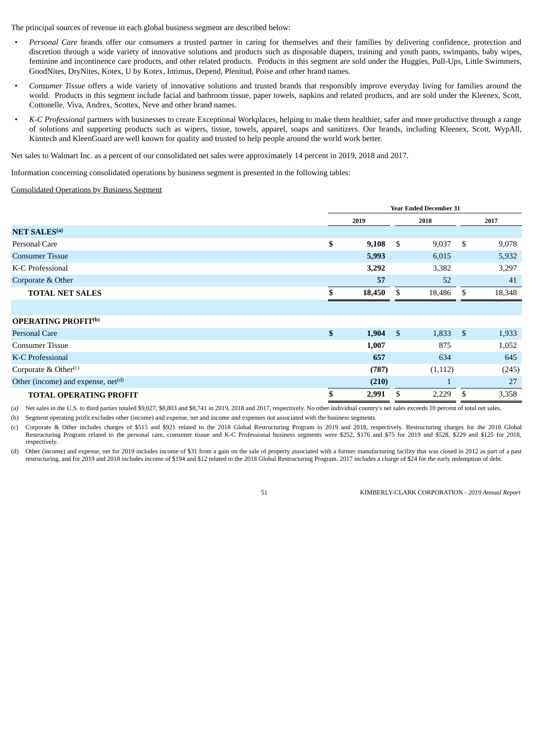The principal sources of revenue in each global business segment are described below:

- *Personal Care* brands offer our consumers a trusted partner in caring for themselves and their families by delivering confidence, protection and discretion through a wide variety of innovative solutions and products such as disposable diapers, training and youth pants, swimpants, baby wipes, feminine and incontinence care products, and other related products. Products in this segment are sold under the Huggies, Pull-Ups, Little Swimmers, GoodNites, DryNites, Kotex, U by Kotex, Intimus, Depend, Plenitud, Poise and other brand names.
- *Consumer Tissue* offers a wide variety of innovative solutions and trusted brands that responsibly improve everyday living for families around the world. Products in this segment include facial and bathroom tissue, paper towels, napkins and related products, and are sold under the Kleenex, Scott, Cottonelle, Viva, Andrex, Scottex, Neve and other brand names.
- *K-C Professional* partners with businesses to create Exceptional Workplaces, helping to make them healthier, safer and more productive through a range of solutions and supporting products such as wipers, tissue, towels, apparel, soaps and sanitizers. Our brands, including Kleenex, Scott, WypAll, Kimtech and KleenGuard are well known for quality and trusted to help people around the world work better.

Net sales to Walmart Inc. as a percent of our consolidated net sales were approximately 14 percent in 2019, 2018 and 2017.

Information concerning consolidated operations by business segment is presented in the following tables:

Consolidated Operations by Business Segment

| | Year Ended December 31 | | |
|---|---|---|---|
| | 2019 | 2018 | 2017 |
| **NET SALES[(a)]** | | | |
| Personal Care | **$ 9,108** | $ 9,037 | $ 9,078 |
| Consumer Tissue | **5,993** | 6,015 | 5,932 |
| K-C Professional | **3,292** | 3,382 | 3,297 |
| Corporate & Other | **57** | 52 | 41 |
| **TOTAL NET SALES** | **$ 18,450** | $ 18,486 | $ 18,348 |
| | | | |
| **OPERATING PROFIT[(b)]** | | | |
| Personal Care | **$ 1,904** | $ 1,833 | $ 1,933 |
| Consumer Tissue | **1,007** | 875 | 1,052 |
| K-C Professional | **657** | 634 | 645 |
| Corporate & Other[(c)] | **(787)** | (1,112) | (245) |
| Other (income) and expense, net[(d)] | **(210)** | 1 | 27 |
| **TOTAL OPERATING PROFIT** | **$ 2,991** | $ 2,229 | $ 3,358 |

(a) Net sales in the U.S. to third parties totaled $9,027, $8,803 and $8,741 in 2019, 2018 and 2017, respectively. No other individual country's net sales exceeds 10 percent of total net sales.

(b) Segment operating profit excludes other (income) and expense, net and income and expenses not associated with the business segments.

(c) Corporate & Other includes charges of $515 and $921 related to the 2018 Global Restructuring Program in 2019 and 2018, respectively. Restructuring charges for the 2018 Global Restructuring Program related to the personal care, consumer tissue and K-C Professional business segments were $252, $176 and $75 for 2019 and $528, $229 and $125 for 2018, respectively.

(d) Other (income) and expense, net for 2019 includes income of $31 from a gain on the sale of property associated with a former manufacturing facility that was closed in 2012 as part of a past restructuring, and for 2019 and 2018 includes income of $194 and $12 related to the 2018 Global Restructuring Program. 2017 includes a charge of $24 for the early redemption of debt.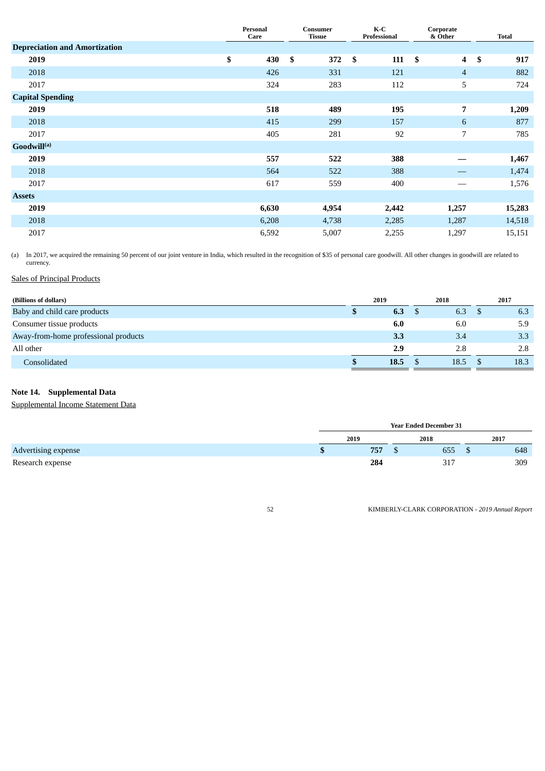| | Personal Care | Consumer Tissue | K-C Professional | Corporate & Other | Total |
|---|---|---|---|---|---|
| **Depreciation and Amortization** | | | | | |
| **2019** | **$ 430** | **$ 372** | **$ 111** | **$ 4** | **$ 917** |
| 2018 | 426 | 331 | 121 | 4 | 882 |
| 2017 | 324 | 283 | 112 | 5 | 724 |
| **Capital Spending** | | | | | |
| **2019** | **518** | **489** | **195** | **7** | **1,209** |
| 2018 | 415 | 299 | 157 | 6 | 877 |
| 2017 | 405 | 281 | 92 | 7 | 785 |
| **Goodwill[(a)]** | | | | | |
| **2019** | **557** | **522** | **388** | **—** | **1,467** |
| 2018 | 564 | 522 | 388 | — | 1,474 |
| 2017 | 617 | 559 | 400 | — | 1,576 |
| **Assets** | | | | | |
| **2019** | **6,630** | **4,954** | **2,442** | **1,257** | **15,283** |
| 2018 | 6,208 | 4,738 | 2,285 | 1,287 | 14,518 |
| 2017 | 6,592 | 5,007 | 2,255 | 1,297 | 15,151 |

(a) In 2017, we acquired the remaining 50 percent of our joint venture in India, which resulted in the recognition of $35 of personal care goodwill. All other changes in goodwill are related to currency.

Sales of Principal Products

| (Billions of dollars) | 2019 | 2018 | 2017 |
|---|---|---|---|
| Baby and child care products | **$ 6.3** | $ 6.3 | $ 6.3 |
| Consumer tissue products | **6.0** | 6.0 | 5.9 |
| Away-from-home professional products | **3.3** | 3.4 | 3.3 |
| All other | **2.9** | 2.8 | 2.8 |
| Consolidated | **$ 18.5** | $ 18.5 | $ 18.3 |

## Note 14. Supplemental Data

Supplemental Income Statement Data

| | Year Ended December 31 | | |
|---|---|---|---|
| | 2019 | 2018 | 2017 |
| Advertising expense | **$ 757** | $ 655 | $ 648 |
| Research expense | **284** | 317 | 309 |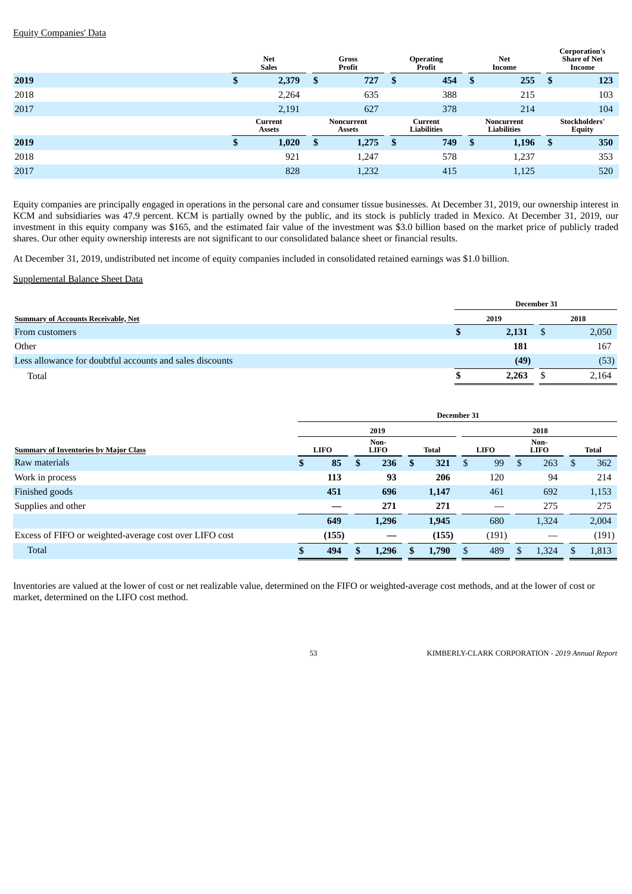Equity Companies' Data

| | Net Sales | Gross Profit | Operating Profit | Net Income | Corporation's Share of Net Income |
|---|---|---|---|---|---|
| **2019** | **$ 2,379** | **$ 727** | **$ 454** | **$ 255** | **$ 123** |
| 2018 | 2,264 | 635 | 388 | 215 | 103 |
| 2017 | 2,191 | 627 | 378 | 214 | 104 |
| | **Current Assets** | **Noncurrent Assets** | **Current Liabilities** | **Noncurrent Liabilities** | **Stockholders' Equity** |
| **2019** | **$ 1,020** | **$ 1,275** | **$ 749** | **$ 1,196** | **$ 350** |
| 2018 | 921 | 1,247 | 578 | 1,237 | 353 |
| 2017 | 828 | 1,232 | 415 | 1,125 | 520 |

Equity companies are principally engaged in operations in the personal care and consumer tissue businesses. At December 31, 2019, our ownership interest in KCM and subsidiaries was 47.9 percent. KCM is partially owned by the public, and its stock is publicly traded in Mexico. At December 31, 2019, our investment in this equity company was $165, and the estimated fair value of the investment was $3.0 billion based on the market price of publicly traded shares. Our other equity ownership interests are not significant to our consolidated balance sheet or financial results.

At December 31, 2019, undistributed net income of equity companies included in consolidated retained earnings was $1.0 billion.

Supplemental Balance Sheet Data

| **Summary of Accounts Receivable, Net** | December 31 2019 | December 31 2018 |
|---|---|---|
| From customers | **$ 2,131** | $ 2,050 |
| Other | **181** | 167 |
| Less allowance for doubtful accounts and sales discounts | **(49)** | (53) |
| Total | **$ 2,263** | $ 2,164 |

| | December 31 | | | | | |
|---|---|---|---|---|---|---|
| | 2019 | | | 2018 | | |
| **Summary of Inventories by Major Class** | LIFO | Non-LIFO | Total | LIFO | Non-LIFO | Total |
| Raw materials | **$ 85** | **$ 236** | **$ 321** | $ 99 | $ 263 | $ 362 |
| Work in process | **113** | **93** | **206** | 120 | 94 | 214 |
| Finished goods | **451** | **696** | **1,147** | 461 | 692 | 1,153 |
| Supplies and other | **—** | **271** | **271** | — | 275 | 275 |
| | **649** | **1,296** | **1,945** | 680 | 1,324 | 2,004 |
| Excess of FIFO or weighted-average cost over LIFO cost | **(155)** | **—** | **(155)** | (191) | — | (191) |
| Total | **$ 494** | **$ 1,296** | **$ 1,790** | $ 489 | $ 1,324 | $ 1,813 |

Inventories are valued at the lower of cost or net realizable value, determined on the FIFO or weighted-average cost methods, and at the lower of cost or market, determined on the LIFO cost method.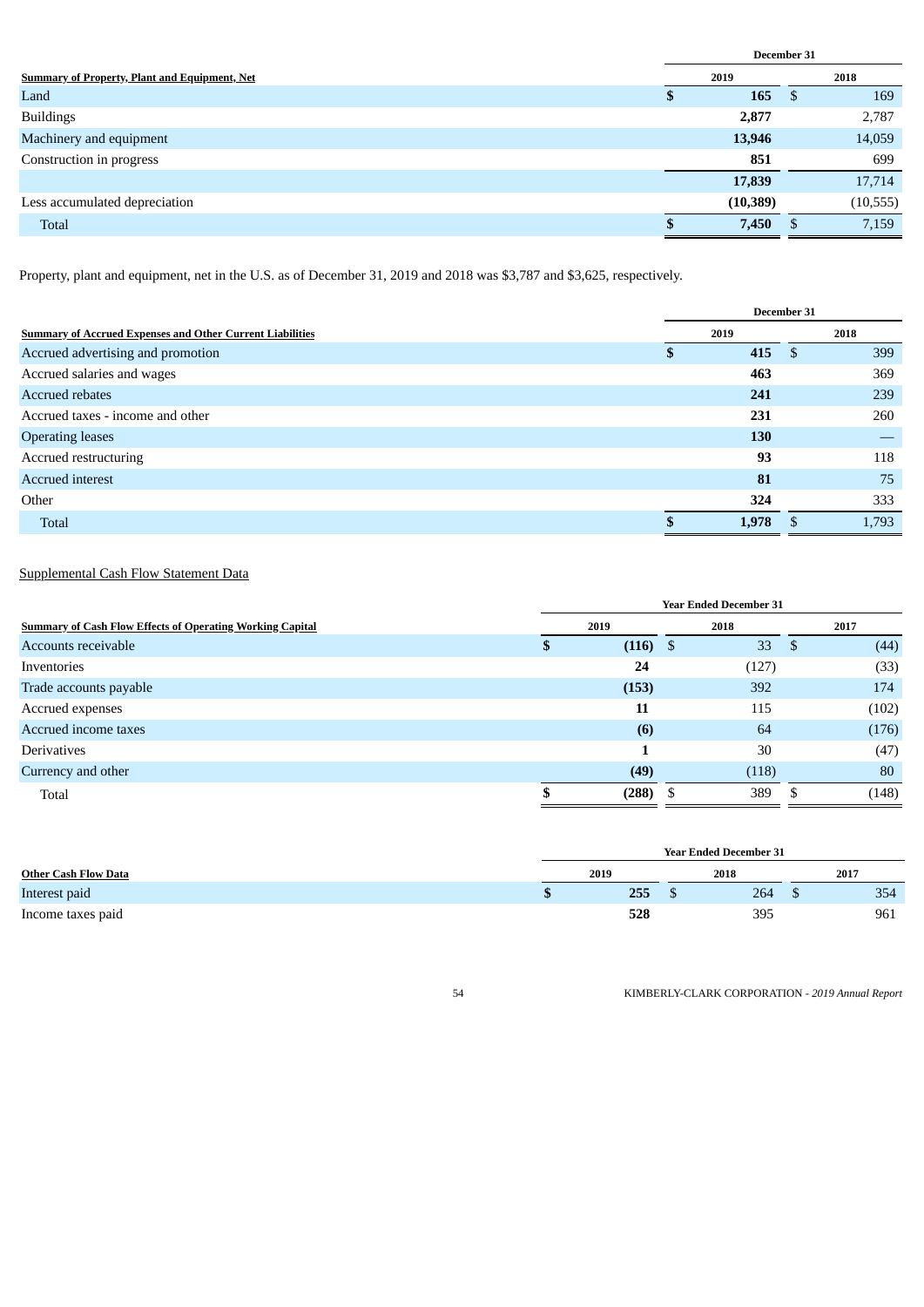| Summary of Property, Plant and Equipment, Net | December 31 | |
|---|---|---|
| | 2019 | 2018 |
| Land | $ 165 | $ 169 |
| Buildings | 2,877 | 2,787 |
| Machinery and equipment | 13,946 | 14,059 |
| Construction in progress | 851 | 699 |
| | 17,839 | 17,714 |
| Less accumulated depreciation | (10,389) | (10,555) |
| Total | $ 7,450 | $ 7,159 |

Property, plant and equipment, net in the U.S. as of December 31, 2019 and 2018 was $3,787 and $3,625, respectively.

| Summary of Accrued Expenses and Other Current Liabilities | December 31 | |
|---|---|---|
| | 2019 | 2018 |
| Accrued advertising and promotion | $ 415 | $ 399 |
| Accrued salaries and wages | 463 | 369 |
| Accrued rebates | 241 | 239 |
| Accrued taxes - income and other | 231 | 260 |
| Operating leases | 130 | — |
| Accrued restructuring | 93 | 118 |
| Accrued interest | 81 | 75 |
| Other | 324 | 333 |
| Total | $ 1,978 | $ 1,793 |

Supplemental Cash Flow Statement Data

| Summary of Cash Flow Effects of Operating Working Capital | Year Ended December 31 | | |
|---|---|---|---|
| | 2019 | 2018 | 2017 |
| Accounts receivable | $ (116) | $ 33 | $ (44) |
| Inventories | 24 | (127) | (33) |
| Trade accounts payable | (153) | 392 | 174 |
| Accrued expenses | 11 | 115 | (102) |
| Accrued income taxes | (6) | 64 | (176) |
| Derivatives | 1 | 30 | (47) |
| Currency and other | (49) | (118) | 80 |
| Total | $ (288) | $ 389 | $ (148) |

| Other Cash Flow Data | Year Ended December 31 | | |
|---|---|---|---|
| | 2019 | 2018 | 2017 |
| Interest paid | $ 255 | $ 264 | $ 354 |
| Income taxes paid | 528 | 395 | 961 |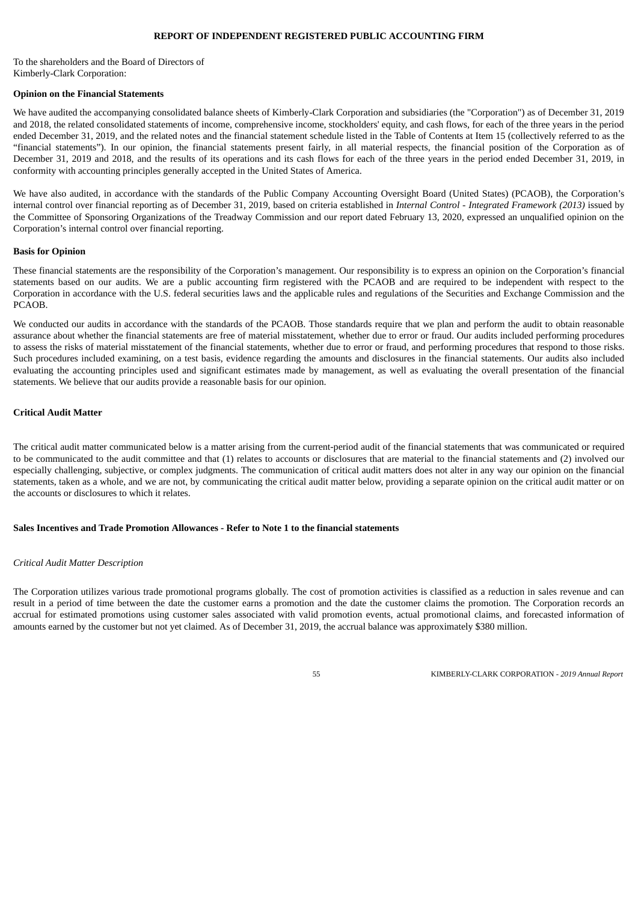## REPORT OF INDEPENDENT REGISTERED PUBLIC ACCOUNTING FIRM

To the shareholders and the Board of Directors of
Kimberly-Clark Corporation:

**Opinion on the Financial Statements**

We have audited the accompanying consolidated balance sheets of Kimberly-Clark Corporation and subsidiaries (the "Corporation") as of December 31, 2019 and 2018, the related consolidated statements of income, comprehensive income, stockholders' equity, and cash flows, for each of the three years in the period ended December 31, 2019, and the related notes and the financial statement schedule listed in the Table of Contents at Item 15 (collectively referred to as the "financial statements"). In our opinion, the financial statements present fairly, in all material respects, the financial position of the Corporation as of December 31, 2019 and 2018, and the results of its operations and its cash flows for each of the three years in the period ended December 31, 2019, in conformity with accounting principles generally accepted in the United States of America.

We have also audited, in accordance with the standards of the Public Company Accounting Oversight Board (United States) (PCAOB), the Corporation's internal control over financial reporting as of December 31, 2019, based on criteria established in *Internal Control - Integrated Framework (2013)* issued by the Committee of Sponsoring Organizations of the Treadway Commission and our report dated February 13, 2020, expressed an unqualified opinion on the Corporation's internal control over financial reporting.

**Basis for Opinion**

These financial statements are the responsibility of the Corporation's management. Our responsibility is to express an opinion on the Corporation's financial statements based on our audits. We are a public accounting firm registered with the PCAOB and are required to be independent with respect to the Corporation in accordance with the U.S. federal securities laws and the applicable rules and regulations of the Securities and Exchange Commission and the PCAOB.

We conducted our audits in accordance with the standards of the PCAOB. Those standards require that we plan and perform the audit to obtain reasonable assurance about whether the financial statements are free of material misstatement, whether due to error or fraud. Our audits included performing procedures to assess the risks of material misstatement of the financial statements, whether due to error or fraud, and performing procedures that respond to those risks. Such procedures included examining, on a test basis, evidence regarding the amounts and disclosures in the financial statements. Our audits also included evaluating the accounting principles used and significant estimates made by management, as well as evaluating the overall presentation of the financial statements. We believe that our audits provide a reasonable basis for our opinion.

**Critical Audit Matter**

The critical audit matter communicated below is a matter arising from the current-period audit of the financial statements that was communicated or required to be communicated to the audit committee and that (1) relates to accounts or disclosures that are material to the financial statements and (2) involved our especially challenging, subjective, or complex judgments. The communication of critical audit matters does not alter in any way our opinion on the financial statements, taken as a whole, and we are not, by communicating the critical audit matter below, providing a separate opinion on the critical audit matter or on the accounts or disclosures to which it relates.

**Sales Incentives and Trade Promotion Allowances - Refer to Note 1 to the financial statements**

*Critical Audit Matter Description*

The Corporation utilizes various trade promotional programs globally. The cost of promotion activities is classified as a reduction in sales revenue and can result in a period of time between the date the customer earns a promotion and the date the customer claims the promotion. The Corporation records an accrual for estimated promotions using customer sales associated with valid promotion events, actual promotional claims, and forecasted information of amounts earned by the customer but not yet claimed. As of December 31, 2019, the accrual balance was approximately $380 million.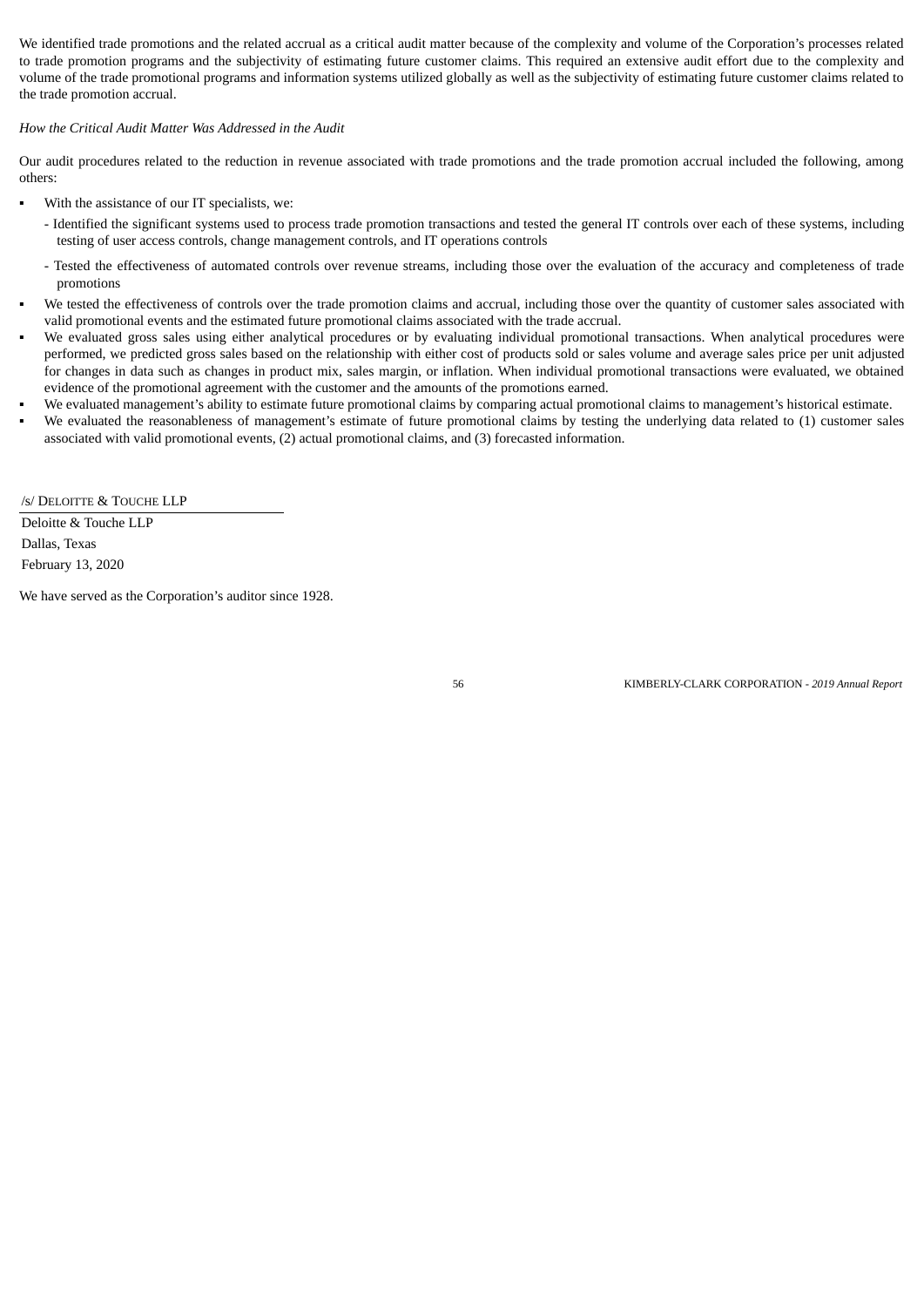We identified trade promotions and the related accrual as a critical audit matter because of the complexity and volume of the Corporation's processes related to trade promotion programs and the subjectivity of estimating future customer claims. This required an extensive audit effort due to the complexity and volume of the trade promotional programs and information systems utilized globally as well as the subjectivity of estimating future customer claims related to the trade promotion accrual.

*How the Critical Audit Matter Was Addressed in the Audit*

Our audit procedures related to the reduction in revenue associated with trade promotions and the trade promotion accrual included the following, among others:

- With the assistance of our IT specialists, we:
  - Identified the significant systems used to process trade promotion transactions and tested the general IT controls over each of these systems, including testing of user access controls, change management controls, and IT operations controls
  - Tested the effectiveness of automated controls over revenue streams, including those over the evaluation of the accuracy and completeness of trade promotions
- We tested the effectiveness of controls over the trade promotion claims and accrual, including those over the quantity of customer sales associated with valid promotional events and the estimated future promotional claims associated with the trade accrual.
- We evaluated gross sales using either analytical procedures or by evaluating individual promotional transactions. When analytical procedures were performed, we predicted gross sales based on the relationship with either cost of products sold or sales volume and average sales price per unit adjusted for changes in data such as changes in product mix, sales margin, or inflation. When individual promotional transactions were evaluated, we obtained evidence of the promotional agreement with the customer and the amounts of the promotions earned.
- We evaluated management's ability to estimate future promotional claims by comparing actual promotional claims to management's historical estimate.
- We evaluated the reasonableness of management's estimate of future promotional claims by testing the underlying data related to (1) customer sales associated with valid promotional events, (2) actual promotional claims, and (3) forecasted information.

/s/ DELOITTE & TOUCHE LLP

Deloitte & Touche LLP
Dallas, Texas
February 13, 2020

We have served as the Corporation's auditor since 1928.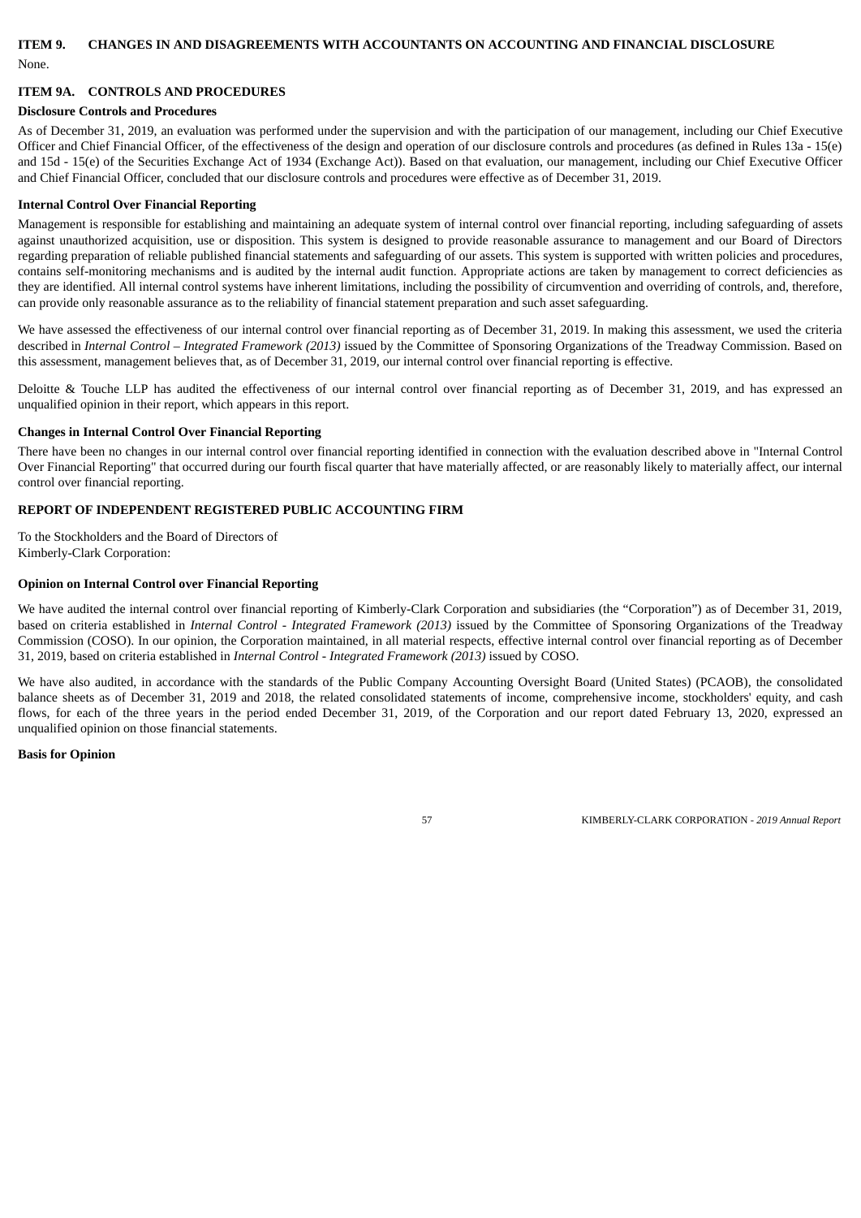## ITEM 9. CHANGES IN AND DISAGREEMENTS WITH ACCOUNTANTS ON ACCOUNTING AND FINANCIAL DISCLOSURE

None.

## ITEM 9A. CONTROLS AND PROCEDURES

**Disclosure Controls and Procedures**

As of December 31, 2019, an evaluation was performed under the supervision and with the participation of our management, including our Chief Executive Officer and Chief Financial Officer, of the effectiveness of the design and operation of our disclosure controls and procedures (as defined in Rules 13a - 15(e) and 15d - 15(e) of the Securities Exchange Act of 1934 (Exchange Act)). Based on that evaluation, our management, including our Chief Executive Officer and Chief Financial Officer, concluded that our disclosure controls and procedures were effective as of December 31, 2019.

**Internal Control Over Financial Reporting**

Management is responsible for establishing and maintaining an adequate system of internal control over financial reporting, including safeguarding of assets against unauthorized acquisition, use or disposition. This system is designed to provide reasonable assurance to management and our Board of Directors regarding preparation of reliable published financial statements and safeguarding of our assets. This system is supported with written policies and procedures, contains self-monitoring mechanisms and is audited by the internal audit function. Appropriate actions are taken by management to correct deficiencies as they are identified. All internal control systems have inherent limitations, including the possibility of circumvention and overriding of controls, and, therefore, can provide only reasonable assurance as to the reliability of financial statement preparation and such asset safeguarding.

We have assessed the effectiveness of our internal control over financial reporting as of December 31, 2019. In making this assessment, we used the criteria described in *Internal Control – Integrated Framework (2013)* issued by the Committee of Sponsoring Organizations of the Treadway Commission. Based on this assessment, management believes that, as of December 31, 2019, our internal control over financial reporting is effective.

Deloitte & Touche LLP has audited the effectiveness of our internal control over financial reporting as of December 31, 2019, and has expressed an unqualified opinion in their report, which appears in this report.

**Changes in Internal Control Over Financial Reporting**

There have been no changes in our internal control over financial reporting identified in connection with the evaluation described above in "Internal Control Over Financial Reporting" that occurred during our fourth fiscal quarter that have materially affected, or are reasonably likely to materially affect, our internal control over financial reporting.

**REPORT OF INDEPENDENT REGISTERED PUBLIC ACCOUNTING FIRM**

To the Stockholders and the Board of Directors of
Kimberly-Clark Corporation:

**Opinion on Internal Control over Financial Reporting**

We have audited the internal control over financial reporting of Kimberly-Clark Corporation and subsidiaries (the "Corporation") as of December 31, 2019, based on criteria established in *Internal Control - Integrated Framework (2013)* issued by the Committee of Sponsoring Organizations of the Treadway Commission (COSO). In our opinion, the Corporation maintained, in all material respects, effective internal control over financial reporting as of December 31, 2019, based on criteria established in *Internal Control - Integrated Framework (2013)* issued by COSO.

We have also audited, in accordance with the standards of the Public Company Accounting Oversight Board (United States) (PCAOB), the consolidated balance sheets as of December 31, 2019 and 2018, the related consolidated statements of income, comprehensive income, stockholders' equity, and cash flows, for each of the three years in the period ended December 31, 2019, of the Corporation and our report dated February 13, 2020, expressed an unqualified opinion on those financial statements.

**Basis for Opinion**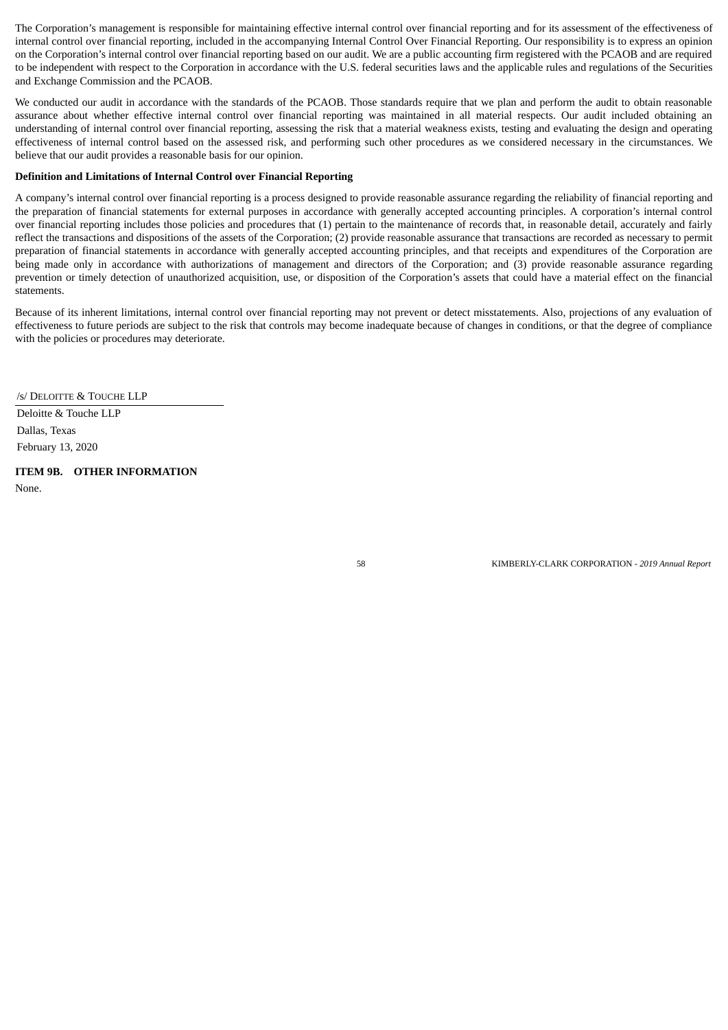The Corporation's management is responsible for maintaining effective internal control over financial reporting and for its assessment of the effectiveness of internal control over financial reporting, included in the accompanying Internal Control Over Financial Reporting. Our responsibility is to express an opinion on the Corporation's internal control over financial reporting based on our audit. We are a public accounting firm registered with the PCAOB and are required to be independent with respect to the Corporation in accordance with the U.S. federal securities laws and the applicable rules and regulations of the Securities and Exchange Commission and the PCAOB.

We conducted our audit in accordance with the standards of the PCAOB. Those standards require that we plan and perform the audit to obtain reasonable assurance about whether effective internal control over financial reporting was maintained in all material respects. Our audit included obtaining an understanding of internal control over financial reporting, assessing the risk that a material weakness exists, testing and evaluating the design and operating effectiveness of internal control based on the assessed risk, and performing such other procedures as we considered necessary in the circumstances. We believe that our audit provides a reasonable basis for our opinion.

**Definition and Limitations of Internal Control over Financial Reporting**

A company's internal control over financial reporting is a process designed to provide reasonable assurance regarding the reliability of financial reporting and the preparation of financial statements for external purposes in accordance with generally accepted accounting principles. A corporation's internal control over financial reporting includes those policies and procedures that (1) pertain to the maintenance of records that, in reasonable detail, accurately and fairly reflect the transactions and dispositions of the assets of the Corporation; (2) provide reasonable assurance that transactions are recorded as necessary to permit preparation of financial statements in accordance with generally accepted accounting principles, and that receipts and expenditures of the Corporation are being made only in accordance with authorizations of management and directors of the Corporation; and (3) provide reasonable assurance regarding prevention or timely detection of unauthorized acquisition, use, or disposition of the Corporation's assets that could have a material effect on the financial statements.

Because of its inherent limitations, internal control over financial reporting may not prevent or detect misstatements. Also, projections of any evaluation of effectiveness to future periods are subject to the risk that controls may become inadequate because of changes in conditions, or that the degree of compliance with the policies or procedures may deteriorate.

/s/ DELOITTE & TOUCHE LLP

Deloitte & Touche LLP
Dallas, Texas
February 13, 2020

**ITEM 9B. OTHER INFORMATION**

None.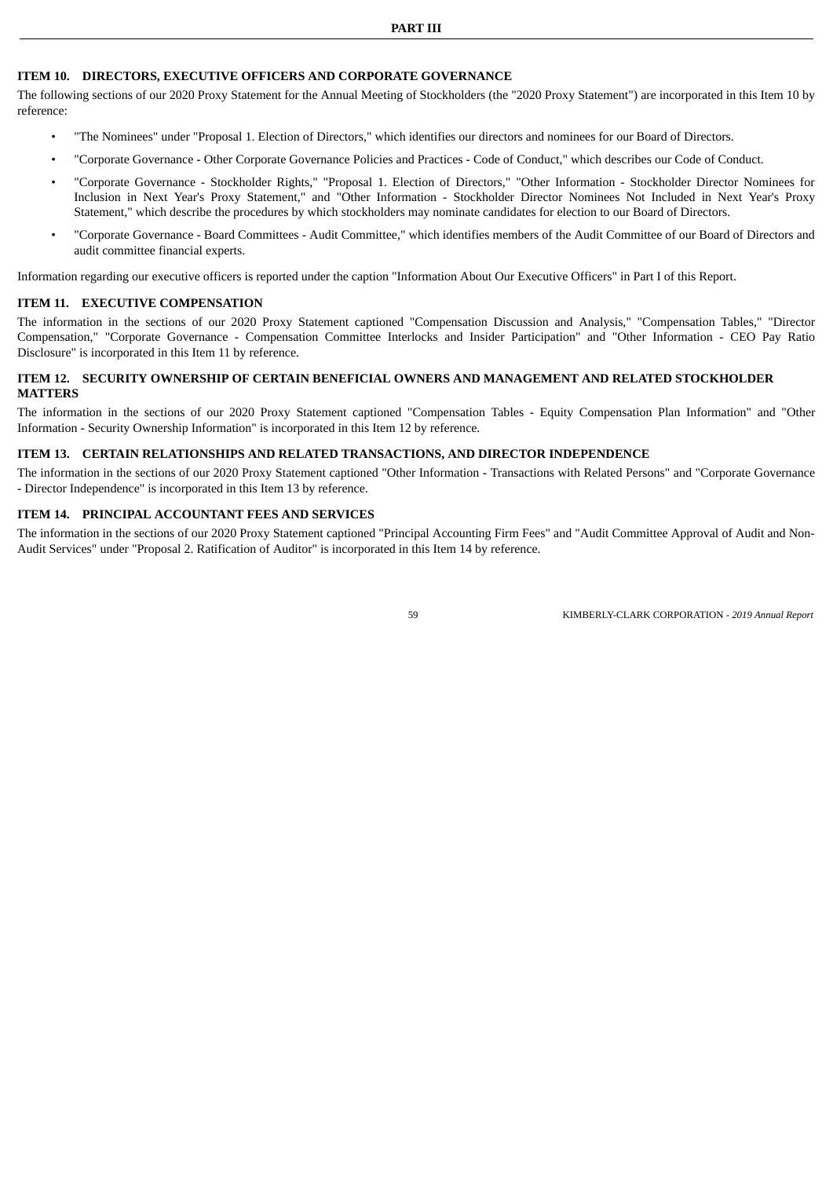## PART III

### ITEM 10. DIRECTORS, EXECUTIVE OFFICERS AND CORPORATE GOVERNANCE

The following sections of our 2020 Proxy Statement for the Annual Meeting of Stockholders (the "2020 Proxy Statement") are incorporated in this Item 10 by reference:

- "The Nominees" under "Proposal 1. Election of Directors," which identifies our directors and nominees for our Board of Directors.
- "Corporate Governance - Other Corporate Governance Policies and Practices - Code of Conduct," which describes our Code of Conduct.
- "Corporate Governance - Stockholder Rights," "Proposal 1. Election of Directors," "Other Information - Stockholder Director Nominees for Inclusion in Next Year's Proxy Statement," and "Other Information - Stockholder Director Nominees Not Included in Next Year's Proxy Statement," which describe the procedures by which stockholders may nominate candidates for election to our Board of Directors.
- "Corporate Governance - Board Committees - Audit Committee," which identifies members of the Audit Committee of our Board of Directors and audit committee financial experts.

Information regarding our executive officers is reported under the caption "Information About Our Executive Officers" in Part I of this Report.

### ITEM 11. EXECUTIVE COMPENSATION

The information in the sections of our 2020 Proxy Statement captioned "Compensation Discussion and Analysis," "Compensation Tables," "Director Compensation," "Corporate Governance - Compensation Committee Interlocks and Insider Participation" and "Other Information - CEO Pay Ratio Disclosure" is incorporated in this Item 11 by reference.

### ITEM 12. SECURITY OWNERSHIP OF CERTAIN BENEFICIAL OWNERS AND MANAGEMENT AND RELATED STOCKHOLDER MATTERS

The information in the sections of our 2020 Proxy Statement captioned "Compensation Tables - Equity Compensation Plan Information" and "Other Information - Security Ownership Information" is incorporated in this Item 12 by reference.

### ITEM 13. CERTAIN RELATIONSHIPS AND RELATED TRANSACTIONS, AND DIRECTOR INDEPENDENCE

The information in the sections of our 2020 Proxy Statement captioned "Other Information - Transactions with Related Persons" and "Corporate Governance - Director Independence" is incorporated in this Item 13 by reference.

### ITEM 14. PRINCIPAL ACCOUNTANT FEES AND SERVICES

The information in the sections of our 2020 Proxy Statement captioned "Principal Accounting Firm Fees" and "Audit Committee Approval of Audit and Non-Audit Services" under "Proposal 2. Ratification of Auditor" is incorporated in this Item 14 by reference.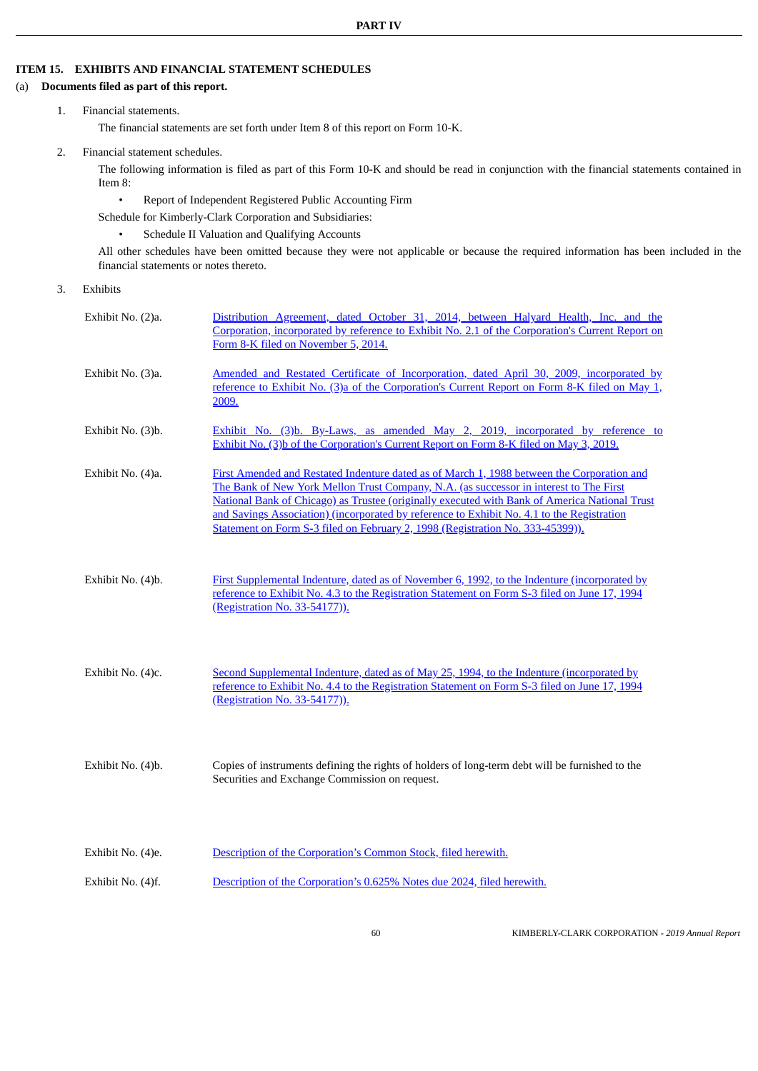**PART IV**

## ITEM 15. EXHIBITS AND FINANCIAL STATEMENT SCHEDULES

(a) **Documents filed as part of this report.**

1. Financial statements.

   The financial statements are set forth under Item 8 of this report on Form 10-K.

2. Financial statement schedules.

   The following information is filed as part of this Form 10-K and should be read in conjunction with the financial statements contained in Item 8:

   - Report of Independent Registered Public Accounting Firm

   Schedule for Kimberly-Clark Corporation and Subsidiaries:

   - Schedule II Valuation and Qualifying Accounts

   All other schedules have been omitted because they were not applicable or because the required information has been included in the financial statements or notes thereto.

3. Exhibits

| | |
|---|---|
| Exhibit No. (2)a. | Distribution Agreement, dated October 31, 2014, between Halyard Health, Inc. and the Corporation, incorporated by reference to Exhibit No. 2.1 of the Corporation's Current Report on Form 8-K filed on November 5, 2014. |
| Exhibit No. (3)a. | Amended and Restated Certificate of Incorporation, dated April 30, 2009, incorporated by reference to Exhibit No. (3)a of the Corporation's Current Report on Form 8-K filed on May 1, 2009. |
| Exhibit No. (3)b. | Exhibit No. (3)b. By-Laws, as amended May 2, 2019, incorporated by reference to Exhibit No. (3)b of the Corporation's Current Report on Form 8-K filed on May 3, 2019. |
| Exhibit No. (4)a. | First Amended and Restated Indenture dated as of March 1, 1988 between the Corporation and The Bank of New York Mellon Trust Company, N.A. (as successor in interest to The First National Bank of Chicago) as Trustee (originally executed with Bank of America National Trust and Savings Association) (incorporated by reference to Exhibit No. 4.1 to the Registration Statement on Form S-3 filed on February 2, 1998 (Registration No. 333-45399)). |
| Exhibit No. (4)b. | First Supplemental Indenture, dated as of November 6, 1992, to the Indenture (incorporated by reference to Exhibit No. 4.3 to the Registration Statement on Form S-3 filed on June 17, 1994 (Registration No. 33-54177)). |
| Exhibit No. (4)c. | Second Supplemental Indenture, dated as of May 25, 1994, to the Indenture (incorporated by reference to Exhibit No. 4.4 to the Registration Statement on Form S-3 filed on June 17, 1994 (Registration No. 33-54177)). |
| Exhibit No. (4)b. | Copies of instruments defining the rights of holders of long-term debt will be furnished to the Securities and Exchange Commission on request. |
| Exhibit No. (4)e. | Description of the Corporation's Common Stock, filed herewith. |
| Exhibit No. (4)f. | Description of the Corporation's 0.625% Notes due 2024, filed herewith. |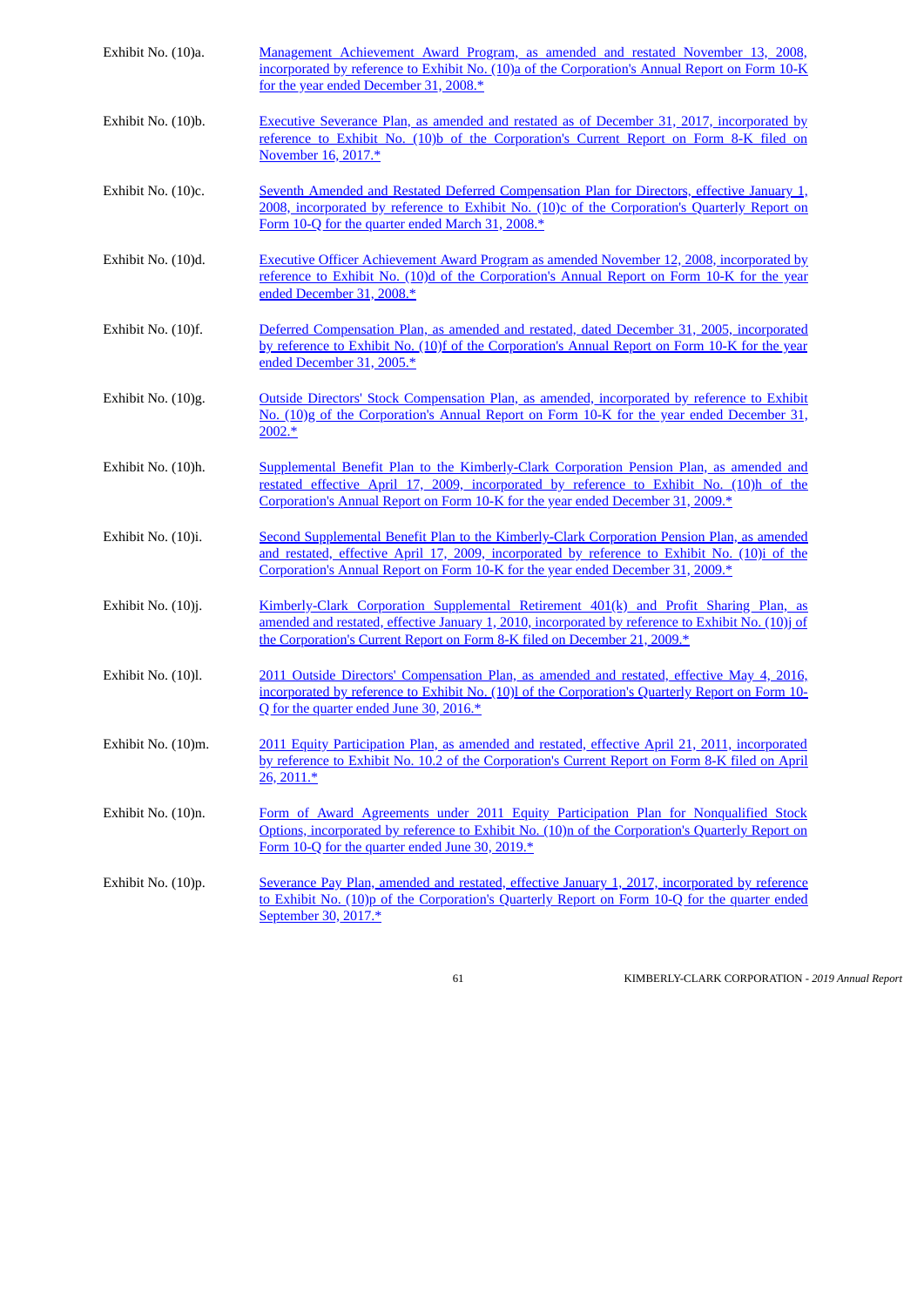Exhibit No. (10)a. Management Achievement Award Program, as amended and restated November 13, 2008, incorporated by reference to Exhibit No. (10)a of the Corporation's Annual Report on Form 10-K for the year ended December 31, 2008.*

Exhibit No. (10)b. Executive Severance Plan, as amended and restated as of December 31, 2017, incorporated by reference to Exhibit No. (10)b of the Corporation's Current Report on Form 8-K filed on November 16, 2017.*

Exhibit No. (10)c. Seventh Amended and Restated Deferred Compensation Plan for Directors, effective January 1, 2008, incorporated by reference to Exhibit No. (10)c of the Corporation's Quarterly Report on Form 10-Q for the quarter ended March 31, 2008.*

Exhibit No. (10)d. Executive Officer Achievement Award Program as amended November 12, 2008, incorporated by reference to Exhibit No. (10)d of the Corporation's Annual Report on Form 10-K for the year ended December 31, 2008.*

Exhibit No. (10)f. Deferred Compensation Plan, as amended and restated, dated December 31, 2005, incorporated by reference to Exhibit No. (10)f of the Corporation's Annual Report on Form 10-K for the year ended December 31, 2005.*

Exhibit No. (10)g. Outside Directors' Stock Compensation Plan, as amended, incorporated by reference to Exhibit No. (10)g of the Corporation's Annual Report on Form 10-K for the year ended December 31, 2002.*

Exhibit No. (10)h. Supplemental Benefit Plan to the Kimberly-Clark Corporation Pension Plan, as amended and restated effective April 17, 2009, incorporated by reference to Exhibit No. (10)h of the Corporation's Annual Report on Form 10-K for the year ended December 31, 2009.*

Exhibit No. (10)i. Second Supplemental Benefit Plan to the Kimberly-Clark Corporation Pension Plan, as amended and restated, effective April 17, 2009, incorporated by reference to Exhibit No. (10)i of the Corporation's Annual Report on Form 10-K for the year ended December 31, 2009.*

Exhibit No. (10)j. Kimberly-Clark Corporation Supplemental Retirement 401(k) and Profit Sharing Plan, as amended and restated, effective January 1, 2010, incorporated by reference to Exhibit No. (10)j of the Corporation's Current Report on Form 8-K filed on December 21, 2009.*

Exhibit No. (10)l. 2011 Outside Directors' Compensation Plan, as amended and restated, effective May 4, 2016, incorporated by reference to Exhibit No. (10)l of the Corporation's Quarterly Report on Form 10-Q for the quarter ended June 30, 2016.*

Exhibit No. (10)m. 2011 Equity Participation Plan, as amended and restated, effective April 21, 2011, incorporated by reference to Exhibit No. 10.2 of the Corporation's Current Report on Form 8-K filed on April 26, 2011.*

Exhibit No. (10)n. Form of Award Agreements under 2011 Equity Participation Plan for Nonqualified Stock Options, incorporated by reference to Exhibit No. (10)n of the Corporation's Quarterly Report on Form 10-Q for the quarter ended June 30, 2019.*

Exhibit No. (10)p. Severance Pay Plan, amended and restated, effective January 1, 2017, incorporated by reference to Exhibit No. (10)p of the Corporation's Quarterly Report on Form 10-Q for the quarter ended September 30, 2017.*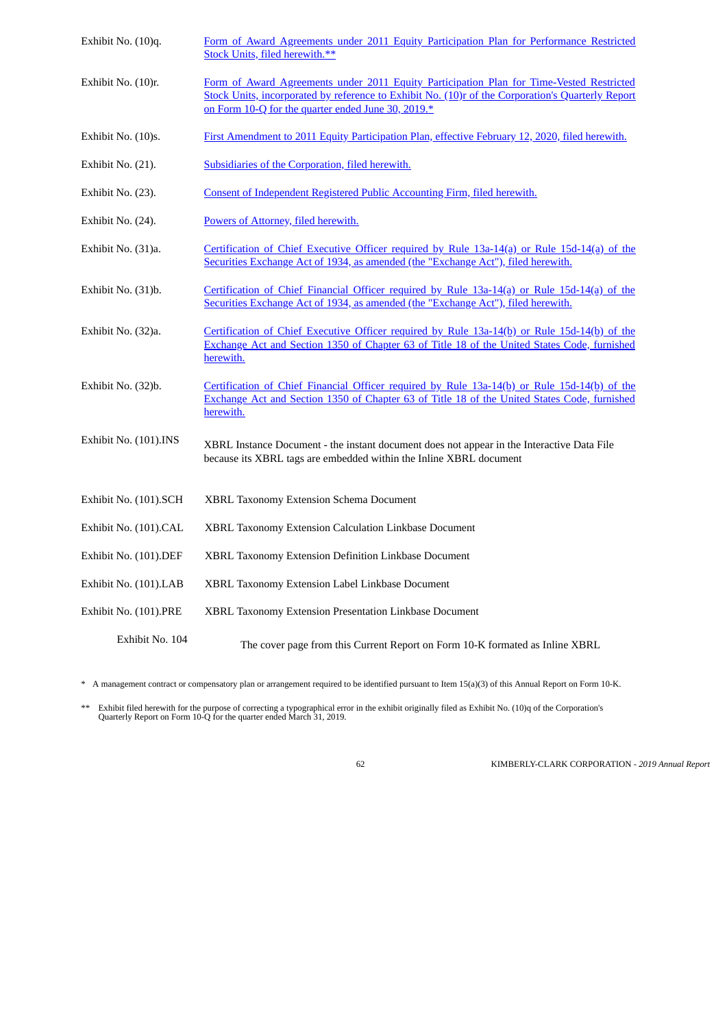| | |
|---|---|
| Exhibit No. (10)q. | Form of Award Agreements under 2011 Equity Participation Plan for Performance Restricted Stock Units, filed herewith.** |
| Exhibit No. (10)r. | Form of Award Agreements under 2011 Equity Participation Plan for Time-Vested Restricted Stock Units, incorporated by reference to Exhibit No. (10)r of the Corporation's Quarterly Report on Form 10-Q for the quarter ended June 30, 2019.* |
| Exhibit No. (10)s. | First Amendment to 2011 Equity Participation Plan, effective February 12, 2020, filed herewith. |
| Exhibit No. (21). | Subsidiaries of the Corporation, filed herewith. |
| Exhibit No. (23). | Consent of Independent Registered Public Accounting Firm, filed herewith. |
| Exhibit No. (24). | Powers of Attorney, filed herewith. |
| Exhibit No. (31)a. | Certification of Chief Executive Officer required by Rule 13a-14(a) or Rule 15d-14(a) of the Securities Exchange Act of 1934, as amended (the "Exchange Act"), filed herewith. |
| Exhibit No. (31)b. | Certification of Chief Financial Officer required by Rule 13a-14(a) or Rule 15d-14(a) of the Securities Exchange Act of 1934, as amended (the "Exchange Act"), filed herewith. |
| Exhibit No. (32)a. | Certification of Chief Executive Officer required by Rule 13a-14(b) or Rule 15d-14(b) of the Exchange Act and Section 1350 of Chapter 63 of Title 18 of the United States Code, furnished herewith. |
| Exhibit No. (32)b. | Certification of Chief Financial Officer required by Rule 13a-14(b) or Rule 15d-14(b) of the Exchange Act and Section 1350 of Chapter 63 of Title 18 of the United States Code, furnished herewith. |
| Exhibit No. (101).INS | XBRL Instance Document - the instant document does not appear in the Interactive Data File because its XBRL tags are embedded within the Inline XBRL document |
| Exhibit No. (101).SCH | XBRL Taxonomy Extension Schema Document |
| Exhibit No. (101).CAL | XBRL Taxonomy Extension Calculation Linkbase Document |
| Exhibit No. (101).DEF | XBRL Taxonomy Extension Definition Linkbase Document |
| Exhibit No. (101).LAB | XBRL Taxonomy Extension Label Linkbase Document |
| Exhibit No. (101).PRE | XBRL Taxonomy Extension Presentation Linkbase Document |
| Exhibit No. 104 | The cover page from this Current Report on Form 10-K formated as Inline XBRL |

\* A management contract or compensatory plan or arrangement required to be identified pursuant to Item 15(a)(3) of this Annual Report on Form 10-K.

\*\* Exhibit filed herewith for the purpose of correcting a typographical error in the exhibit originally filed as Exhibit No. (10)q of the Corporation's Quarterly Report on Form 10-Q for the quarter ended March 31, 2019.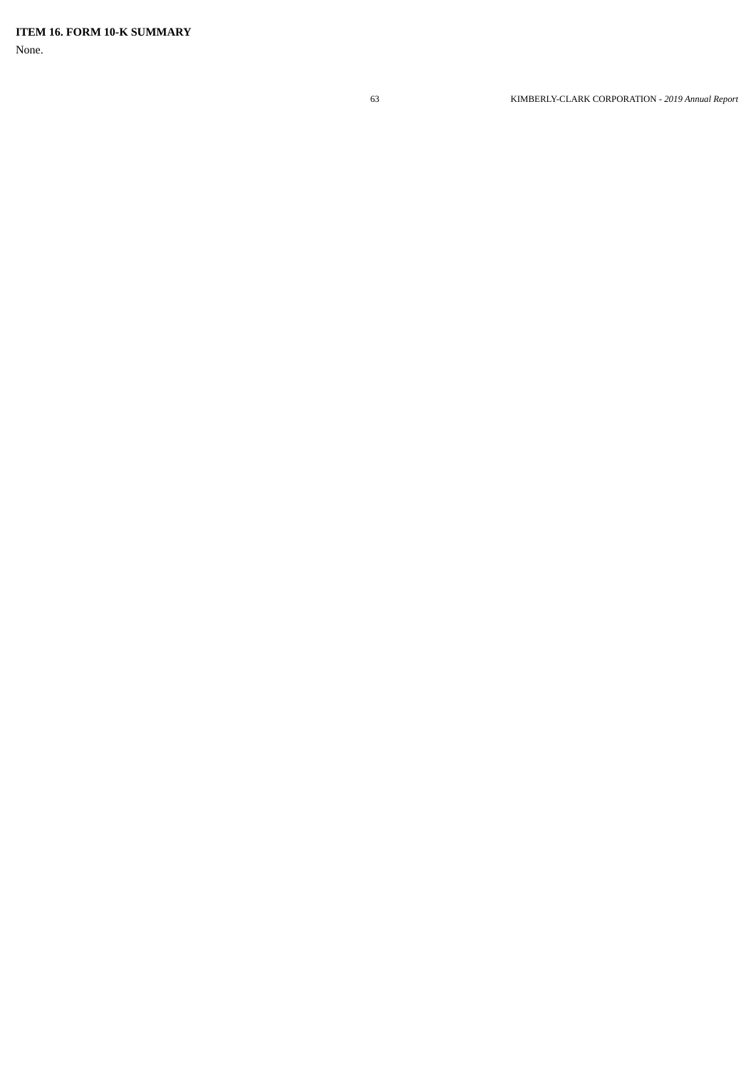**ITEM 16. FORM 10-K SUMMARY**

None.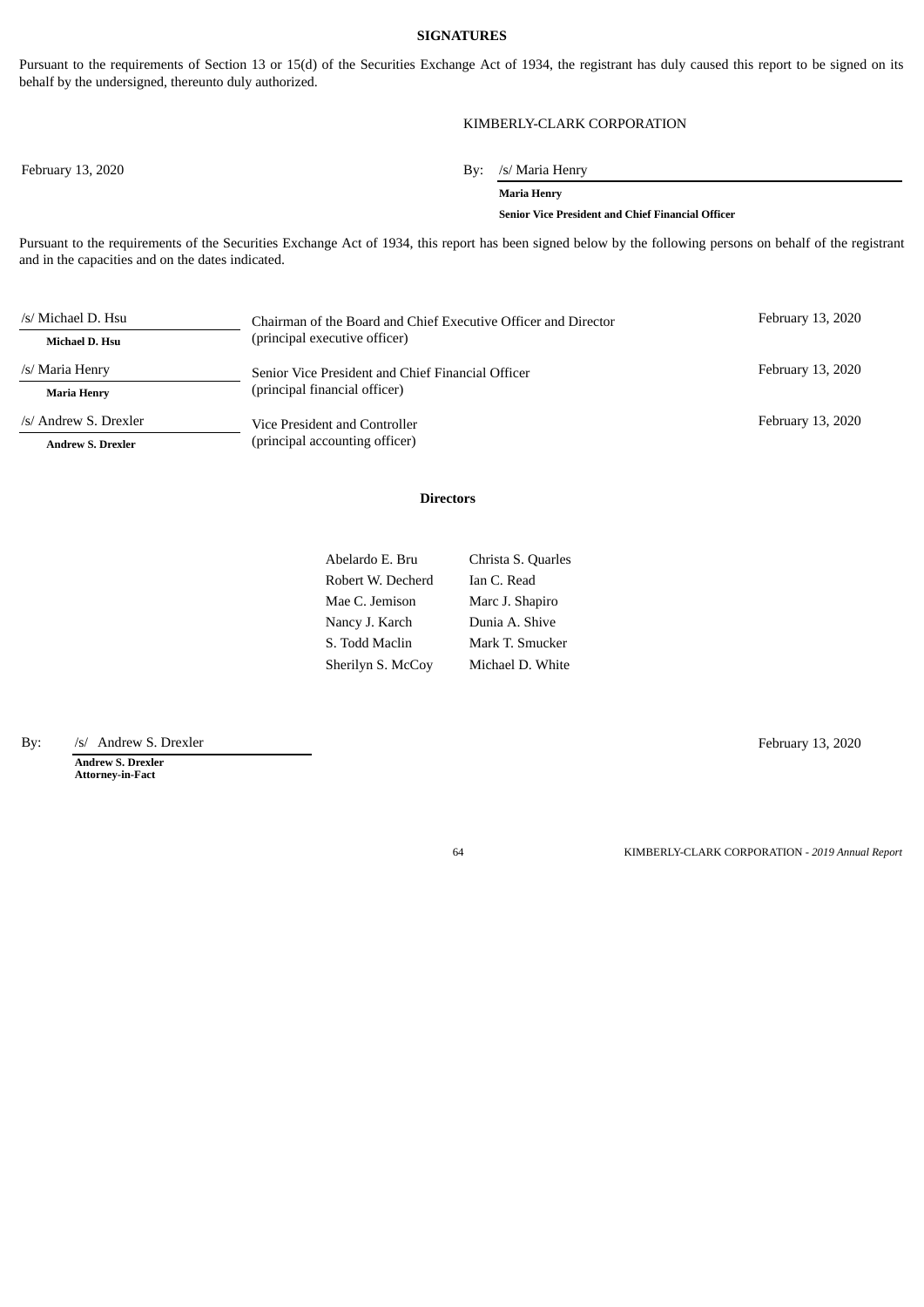## SIGNATURES

Pursuant to the requirements of Section 13 or 15(d) of the Securities Exchange Act of 1934, the registrant has duly caused this report to be signed on its behalf by the undersigned, thereunto duly authorized.

KIMBERLY-CLARK CORPORATION

February 13, 2020

By: /s/ Maria Henry

**Maria Henry**

**Senior Vice President and Chief Financial Officer**

Pursuant to the requirements of the Securities Exchange Act of 1934, this report has been signed below by the following persons on behalf of the registrant and in the capacities and on the dates indicated.

| | | |
|---|---|---|
| /s/ Michael D. Hsu<br>**Michael D. Hsu** | Chairman of the Board and Chief Executive Officer and Director<br>(principal executive officer) | February 13, 2020 |
| /s/ Maria Henry<br>**Maria Henry** | Senior Vice President and Chief Financial Officer<br>(principal financial officer) | February 13, 2020 |
| /s/ Andrew S. Drexler<br>**Andrew S. Drexler** | Vice President and Controller<br>(principal accounting officer) | February 13, 2020 |

**Directors**

| | |
|---|---|
| Abelardo E. Bru | Christa S. Quarles |
| Robert W. Decherd | Ian C. Read |
| Mae C. Jemison | Marc J. Shapiro |
| Nancy J. Karch | Dunia A. Shive |
| S. Todd Maclin | Mark T. Smucker |
| Sherilyn S. McCoy | Michael D. White |

By: /s/ Andrew S. Drexler

**Andrew S. Drexler**
**Attorney-in-Fact**

February 13, 2020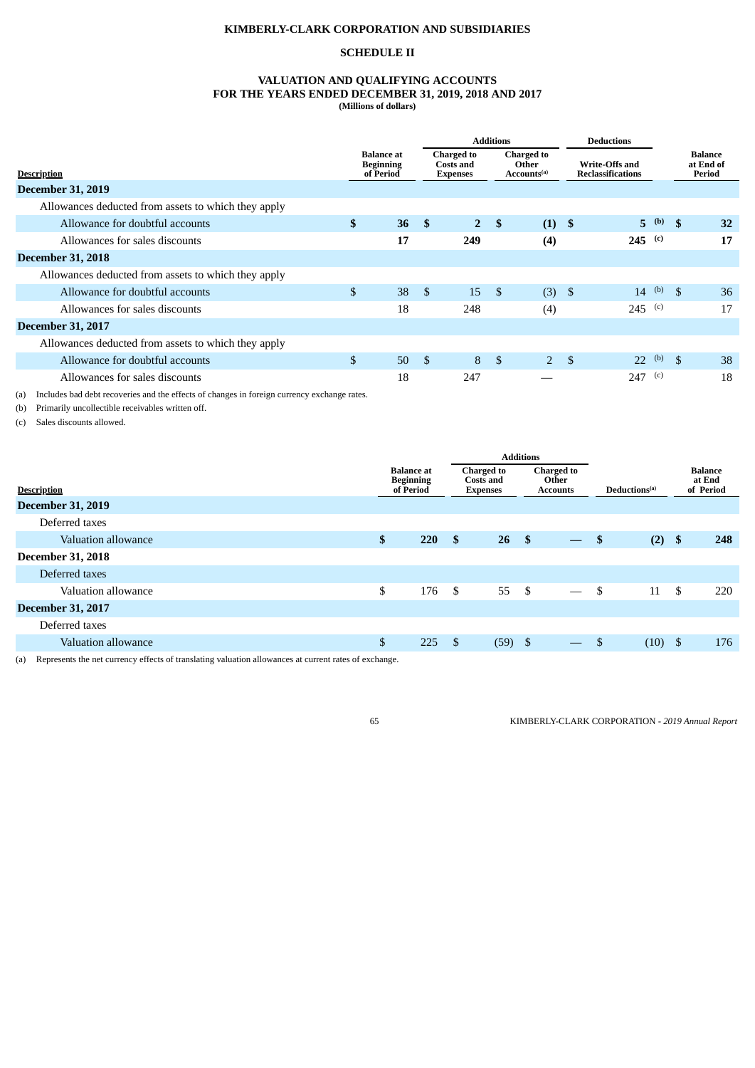**KIMBERLY-CLARK CORPORATION AND SUBSIDIARIES**

**SCHEDULE II**

**VALUATION AND QUALIFYING ACCOUNTS**
**FOR THE YEARS ENDED DECEMBER 31, 2019, 2018 AND 2017**
**(Millions of dollars)**

| Description | Balance at Beginning of Period | Additions: Charged to Costs and Expenses | Additions: Charged to Other Accounts[(a)] | Deductions: Write-Offs and Reclassifications | Balance at End of Period |
|---|---|---|---|---|---|
| **December 31, 2019** | | | | | |
| Allowances deducted from assets to which they apply | | | | | |
| Allowance for doubtful accounts | **$ 36** | **$ 2** | **$ (1)** | **$ 5** [(b)] | **$ 32** |
| Allowances for sales discounts | **17** | **249** | **(4)** | **245** [(c)] | **17** |
| **December 31, 2018** | | | | | |
| Allowances deducted from assets to which they apply | | | | | |
| Allowance for doubtful accounts | $ 38 | $ 15 | $ (3) | $ 14 [(b)] | $ 36 |
| Allowances for sales discounts | 18 | 248 | (4) | 245 [(c)] | 17 |
| **December 31, 2017** | | | | | |
| Allowances deducted from assets to which they apply | | | | | |
| Allowance for doubtful accounts | $ 50 | $ 8 | $ 2 | $ 22 [(b)] | $ 38 |
| Allowances for sales discounts | 18 | 247 | — | 247 [(c)] | 18 |

(a) Includes bad debt recoveries and the effects of changes in foreign currency exchange rates.

(b) Primarily uncollectible receivables written off.

(c) Sales discounts allowed.

| Description | Balance at Beginning of Period | Additions: Charged to Costs and Expenses | Additions: Charged to Other Accounts | Deductions[(a)] | Balance at End of Period |
|---|---|---|---|---|---|
| **December 31, 2019** | | | | | |
| Deferred taxes | | | | | |
| Valuation allowance | **$ 220** | **$ 26** | **$ —** | **$ (2)** | **$ 248** |
| **December 31, 2018** | | | | | |
| Deferred taxes | | | | | |
| Valuation allowance | $ 176 | $ 55 | $ — | $ 11 | $ 220 |
| **December 31, 2017** | | | | | |
| Deferred taxes | | | | | |
| Valuation allowance | $ 225 | $ (59) | $ — | $ (10) | $ 176 |

(a) Represents the net currency effects of translating valuation allowances at current rates of exchange.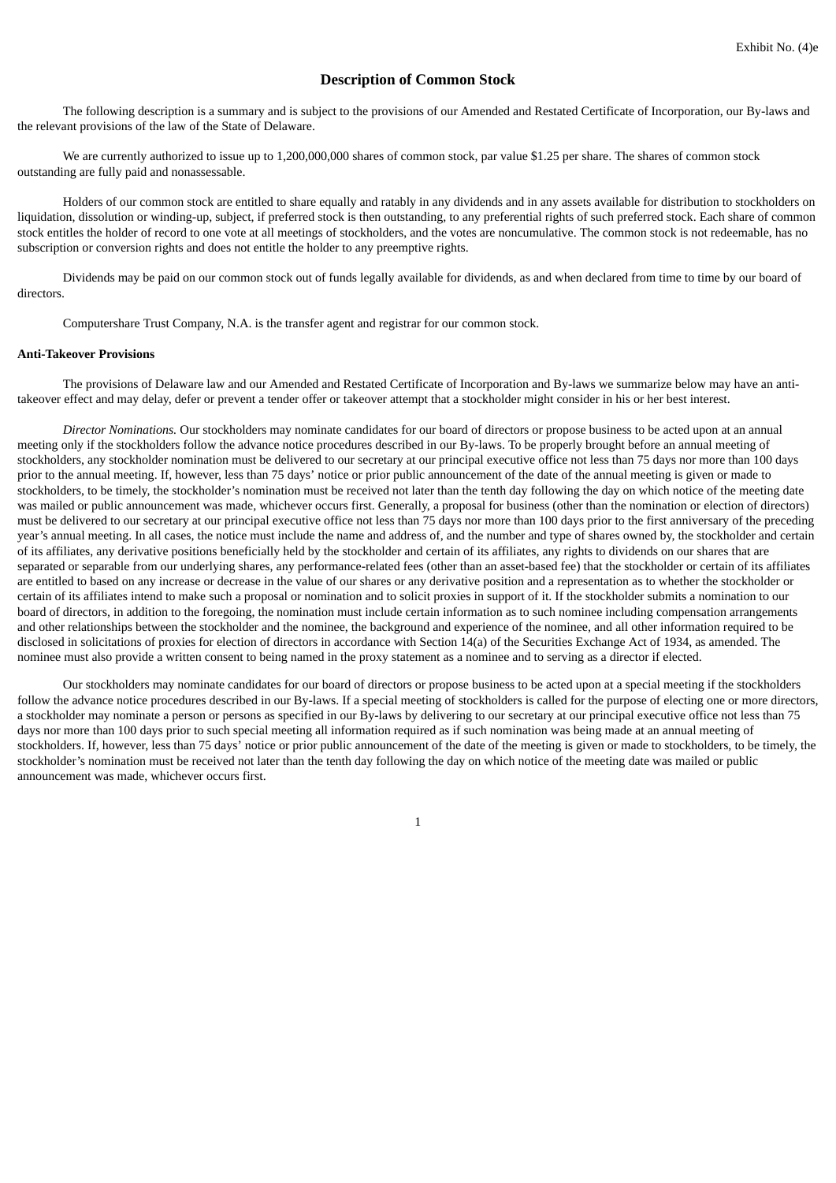Exhibit No. (4)e

# Description of Common Stock

The following description is a summary and is subject to the provisions of our Amended and Restated Certificate of Incorporation, our By-laws and the relevant provisions of the law of the State of Delaware.

We are currently authorized to issue up to 1,200,000,000 shares of common stock, par value $1.25 per share. The shares of common stock outstanding are fully paid and nonassessable.

Holders of our common stock are entitled to share equally and ratably in any dividends and in any assets available for distribution to stockholders on liquidation, dissolution or winding-up, subject, if preferred stock is then outstanding, to any preferential rights of such preferred stock. Each share of common stock entitles the holder of record to one vote at all meetings of stockholders, and the votes are noncumulative. The common stock is not redeemable, has no subscription or conversion rights and does not entitle the holder to any preemptive rights.

Dividends may be paid on our common stock out of funds legally available for dividends, as and when declared from time to time by our board of directors.

Computershare Trust Company, N.A. is the transfer agent and registrar for our common stock.

**Anti-Takeover Provisions**

The provisions of Delaware law and our Amended and Restated Certificate of Incorporation and By-laws we summarize below may have an anti-takeover effect and may delay, defer or prevent a tender offer or takeover attempt that a stockholder might consider in his or her best interest.

*Director Nominations.* Our stockholders may nominate candidates for our board of directors or propose business to be acted upon at an annual meeting only if the stockholders follow the advance notice procedures described in our By-laws. To be properly brought before an annual meeting of stockholders, any stockholder nomination must be delivered to our secretary at our principal executive office not less than 75 days nor more than 100 days prior to the annual meeting. If, however, less than 75 days' notice or prior public announcement of the date of the annual meeting is given or made to stockholders, to be timely, the stockholder's nomination must be received not later than the tenth day following the day on which notice of the meeting date was mailed or public announcement was made, whichever occurs first. Generally, a proposal for business (other than the nomination or election of directors) must be delivered to our secretary at our principal executive office not less than 75 days nor more than 100 days prior to the first anniversary of the preceding year's annual meeting. In all cases, the notice must include the name and address of, and the number and type of shares owned by, the stockholder and certain of its affiliates, any derivative positions beneficially held by the stockholder and certain of its affiliates, any rights to dividends on our shares that are separated or separable from our underlying shares, any performance-related fees (other than an asset-based fee) that the stockholder or certain of its affiliates are entitled to based on any increase or decrease in the value of our shares or any derivative position and a representation as to whether the stockholder or certain of its affiliates intend to make such a proposal or nomination and to solicit proxies in support of it. If the stockholder submits a nomination to our board of directors, in addition to the foregoing, the nomination must include certain information as to such nominee including compensation arrangements and other relationships between the stockholder and the nominee, the background and experience of the nominee, and all other information required to be disclosed in solicitations of proxies for election of directors in accordance with Section 14(a) of the Securities Exchange Act of 1934, as amended. The nominee must also provide a written consent to being named in the proxy statement as a nominee and to serving as a director if elected.

Our stockholders may nominate candidates for our board of directors or propose business to be acted upon at a special meeting if the stockholders follow the advance notice procedures described in our By-laws. If a special meeting of stockholders is called for the purpose of electing one or more directors, a stockholder may nominate a person or persons as specified in our By-laws by delivering to our secretary at our principal executive office not less than 75 days nor more than 100 days prior to such special meeting all information required as if such nomination was being made at an annual meeting of stockholders. If, however, less than 75 days' notice or prior public announcement of the date of the meeting is given or made to stockholders, to be timely, the stockholder's nomination must be received not later than the tenth day following the day on which notice of the meeting date was mailed or public announcement was made, whichever occurs first.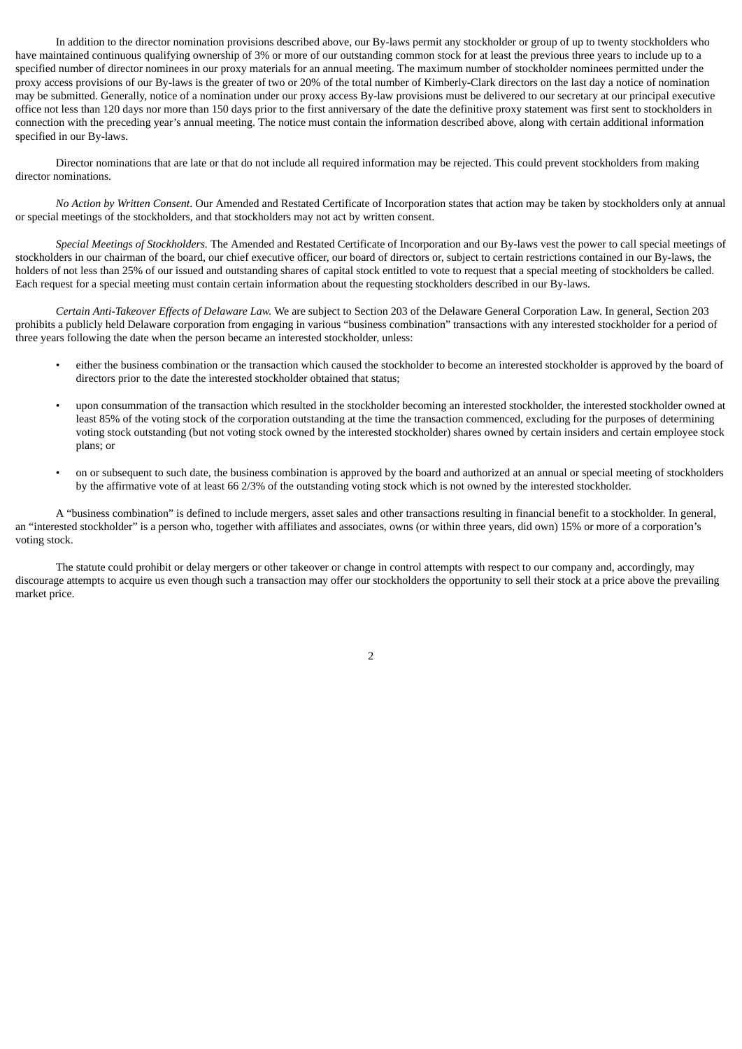In addition to the director nomination provisions described above, our By-laws permit any stockholder or group of up to twenty stockholders who have maintained continuous qualifying ownership of 3% or more of our outstanding common stock for at least the previous three years to include up to a specified number of director nominees in our proxy materials for an annual meeting. The maximum number of stockholder nominees permitted under the proxy access provisions of our By-laws is the greater of two or 20% of the total number of Kimberly-Clark directors on the last day a notice of nomination may be submitted. Generally, notice of a nomination under our proxy access By-law provisions must be delivered to our secretary at our principal executive office not less than 120 days nor more than 150 days prior to the first anniversary of the date the definitive proxy statement was first sent to stockholders in connection with the preceding year's annual meeting. The notice must contain the information described above, along with certain additional information specified in our By-laws.

Director nominations that are late or that do not include all required information may be rejected. This could prevent stockholders from making director nominations.

*No Action by Written Consent*. Our Amended and Restated Certificate of Incorporation states that action may be taken by stockholders only at annual or special meetings of the stockholders, and that stockholders may not act by written consent.

*Special Meetings of Stockholders.* The Amended and Restated Certificate of Incorporation and our By-laws vest the power to call special meetings of stockholders in our chairman of the board, our chief executive officer, our board of directors or, subject to certain restrictions contained in our By-laws, the holders of not less than 25% of our issued and outstanding shares of capital stock entitled to vote to request that a special meeting of stockholders be called. Each request for a special meeting must contain certain information about the requesting stockholders described in our By-laws.

*Certain Anti-Takeover Effects of Delaware Law.* We are subject to Section 203 of the Delaware General Corporation Law. In general, Section 203 prohibits a publicly held Delaware corporation from engaging in various "business combination" transactions with any interested stockholder for a period of three years following the date when the person became an interested stockholder, unless:

- either the business combination or the transaction which caused the stockholder to become an interested stockholder is approved by the board of directors prior to the date the interested stockholder obtained that status;
- upon consummation of the transaction which resulted in the stockholder becoming an interested stockholder, the interested stockholder owned at least 85% of the voting stock of the corporation outstanding at the time the transaction commenced, excluding for the purposes of determining voting stock outstanding (but not voting stock owned by the interested stockholder) shares owned by certain insiders and certain employee stock plans; or
- on or subsequent to such date, the business combination is approved by the board and authorized at an annual or special meeting of stockholders by the affirmative vote of at least 66 2/3% of the outstanding voting stock which is not owned by the interested stockholder.

A "business combination" is defined to include mergers, asset sales and other transactions resulting in financial benefit to a stockholder. In general, an "interested stockholder" is a person who, together with affiliates and associates, owns (or within three years, did own) 15% or more of a corporation's voting stock.

The statute could prohibit or delay mergers or other takeover or change in control attempts with respect to our company and, accordingly, may discourage attempts to acquire us even though such a transaction may offer our stockholders the opportunity to sell their stock at a price above the prevailing market price.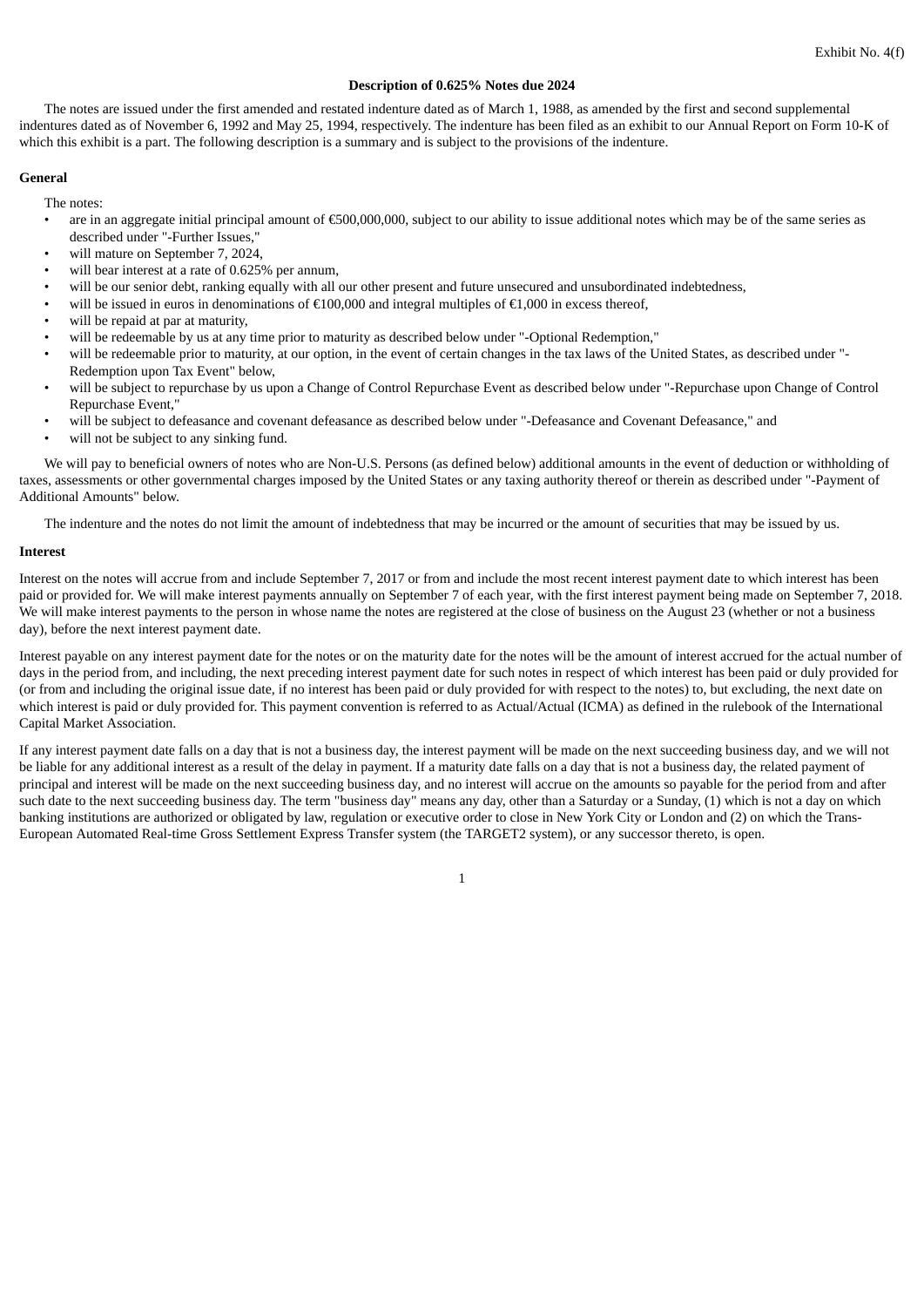Exhibit No. 4(f)

# Description of 0.625% Notes due 2024

The notes are issued under the first amended and restated indenture dated as of March 1, 1988, as amended by the first and second supplemental indentures dated as of November 6, 1992 and May 25, 1994, respectively. The indenture has been filed as an exhibit to our Annual Report on Form 10-K of which this exhibit is a part. The following description is a summary and is subject to the provisions of the indenture.

## General

The notes:

- are in an aggregate initial principal amount of €500,000,000, subject to our ability to issue additional notes which may be of the same series as described under "-Further Issues,"
- will mature on September 7, 2024,
- will bear interest at a rate of 0.625% per annum,
- will be our senior debt, ranking equally with all our other present and future unsecured and unsubordinated indebtedness,
- will be issued in euros in denominations of €100,000 and integral multiples of €1,000 in excess thereof,
- will be repaid at par at maturity,
- will be redeemable by us at any time prior to maturity as described below under "-Optional Redemption,"
- will be redeemable prior to maturity, at our option, in the event of certain changes in the tax laws of the United States, as described under "-Redemption upon Tax Event" below,
- will be subject to repurchase by us upon a Change of Control Repurchase Event as described below under "-Repurchase upon Change of Control Repurchase Event,"
- will be subject to defeasance and covenant defeasance as described below under "-Defeasance and Covenant Defeasance," and
- will not be subject to any sinking fund.

We will pay to beneficial owners of notes who are Non-U.S. Persons (as defined below) additional amounts in the event of deduction or withholding of taxes, assessments or other governmental charges imposed by the United States or any taxing authority thereof or therein as described under "-Payment of Additional Amounts" below.

The indenture and the notes do not limit the amount of indebtedness that may be incurred or the amount of securities that may be issued by us.

## Interest

Interest on the notes will accrue from and include September 7, 2017 or from and include the most recent interest payment date to which interest has been paid or provided for. We will make interest payments annually on September 7 of each year, with the first interest payment being made on September 7, 2018. We will make interest payments to the person in whose name the notes are registered at the close of business on the August 23 (whether or not a business day), before the next interest payment date.

Interest payable on any interest payment date for the notes or on the maturity date for the notes will be the amount of interest accrued for the actual number of days in the period from, and including, the next preceding interest payment date for such notes in respect of which interest has been paid or duly provided for (or from and including the original issue date, if no interest has been paid or duly provided for with respect to the notes) to, but excluding, the next date on which interest is paid or duly provided for. This payment convention is referred to as Actual/Actual (ICMA) as defined in the rulebook of the International Capital Market Association.

If any interest payment date falls on a day that is not a business day, the interest payment will be made on the next succeeding business day, and we will not be liable for any additional interest as a result of the delay in payment. If a maturity date falls on a day that is not a business day, the related payment of principal and interest will be made on the next succeeding business day, and no interest will accrue on the amounts so payable for the period from and after such date to the next succeeding business day. The term "business day" means any day, other than a Saturday or a Sunday, (1) which is not a day on which banking institutions are authorized or obligated by law, regulation or executive order to close in New York City or London and (2) on which the Trans-European Automated Real-time Gross Settlement Express Transfer system (the TARGET2 system), or any successor thereto, is open.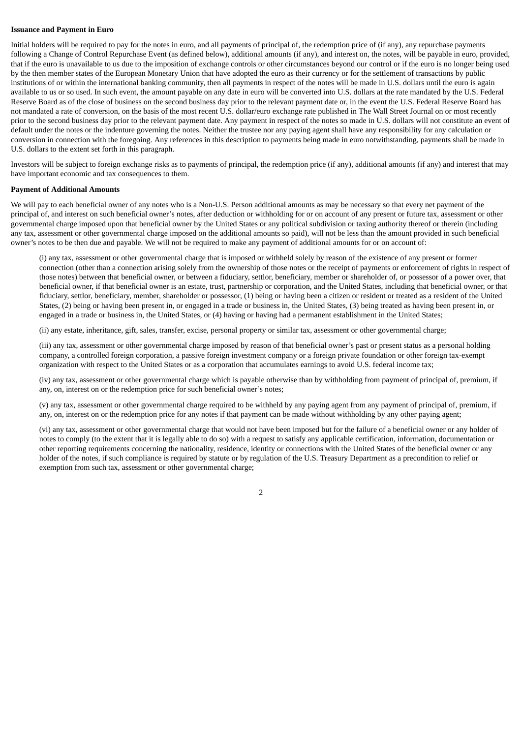**Issuance and Payment in Euro**

Initial holders will be required to pay for the notes in euro, and all payments of principal of, the redemption price of (if any), any repurchase payments following a Change of Control Repurchase Event (as defined below), additional amounts (if any), and interest on, the notes, will be payable in euro, provided, that if the euro is unavailable to us due to the imposition of exchange controls or other circumstances beyond our control or if the euro is no longer being used by the then member states of the European Monetary Union that have adopted the euro as their currency or for the settlement of transactions by public institutions of or within the international banking community, then all payments in respect of the notes will be made in U.S. dollars until the euro is again available to us or so used. In such event, the amount payable on any date in euro will be converted into U.S. dollars at the rate mandated by the U.S. Federal Reserve Board as of the close of business on the second business day prior to the relevant payment date or, in the event the U.S. Federal Reserve Board has not mandated a rate of conversion, on the basis of the most recent U.S. dollar/euro exchange rate published in The Wall Street Journal on or most recently prior to the second business day prior to the relevant payment date. Any payment in respect of the notes so made in U.S. dollars will not constitute an event of default under the notes or the indenture governing the notes. Neither the trustee nor any paying agent shall have any responsibility for any calculation or conversion in connection with the foregoing. Any references in this description to payments being made in euro notwithstanding, payments shall be made in U.S. dollars to the extent set forth in this paragraph.

Investors will be subject to foreign exchange risks as to payments of principal, the redemption price (if any), additional amounts (if any) and interest that may have important economic and tax consequences to them.

**Payment of Additional Amounts**

We will pay to each beneficial owner of any notes who is a Non-U.S. Person additional amounts as may be necessary so that every net payment of the principal of, and interest on such beneficial owner's notes, after deduction or withholding for or on account of any present or future tax, assessment or other governmental charge imposed upon that beneficial owner by the United States or any political subdivision or taxing authority thereof or therein (including any tax, assessment or other governmental charge imposed on the additional amounts so paid), will not be less than the amount provided in such beneficial owner's notes to be then due and payable. We will not be required to make any payment of additional amounts for or on account of:

(i) any tax, assessment or other governmental charge that is imposed or withheld solely by reason of the existence of any present or former connection (other than a connection arising solely from the ownership of those notes or the receipt of payments or enforcement of rights in respect of those notes) between that beneficial owner, or between a fiduciary, settlor, beneficiary, member or shareholder of, or possessor of a power over, that beneficial owner, if that beneficial owner is an estate, trust, partnership or corporation, and the United States, including that beneficial owner, or that fiduciary, settlor, beneficiary, member, shareholder or possessor, (1) being or having been a citizen or resident or treated as a resident of the United States, (2) being or having been present in, or engaged in a trade or business in, the United States, (3) being treated as having been present in, or engaged in a trade or business in, the United States, or (4) having or having had a permanent establishment in the United States;

(ii) any estate, inheritance, gift, sales, transfer, excise, personal property or similar tax, assessment or other governmental charge;

(iii) any tax, assessment or other governmental charge imposed by reason of that beneficial owner's past or present status as a personal holding company, a controlled foreign corporation, a passive foreign investment company or a foreign private foundation or other foreign tax-exempt organization with respect to the United States or as a corporation that accumulates earnings to avoid U.S. federal income tax;

(iv) any tax, assessment or other governmental charge which is payable otherwise than by withholding from payment of principal of, premium, if any, on, interest on or the redemption price for such beneficial owner's notes;

(v) any tax, assessment or other governmental charge required to be withheld by any paying agent from any payment of principal of, premium, if any, on, interest on or the redemption price for any notes if that payment can be made without withholding by any other paying agent;

(vi) any tax, assessment or other governmental charge that would not have been imposed but for the failure of a beneficial owner or any holder of notes to comply (to the extent that it is legally able to do so) with a request to satisfy any applicable certification, information, documentation or other reporting requirements concerning the nationality, residence, identity or connections with the United States of the beneficial owner or any holder of the notes, if such compliance is required by statute or by regulation of the U.S. Treasury Department as a precondition to relief or exemption from such tax, assessment or other governmental charge;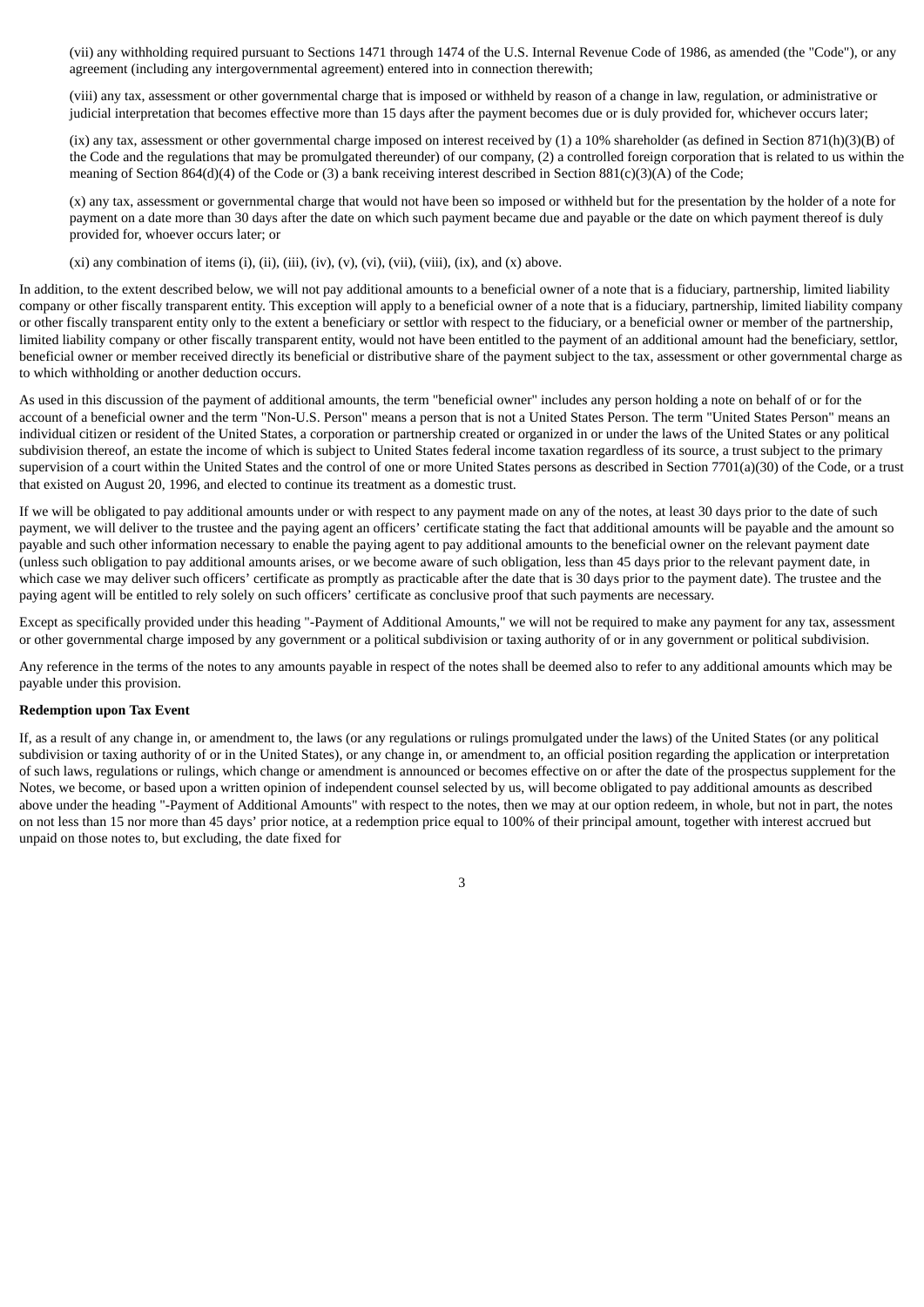(vii) any withholding required pursuant to Sections 1471 through 1474 of the U.S. Internal Revenue Code of 1986, as amended (the "Code"), or any agreement (including any intergovernmental agreement) entered into in connection therewith;

(viii) any tax, assessment or other governmental charge that is imposed or withheld by reason of a change in law, regulation, or administrative or judicial interpretation that becomes effective more than 15 days after the payment becomes due or is duly provided for, whichever occurs later;

(ix) any tax, assessment or other governmental charge imposed on interest received by (1) a 10% shareholder (as defined in Section 871(h)(3)(B) of the Code and the regulations that may be promulgated thereunder) of our company, (2) a controlled foreign corporation that is related to us within the meaning of Section 864(d)(4) of the Code or (3) a bank receiving interest described in Section 881(c)(3)(A) of the Code;

(x) any tax, assessment or governmental charge that would not have been so imposed or withheld but for the presentation by the holder of a note for payment on a date more than 30 days after the date on which such payment became due and payable or the date on which payment thereof is duly provided for, whoever occurs later; or

(xi) any combination of items (i), (ii), (iii), (iv), (v), (vi), (vii), (viii), (ix), and (x) above.

In addition, to the extent described below, we will not pay additional amounts to a beneficial owner of a note that is a fiduciary, partnership, limited liability company or other fiscally transparent entity. This exception will apply to a beneficial owner of a note that is a fiduciary, partnership, limited liability company or other fiscally transparent entity only to the extent a beneficiary or settlor with respect to the fiduciary, or a beneficial owner or member of the partnership, limited liability company or other fiscally transparent entity, would not have been entitled to the payment of an additional amount had the beneficiary, settlor, beneficial owner or member received directly its beneficial or distributive share of the payment subject to the tax, assessment or other governmental charge as to which withholding or another deduction occurs.

As used in this discussion of the payment of additional amounts, the term "beneficial owner" includes any person holding a note on behalf of or for the account of a beneficial owner and the term "Non-U.S. Person" means a person that is not a United States Person. The term "United States Person" means an individual citizen or resident of the United States, a corporation or partnership created or organized in or under the laws of the United States or any political subdivision thereof, an estate the income of which is subject to United States federal income taxation regardless of its source, a trust subject to the primary supervision of a court within the United States and the control of one or more United States persons as described in Section 7701(a)(30) of the Code, or a trust that existed on August 20, 1996, and elected to continue its treatment as a domestic trust.

If we will be obligated to pay additional amounts under or with respect to any payment made on any of the notes, at least 30 days prior to the date of such payment, we will deliver to the trustee and the paying agent an officers' certificate stating the fact that additional amounts will be payable and the amount so payable and such other information necessary to enable the paying agent to pay additional amounts to the beneficial owner on the relevant payment date (unless such obligation to pay additional amounts arises, or we become aware of such obligation, less than 45 days prior to the relevant payment date, in which case we may deliver such officers' certificate as promptly as practicable after the date that is 30 days prior to the payment date). The trustee and the paying agent will be entitled to rely solely on such officers' certificate as conclusive proof that such payments are necessary.

Except as specifically provided under this heading "-Payment of Additional Amounts," we will not be required to make any payment for any tax, assessment or other governmental charge imposed by any government or a political subdivision or taxing authority of or in any government or political subdivision.

Any reference in the terms of the notes to any amounts payable in respect of the notes shall be deemed also to refer to any additional amounts which may be payable under this provision.

**Redemption upon Tax Event**

If, as a result of any change in, or amendment to, the laws (or any regulations or rulings promulgated under the laws) of the United States (or any political subdivision or taxing authority of or in the United States), or any change in, or amendment to, an official position regarding the application or interpretation of such laws, regulations or rulings, which change or amendment is announced or becomes effective on or after the date of the prospectus supplement for the Notes, we become, or based upon a written opinion of independent counsel selected by us, will become obligated to pay additional amounts as described above under the heading "-Payment of Additional Amounts" with respect to the notes, then we may at our option redeem, in whole, but not in part, the notes on not less than 15 nor more than 45 days' prior notice, at a redemption price equal to 100% of their principal amount, together with interest accrued but unpaid on those notes to, but excluding, the date fixed for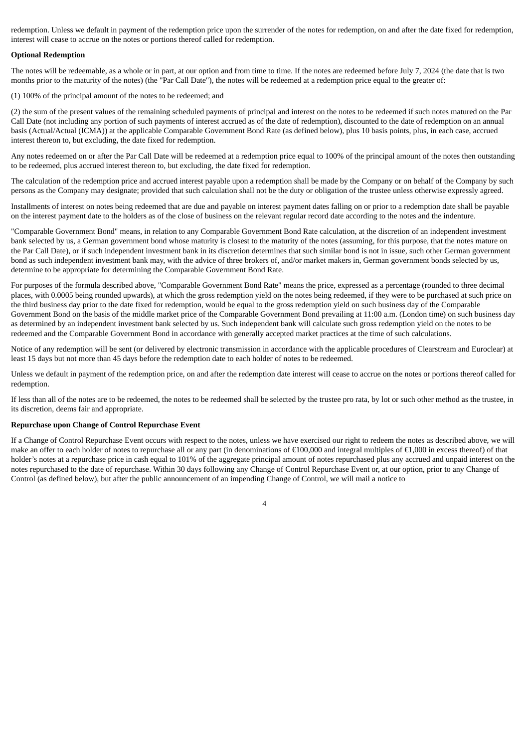redemption. Unless we default in payment of the redemption price upon the surrender of the notes for redemption, on and after the date fixed for redemption, interest will cease to accrue on the notes or portions thereof called for redemption.

**Optional Redemption**

The notes will be redeemable, as a whole or in part, at our option and from time to time. If the notes are redeemed before July 7, 2024 (the date that is two months prior to the maturity of the notes) (the "Par Call Date"), the notes will be redeemed at a redemption price equal to the greater of:

(1) 100% of the principal amount of the notes to be redeemed; and

(2) the sum of the present values of the remaining scheduled payments of principal and interest on the notes to be redeemed if such notes matured on the Par Call Date (not including any portion of such payments of interest accrued as of the date of redemption), discounted to the date of redemption on an annual basis (Actual/Actual (ICMA)) at the applicable Comparable Government Bond Rate (as defined below), plus 10 basis points, plus, in each case, accrued interest thereon to, but excluding, the date fixed for redemption.

Any notes redeemed on or after the Par Call Date will be redeemed at a redemption price equal to 100% of the principal amount of the notes then outstanding to be redeemed, plus accrued interest thereon to, but excluding, the date fixed for redemption.

The calculation of the redemption price and accrued interest payable upon a redemption shall be made by the Company or on behalf of the Company by such persons as the Company may designate; provided that such calculation shall not be the duty or obligation of the trustee unless otherwise expressly agreed.

Installments of interest on notes being redeemed that are due and payable on interest payment dates falling on or prior to a redemption date shall be payable on the interest payment date to the holders as of the close of business on the relevant regular record date according to the notes and the indenture.

"Comparable Government Bond" means, in relation to any Comparable Government Bond Rate calculation, at the discretion of an independent investment bank selected by us, a German government bond whose maturity is closest to the maturity of the notes (assuming, for this purpose, that the notes mature on the Par Call Date), or if such independent investment bank in its discretion determines that such similar bond is not in issue, such other German government bond as such independent investment bank may, with the advice of three brokers of, and/or market makers in, German government bonds selected by us, determine to be appropriate for determining the Comparable Government Bond Rate.

For purposes of the formula described above, "Comparable Government Bond Rate" means the price, expressed as a percentage (rounded to three decimal places, with 0.0005 being rounded upwards), at which the gross redemption yield on the notes being redeemed, if they were to be purchased at such price on the third business day prior to the date fixed for redemption, would be equal to the gross redemption yield on such business day of the Comparable Government Bond on the basis of the middle market price of the Comparable Government Bond prevailing at 11:00 a.m. (London time) on such business day as determined by an independent investment bank selected by us. Such independent bank will calculate such gross redemption yield on the notes to be redeemed and the Comparable Government Bond in accordance with generally accepted market practices at the time of such calculations.

Notice of any redemption will be sent (or delivered by electronic transmission in accordance with the applicable procedures of Clearstream and Euroclear) at least 15 days but not more than 45 days before the redemption date to each holder of notes to be redeemed.

Unless we default in payment of the redemption price, on and after the redemption date interest will cease to accrue on the notes or portions thereof called for redemption.

If less than all of the notes are to be redeemed, the notes to be redeemed shall be selected by the trustee pro rata, by lot or such other method as the trustee, in its discretion, deems fair and appropriate.

**Repurchase upon Change of Control Repurchase Event**

If a Change of Control Repurchase Event occurs with respect to the notes, unless we have exercised our right to redeem the notes as described above, we will make an offer to each holder of notes to repurchase all or any part (in denominations of €100,000 and integral multiples of €1,000 in excess thereof) of that holder's notes at a repurchase price in cash equal to 101% of the aggregate principal amount of notes repurchased plus any accrued and unpaid interest on the notes repurchased to the date of repurchase. Within 30 days following any Change of Control Repurchase Event or, at our option, prior to any Change of Control (as defined below), but after the public announcement of an impending Change of Control, we will mail a notice to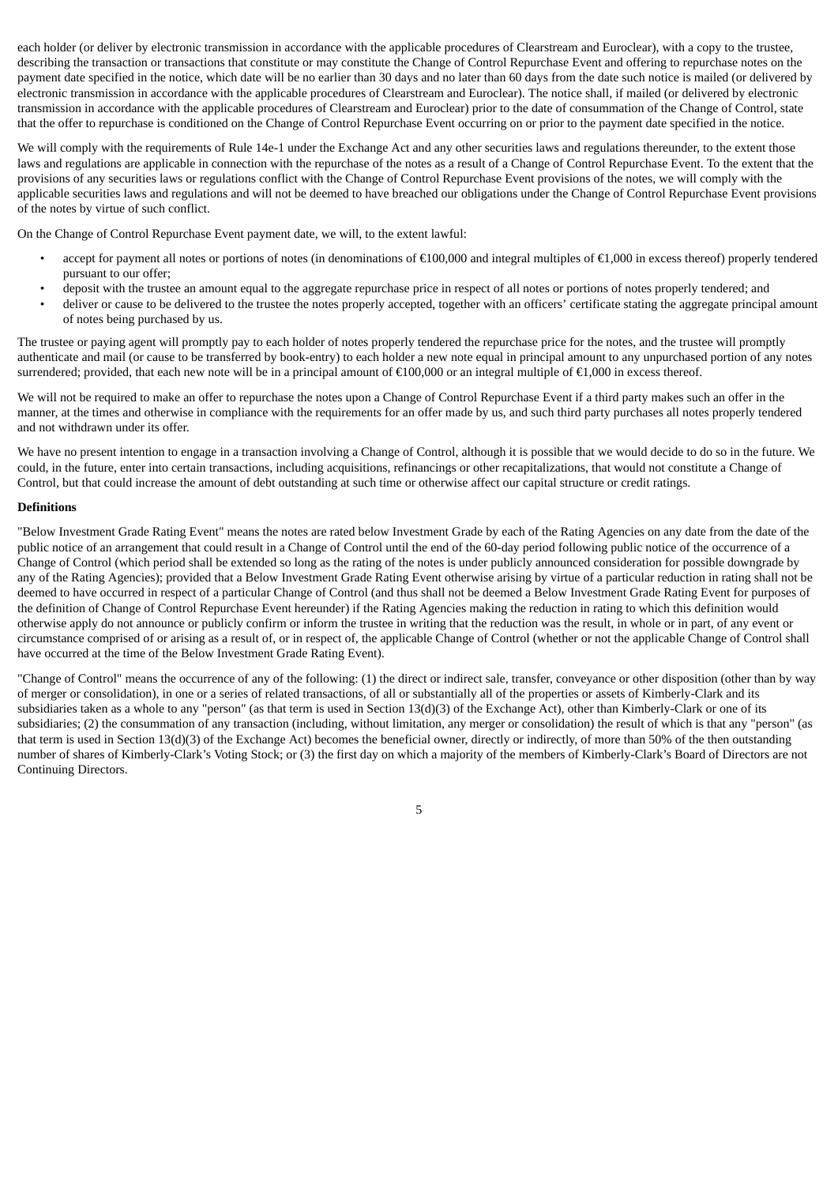each holder (or deliver by electronic transmission in accordance with the applicable procedures of Clearstream and Euroclear), with a copy to the trustee, describing the transaction or transactions that constitute or may constitute the Change of Control Repurchase Event and offering to repurchase notes on the payment date specified in the notice, which date will be no earlier than 30 days and no later than 60 days from the date such notice is mailed (or delivered by electronic transmission in accordance with the applicable procedures of Clearstream and Euroclear). The notice shall, if mailed (or delivered by electronic transmission in accordance with the applicable procedures of Clearstream and Euroclear) prior to the date of consummation of the Change of Control, state that the offer to repurchase is conditioned on the Change of Control Repurchase Event occurring on or prior to the payment date specified in the notice.

We will comply with the requirements of Rule 14e-1 under the Exchange Act and any other securities laws and regulations thereunder, to the extent those laws and regulations are applicable in connection with the repurchase of the notes as a result of a Change of Control Repurchase Event. To the extent that the provisions of any securities laws or regulations conflict with the Change of Control Repurchase Event provisions of the notes, we will comply with the applicable securities laws and regulations and will not be deemed to have breached our obligations under the Change of Control Repurchase Event provisions of the notes by virtue of such conflict.

On the Change of Control Repurchase Event payment date, we will, to the extent lawful:

- accept for payment all notes or portions of notes (in denominations of €100,000 and integral multiples of €1,000 in excess thereof) properly tendered pursuant to our offer;
- deposit with the trustee an amount equal to the aggregate repurchase price in respect of all notes or portions of notes properly tendered; and
- deliver or cause to be delivered to the trustee the notes properly accepted, together with an officers' certificate stating the aggregate principal amount of notes being purchased by us.

The trustee or paying agent will promptly pay to each holder of notes properly tendered the repurchase price for the notes, and the trustee will promptly authenticate and mail (or cause to be transferred by book-entry) to each holder a new note equal in principal amount to any unpurchased portion of any notes surrendered; provided, that each new note will be in a principal amount of €100,000 or an integral multiple of €1,000 in excess thereof.

We will not be required to make an offer to repurchase the notes upon a Change of Control Repurchase Event if a third party makes such an offer in the manner, at the times and otherwise in compliance with the requirements for an offer made by us, and such third party purchases all notes properly tendered and not withdrawn under its offer.

We have no present intention to engage in a transaction involving a Change of Control, although it is possible that we would decide to do so in the future. We could, in the future, enter into certain transactions, including acquisitions, refinancings or other recapitalizations, that would not constitute a Change of Control, but that could increase the amount of debt outstanding at such time or otherwise affect our capital structure or credit ratings.

**Definitions**

"Below Investment Grade Rating Event" means the notes are rated below Investment Grade by each of the Rating Agencies on any date from the date of the public notice of an arrangement that could result in a Change of Control until the end of the 60-day period following public notice of the occurrence of a Change of Control (which period shall be extended so long as the rating of the notes is under publicly announced consideration for possible downgrade by any of the Rating Agencies); provided that a Below Investment Grade Rating Event otherwise arising by virtue of a particular reduction in rating shall not be deemed to have occurred in respect of a particular Change of Control (and thus shall not be deemed a Below Investment Grade Rating Event for purposes of the definition of Change of Control Repurchase Event hereunder) if the Rating Agencies making the reduction in rating to which this definition would otherwise apply do not announce or publicly confirm or inform the trustee in writing that the reduction was the result, in whole or in part, of any event or circumstance comprised of or arising as a result of, or in respect of, the applicable Change of Control (whether or not the applicable Change of Control shall have occurred at the time of the Below Investment Grade Rating Event).

"Change of Control" means the occurrence of any of the following: (1) the direct or indirect sale, transfer, conveyance or other disposition (other than by way of merger or consolidation), in one or a series of related transactions, of all or substantially all of the properties or assets of Kimberly-Clark and its subsidiaries taken as a whole to any "person" (as that term is used in Section 13(d)(3) of the Exchange Act), other than Kimberly-Clark or one of its subsidiaries; (2) the consummation of any transaction (including, without limitation, any merger or consolidation) the result of which is that any "person" (as that term is used in Section 13(d)(3) of the Exchange Act) becomes the beneficial owner, directly or indirectly, of more than 50% of the then outstanding number of shares of Kimberly-Clark's Voting Stock; or (3) the first day on which a majority of the members of Kimberly-Clark's Board of Directors are not Continuing Directors.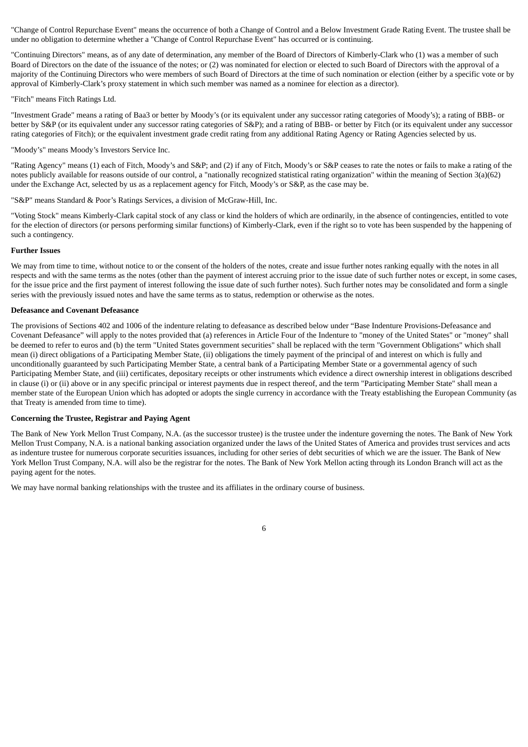"Change of Control Repurchase Event" means the occurrence of both a Change of Control and a Below Investment Grade Rating Event. The trustee shall be under no obligation to determine whether a "Change of Control Repurchase Event" has occurred or is continuing.

"Continuing Directors" means, as of any date of determination, any member of the Board of Directors of Kimberly-Clark who (1) was a member of such Board of Directors on the date of the issuance of the notes; or (2) was nominated for election or elected to such Board of Directors with the approval of a majority of the Continuing Directors who were members of such Board of Directors at the time of such nomination or election (either by a specific vote or by approval of Kimberly-Clark's proxy statement in which such member was named as a nominee for election as a director).

"Fitch" means Fitch Ratings Ltd.

"Investment Grade" means a rating of Baa3 or better by Moody's (or its equivalent under any successor rating categories of Moody's); a rating of BBB- or better by S&P (or its equivalent under any successor rating categories of S&P); and a rating of BBB- or better by Fitch (or its equivalent under any successor rating categories of Fitch); or the equivalent investment grade credit rating from any additional Rating Agency or Rating Agencies selected by us.

"Moody's" means Moody's Investors Service Inc.

"Rating Agency" means (1) each of Fitch, Moody's and S&P; and (2) if any of Fitch, Moody's or S&P ceases to rate the notes or fails to make a rating of the notes publicly available for reasons outside of our control, a "nationally recognized statistical rating organization" within the meaning of Section 3(a)(62) under the Exchange Act, selected by us as a replacement agency for Fitch, Moody's or S&P, as the case may be.

"S&P" means Standard & Poor's Ratings Services, a division of McGraw-Hill, Inc.

"Voting Stock" means Kimberly-Clark capital stock of any class or kind the holders of which are ordinarily, in the absence of contingencies, entitled to vote for the election of directors (or persons performing similar functions) of Kimberly-Clark, even if the right so to vote has been suspended by the happening of such a contingency.

**Further Issues**

We may from time to time, without notice to or the consent of the holders of the notes, create and issue further notes ranking equally with the notes in all respects and with the same terms as the notes (other than the payment of interest accruing prior to the issue date of such further notes or except, in some cases, for the issue price and the first payment of interest following the issue date of such further notes). Such further notes may be consolidated and form a single series with the previously issued notes and have the same terms as to status, redemption or otherwise as the notes.

**Defeasance and Covenant Defeasance**

The provisions of Sections 402 and 1006 of the indenture relating to defeasance as described below under "Base Indenture Provisions-Defeasance and Covenant Defeasance" will apply to the notes provided that (a) references in Article Four of the Indenture to "money of the United States" or "money" shall be deemed to refer to euros and (b) the term "United States government securities" shall be replaced with the term "Government Obligations" which shall mean (i) direct obligations of a Participating Member State, (ii) obligations the timely payment of the principal of and interest on which is fully and unconditionally guaranteed by such Participating Member State, a central bank of a Participating Member State or a governmental agency of such Participating Member State, and (iii) certificates, depositary receipts or other instruments which evidence a direct ownership interest in obligations described in clause (i) or (ii) above or in any specific principal or interest payments due in respect thereof, and the term "Participating Member State" shall mean a member state of the European Union which has adopted or adopts the single currency in accordance with the Treaty establishing the European Community (as that Treaty is amended from time to time).

**Concerning the Trustee, Registrar and Paying Agent**

The Bank of New York Mellon Trust Company, N.A. (as the successor trustee) is the trustee under the indenture governing the notes. The Bank of New York Mellon Trust Company, N.A. is a national banking association organized under the laws of the United States of America and provides trust services and acts as indenture trustee for numerous corporate securities issuances, including for other series of debt securities of which we are the issuer. The Bank of New York Mellon Trust Company, N.A. will also be the registrar for the notes. The Bank of New York Mellon acting through its London Branch will act as the paying agent for the notes.

We may have normal banking relationships with the trustee and its affiliates in the ordinary course of business.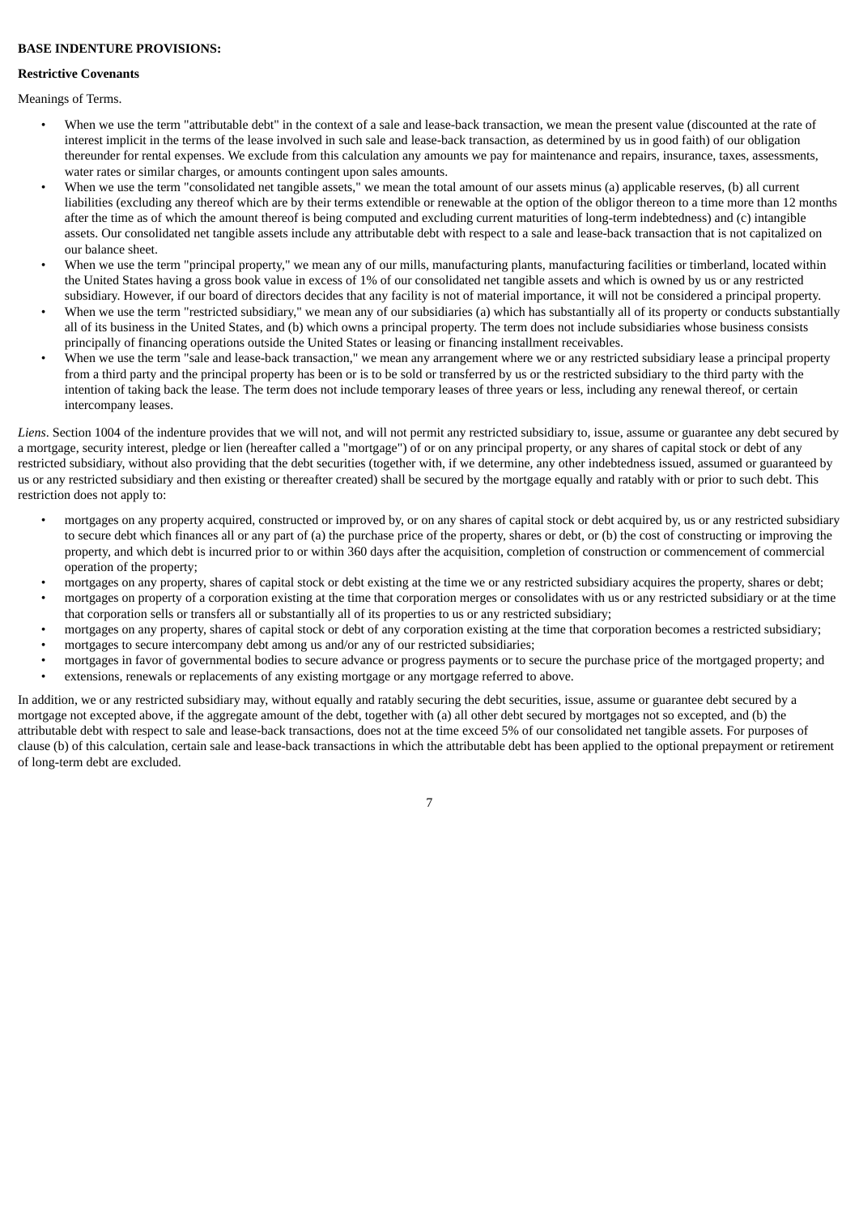**BASE INDENTURE PROVISIONS:**

**Restrictive Covenants**

Meanings of Terms.

- When we use the term "attributable debt" in the context of a sale and lease-back transaction, we mean the present value (discounted at the rate of interest implicit in the terms of the lease involved in such sale and lease-back transaction, as determined by us in good faith) of our obligation thereunder for rental expenses. We exclude from this calculation any amounts we pay for maintenance and repairs, insurance, taxes, assessments, water rates or similar charges, or amounts contingent upon sales amounts.
- When we use the term "consolidated net tangible assets," we mean the total amount of our assets minus (a) applicable reserves, (b) all current liabilities (excluding any thereof which are by their terms extendible or renewable at the option of the obligor thereon to a time more than 12 months after the time as of which the amount thereof is being computed and excluding current maturities of long-term indebtedness) and (c) intangible assets. Our consolidated net tangible assets include any attributable debt with respect to a sale and lease-back transaction that is not capitalized on our balance sheet.
- When we use the term "principal property," we mean any of our mills, manufacturing plants, manufacturing facilities or timberland, located within the United States having a gross book value in excess of 1% of our consolidated net tangible assets and which is owned by us or any restricted subsidiary. However, if our board of directors decides that any facility is not of material importance, it will not be considered a principal property.
- When we use the term "restricted subsidiary," we mean any of our subsidiaries (a) which has substantially all of its property or conducts substantially all of its business in the United States, and (b) which owns a principal property. The term does not include subsidiaries whose business consists principally of financing operations outside the United States or leasing or financing installment receivables.
- When we use the term "sale and lease-back transaction," we mean any arrangement where we or any restricted subsidiary lease a principal property from a third party and the principal property has been or is to be sold or transferred by us or the restricted subsidiary to the third party with the intention of taking back the lease. The term does not include temporary leases of three years or less, including any renewal thereof, or certain intercompany leases.

*Liens*. Section 1004 of the indenture provides that we will not, and will not permit any restricted subsidiary to, issue, assume or guarantee any debt secured by a mortgage, security interest, pledge or lien (hereafter called a "mortgage") of or on any principal property, or any shares of capital stock or debt of any restricted subsidiary, without also providing that the debt securities (together with, if we determine, any other indebtedness issued, assumed or guaranteed by us or any restricted subsidiary and then existing or thereafter created) shall be secured by the mortgage equally and ratably with or prior to such debt. This restriction does not apply to:

- mortgages on any property acquired, constructed or improved by, or on any shares of capital stock or debt acquired by, us or any restricted subsidiary to secure debt which finances all or any part of (a) the purchase price of the property, shares or debt, or (b) the cost of constructing or improving the property, and which debt is incurred prior to or within 360 days after the acquisition, completion of construction or commencement of commercial operation of the property;
- mortgages on any property, shares of capital stock or debt existing at the time we or any restricted subsidiary acquires the property, shares or debt;
- mortgages on property of a corporation existing at the time that corporation merges or consolidates with us or any restricted subsidiary or at the time that corporation sells or transfers all or substantially all of its properties to us or any restricted subsidiary;
- mortgages on any property, shares of capital stock or debt of any corporation existing at the time that corporation becomes a restricted subsidiary;
- mortgages to secure intercompany debt among us and/or any of our restricted subsidiaries;
- mortgages in favor of governmental bodies to secure advance or progress payments or to secure the purchase price of the mortgaged property; and
- extensions, renewals or replacements of any existing mortgage or any mortgage referred to above.

In addition, we or any restricted subsidiary may, without equally and ratably securing the debt securities, issue, assume or guarantee debt secured by a mortgage not excepted above, if the aggregate amount of the debt, together with (a) all other debt secured by mortgages not so excepted, and (b) the attributable debt with respect to sale and lease-back transactions, does not at the time exceed 5% of our consolidated net tangible assets. For purposes of clause (b) of this calculation, certain sale and lease-back transactions in which the attributable debt has been applied to the optional prepayment or retirement of long-term debt are excluded.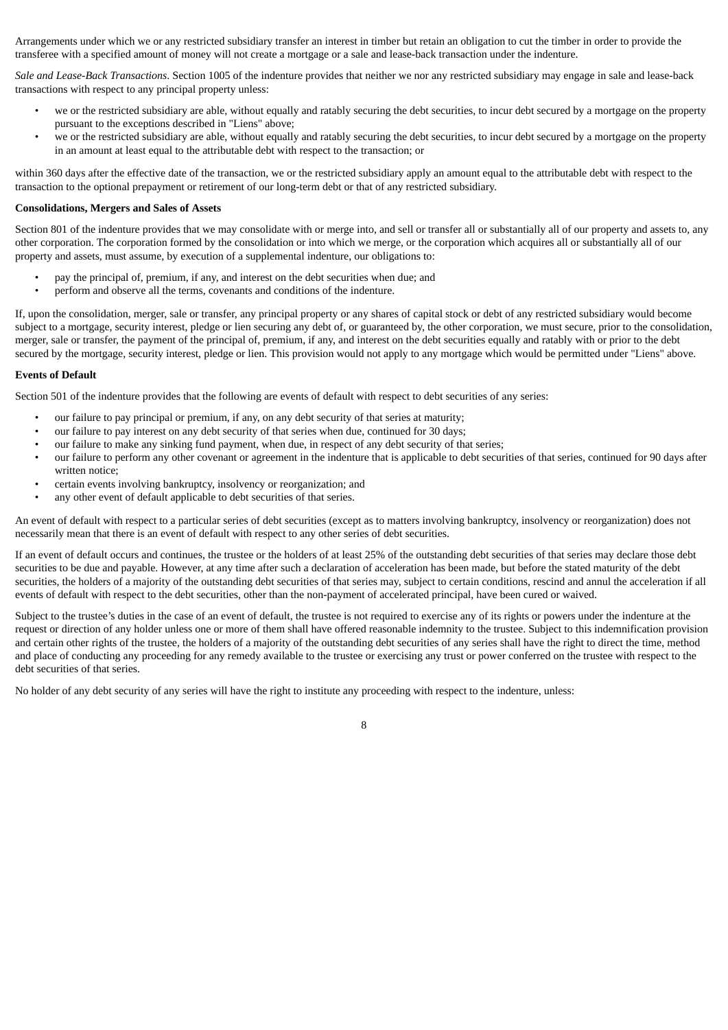Arrangements under which we or any restricted subsidiary transfer an interest in timber but retain an obligation to cut the timber in order to provide the transferee with a specified amount of money will not create a mortgage or a sale and lease-back transaction under the indenture.

*Sale and Lease-Back Transactions*. Section 1005 of the indenture provides that neither we nor any restricted subsidiary may engage in sale and lease-back transactions with respect to any principal property unless:

- we or the restricted subsidiary are able, without equally and ratably securing the debt securities, to incur debt secured by a mortgage on the property pursuant to the exceptions described in "Liens" above;
- we or the restricted subsidiary are able, without equally and ratably securing the debt securities, to incur debt secured by a mortgage on the property in an amount at least equal to the attributable debt with respect to the transaction; or

within 360 days after the effective date of the transaction, we or the restricted subsidiary apply an amount equal to the attributable debt with respect to the transaction to the optional prepayment or retirement of our long-term debt or that of any restricted subsidiary.

**Consolidations, Mergers and Sales of Assets**

Section 801 of the indenture provides that we may consolidate with or merge into, and sell or transfer all or substantially all of our property and assets to, any other corporation. The corporation formed by the consolidation or into which we merge, or the corporation which acquires all or substantially all of our property and assets, must assume, by execution of a supplemental indenture, our obligations to:

- pay the principal of, premium, if any, and interest on the debt securities when due; and
- perform and observe all the terms, covenants and conditions of the indenture.

If, upon the consolidation, merger, sale or transfer, any principal property or any shares of capital stock or debt of any restricted subsidiary would become subject to a mortgage, security interest, pledge or lien securing any debt of, or guaranteed by, the other corporation, we must secure, prior to the consolidation, merger, sale or transfer, the payment of the principal of, premium, if any, and interest on the debt securities equally and ratably with or prior to the debt secured by the mortgage, security interest, pledge or lien. This provision would not apply to any mortgage which would be permitted under "Liens" above.

**Events of Default**

Section 501 of the indenture provides that the following are events of default with respect to debt securities of any series:

- our failure to pay principal or premium, if any, on any debt security of that series at maturity;
- our failure to pay interest on any debt security of that series when due, continued for 30 days;
- our failure to make any sinking fund payment, when due, in respect of any debt security of that series;
- our failure to perform any other covenant or agreement in the indenture that is applicable to debt securities of that series, continued for 90 days after written notice;
- certain events involving bankruptcy, insolvency or reorganization; and
- any other event of default applicable to debt securities of that series.

An event of default with respect to a particular series of debt securities (except as to matters involving bankruptcy, insolvency or reorganization) does not necessarily mean that there is an event of default with respect to any other series of debt securities.

If an event of default occurs and continues, the trustee or the holders of at least 25% of the outstanding debt securities of that series may declare those debt securities to be due and payable. However, at any time after such a declaration of acceleration has been made, but before the stated maturity of the debt securities, the holders of a majority of the outstanding debt securities of that series may, subject to certain conditions, rescind and annul the acceleration if all events of default with respect to the debt securities, other than the non-payment of accelerated principal, have been cured or waived.

Subject to the trustee's duties in the case of an event of default, the trustee is not required to exercise any of its rights or powers under the indenture at the request or direction of any holder unless one or more of them shall have offered reasonable indemnity to the trustee. Subject to this indemnification provision and certain other rights of the trustee, the holders of a majority of the outstanding debt securities of any series shall have the right to direct the time, method and place of conducting any proceeding for any remedy available to the trustee or exercising any trust or power conferred on the trustee with respect to the debt securities of that series.

No holder of any debt security of any series will have the right to institute any proceeding with respect to the indenture, unless: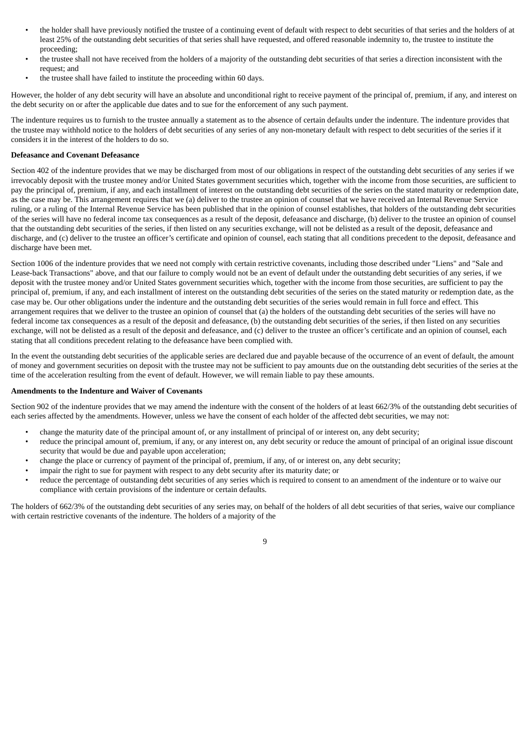- the holder shall have previously notified the trustee of a continuing event of default with respect to debt securities of that series and the holders of at least 25% of the outstanding debt securities of that series shall have requested, and offered reasonable indemnity to, the trustee to institute the proceeding;
- the trustee shall not have received from the holders of a majority of the outstanding debt securities of that series a direction inconsistent with the request; and
- the trustee shall have failed to institute the proceeding within 60 days.

However, the holder of any debt security will have an absolute and unconditional right to receive payment of the principal of, premium, if any, and interest on the debt security on or after the applicable due dates and to sue for the enforcement of any such payment.

The indenture requires us to furnish to the trustee annually a statement as to the absence of certain defaults under the indenture. The indenture provides that the trustee may withhold notice to the holders of debt securities of any series of any non-monetary default with respect to debt securities of the series if it considers it in the interest of the holders to do so.

**Defeasance and Covenant Defeasance**

Section 402 of the indenture provides that we may be discharged from most of our obligations in respect of the outstanding debt securities of any series if we irrevocably deposit with the trustee money and/or United States government securities which, together with the income from those securities, are sufficient to pay the principal of, premium, if any, and each installment of interest on the outstanding debt securities of the series on the stated maturity or redemption date, as the case may be. This arrangement requires that we (a) deliver to the trustee an opinion of counsel that we have received an Internal Revenue Service ruling, or a ruling of the Internal Revenue Service has been published that in the opinion of counsel establishes, that holders of the outstanding debt securities of the series will have no federal income tax consequences as a result of the deposit, defeasance and discharge, (b) deliver to the trustee an opinion of counsel that the outstanding debt securities of the series, if then listed on any securities exchange, will not be delisted as a result of the deposit, defeasance and discharge, and (c) deliver to the trustee an officer's certificate and opinion of counsel, each stating that all conditions precedent to the deposit, defeasance and discharge have been met.

Section 1006 of the indenture provides that we need not comply with certain restrictive covenants, including those described under "Liens" and "Sale and Lease-back Transactions" above, and that our failure to comply would not be an event of default under the outstanding debt securities of any series, if we deposit with the trustee money and/or United States government securities which, together with the income from those securities, are sufficient to pay the principal of, premium, if any, and each installment of interest on the outstanding debt securities of the series on the stated maturity or redemption date, as the case may be. Our other obligations under the indenture and the outstanding debt securities of the series would remain in full force and effect. This arrangement requires that we deliver to the trustee an opinion of counsel that (a) the holders of the outstanding debt securities of the series will have no federal income tax consequences as a result of the deposit and defeasance, (b) the outstanding debt securities of the series, if then listed on any securities exchange, will not be delisted as a result of the deposit and defeasance, and (c) deliver to the trustee an officer's certificate and an opinion of counsel, each stating that all conditions precedent relating to the defeasance have been complied with.

In the event the outstanding debt securities of the applicable series are declared due and payable because of the occurrence of an event of default, the amount of money and government securities on deposit with the trustee may not be sufficient to pay amounts due on the outstanding debt securities of the series at the time of the acceleration resulting from the event of default. However, we will remain liable to pay these amounts.

**Amendments to the Indenture and Waiver of Covenants**

Section 902 of the indenture provides that we may amend the indenture with the consent of the holders of at least 662/3% of the outstanding debt securities of each series affected by the amendments. However, unless we have the consent of each holder of the affected debt securities, we may not:

- change the maturity date of the principal amount of, or any installment of principal of or interest on, any debt security;
- reduce the principal amount of, premium, if any, or any interest on, any debt security or reduce the amount of principal of an original issue discount security that would be due and payable upon acceleration;
- change the place or currency of payment of the principal of, premium, if any, of or interest on, any debt security;
- impair the right to sue for payment with respect to any debt security after its maturity date; or
- reduce the percentage of outstanding debt securities of any series which is required to consent to an amendment of the indenture or to waive our compliance with certain provisions of the indenture or certain defaults.

The holders of 662/3% of the outstanding debt securities of any series may, on behalf of the holders of all debt securities of that series, waive our compliance with certain restrictive covenants of the indenture. The holders of a majority of the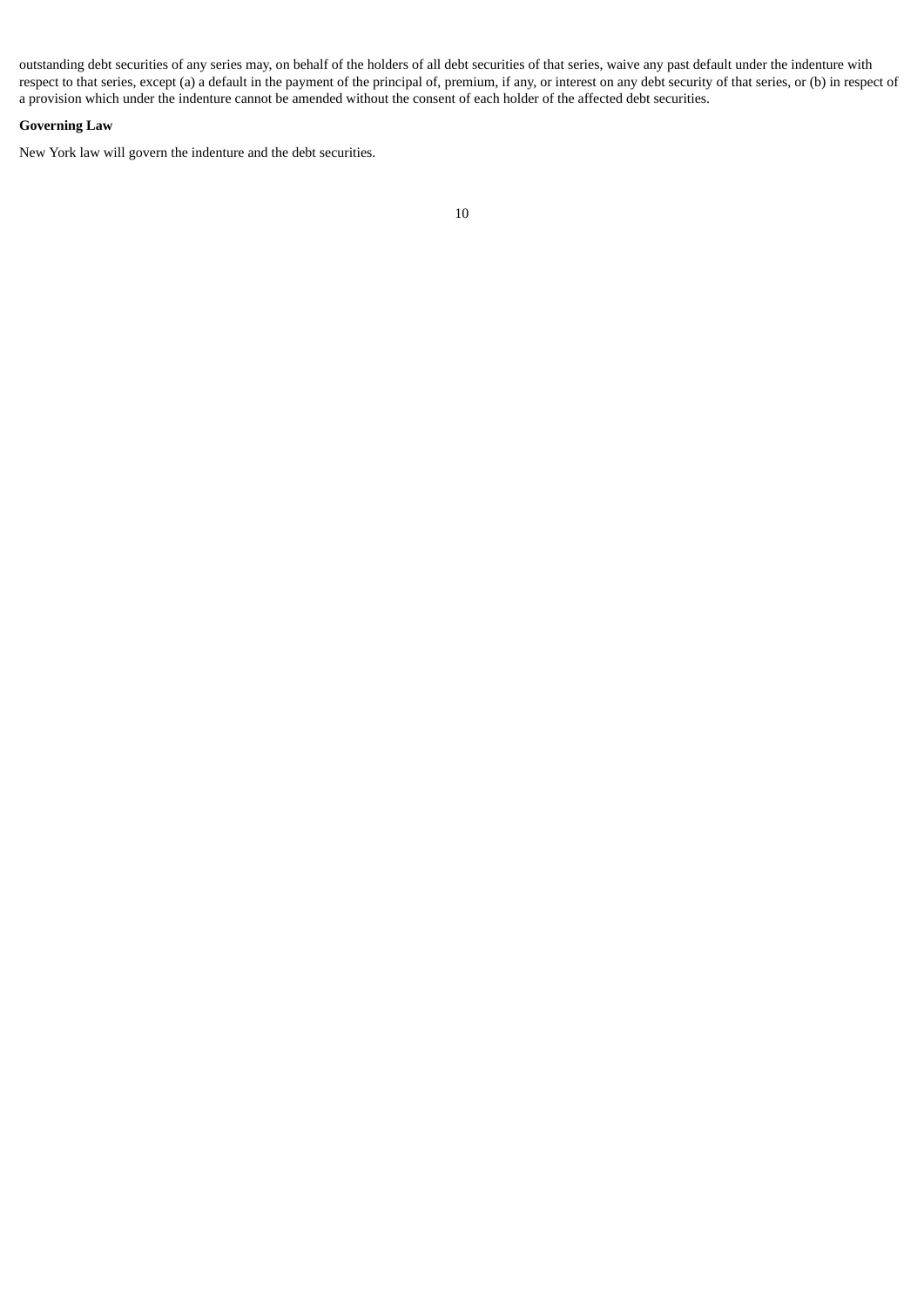outstanding debt securities of any series may, on behalf of the holders of all debt securities of that series, waive any past default under the indenture with respect to that series, except (a) a default in the payment of the principal of, premium, if any, or interest on any debt security of that series, or (b) in respect of a provision which under the indenture cannot be amended without the consent of each holder of the affected debt securities.

**Governing Law**

New York law will govern the indenture and the debt securities.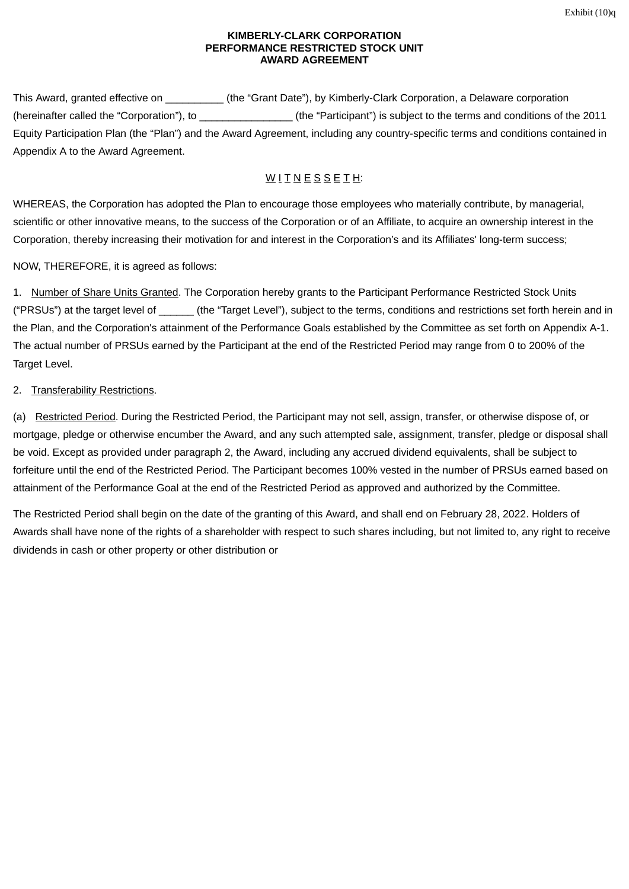Exhibit (10)q

**KIMBERLY-CLARK CORPORATION**
**PERFORMANCE RESTRICTED STOCK UNIT**
**AWARD AGREEMENT**

This Award, granted effective on __________ (the “Grant Date”), by Kimberly-Clark Corporation, a Delaware corporation (hereinafter called the “Corporation”), to ________________ (the “Participant”) is subject to the terms and conditions of the 2011 Equity Participation Plan (the “Plan”) and the Award Agreement, including any country-specific terms and conditions contained in Appendix A to the Award Agreement.

W I T N E S S E T H:

WHEREAS, the Corporation has adopted the Plan to encourage those employees who materially contribute, by managerial, scientific or other innovative means, to the success of the Corporation or of an Affiliate, to acquire an ownership interest in the Corporation, thereby increasing their motivation for and interest in the Corporation’s and its Affiliates' long-term success;

NOW, THEREFORE, it is agreed as follows:

1. Number of Share Units Granted. The Corporation hereby grants to the Participant Performance Restricted Stock Units (“PRSUs”) at the target level of ______ (the “Target Level”), subject to the terms, conditions and restrictions set forth herein and in the Plan, and the Corporation's attainment of the Performance Goals established by the Committee as set forth on Appendix A-1. The actual number of PRSUs earned by the Participant at the end of the Restricted Period may range from 0 to 200% of the Target Level.

2. Transferability Restrictions.

(a) Restricted Period. During the Restricted Period, the Participant may not sell, assign, transfer, or otherwise dispose of, or mortgage, pledge or otherwise encumber the Award, and any such attempted sale, assignment, transfer, pledge or disposal shall be void. Except as provided under paragraph 2, the Award, including any accrued dividend equivalents, shall be subject to forfeiture until the end of the Restricted Period. The Participant becomes 100% vested in the number of PRSUs earned based on attainment of the Performance Goal at the end of the Restricted Period as approved and authorized by the Committee.

The Restricted Period shall begin on the date of the granting of this Award, and shall end on February 28, 2022. Holders of Awards shall have none of the rights of a shareholder with respect to such shares including, but not limited to, any right to receive dividends in cash or other property or other distribution or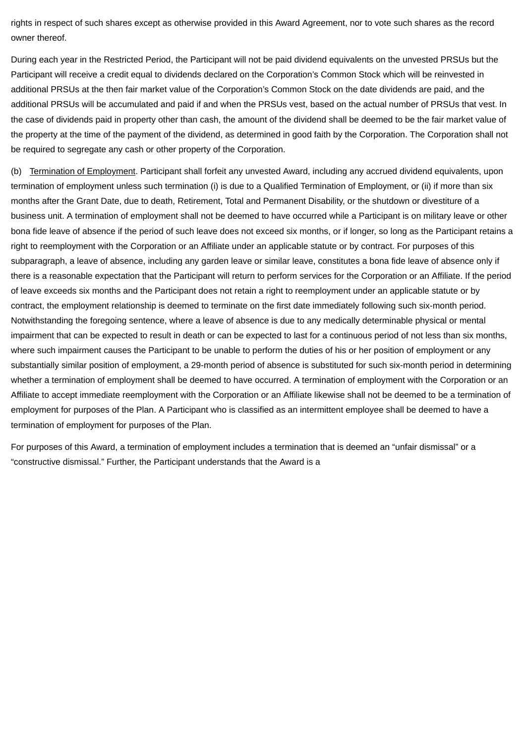rights in respect of such shares except as otherwise provided in this Award Agreement, nor to vote such shares as the record owner thereof.

During each year in the Restricted Period, the Participant will not be paid dividend equivalents on the unvested PRSUs but the Participant will receive a credit equal to dividends declared on the Corporation's Common Stock which will be reinvested in additional PRSUs at the then fair market value of the Corporation's Common Stock on the date dividends are paid, and the additional PRSUs will be accumulated and paid if and when the PRSUs vest, based on the actual number of PRSUs that vest. In the case of dividends paid in property other than cash, the amount of the dividend shall be deemed to be the fair market value of the property at the time of the payment of the dividend, as determined in good faith by the Corporation. The Corporation shall not be required to segregate any cash or other property of the Corporation.

(b) Termination of Employment. Participant shall forfeit any unvested Award, including any accrued dividend equivalents, upon termination of employment unless such termination (i) is due to a Qualified Termination of Employment, or (ii) if more than six months after the Grant Date, due to death, Retirement, Total and Permanent Disability, or the shutdown or divestiture of a business unit. A termination of employment shall not be deemed to have occurred while a Participant is on military leave or other bona fide leave of absence if the period of such leave does not exceed six months, or if longer, so long as the Participant retains a right to reemployment with the Corporation or an Affiliate under an applicable statute or by contract. For purposes of this subparagraph, a leave of absence, including any garden leave or similar leave, constitutes a bona fide leave of absence only if there is a reasonable expectation that the Participant will return to perform services for the Corporation or an Affiliate. If the period of leave exceeds six months and the Participant does not retain a right to reemployment under an applicable statute or by contract, the employment relationship is deemed to terminate on the first date immediately following such six-month period. Notwithstanding the foregoing sentence, where a leave of absence is due to any medically determinable physical or mental impairment that can be expected to result in death or can be expected to last for a continuous period of not less than six months, where such impairment causes the Participant to be unable to perform the duties of his or her position of employment or any substantially similar position of employment, a 29-month period of absence is substituted for such six-month period in determining whether a termination of employment shall be deemed to have occurred. A termination of employment with the Corporation or an Affiliate to accept immediate reemployment with the Corporation or an Affiliate likewise shall not be deemed to be a termination of employment for purposes of the Plan. A Participant who is classified as an intermittent employee shall be deemed to have a termination of employment for purposes of the Plan.

For purposes of this Award, a termination of employment includes a termination that is deemed an "unfair dismissal" or a "constructive dismissal." Further, the Participant understands that the Award is a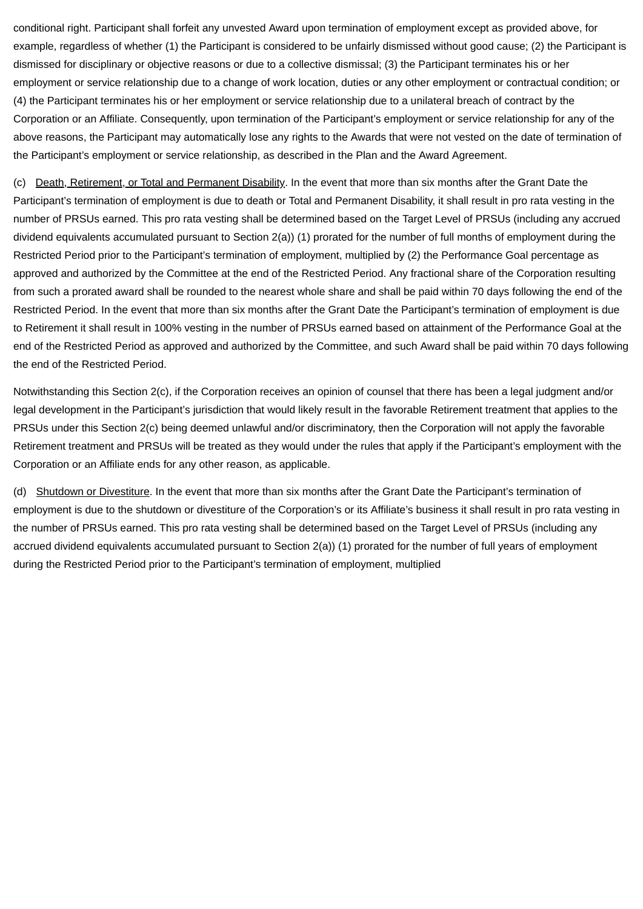conditional right. Participant shall forfeit any unvested Award upon termination of employment except as provided above, for example, regardless of whether (1) the Participant is considered to be unfairly dismissed without good cause; (2) the Participant is dismissed for disciplinary or objective reasons or due to a collective dismissal; (3) the Participant terminates his or her employment or service relationship due to a change of work location, duties or any other employment or contractual condition; or (4) the Participant terminates his or her employment or service relationship due to a unilateral breach of contract by the Corporation or an Affiliate. Consequently, upon termination of the Participant's employment or service relationship for any of the above reasons, the Participant may automatically lose any rights to the Awards that were not vested on the date of termination of the Participant's employment or service relationship, as described in the Plan and the Award Agreement.

(c) Death, Retirement, or Total and Permanent Disability. In the event that more than six months after the Grant Date the Participant's termination of employment is due to death or Total and Permanent Disability, it shall result in pro rata vesting in the number of PRSUs earned. This pro rata vesting shall be determined based on the Target Level of PRSUs (including any accrued dividend equivalents accumulated pursuant to Section 2(a)) (1) prorated for the number of full months of employment during the Restricted Period prior to the Participant's termination of employment, multiplied by (2) the Performance Goal percentage as approved and authorized by the Committee at the end of the Restricted Period. Any fractional share of the Corporation resulting from such a prorated award shall be rounded to the nearest whole share and shall be paid within 70 days following the end of the Restricted Period. In the event that more than six months after the Grant Date the Participant's termination of employment is due to Retirement it shall result in 100% vesting in the number of PRSUs earned based on attainment of the Performance Goal at the end of the Restricted Period as approved and authorized by the Committee, and such Award shall be paid within 70 days following the end of the Restricted Period.

Notwithstanding this Section 2(c), if the Corporation receives an opinion of counsel that there has been a legal judgment and/or legal development in the Participant's jurisdiction that would likely result in the favorable Retirement treatment that applies to the PRSUs under this Section 2(c) being deemed unlawful and/or discriminatory, then the Corporation will not apply the favorable Retirement treatment and PRSUs will be treated as they would under the rules that apply if the Participant's employment with the Corporation or an Affiliate ends for any other reason, as applicable.

(d) Shutdown or Divestiture. In the event that more than six months after the Grant Date the Participant's termination of employment is due to the shutdown or divestiture of the Corporation's or its Affiliate's business it shall result in pro rata vesting in the number of PRSUs earned. This pro rata vesting shall be determined based on the Target Level of PRSUs (including any accrued dividend equivalents accumulated pursuant to Section 2(a)) (1) prorated for the number of full years of employment during the Restricted Period prior to the Participant's termination of employment, multiplied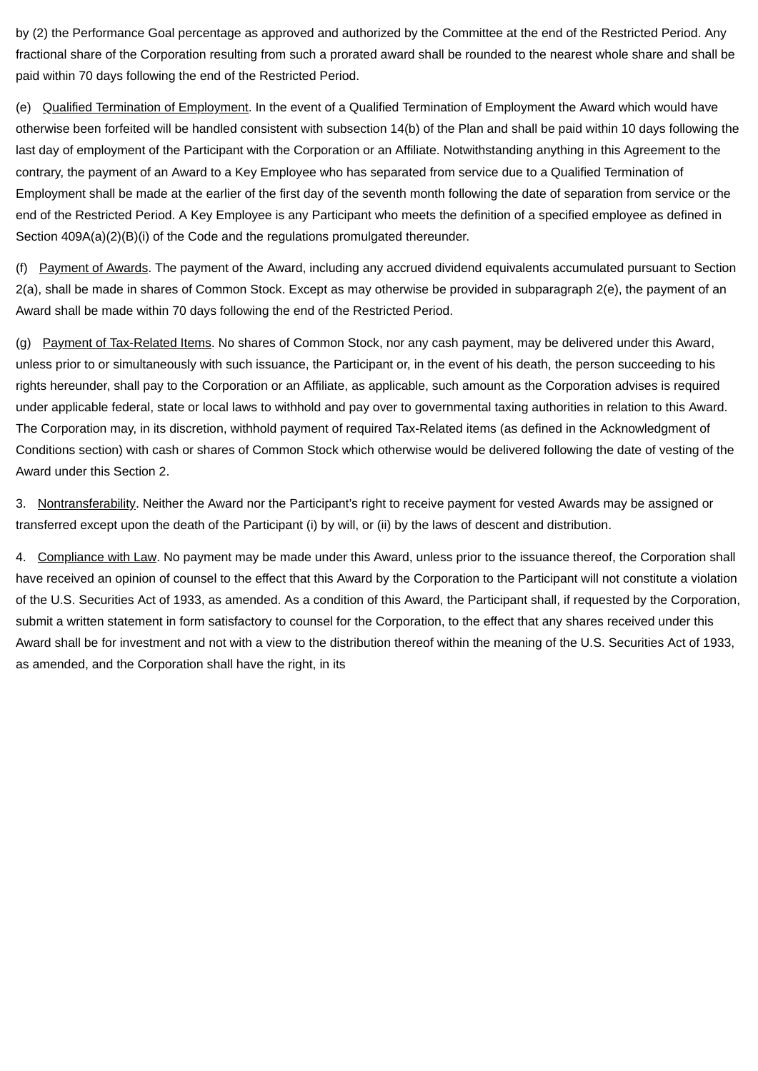by (2) the Performance Goal percentage as approved and authorized by the Committee at the end of the Restricted Period. Any fractional share of the Corporation resulting from such a prorated award shall be rounded to the nearest whole share and shall be paid within 70 days following the end of the Restricted Period.

(e) Qualified Termination of Employment. In the event of a Qualified Termination of Employment the Award which would have otherwise been forfeited will be handled consistent with subsection 14(b) of the Plan and shall be paid within 10 days following the last day of employment of the Participant with the Corporation or an Affiliate. Notwithstanding anything in this Agreement to the contrary, the payment of an Award to a Key Employee who has separated from service due to a Qualified Termination of Employment shall be made at the earlier of the first day of the seventh month following the date of separation from service or the end of the Restricted Period. A Key Employee is any Participant who meets the definition of a specified employee as defined in Section 409A(a)(2)(B)(i) of the Code and the regulations promulgated thereunder.

(f) Payment of Awards. The payment of the Award, including any accrued dividend equivalents accumulated pursuant to Section 2(a), shall be made in shares of Common Stock. Except as may otherwise be provided in subparagraph 2(e), the payment of an Award shall be made within 70 days following the end of the Restricted Period.

(g) Payment of Tax-Related Items. No shares of Common Stock, nor any cash payment, may be delivered under this Award, unless prior to or simultaneously with such issuance, the Participant or, in the event of his death, the person succeeding to his rights hereunder, shall pay to the Corporation or an Affiliate, as applicable, such amount as the Corporation advises is required under applicable federal, state or local laws to withhold and pay over to governmental taxing authorities in relation to this Award. The Corporation may, in its discretion, withhold payment of required Tax-Related items (as defined in the Acknowledgment of Conditions section) with cash or shares of Common Stock which otherwise would be delivered following the date of vesting of the Award under this Section 2.

3. Nontransferability. Neither the Award nor the Participant's right to receive payment for vested Awards may be assigned or transferred except upon the death of the Participant (i) by will, or (ii) by the laws of descent and distribution.

4. Compliance with Law. No payment may be made under this Award, unless prior to the issuance thereof, the Corporation shall have received an opinion of counsel to the effect that this Award by the Corporation to the Participant will not constitute a violation of the U.S. Securities Act of 1933, as amended. As a condition of this Award, the Participant shall, if requested by the Corporation, submit a written statement in form satisfactory to counsel for the Corporation, to the effect that any shares received under this Award shall be for investment and not with a view to the distribution thereof within the meaning of the U.S. Securities Act of 1933, as amended, and the Corporation shall have the right, in its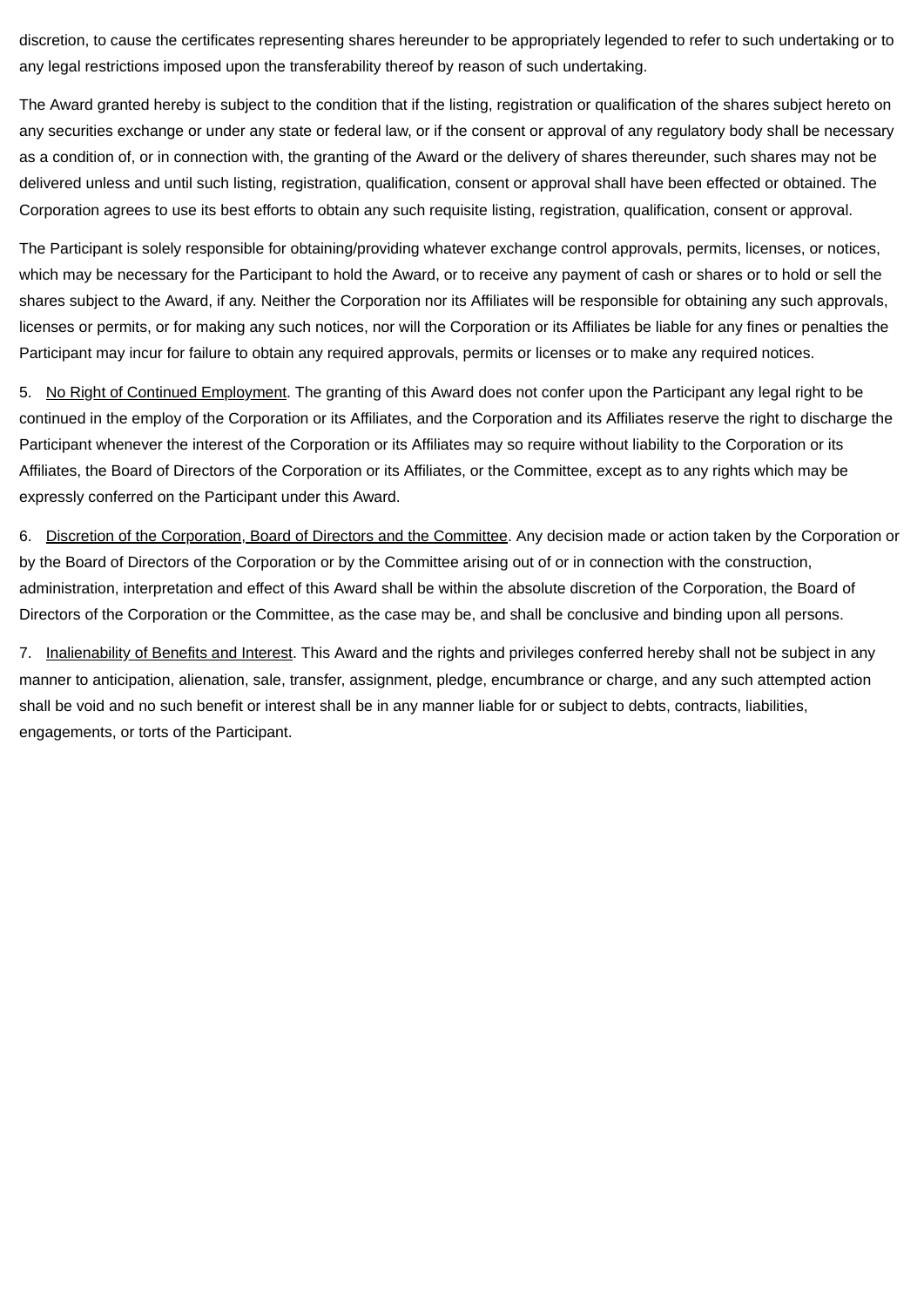discretion, to cause the certificates representing shares hereunder to be appropriately legended to refer to such undertaking or to any legal restrictions imposed upon the transferability thereof by reason of such undertaking.

The Award granted hereby is subject to the condition that if the listing, registration or qualification of the shares subject hereto on any securities exchange or under any state or federal law, or if the consent or approval of any regulatory body shall be necessary as a condition of, or in connection with, the granting of the Award or the delivery of shares thereunder, such shares may not be delivered unless and until such listing, registration, qualification, consent or approval shall have been effected or obtained. The Corporation agrees to use its best efforts to obtain any such requisite listing, registration, qualification, consent or approval.

The Participant is solely responsible for obtaining/providing whatever exchange control approvals, permits, licenses, or notices, which may be necessary for the Participant to hold the Award, or to receive any payment of cash or shares or to hold or sell the shares subject to the Award, if any. Neither the Corporation nor its Affiliates will be responsible for obtaining any such approvals, licenses or permits, or for making any such notices, nor will the Corporation or its Affiliates be liable for any fines or penalties the Participant may incur for failure to obtain any required approvals, permits or licenses or to make any required notices.

5. No Right of Continued Employment. The granting of this Award does not confer upon the Participant any legal right to be continued in the employ of the Corporation or its Affiliates, and the Corporation and its Affiliates reserve the right to discharge the Participant whenever the interest of the Corporation or its Affiliates may so require without liability to the Corporation or its Affiliates, the Board of Directors of the Corporation or its Affiliates, or the Committee, except as to any rights which may be expressly conferred on the Participant under this Award.

6. Discretion of the Corporation, Board of Directors and the Committee. Any decision made or action taken by the Corporation or by the Board of Directors of the Corporation or by the Committee arising out of or in connection with the construction, administration, interpretation and effect of this Award shall be within the absolute discretion of the Corporation, the Board of Directors of the Corporation or the Committee, as the case may be, and shall be conclusive and binding upon all persons.

7. Inalienability of Benefits and Interest. This Award and the rights and privileges conferred hereby shall not be subject in any manner to anticipation, alienation, sale, transfer, assignment, pledge, encumbrance or charge, and any such attempted action shall be void and no such benefit or interest shall be in any manner liable for or subject to debts, contracts, liabilities, engagements, or torts of the Participant.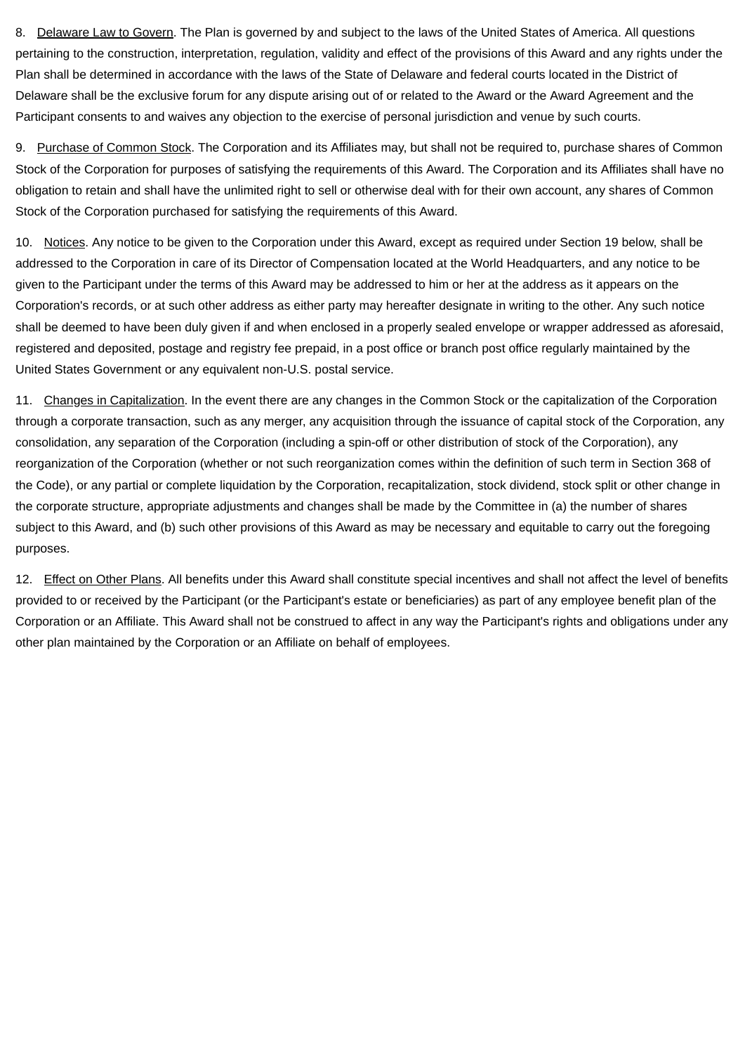8. Delaware Law to Govern. The Plan is governed by and subject to the laws of the United States of America. All questions pertaining to the construction, interpretation, regulation, validity and effect of the provisions of this Award and any rights under the Plan shall be determined in accordance with the laws of the State of Delaware and federal courts located in the District of Delaware shall be the exclusive forum for any dispute arising out of or related to the Award or the Award Agreement and the Participant consents to and waives any objection to the exercise of personal jurisdiction and venue by such courts.

9. Purchase of Common Stock. The Corporation and its Affiliates may, but shall not be required to, purchase shares of Common Stock of the Corporation for purposes of satisfying the requirements of this Award. The Corporation and its Affiliates shall have no obligation to retain and shall have the unlimited right to sell or otherwise deal with for their own account, any shares of Common Stock of the Corporation purchased for satisfying the requirements of this Award.

10. Notices. Any notice to be given to the Corporation under this Award, except as required under Section 19 below, shall be addressed to the Corporation in care of its Director of Compensation located at the World Headquarters, and any notice to be given to the Participant under the terms of this Award may be addressed to him or her at the address as it appears on the Corporation's records, or at such other address as either party may hereafter designate in writing to the other. Any such notice shall be deemed to have been duly given if and when enclosed in a properly sealed envelope or wrapper addressed as aforesaid, registered and deposited, postage and registry fee prepaid, in a post office or branch post office regularly maintained by the United States Government or any equivalent non-U.S. postal service.

11. Changes in Capitalization. In the event there are any changes in the Common Stock or the capitalization of the Corporation through a corporate transaction, such as any merger, any acquisition through the issuance of capital stock of the Corporation, any consolidation, any separation of the Corporation (including a spin-off or other distribution of stock of the Corporation), any reorganization of the Corporation (whether or not such reorganization comes within the definition of such term in Section 368 of the Code), or any partial or complete liquidation by the Corporation, recapitalization, stock dividend, stock split or other change in the corporate structure, appropriate adjustments and changes shall be made by the Committee in (a) the number of shares subject to this Award, and (b) such other provisions of this Award as may be necessary and equitable to carry out the foregoing purposes.

12. Effect on Other Plans. All benefits under this Award shall constitute special incentives and shall not affect the level of benefits provided to or received by the Participant (or the Participant's estate or beneficiaries) as part of any employee benefit plan of the Corporation or an Affiliate. This Award shall not be construed to affect in any way the Participant's rights and obligations under any other plan maintained by the Corporation or an Affiliate on behalf of employees.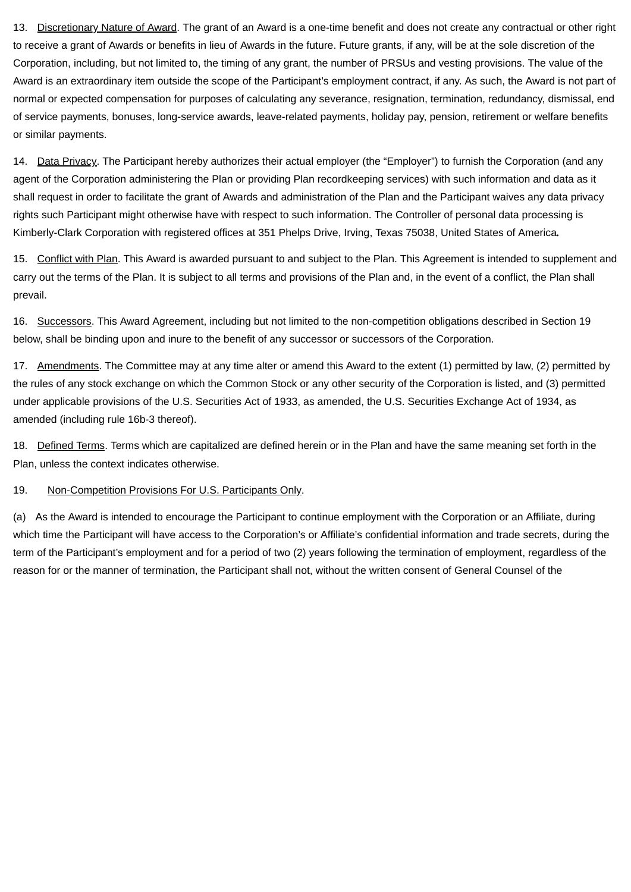13. Discretionary Nature of Award. The grant of an Award is a one-time benefit and does not create any contractual or other right to receive a grant of Awards or benefits in lieu of Awards in the future. Future grants, if any, will be at the sole discretion of the Corporation, including, but not limited to, the timing of any grant, the number of PRSUs and vesting provisions. The value of the Award is an extraordinary item outside the scope of the Participant's employment contract, if any. As such, the Award is not part of normal or expected compensation for purposes of calculating any severance, resignation, termination, redundancy, dismissal, end of service payments, bonuses, long-service awards, leave-related payments, holiday pay, pension, retirement or welfare benefits or similar payments.

14. Data Privacy. The Participant hereby authorizes their actual employer (the "Employer") to furnish the Corporation (and any agent of the Corporation administering the Plan or providing Plan recordkeeping services) with such information and data as it shall request in order to facilitate the grant of Awards and administration of the Plan and the Participant waives any data privacy rights such Participant might otherwise have with respect to such information. The Controller of personal data processing is Kimberly-Clark Corporation with registered offices at 351 Phelps Drive, Irving, Texas 75038, United States of America.

15. Conflict with Plan. This Award is awarded pursuant to and subject to the Plan. This Agreement is intended to supplement and carry out the terms of the Plan. It is subject to all terms and provisions of the Plan and, in the event of a conflict, the Plan shall prevail.

16. Successors. This Award Agreement, including but not limited to the non-competition obligations described in Section 19 below, shall be binding upon and inure to the benefit of any successor or successors of the Corporation.

17. Amendments. The Committee may at any time alter or amend this Award to the extent (1) permitted by law, (2) permitted by the rules of any stock exchange on which the Common Stock or any other security of the Corporation is listed, and (3) permitted under applicable provisions of the U.S. Securities Act of 1933, as amended, the U.S. Securities Exchange Act of 1934, as amended (including rule 16b-3 thereof).

18. Defined Terms. Terms which are capitalized are defined herein or in the Plan and have the same meaning set forth in the Plan, unless the context indicates otherwise.

19. Non-Competition Provisions For U.S. Participants Only.

(a) As the Award is intended to encourage the Participant to continue employment with the Corporation or an Affiliate, during which time the Participant will have access to the Corporation's or Affiliate's confidential information and trade secrets, during the term of the Participant's employment and for a period of two (2) years following the termination of employment, regardless of the reason for or the manner of termination, the Participant shall not, without the written consent of General Counsel of the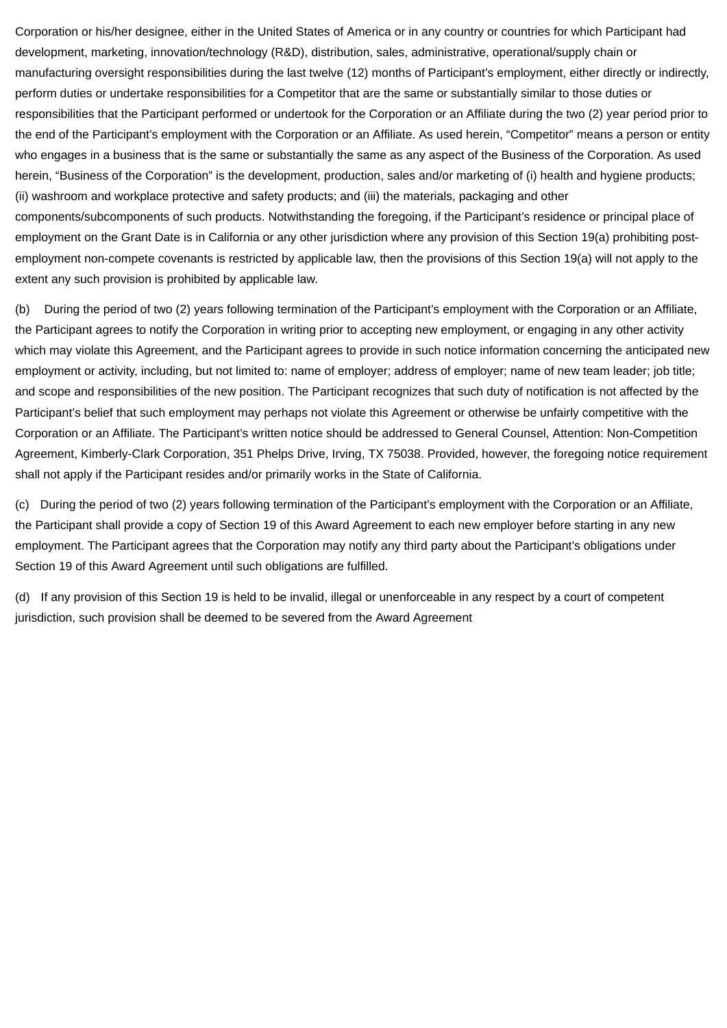Corporation or his/her designee, either in the United States of America or in any country or countries for which Participant had development, marketing, innovation/technology (R&D), distribution, sales, administrative, operational/supply chain or manufacturing oversight responsibilities during the last twelve (12) months of Participant's employment, either directly or indirectly, perform duties or undertake responsibilities for a Competitor that are the same or substantially similar to those duties or responsibilities that the Participant performed or undertook for the Corporation or an Affiliate during the two (2) year period prior to the end of the Participant's employment with the Corporation or an Affiliate. As used herein, "Competitor" means a person or entity who engages in a business that is the same or substantially the same as any aspect of the Business of the Corporation. As used herein, "Business of the Corporation" is the development, production, sales and/or marketing of (i) health and hygiene products; (ii) washroom and workplace protective and safety products; and (iii) the materials, packaging and other components/subcomponents of such products. Notwithstanding the foregoing, if the Participant's residence or principal place of employment on the Grant Date is in California or any other jurisdiction where any provision of this Section 19(a) prohibiting post-employment non-compete covenants is restricted by applicable law, then the provisions of this Section 19(a) will not apply to the extent any such provision is prohibited by applicable law.

(b) During the period of two (2) years following termination of the Participant's employment with the Corporation or an Affiliate, the Participant agrees to notify the Corporation in writing prior to accepting new employment, or engaging in any other activity which may violate this Agreement, and the Participant agrees to provide in such notice information concerning the anticipated new employment or activity, including, but not limited to: name of employer; address of employer; name of new team leader; job title; and scope and responsibilities of the new position. The Participant recognizes that such duty of notification is not affected by the Participant's belief that such employment may perhaps not violate this Agreement or otherwise be unfairly competitive with the Corporation or an Affiliate. The Participant's written notice should be addressed to General Counsel, Attention: Non-Competition Agreement, Kimberly-Clark Corporation, 351 Phelps Drive, Irving, TX 75038. Provided, however, the foregoing notice requirement shall not apply if the Participant resides and/or primarily works in the State of California.

(c) During the period of two (2) years following termination of the Participant's employment with the Corporation or an Affiliate, the Participant shall provide a copy of Section 19 of this Award Agreement to each new employer before starting in any new employment. The Participant agrees that the Corporation may notify any third party about the Participant's obligations under Section 19 of this Award Agreement until such obligations are fulfilled.

(d) If any provision of this Section 19 is held to be invalid, illegal or unenforceable in any respect by a court of competent jurisdiction, such provision shall be deemed to be severed from the Award Agreement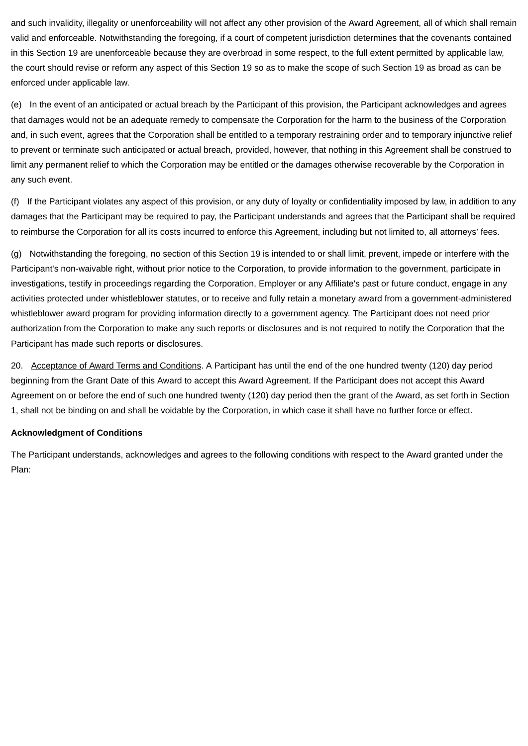and such invalidity, illegality or unenforceability will not affect any other provision of the Award Agreement, all of which shall remain valid and enforceable. Notwithstanding the foregoing, if a court of competent jurisdiction determines that the covenants contained in this Section 19 are unenforceable because they are overbroad in some respect, to the full extent permitted by applicable law, the court should revise or reform any aspect of this Section 19 so as to make the scope of such Section 19 as broad as can be enforced under applicable law.

(e) In the event of an anticipated or actual breach by the Participant of this provision, the Participant acknowledges and agrees that damages would not be an adequate remedy to compensate the Corporation for the harm to the business of the Corporation and, in such event, agrees that the Corporation shall be entitled to a temporary restraining order and to temporary injunctive relief to prevent or terminate such anticipated or actual breach, provided, however, that nothing in this Agreement shall be construed to limit any permanent relief to which the Corporation may be entitled or the damages otherwise recoverable by the Corporation in any such event.

(f) If the Participant violates any aspect of this provision, or any duty of loyalty or confidentiality imposed by law, in addition to any damages that the Participant may be required to pay, the Participant understands and agrees that the Participant shall be required to reimburse the Corporation for all its costs incurred to enforce this Agreement, including but not limited to, all attorneys' fees.

(g) Notwithstanding the foregoing, no section of this Section 19 is intended to or shall limit, prevent, impede or interfere with the Participant's non-waivable right, without prior notice to the Corporation, to provide information to the government, participate in investigations, testify in proceedings regarding the Corporation, Employer or any Affiliate's past or future conduct, engage in any activities protected under whistleblower statutes, or to receive and fully retain a monetary award from a government-administered whistleblower award program for providing information directly to a government agency. The Participant does not need prior authorization from the Corporation to make any such reports or disclosures and is not required to notify the Corporation that the Participant has made such reports or disclosures.

20. Acceptance of Award Terms and Conditions. A Participant has until the end of the one hundred twenty (120) day period beginning from the Grant Date of this Award to accept this Award Agreement. If the Participant does not accept this Award Agreement on or before the end of such one hundred twenty (120) day period then the grant of the Award, as set forth in Section 1, shall not be binding on and shall be voidable by the Corporation, in which case it shall have no further force or effect.

**Acknowledgment of Conditions**

The Participant understands, acknowledges and agrees to the following conditions with respect to the Award granted under the Plan: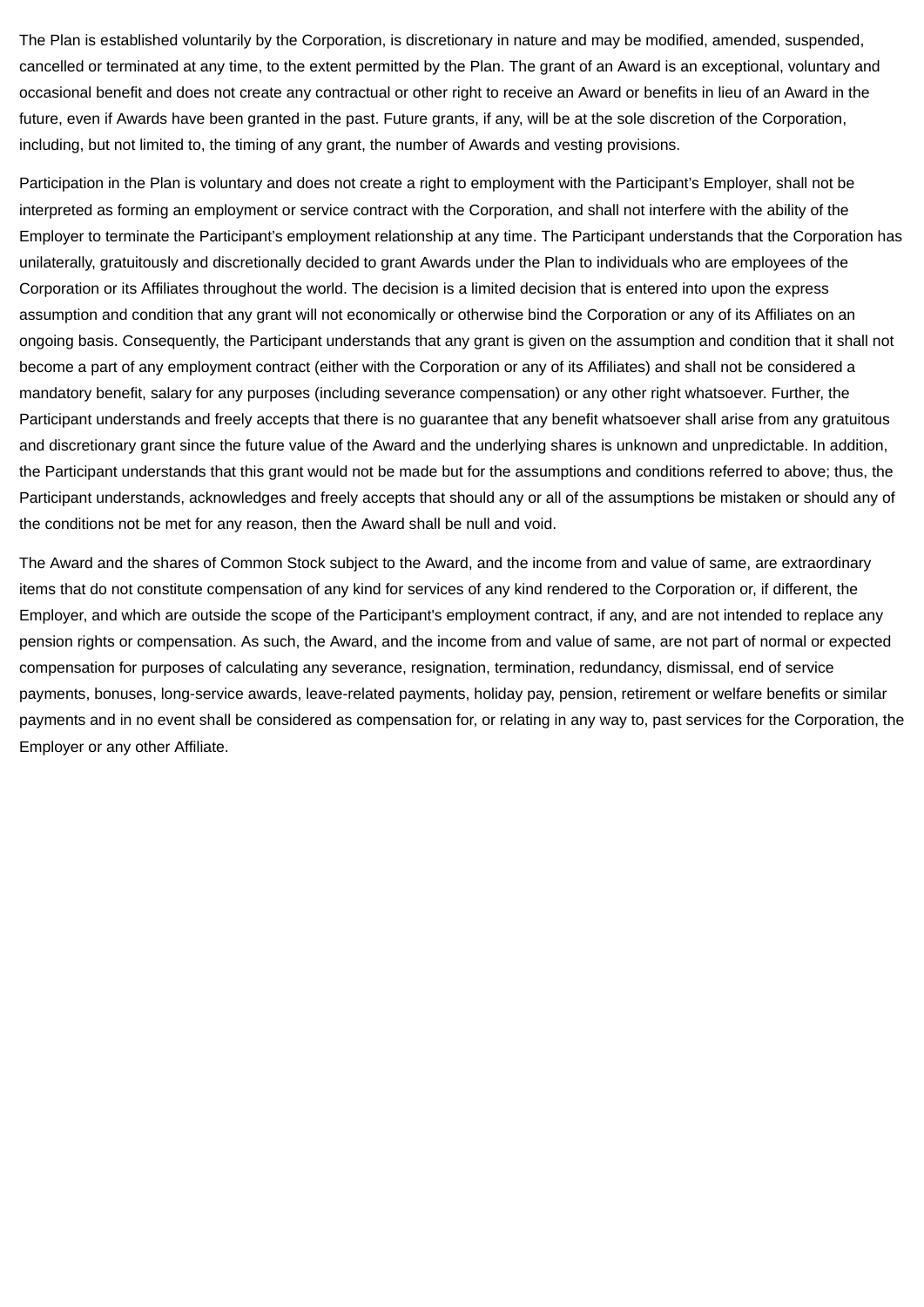The Plan is established voluntarily by the Corporation, is discretionary in nature and may be modified, amended, suspended, cancelled or terminated at any time, to the extent permitted by the Plan. The grant of an Award is an exceptional, voluntary and occasional benefit and does not create any contractual or other right to receive an Award or benefits in lieu of an Award in the future, even if Awards have been granted in the past. Future grants, if any, will be at the sole discretion of the Corporation, including, but not limited to, the timing of any grant, the number of Awards and vesting provisions.

Participation in the Plan is voluntary and does not create a right to employment with the Participant's Employer, shall not be interpreted as forming an employment or service contract with the Corporation, and shall not interfere with the ability of the Employer to terminate the Participant's employment relationship at any time. The Participant understands that the Corporation has unilaterally, gratuitously and discretionally decided to grant Awards under the Plan to individuals who are employees of the Corporation or its Affiliates throughout the world. The decision is a limited decision that is entered into upon the express assumption and condition that any grant will not economically or otherwise bind the Corporation or any of its Affiliates on an ongoing basis. Consequently, the Participant understands that any grant is given on the assumption and condition that it shall not become a part of any employment contract (either with the Corporation or any of its Affiliates) and shall not be considered a mandatory benefit, salary for any purposes (including severance compensation) or any other right whatsoever. Further, the Participant understands and freely accepts that there is no guarantee that any benefit whatsoever shall arise from any gratuitous and discretionary grant since the future value of the Award and the underlying shares is unknown and unpredictable. In addition, the Participant understands that this grant would not be made but for the assumptions and conditions referred to above; thus, the Participant understands, acknowledges and freely accepts that should any or all of the assumptions be mistaken or should any of the conditions not be met for any reason, then the Award shall be null and void.

The Award and the shares of Common Stock subject to the Award, and the income from and value of same, are extraordinary items that do not constitute compensation of any kind for services of any kind rendered to the Corporation or, if different, the Employer, and which are outside the scope of the Participant's employment contract, if any, and are not intended to replace any pension rights or compensation. As such, the Award, and the income from and value of same, are not part of normal or expected compensation for purposes of calculating any severance, resignation, termination, redundancy, dismissal, end of service payments, bonuses, long-service awards, leave-related payments, holiday pay, pension, retirement or welfare benefits or similar payments and in no event shall be considered as compensation for, or relating in any way to, past services for the Corporation, the Employer or any other Affiliate.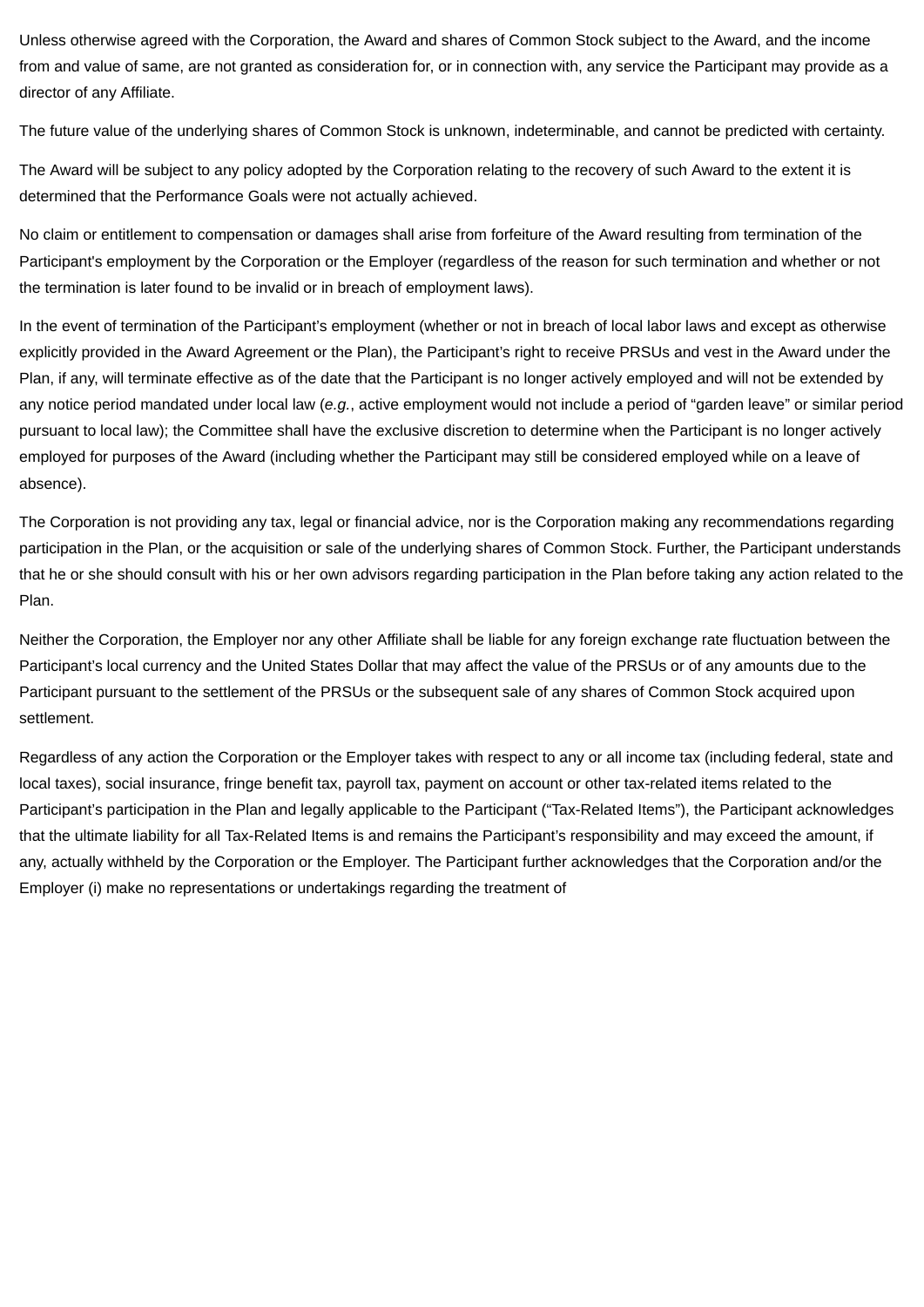Unless otherwise agreed with the Corporation, the Award and shares of Common Stock subject to the Award, and the income from and value of same, are not granted as consideration for, or in connection with, any service the Participant may provide as a director of any Affiliate.

The future value of the underlying shares of Common Stock is unknown, indeterminable, and cannot be predicted with certainty.

The Award will be subject to any policy adopted by the Corporation relating to the recovery of such Award to the extent it is determined that the Performance Goals were not actually achieved.

No claim or entitlement to compensation or damages shall arise from forfeiture of the Award resulting from termination of the Participant's employment by the Corporation or the Employer (regardless of the reason for such termination and whether or not the termination is later found to be invalid or in breach of employment laws).

In the event of termination of the Participant's employment (whether or not in breach of local labor laws and except as otherwise explicitly provided in the Award Agreement or the Plan), the Participant's right to receive PRSUs and vest in the Award under the Plan, if any, will terminate effective as of the date that the Participant is no longer actively employed and will not be extended by any notice period mandated under local law (*e.g.*, active employment would not include a period of "garden leave" or similar period pursuant to local law); the Committee shall have the exclusive discretion to determine when the Participant is no longer actively employed for purposes of the Award (including whether the Participant may still be considered employed while on a leave of absence).

The Corporation is not providing any tax, legal or financial advice, nor is the Corporation making any recommendations regarding participation in the Plan, or the acquisition or sale of the underlying shares of Common Stock. Further, the Participant understands that he or she should consult with his or her own advisors regarding participation in the Plan before taking any action related to the Plan.

Neither the Corporation, the Employer nor any other Affiliate shall be liable for any foreign exchange rate fluctuation between the Participant's local currency and the United States Dollar that may affect the value of the PRSUs or of any amounts due to the Participant pursuant to the settlement of the PRSUs or the subsequent sale of any shares of Common Stock acquired upon settlement.

Regardless of any action the Corporation or the Employer takes with respect to any or all income tax (including federal, state and local taxes), social insurance, fringe benefit tax, payroll tax, payment on account or other tax-related items related to the Participant's participation in the Plan and legally applicable to the Participant ("Tax-Related Items"), the Participant acknowledges that the ultimate liability for all Tax-Related Items is and remains the Participant's responsibility and may exceed the amount, if any, actually withheld by the Corporation or the Employer. The Participant further acknowledges that the Corporation and/or the Employer (i) make no representations or undertakings regarding the treatment of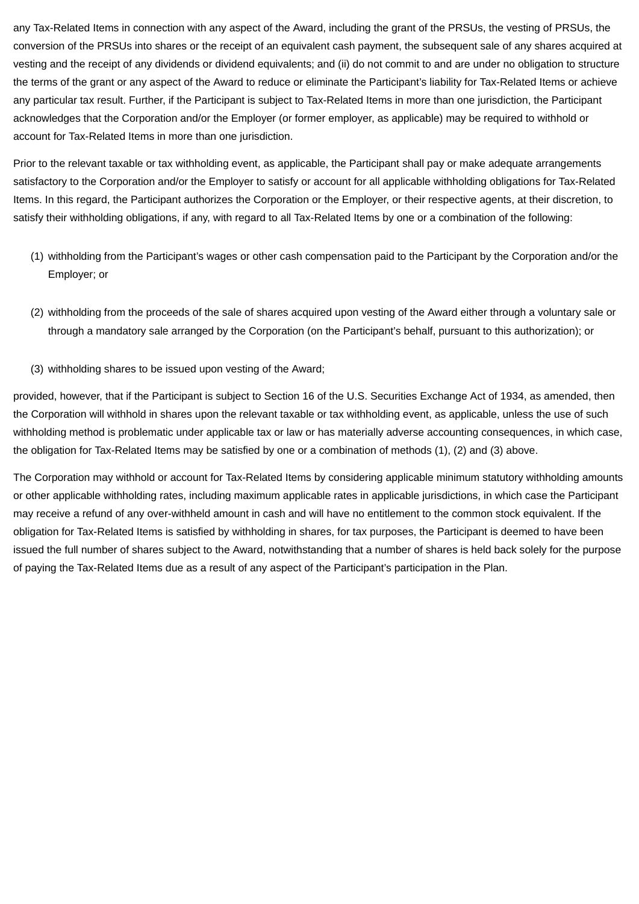any Tax-Related Items in connection with any aspect of the Award, including the grant of the PRSUs, the vesting of PRSUs, the conversion of the PRSUs into shares or the receipt of an equivalent cash payment, the subsequent sale of any shares acquired at vesting and the receipt of any dividends or dividend equivalents; and (ii) do not commit to and are under no obligation to structure the terms of the grant or any aspect of the Award to reduce or eliminate the Participant's liability for Tax-Related Items or achieve any particular tax result. Further, if the Participant is subject to Tax-Related Items in more than one jurisdiction, the Participant acknowledges that the Corporation and/or the Employer (or former employer, as applicable) may be required to withhold or account for Tax-Related Items in more than one jurisdiction.

Prior to the relevant taxable or tax withholding event, as applicable, the Participant shall pay or make adequate arrangements satisfactory to the Corporation and/or the Employer to satisfy or account for all applicable withholding obligations for Tax-Related Items. In this regard, the Participant authorizes the Corporation or the Employer, or their respective agents, at their discretion, to satisfy their withholding obligations, if any, with regard to all Tax-Related Items by one or a combination of the following:

(1) withholding from the Participant's wages or other cash compensation paid to the Participant by the Corporation and/or the Employer; or

(2) withholding from the proceeds of the sale of shares acquired upon vesting of the Award either through a voluntary sale or through a mandatory sale arranged by the Corporation (on the Participant's behalf, pursuant to this authorization); or

(3) withholding shares to be issued upon vesting of the Award;

provided, however, that if the Participant is subject to Section 16 of the U.S. Securities Exchange Act of 1934, as amended, then the Corporation will withhold in shares upon the relevant taxable or tax withholding event, as applicable, unless the use of such withholding method is problematic under applicable tax or law or has materially adverse accounting consequences, in which case, the obligation for Tax-Related Items may be satisfied by one or a combination of methods (1), (2) and (3) above.

The Corporation may withhold or account for Tax-Related Items by considering applicable minimum statutory withholding amounts or other applicable withholding rates, including maximum applicable rates in applicable jurisdictions, in which case the Participant may receive a refund of any over-withheld amount in cash and will have no entitlement to the common stock equivalent. If the obligation for Tax-Related Items is satisfied by withholding in shares, for tax purposes, the Participant is deemed to have been issued the full number of shares subject to the Award, notwithstanding that a number of shares is held back solely for the purpose of paying the Tax-Related Items due as a result of any aspect of the Participant's participation in the Plan.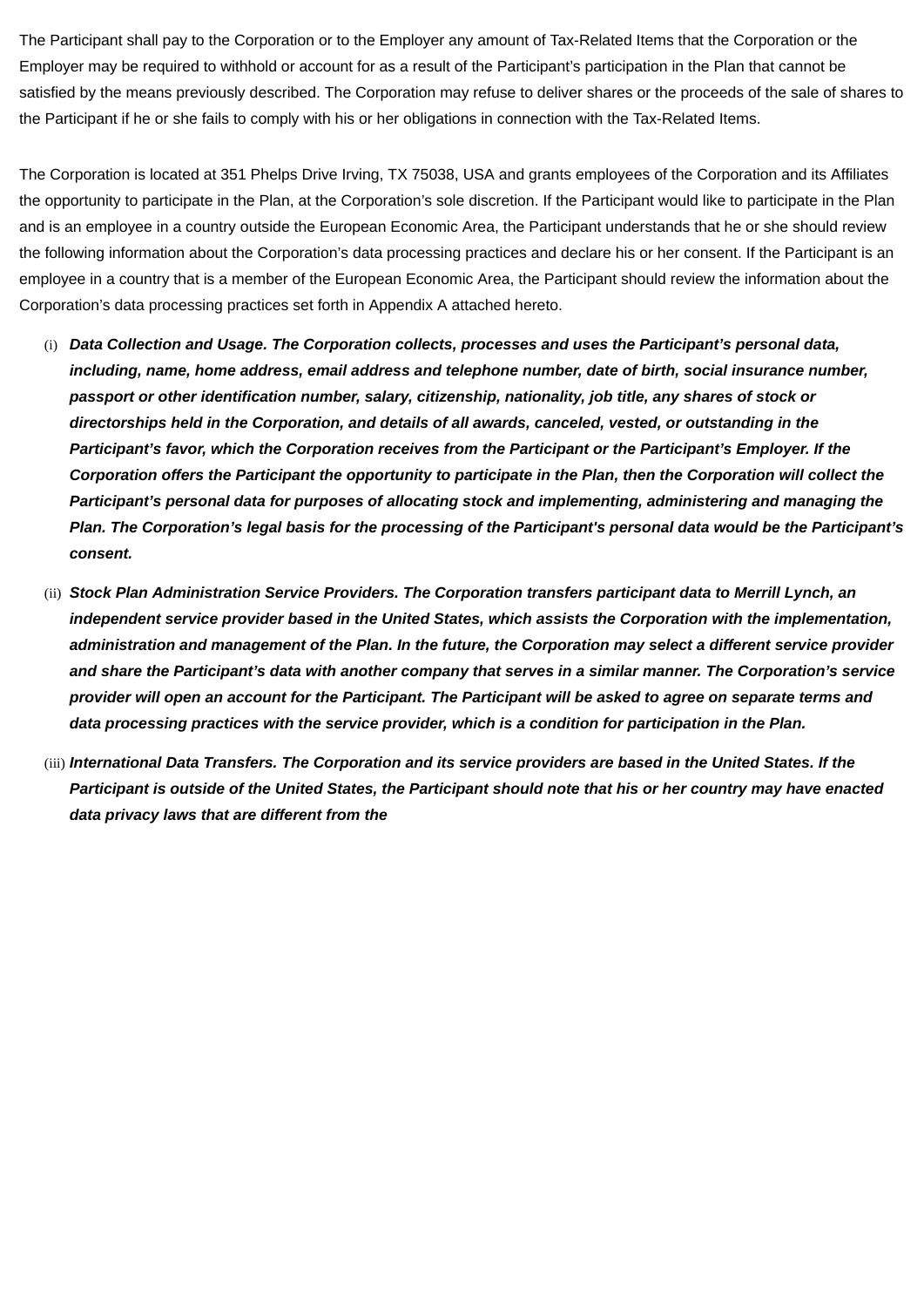The Participant shall pay to the Corporation or to the Employer any amount of Tax-Related Items that the Corporation or the Employer may be required to withhold or account for as a result of the Participant's participation in the Plan that cannot be satisfied by the means previously described. The Corporation may refuse to deliver shares or the proceeds of the sale of shares to the Participant if he or she fails to comply with his or her obligations in connection with the Tax-Related Items.

The Corporation is located at 351 Phelps Drive Irving, TX 75038, USA and grants employees of the Corporation and its Affiliates the opportunity to participate in the Plan, at the Corporation's sole discretion. If the Participant would like to participate in the Plan and is an employee in a country outside the European Economic Area, the Participant understands that he or she should review the following information about the Corporation's data processing practices and declare his or her consent. If the Participant is an employee in a country that is a member of the European Economic Area, the Participant should review the information about the Corporation's data processing practices set forth in Appendix A attached hereto.

(i) ***Data Collection and Usage. The Corporation collects, processes and uses the Participant's personal data, including, name, home address, email address and telephone number, date of birth, social insurance number, passport or other identification number, salary, citizenship, nationality, job title, any shares of stock or directorships held in the Corporation, and details of all awards, canceled, vested, or outstanding in the Participant's favor, which the Corporation receives from the Participant or the Participant's Employer. If the Corporation offers the Participant the opportunity to participate in the Plan, then the Corporation will collect the Participant's personal data for purposes of allocating stock and implementing, administering and managing the Plan. The Corporation's legal basis for the processing of the Participant's personal data would be the Participant's consent.***

(ii) ***Stock Plan Administration Service Providers. The Corporation transfers participant data to Merrill Lynch, an independent service provider based in the United States, which assists the Corporation with the implementation, administration and management of the Plan. In the future, the Corporation may select a different service provider and share the Participant's data with another company that serves in a similar manner. The Corporation's service provider will open an account for the Participant. The Participant will be asked to agree on separate terms and data processing practices with the service provider, which is a condition for participation in the Plan.***

(iii) ***International Data Transfers. The Corporation and its service providers are based in the United States. If the Participant is outside of the United States, the Participant should note that his or her country may have enacted data privacy laws that are different from the***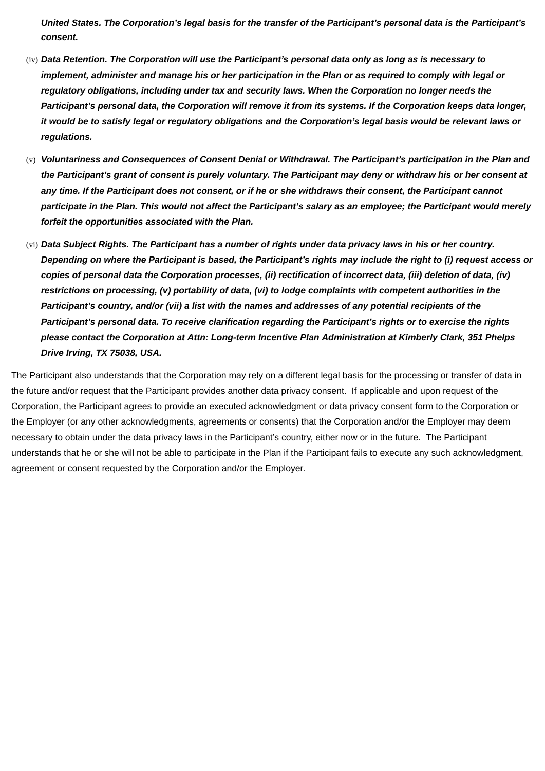***United States. The Corporation's legal basis for the transfer of the Participant's personal data is the Participant's consent.***

(iv) ***Data Retention. The Corporation will use the Participant's personal data only as long as is necessary to implement, administer and manage his or her participation in the Plan or as required to comply with legal or regulatory obligations, including under tax and security laws. When the Corporation no longer needs the Participant's personal data, the Corporation will remove it from its systems. If the Corporation keeps data longer, it would be to satisfy legal or regulatory obligations and the Corporation's legal basis would be relevant laws or regulations.***

(v) ***Voluntariness and Consequences of Consent Denial or Withdrawal. The Participant's participation in the Plan and the Participant's grant of consent is purely voluntary. The Participant may deny or withdraw his or her consent at any time. If the Participant does not consent, or if he or she withdraws their consent, the Participant cannot participate in the Plan. This would not affect the Participant's salary as an employee; the Participant would merely forfeit the opportunities associated with the Plan.***

(vi) ***Data Subject Rights. The Participant has a number of rights under data privacy laws in his or her country. Depending on where the Participant is based, the Participant's rights may include the right to (i) request access or copies of personal data the Corporation processes, (ii) rectification of incorrect data, (iii) deletion of data, (iv) restrictions on processing, (v) portability of data, (vi) to lodge complaints with competent authorities in the Participant's country, and/or (vii) a list with the names and addresses of any potential recipients of the Participant's personal data. To receive clarification regarding the Participant's rights or to exercise the rights please contact the Corporation at Attn: Long-term Incentive Plan Administration at Kimberly Clark, 351 Phelps Drive Irving, TX 75038, USA.***

The Participant also understands that the Corporation may rely on a different legal basis for the processing or transfer of data in the future and/or request that the Participant provides another data privacy consent. If applicable and upon request of the Corporation, the Participant agrees to provide an executed acknowledgment or data privacy consent form to the Corporation or the Employer (or any other acknowledgments, agreements or consents) that the Corporation and/or the Employer may deem necessary to obtain under the data privacy laws in the Participant's country, either now or in the future. The Participant understands that he or she will not be able to participate in the Plan if the Participant fails to execute any such acknowledgment, agreement or consent requested by the Corporation and/or the Employer.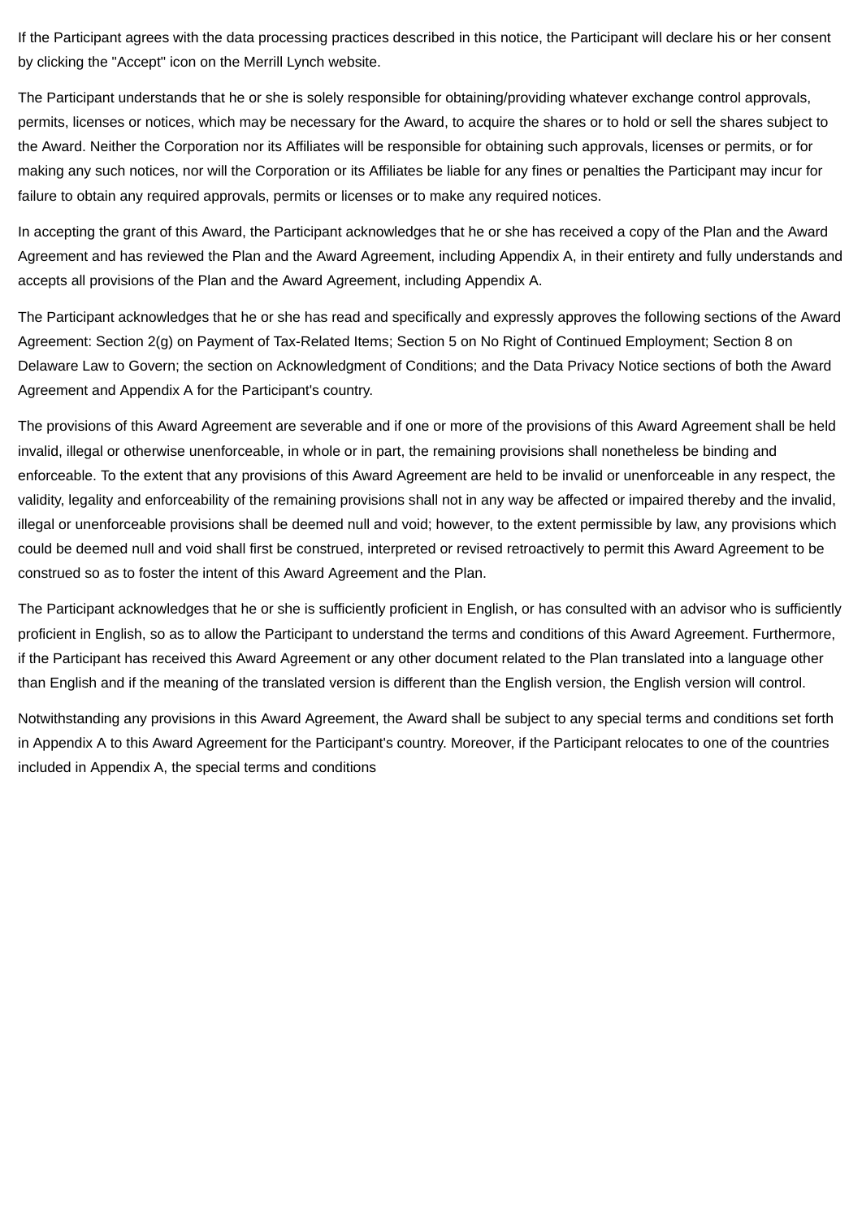If the Participant agrees with the data processing practices described in this notice, the Participant will declare his or her consent by clicking the "Accept" icon on the Merrill Lynch website.

The Participant understands that he or she is solely responsible for obtaining/providing whatever exchange control approvals, permits, licenses or notices, which may be necessary for the Award, to acquire the shares or to hold or sell the shares subject to the Award. Neither the Corporation nor its Affiliates will be responsible for obtaining such approvals, licenses or permits, or for making any such notices, nor will the Corporation or its Affiliates be liable for any fines or penalties the Participant may incur for failure to obtain any required approvals, permits or licenses or to make any required notices.

In accepting the grant of this Award, the Participant acknowledges that he or she has received a copy of the Plan and the Award Agreement and has reviewed the Plan and the Award Agreement, including Appendix A, in their entirety and fully understands and accepts all provisions of the Plan and the Award Agreement, including Appendix A.

The Participant acknowledges that he or she has read and specifically and expressly approves the following sections of the Award Agreement: Section 2(g) on Payment of Tax-Related Items; Section 5 on No Right of Continued Employment; Section 8 on Delaware Law to Govern; the section on Acknowledgment of Conditions; and the Data Privacy Notice sections of both the Award Agreement and Appendix A for the Participant's country.

The provisions of this Award Agreement are severable and if one or more of the provisions of this Award Agreement shall be held invalid, illegal or otherwise unenforceable, in whole or in part, the remaining provisions shall nonetheless be binding and enforceable. To the extent that any provisions of this Award Agreement are held to be invalid or unenforceable in any respect, the validity, legality and enforceability of the remaining provisions shall not in any way be affected or impaired thereby and the invalid, illegal or unenforceable provisions shall be deemed null and void; however, to the extent permissible by law, any provisions which could be deemed null and void shall first be construed, interpreted or revised retroactively to permit this Award Agreement to be construed so as to foster the intent of this Award Agreement and the Plan.

The Participant acknowledges that he or she is sufficiently proficient in English, or has consulted with an advisor who is sufficiently proficient in English, so as to allow the Participant to understand the terms and conditions of this Award Agreement. Furthermore, if the Participant has received this Award Agreement or any other document related to the Plan translated into a language other than English and if the meaning of the translated version is different than the English version, the English version will control.

Notwithstanding any provisions in this Award Agreement, the Award shall be subject to any special terms and conditions set forth in Appendix A to this Award Agreement for the Participant's country. Moreover, if the Participant relocates to one of the countries included in Appendix A, the special terms and conditions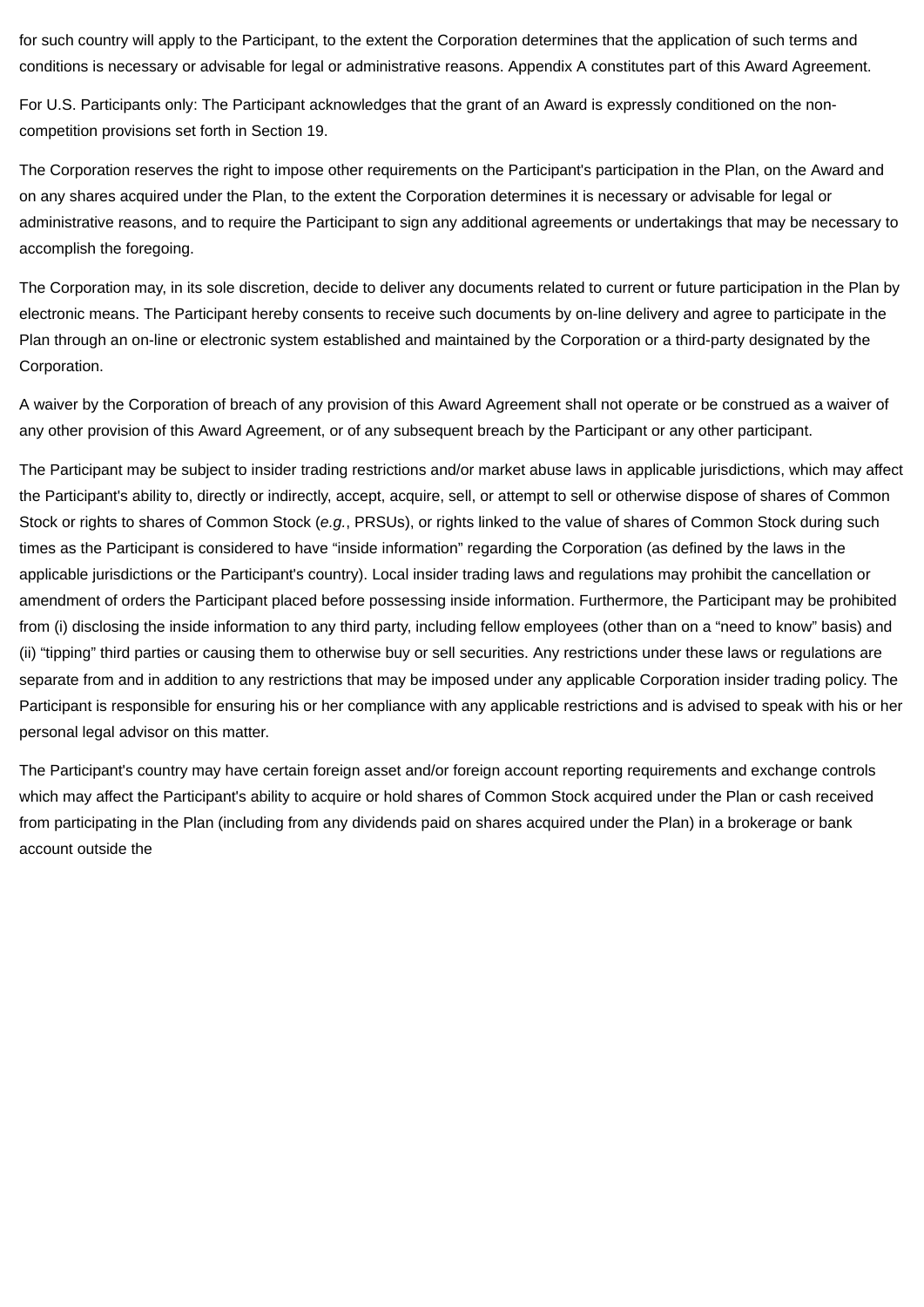for such country will apply to the Participant, to the extent the Corporation determines that the application of such terms and conditions is necessary or advisable for legal or administrative reasons. Appendix A constitutes part of this Award Agreement.

For U.S. Participants only: The Participant acknowledges that the grant of an Award is expressly conditioned on the non-competition provisions set forth in Section 19.

The Corporation reserves the right to impose other requirements on the Participant's participation in the Plan, on the Award and on any shares acquired under the Plan, to the extent the Corporation determines it is necessary or advisable for legal or administrative reasons, and to require the Participant to sign any additional agreements or undertakings that may be necessary to accomplish the foregoing.

The Corporation may, in its sole discretion, decide to deliver any documents related to current or future participation in the Plan by electronic means. The Participant hereby consents to receive such documents by on-line delivery and agree to participate in the Plan through an on-line or electronic system established and maintained by the Corporation or a third-party designated by the Corporation.

A waiver by the Corporation of breach of any provision of this Award Agreement shall not operate or be construed as a waiver of any other provision of this Award Agreement, or of any subsequent breach by the Participant or any other participant.

The Participant may be subject to insider trading restrictions and/or market abuse laws in applicable jurisdictions, which may affect the Participant's ability to, directly or indirectly, accept, acquire, sell, or attempt to sell or otherwise dispose of shares of Common Stock or rights to shares of Common Stock (*e.g.*, PRSUs), or rights linked to the value of shares of Common Stock during such times as the Participant is considered to have "inside information" regarding the Corporation (as defined by the laws in the applicable jurisdictions or the Participant's country). Local insider trading laws and regulations may prohibit the cancellation or amendment of orders the Participant placed before possessing inside information. Furthermore, the Participant may be prohibited from (i) disclosing the inside information to any third party, including fellow employees (other than on a "need to know" basis) and (ii) "tipping" third parties or causing them to otherwise buy or sell securities. Any restrictions under these laws or regulations are separate from and in addition to any restrictions that may be imposed under any applicable Corporation insider trading policy. The Participant is responsible for ensuring his or her compliance with any applicable restrictions and is advised to speak with his or her personal legal advisor on this matter.

The Participant's country may have certain foreign asset and/or foreign account reporting requirements and exchange controls which may affect the Participant's ability to acquire or hold shares of Common Stock acquired under the Plan or cash received from participating in the Plan (including from any dividends paid on shares acquired under the Plan) in a brokerage or bank account outside the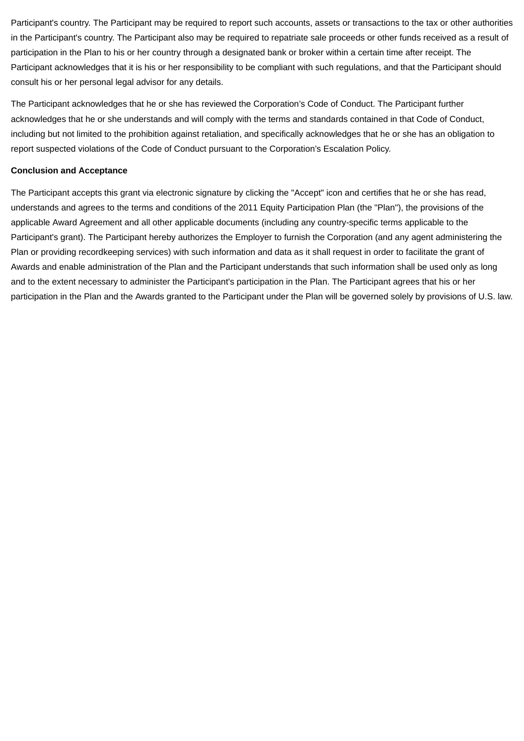Participant's country. The Participant may be required to report such accounts, assets or transactions to the tax or other authorities in the Participant's country. The Participant also may be required to repatriate sale proceeds or other funds received as a result of participation in the Plan to his or her country through a designated bank or broker within a certain time after receipt. The Participant acknowledges that it is his or her responsibility to be compliant with such regulations, and that the Participant should consult his or her personal legal advisor for any details.

The Participant acknowledges that he or she has reviewed the Corporation's Code of Conduct. The Participant further acknowledges that he or she understands and will comply with the terms and standards contained in that Code of Conduct, including but not limited to the prohibition against retaliation, and specifically acknowledges that he or she has an obligation to report suspected violations of the Code of Conduct pursuant to the Corporation's Escalation Policy.

**Conclusion and Acceptance**

The Participant accepts this grant via electronic signature by clicking the "Accept" icon and certifies that he or she has read, understands and agrees to the terms and conditions of the 2011 Equity Participation Plan (the "Plan"), the provisions of the applicable Award Agreement and all other applicable documents (including any country-specific terms applicable to the Participant's grant). The Participant hereby authorizes the Employer to furnish the Corporation (and any agent administering the Plan or providing recordkeeping services) with such information and data as it shall request in order to facilitate the grant of Awards and enable administration of the Plan and the Participant understands that such information shall be used only as long and to the extent necessary to administer the Participant's participation in the Plan. The Participant agrees that his or her participation in the Plan and the Awards granted to the Participant under the Plan will be governed solely by provisions of U.S. law.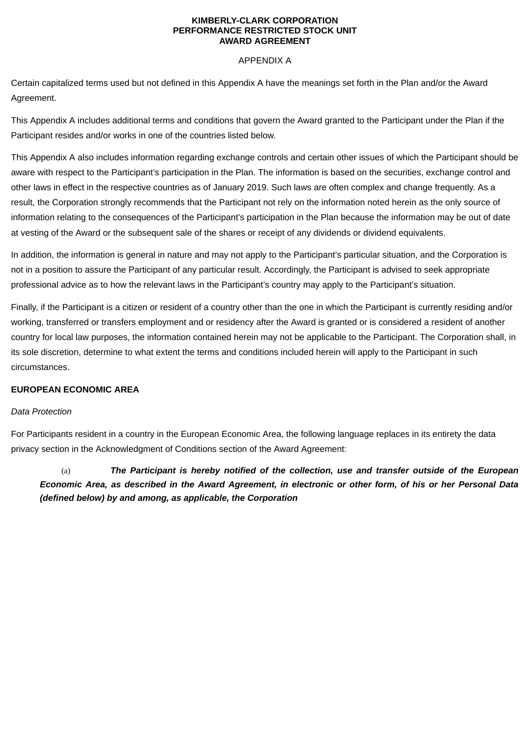**KIMBERLY-CLARK CORPORATION**
**PERFORMANCE RESTRICTED STOCK UNIT**
**AWARD AGREEMENT**

APPENDIX A

Certain capitalized terms used but not defined in this Appendix A have the meanings set forth in the Plan and/or the Award Agreement.

This Appendix A includes additional terms and conditions that govern the Award granted to the Participant under the Plan if the Participant resides and/or works in one of the countries listed below.

This Appendix A also includes information regarding exchange controls and certain other issues of which the Participant should be aware with respect to the Participant's participation in the Plan. The information is based on the securities, exchange control and other laws in effect in the respective countries as of January 2019. Such laws are often complex and change frequently. As a result, the Corporation strongly recommends that the Participant not rely on the information noted herein as the only source of information relating to the consequences of the Participant's participation in the Plan because the information may be out of date at vesting of the Award or the subsequent sale of the shares or receipt of any dividends or dividend equivalents.

In addition, the information is general in nature and may not apply to the Participant's particular situation, and the Corporation is not in a position to assure the Participant of any particular result. Accordingly, the Participant is advised to seek appropriate professional advice as to how the relevant laws in the Participant's country may apply to the Participant's situation.

Finally, if the Participant is a citizen or resident of a country other than the one in which the Participant is currently residing and/or working, transferred or transfers employment and or residency after the Award is granted or is considered a resident of another country for local law purposes, the information contained herein may not be applicable to the Participant. The Corporation shall, in its sole discretion, determine to what extent the terms and conditions included herein will apply to the Participant in such circumstances.

**EUROPEAN ECONOMIC AREA**

*Data Protection*

For Participants resident in a country in the European Economic Area, the following language replaces in its entirety the data privacy section in the Acknowledgment of Conditions section of the Award Agreement:

(a) ***The Participant is hereby notified of the collection, use and transfer outside of the European Economic Area, as described in the Award Agreement, in electronic or other form, of his or her Personal Data (defined below) by and among, as applicable, the Corporation***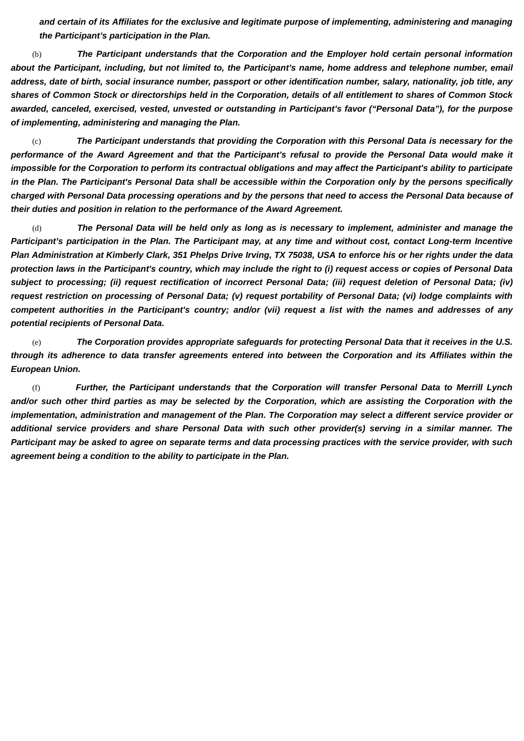***and certain of its Affiliates for the exclusive and legitimate purpose of implementing, administering and managing the Participant's participation in the Plan.***

(b) ***The Participant understands that the Corporation and the Employer hold certain personal information about the Participant, including, but not limited to, the Participant's name, home address and telephone number, email address, date of birth, social insurance number, passport or other identification number, salary, nationality, job title, any shares of Common Stock or directorships held in the Corporation, details of all entitlement to shares of Common Stock awarded, canceled, exercised, vested, unvested or outstanding in Participant's favor ("Personal Data"), for the purpose of implementing, administering and managing the Plan.***

(c) ***The Participant understands that providing the Corporation with this Personal Data is necessary for the performance of the Award Agreement and that the Participant's refusal to provide the Personal Data would make it impossible for the Corporation to perform its contractual obligations and may affect the Participant's ability to participate in the Plan. The Participant's Personal Data shall be accessible within the Corporation only by the persons specifically charged with Personal Data processing operations and by the persons that need to access the Personal Data because of their duties and position in relation to the performance of the Award Agreement.***

(d) ***The Personal Data will be held only as long as is necessary to implement, administer and manage the Participant's participation in the Plan. The Participant may, at any time and without cost, contact Long-term Incentive Plan Administration at Kimberly Clark, 351 Phelps Drive Irving, TX 75038, USA to enforce his or her rights under the data protection laws in the Participant's country, which may include the right to (i) request access or copies of Personal Data subject to processing; (ii) request rectification of incorrect Personal Data; (iii) request deletion of Personal Data; (iv) request restriction on processing of Personal Data; (v) request portability of Personal Data; (vi) lodge complaints with competent authorities in the Participant's country; and/or (vii) request a list with the names and addresses of any potential recipients of Personal Data.***

(e) ***The Corporation provides appropriate safeguards for protecting Personal Data that it receives in the U.S. through its adherence to data transfer agreements entered into between the Corporation and its Affiliates within the European Union.***

(f) ***Further, the Participant understands that the Corporation will transfer Personal Data to Merrill Lynch and/or such other third parties as may be selected by the Corporation, which are assisting the Corporation with the implementation, administration and management of the Plan. The Corporation may select a different service provider or additional service providers and share Personal Data with such other provider(s) serving in a similar manner. The Participant may be asked to agree on separate terms and data processing practices with the service provider, with such agreement being a condition to the ability to participate in the Plan.***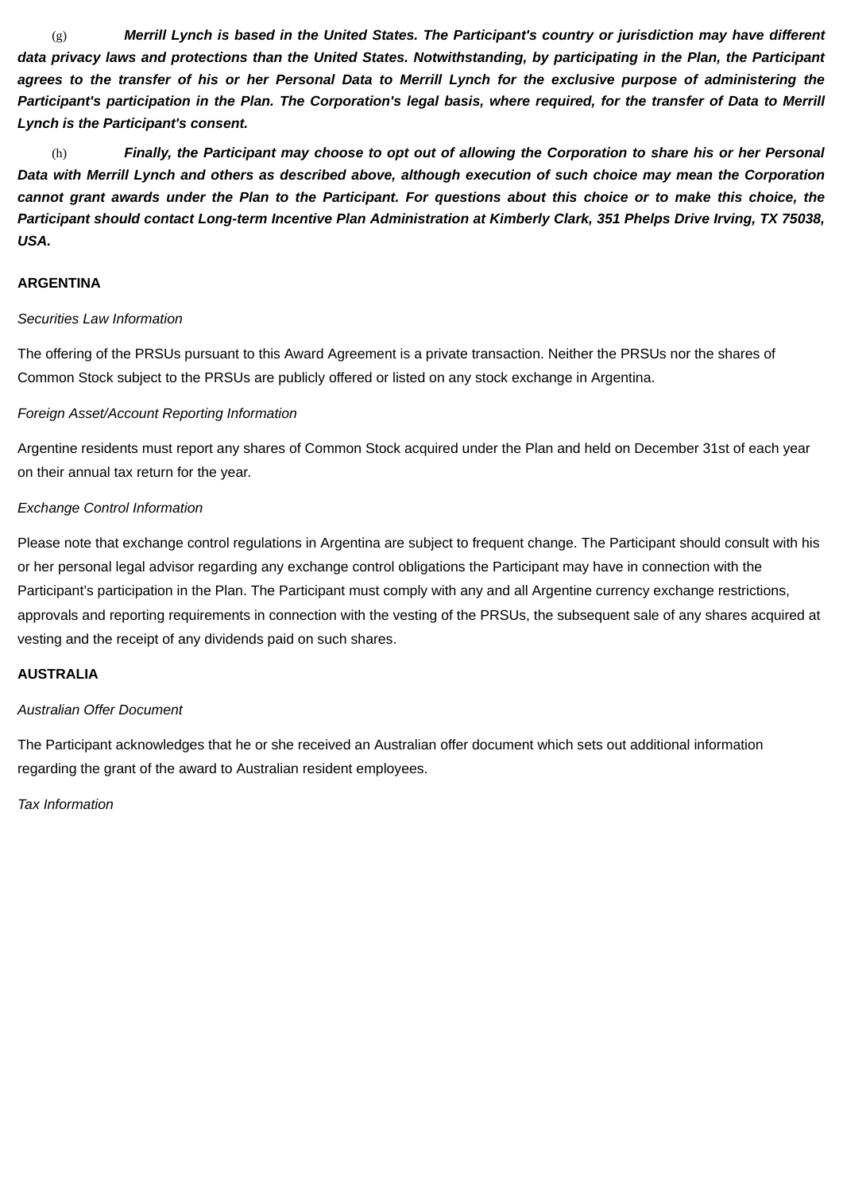(g) ***Merrill Lynch is based in the United States. The Participant's country or jurisdiction may have different data privacy laws and protections than the United States. Notwithstanding, by participating in the Plan, the Participant agrees to the transfer of his or her Personal Data to Merrill Lynch for the exclusive purpose of administering the Participant's participation in the Plan. The Corporation's legal basis, where required, for the transfer of Data to Merrill Lynch is the Participant's consent.***

(h) ***Finally, the Participant may choose to opt out of allowing the Corporation to share his or her Personal Data with Merrill Lynch and others as described above, although execution of such choice may mean the Corporation cannot grant awards under the Plan to the Participant. For questions about this choice or to make this choice, the Participant should contact Long-term Incentive Plan Administration at Kimberly Clark, 351 Phelps Drive Irving, TX 75038, USA.***

**ARGENTINA**

*Securities Law Information*

The offering of the PRSUs pursuant to this Award Agreement is a private transaction. Neither the PRSUs nor the shares of Common Stock subject to the PRSUs are publicly offered or listed on any stock exchange in Argentina.

*Foreign Asset/Account Reporting Information*

Argentine residents must report any shares of Common Stock acquired under the Plan and held on December 31st of each year on their annual tax return for the year.

*Exchange Control Information*

Please note that exchange control regulations in Argentina are subject to frequent change. The Participant should consult with his or her personal legal advisor regarding any exchange control obligations the Participant may have in connection with the Participant’s participation in the Plan. The Participant must comply with any and all Argentine currency exchange restrictions, approvals and reporting requirements in connection with the vesting of the PRSUs, the subsequent sale of any shares acquired at vesting and the receipt of any dividends paid on such shares.

**AUSTRALIA**

*Australian Offer Document*

The Participant acknowledges that he or she received an Australian offer document which sets out additional information regarding the grant of the award to Australian resident employees.

*Tax Information*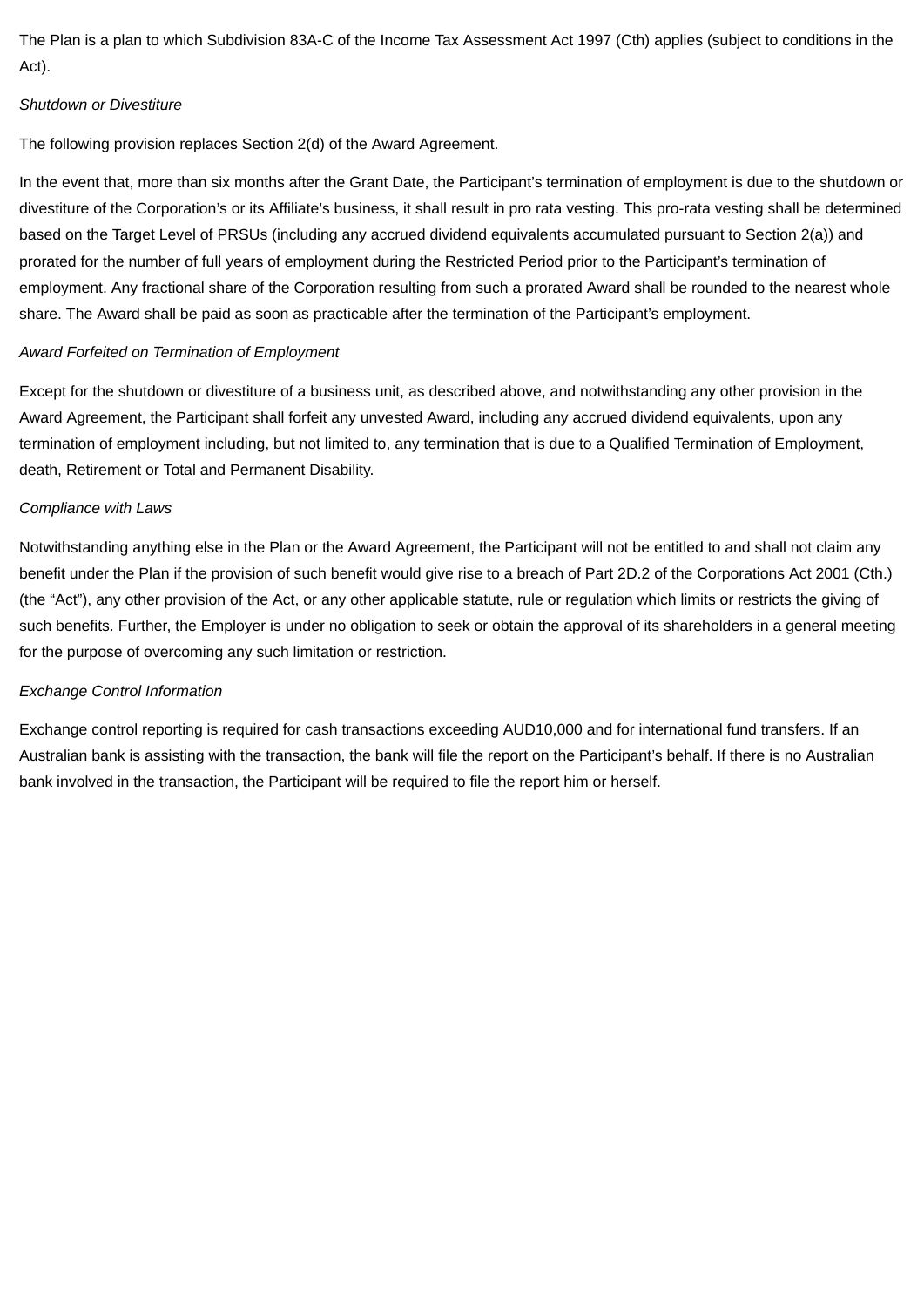The Plan is a plan to which Subdivision 83A-C of the Income Tax Assessment Act 1997 (Cth) applies (subject to conditions in the Act).

*Shutdown or Divestiture*

The following provision replaces Section 2(d) of the Award Agreement.

In the event that, more than six months after the Grant Date, the Participant's termination of employment is due to the shutdown or divestiture of the Corporation's or its Affiliate's business, it shall result in pro rata vesting. This pro-rata vesting shall be determined based on the Target Level of PRSUs (including any accrued dividend equivalents accumulated pursuant to Section 2(a)) and prorated for the number of full years of employment during the Restricted Period prior to the Participant's termination of employment. Any fractional share of the Corporation resulting from such a prorated Award shall be rounded to the nearest whole share. The Award shall be paid as soon as practicable after the termination of the Participant's employment.

*Award Forfeited on Termination of Employment*

Except for the shutdown or divestiture of a business unit, as described above, and notwithstanding any other provision in the Award Agreement, the Participant shall forfeit any unvested Award, including any accrued dividend equivalents, upon any termination of employment including, but not limited to, any termination that is due to a Qualified Termination of Employment, death, Retirement or Total and Permanent Disability.

*Compliance with Laws*

Notwithstanding anything else in the Plan or the Award Agreement, the Participant will not be entitled to and shall not claim any benefit under the Plan if the provision of such benefit would give rise to a breach of Part 2D.2 of the Corporations Act 2001 (Cth.) (the "Act"), any other provision of the Act, or any other applicable statute, rule or regulation which limits or restricts the giving of such benefits. Further, the Employer is under no obligation to seek or obtain the approval of its shareholders in a general meeting for the purpose of overcoming any such limitation or restriction.

*Exchange Control Information*

Exchange control reporting is required for cash transactions exceeding AUD10,000 and for international fund transfers. If an Australian bank is assisting with the transaction, the bank will file the report on the Participant's behalf. If there is no Australian bank involved in the transaction, the Participant will be required to file the report him or herself.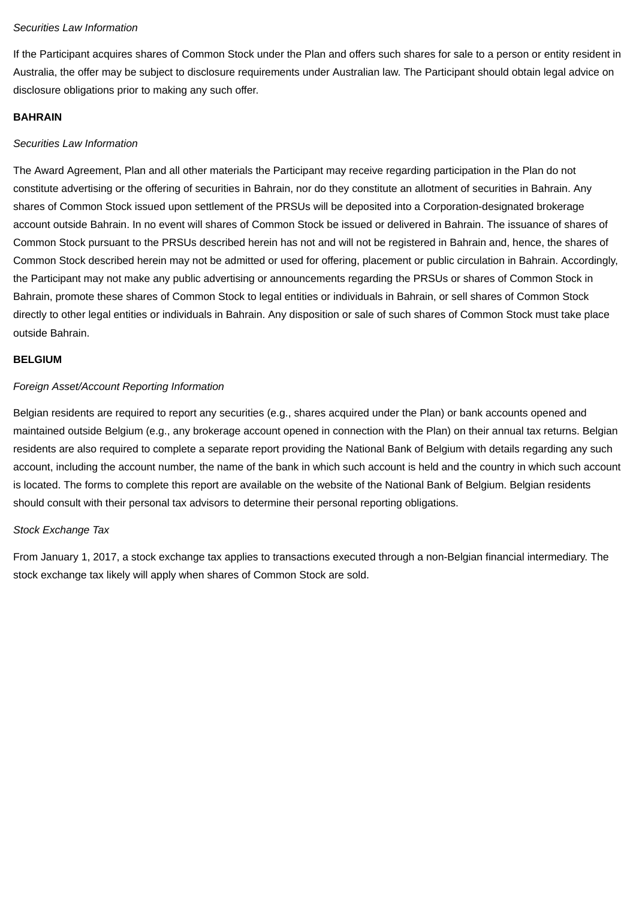*Securities Law Information*

If the Participant acquires shares of Common Stock under the Plan and offers such shares for sale to a person or entity resident in Australia, the offer may be subject to disclosure requirements under Australian law. The Participant should obtain legal advice on disclosure obligations prior to making any such offer.

**BAHRAIN**

*Securities Law Information*

The Award Agreement, Plan and all other materials the Participant may receive regarding participation in the Plan do not constitute advertising or the offering of securities in Bahrain, nor do they constitute an allotment of securities in Bahrain. Any shares of Common Stock issued upon settlement of the PRSUs will be deposited into a Corporation-designated brokerage account outside Bahrain. In no event will shares of Common Stock be issued or delivered in Bahrain. The issuance of shares of Common Stock pursuant to the PRSUs described herein has not and will not be registered in Bahrain and, hence, the shares of Common Stock described herein may not be admitted or used for offering, placement or public circulation in Bahrain. Accordingly, the Participant may not make any public advertising or announcements regarding the PRSUs or shares of Common Stock in Bahrain, promote these shares of Common Stock to legal entities or individuals in Bahrain, or sell shares of Common Stock directly to other legal entities or individuals in Bahrain. Any disposition or sale of such shares of Common Stock must take place outside Bahrain.

**BELGIUM**

*Foreign Asset/Account Reporting Information*

Belgian residents are required to report any securities (e.g., shares acquired under the Plan) or bank accounts opened and maintained outside Belgium (e.g., any brokerage account opened in connection with the Plan) on their annual tax returns. Belgian residents are also required to complete a separate report providing the National Bank of Belgium with details regarding any such account, including the account number, the name of the bank in which such account is held and the country in which such account is located. The forms to complete this report are available on the website of the National Bank of Belgium. Belgian residents should consult with their personal tax advisors to determine their personal reporting obligations.

*Stock Exchange Tax*

From January 1, 2017, a stock exchange tax applies to transactions executed through a non-Belgian financial intermediary. The stock exchange tax likely will apply when shares of Common Stock are sold.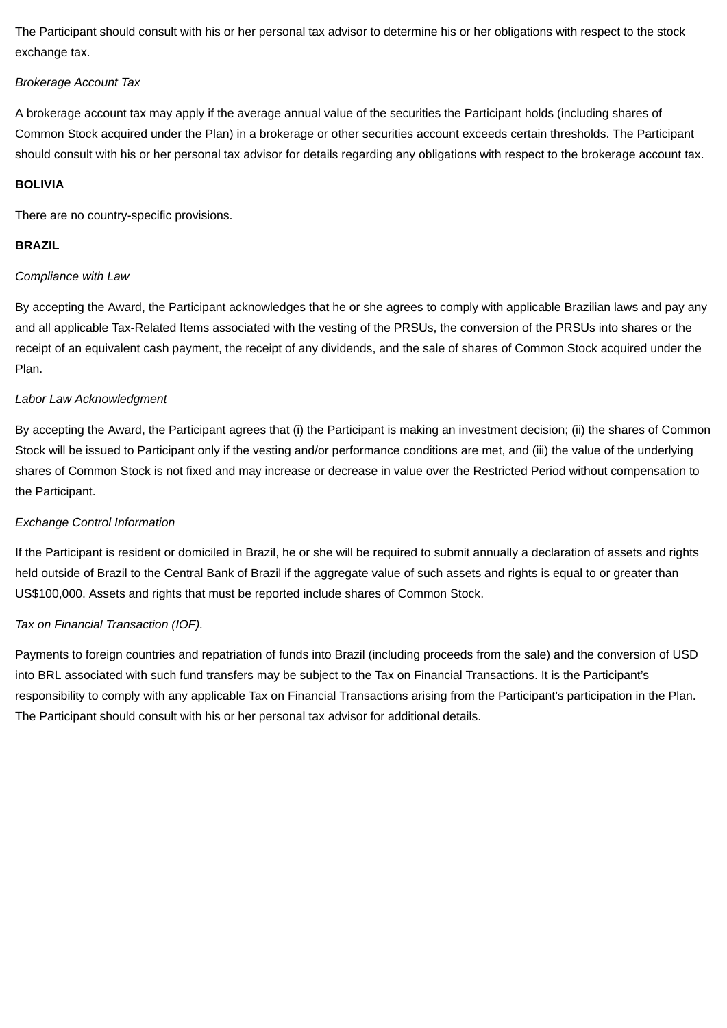The Participant should consult with his or her personal tax advisor to determine his or her obligations with respect to the stock exchange tax.

*Brokerage Account Tax*

A brokerage account tax may apply if the average annual value of the securities the Participant holds (including shares of Common Stock acquired under the Plan) in a brokerage or other securities account exceeds certain thresholds. The Participant should consult with his or her personal tax advisor for details regarding any obligations with respect to the brokerage account tax.

**BOLIVIA**

There are no country-specific provisions.

**BRAZIL**

*Compliance with Law*

By accepting the Award, the Participant acknowledges that he or she agrees to comply with applicable Brazilian laws and pay any and all applicable Tax-Related Items associated with the vesting of the PRSUs, the conversion of the PRSUs into shares or the receipt of an equivalent cash payment, the receipt of any dividends, and the sale of shares of Common Stock acquired under the Plan.

*Labor Law Acknowledgment*

By accepting the Award, the Participant agrees that (i) the Participant is making an investment decision; (ii) the shares of Common Stock will be issued to Participant only if the vesting and/or performance conditions are met, and (iii) the value of the underlying shares of Common Stock is not fixed and may increase or decrease in value over the Restricted Period without compensation to the Participant.

*Exchange Control Information*

If the Participant is resident or domiciled in Brazil, he or she will be required to submit annually a declaration of assets and rights held outside of Brazil to the Central Bank of Brazil if the aggregate value of such assets and rights is equal to or greater than US$100,000. Assets and rights that must be reported include shares of Common Stock.

*Tax on Financial Transaction (IOF).*

Payments to foreign countries and repatriation of funds into Brazil (including proceeds from the sale) and the conversion of USD into BRL associated with such fund transfers may be subject to the Tax on Financial Transactions. It is the Participant's responsibility to comply with any applicable Tax on Financial Transactions arising from the Participant's participation in the Plan. The Participant should consult with his or her personal tax advisor for additional details.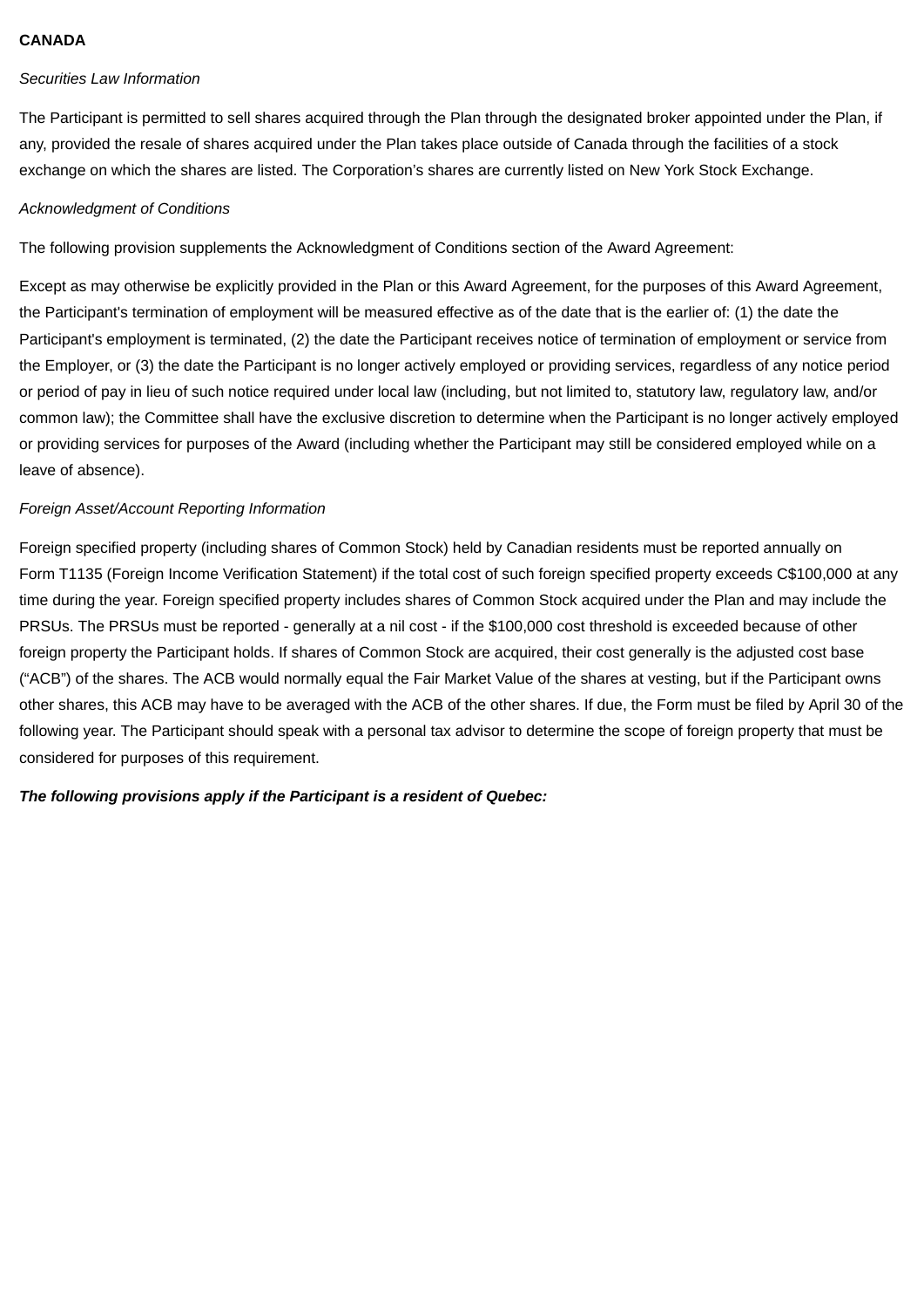**CANADA**

*Securities Law Information*

The Participant is permitted to sell shares acquired through the Plan through the designated broker appointed under the Plan, if any, provided the resale of shares acquired under the Plan takes place outside of Canada through the facilities of a stock exchange on which the shares are listed. The Corporation's shares are currently listed on New York Stock Exchange.

*Acknowledgment of Conditions*

The following provision supplements the Acknowledgment of Conditions section of the Award Agreement:

Except as may otherwise be explicitly provided in the Plan or this Award Agreement, for the purposes of this Award Agreement, the Participant's termination of employment will be measured effective as of the date that is the earlier of: (1) the date the Participant's employment is terminated, (2) the date the Participant receives notice of termination of employment or service from the Employer, or (3) the date the Participant is no longer actively employed or providing services, regardless of any notice period or period of pay in lieu of such notice required under local law (including, but not limited to, statutory law, regulatory law, and/or common law); the Committee shall have the exclusive discretion to determine when the Participant is no longer actively employed or providing services for purposes of the Award (including whether the Participant may still be considered employed while on a leave of absence).

*Foreign Asset/Account Reporting Information*

Foreign specified property (including shares of Common Stock) held by Canadian residents must be reported annually on Form T1135 (Foreign Income Verification Statement) if the total cost of such foreign specified property exceeds C$100,000 at any time during the year. Foreign specified property includes shares of Common Stock acquired under the Plan and may include the PRSUs. The PRSUs must be reported - generally at a nil cost - if the $100,000 cost threshold is exceeded because of other foreign property the Participant holds. If shares of Common Stock are acquired, their cost generally is the adjusted cost base ("ACB") of the shares. The ACB would normally equal the Fair Market Value of the shares at vesting, but if the Participant owns other shares, this ACB may have to be averaged with the ACB of the other shares. If due, the Form must be filed by April 30 of the following year. The Participant should speak with a personal tax advisor to determine the scope of foreign property that must be considered for purposes of this requirement.

***The following provisions apply if the Participant is a resident of Quebec:***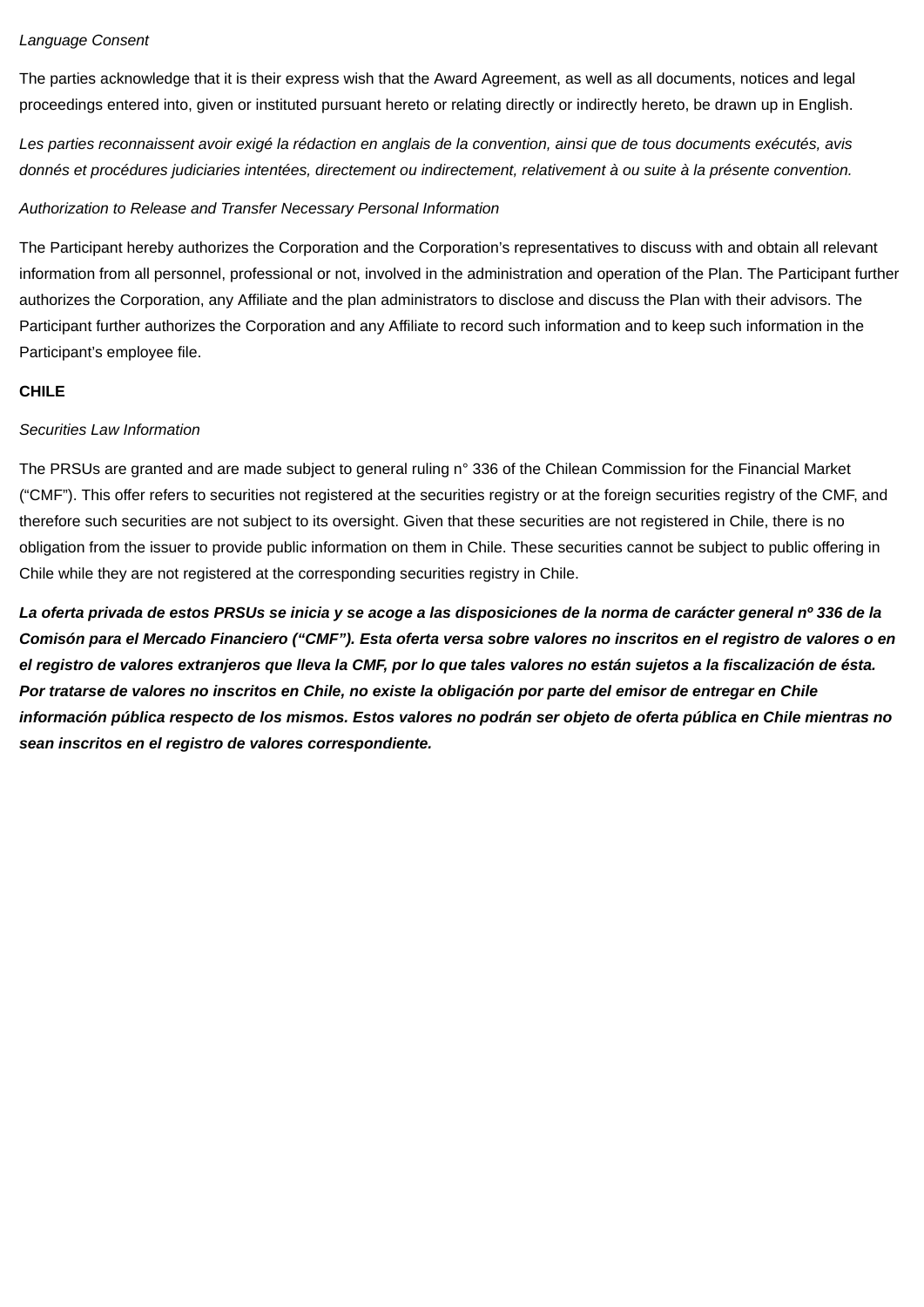*Language Consent*

The parties acknowledge that it is their express wish that the Award Agreement, as well as all documents, notices and legal proceedings entered into, given or instituted pursuant hereto or relating directly or indirectly hereto, be drawn up in English.

*Les parties reconnaissent avoir exigé la rédaction en anglais de la convention, ainsi que de tous documents exécutés, avis donnés et procédures judiciaries intentées, directement ou indirectement, relativement à ou suite à la présente convention.*

*Authorization to Release and Transfer Necessary Personal Information*

The Participant hereby authorizes the Corporation and the Corporation's representatives to discuss with and obtain all relevant information from all personnel, professional or not, involved in the administration and operation of the Plan. The Participant further authorizes the Corporation, any Affiliate and the plan administrators to disclose and discuss the Plan with their advisors. The Participant further authorizes the Corporation and any Affiliate to record such information and to keep such information in the Participant's employee file.

**CHILE**

*Securities Law Information*

The PRSUs are granted and are made subject to general ruling n° 336 of the Chilean Commission for the Financial Market ("CMF"). This offer refers to securities not registered at the securities registry or at the foreign securities registry of the CMF, and therefore such securities are not subject to its oversight. Given that these securities are not registered in Chile, there is no obligation from the issuer to provide public information on them in Chile. These securities cannot be subject to public offering in Chile while they are not registered at the corresponding securities registry in Chile.

***La oferta privada de estos PRSUs se inicia y se acoge a las disposiciones de la norma de carácter general nº 336 de la Comisón para el Mercado Financiero ("CMF"). Esta oferta versa sobre valores no inscritos en el registro de valores o en el registro de valores extranjeros que lleva la CMF, por lo que tales valores no están sujetos a la fiscalización de ésta. Por tratarse de valores no inscritos en Chile, no existe la obligación por parte del emisor de entregar en Chile información pública respecto de los mismos. Estos valores no podrán ser objeto de oferta pública en Chile mientras no sean inscritos en el registro de valores correspondiente.***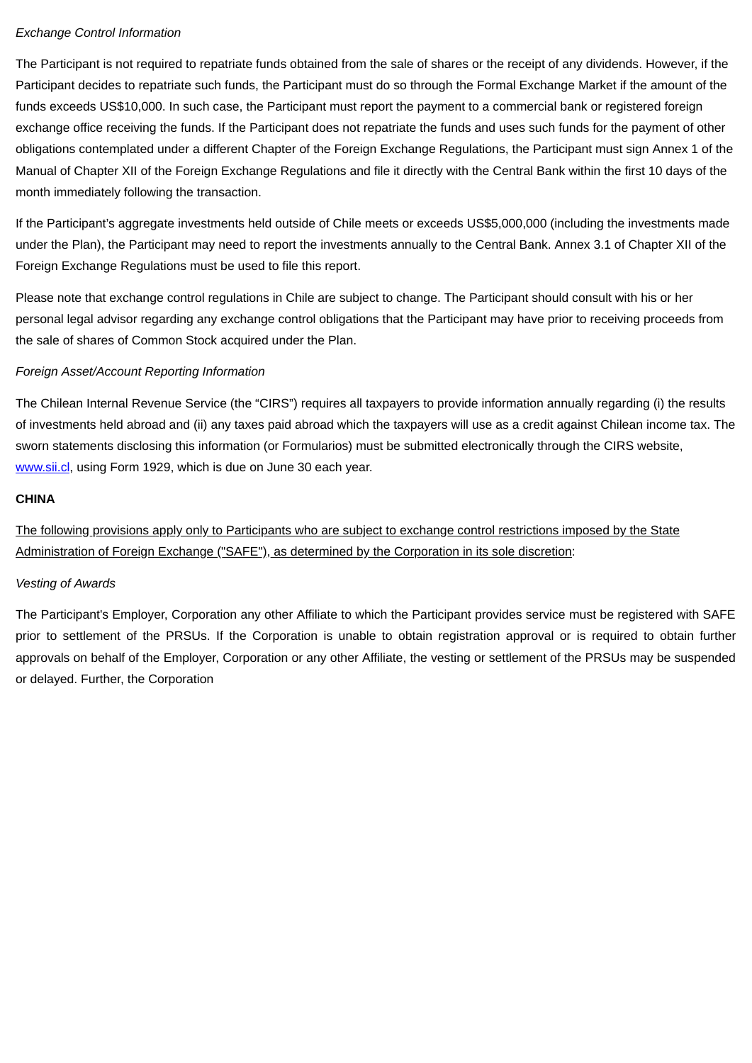*Exchange Control Information*

The Participant is not required to repatriate funds obtained from the sale of shares or the receipt of any dividends. However, if the Participant decides to repatriate such funds, the Participant must do so through the Formal Exchange Market if the amount of the funds exceeds US$10,000. In such case, the Participant must report the payment to a commercial bank or registered foreign exchange office receiving the funds. If the Participant does not repatriate the funds and uses such funds for the payment of other obligations contemplated under a different Chapter of the Foreign Exchange Regulations, the Participant must sign Annex 1 of the Manual of Chapter XII of the Foreign Exchange Regulations and file it directly with the Central Bank within the first 10 days of the month immediately following the transaction.

If the Participant's aggregate investments held outside of Chile meets or exceeds US$5,000,000 (including the investments made under the Plan), the Participant may need to report the investments annually to the Central Bank. Annex 3.1 of Chapter XII of the Foreign Exchange Regulations must be used to file this report.

Please note that exchange control regulations in Chile are subject to change. The Participant should consult with his or her personal legal advisor regarding any exchange control obligations that the Participant may have prior to receiving proceeds from the sale of shares of Common Stock acquired under the Plan.

*Foreign Asset/Account Reporting Information*

The Chilean Internal Revenue Service (the "CIRS") requires all taxpayers to provide information annually regarding (i) the results of investments held abroad and (ii) any taxes paid abroad which the taxpayers will use as a credit against Chilean income tax. The sworn statements disclosing this information (or Formularios) must be submitted electronically through the CIRS website, www.sii.cl, using Form 1929, which is due on June 30 each year.

**CHINA**

<u>The following provisions apply only to Participants who are subject to exchange control restrictions imposed by the State Administration of Foreign Exchange ("SAFE"), as determined by the Corporation in its sole discretion</u>:

*Vesting of Awards*

The Participant's Employer, Corporation any other Affiliate to which the Participant provides service must be registered with SAFE prior to settlement of the PRSUs. If the Corporation is unable to obtain registration approval or is required to obtain further approvals on behalf of the Employer, Corporation or any other Affiliate, the vesting or settlement of the PRSUs may be suspended or delayed. Further, the Corporation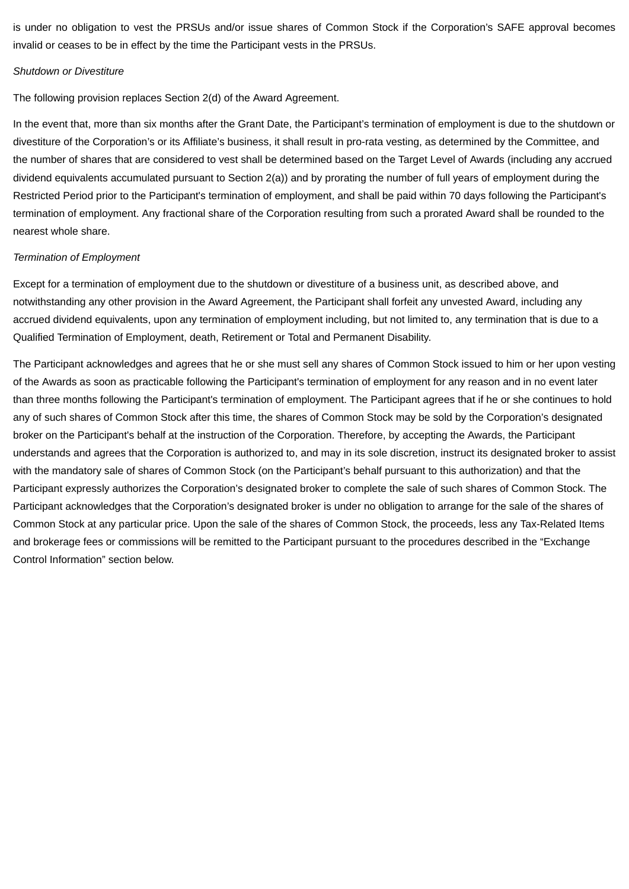is under no obligation to vest the PRSUs and/or issue shares of Common Stock if the Corporation's SAFE approval becomes invalid or ceases to be in effect by the time the Participant vests in the PRSUs.

*Shutdown or Divestiture*

The following provision replaces Section 2(d) of the Award Agreement.

In the event that, more than six months after the Grant Date, the Participant's termination of employment is due to the shutdown or divestiture of the Corporation's or its Affiliate's business, it shall result in pro-rata vesting, as determined by the Committee, and the number of shares that are considered to vest shall be determined based on the Target Level of Awards (including any accrued dividend equivalents accumulated pursuant to Section 2(a)) and by prorating the number of full years of employment during the Restricted Period prior to the Participant's termination of employment, and shall be paid within 70 days following the Participant's termination of employment. Any fractional share of the Corporation resulting from such a prorated Award shall be rounded to the nearest whole share.

*Termination of Employment*

Except for a termination of employment due to the shutdown or divestiture of a business unit, as described above, and notwithstanding any other provision in the Award Agreement, the Participant shall forfeit any unvested Award, including any accrued dividend equivalents, upon any termination of employment including, but not limited to, any termination that is due to a Qualified Termination of Employment, death, Retirement or Total and Permanent Disability.

The Participant acknowledges and agrees that he or she must sell any shares of Common Stock issued to him or her upon vesting of the Awards as soon as practicable following the Participant's termination of employment for any reason and in no event later than three months following the Participant's termination of employment. The Participant agrees that if he or she continues to hold any of such shares of Common Stock after this time, the shares of Common Stock may be sold by the Corporation's designated broker on the Participant's behalf at the instruction of the Corporation. Therefore, by accepting the Awards, the Participant understands and agrees that the Corporation is authorized to, and may in its sole discretion, instruct its designated broker to assist with the mandatory sale of shares of Common Stock (on the Participant's behalf pursuant to this authorization) and that the Participant expressly authorizes the Corporation's designated broker to complete the sale of such shares of Common Stock. The Participant acknowledges that the Corporation's designated broker is under no obligation to arrange for the sale of the shares of Common Stock at any particular price. Upon the sale of the shares of Common Stock, the proceeds, less any Tax-Related Items and brokerage fees or commissions will be remitted to the Participant pursuant to the procedures described in the "Exchange Control Information" section below.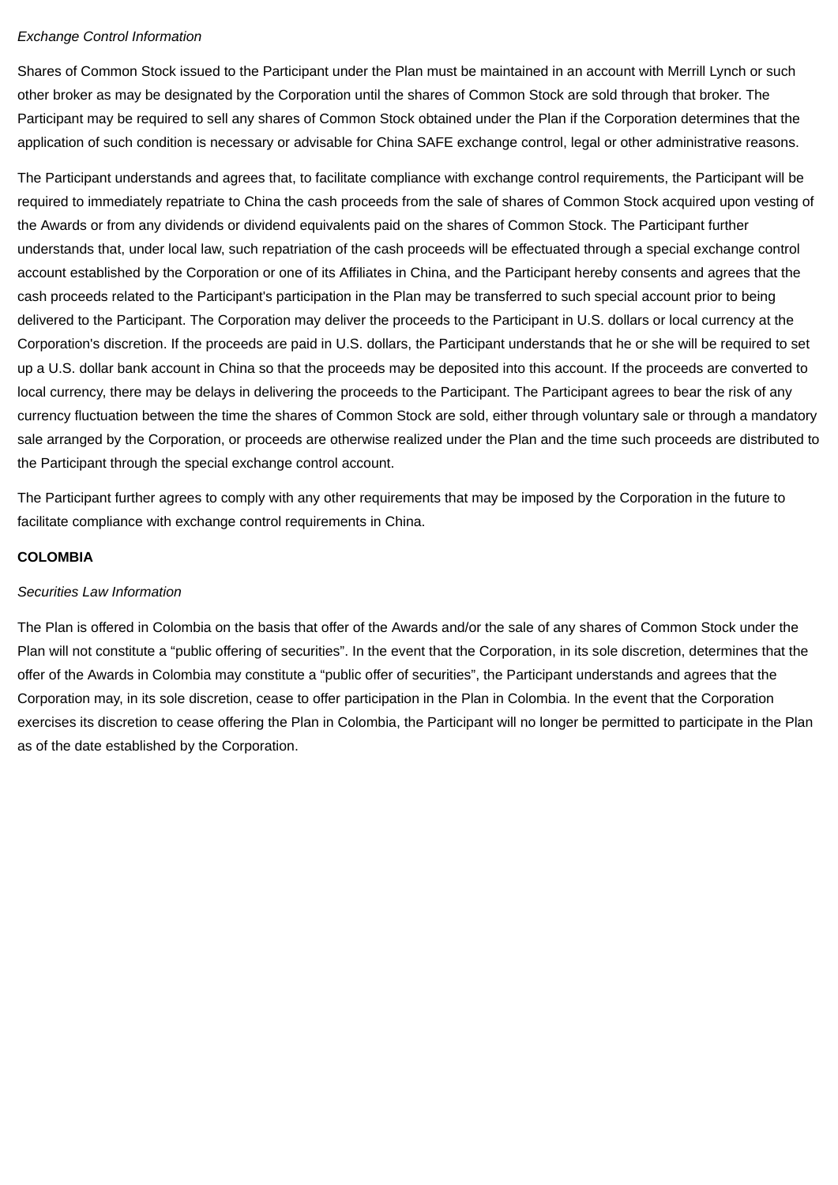*Exchange Control Information*

Shares of Common Stock issued to the Participant under the Plan must be maintained in an account with Merrill Lynch or such other broker as may be designated by the Corporation until the shares of Common Stock are sold through that broker. The Participant may be required to sell any shares of Common Stock obtained under the Plan if the Corporation determines that the application of such condition is necessary or advisable for China SAFE exchange control, legal or other administrative reasons.

The Participant understands and agrees that, to facilitate compliance with exchange control requirements, the Participant will be required to immediately repatriate to China the cash proceeds from the sale of shares of Common Stock acquired upon vesting of the Awards or from any dividends or dividend equivalents paid on the shares of Common Stock. The Participant further understands that, under local law, such repatriation of the cash proceeds will be effectuated through a special exchange control account established by the Corporation or one of its Affiliates in China, and the Participant hereby consents and agrees that the cash proceeds related to the Participant's participation in the Plan may be transferred to such special account prior to being delivered to the Participant. The Corporation may deliver the proceeds to the Participant in U.S. dollars or local currency at the Corporation's discretion. If the proceeds are paid in U.S. dollars, the Participant understands that he or she will be required to set up a U.S. dollar bank account in China so that the proceeds may be deposited into this account. If the proceeds are converted to local currency, there may be delays in delivering the proceeds to the Participant. The Participant agrees to bear the risk of any currency fluctuation between the time the shares of Common Stock are sold, either through voluntary sale or through a mandatory sale arranged by the Corporation, or proceeds are otherwise realized under the Plan and the time such proceeds are distributed to the Participant through the special exchange control account.

The Participant further agrees to comply with any other requirements that may be imposed by the Corporation in the future to facilitate compliance with exchange control requirements in China.

**COLOMBIA**

*Securities Law Information*

The Plan is offered in Colombia on the basis that offer of the Awards and/or the sale of any shares of Common Stock under the Plan will not constitute a “public offering of securities”. In the event that the Corporation, in its sole discretion, determines that the offer of the Awards in Colombia may constitute a “public offer of securities”, the Participant understands and agrees that the Corporation may, in its sole discretion, cease to offer participation in the Plan in Colombia. In the event that the Corporation exercises its discretion to cease offering the Plan in Colombia, the Participant will no longer be permitted to participate in the Plan as of the date established by the Corporation.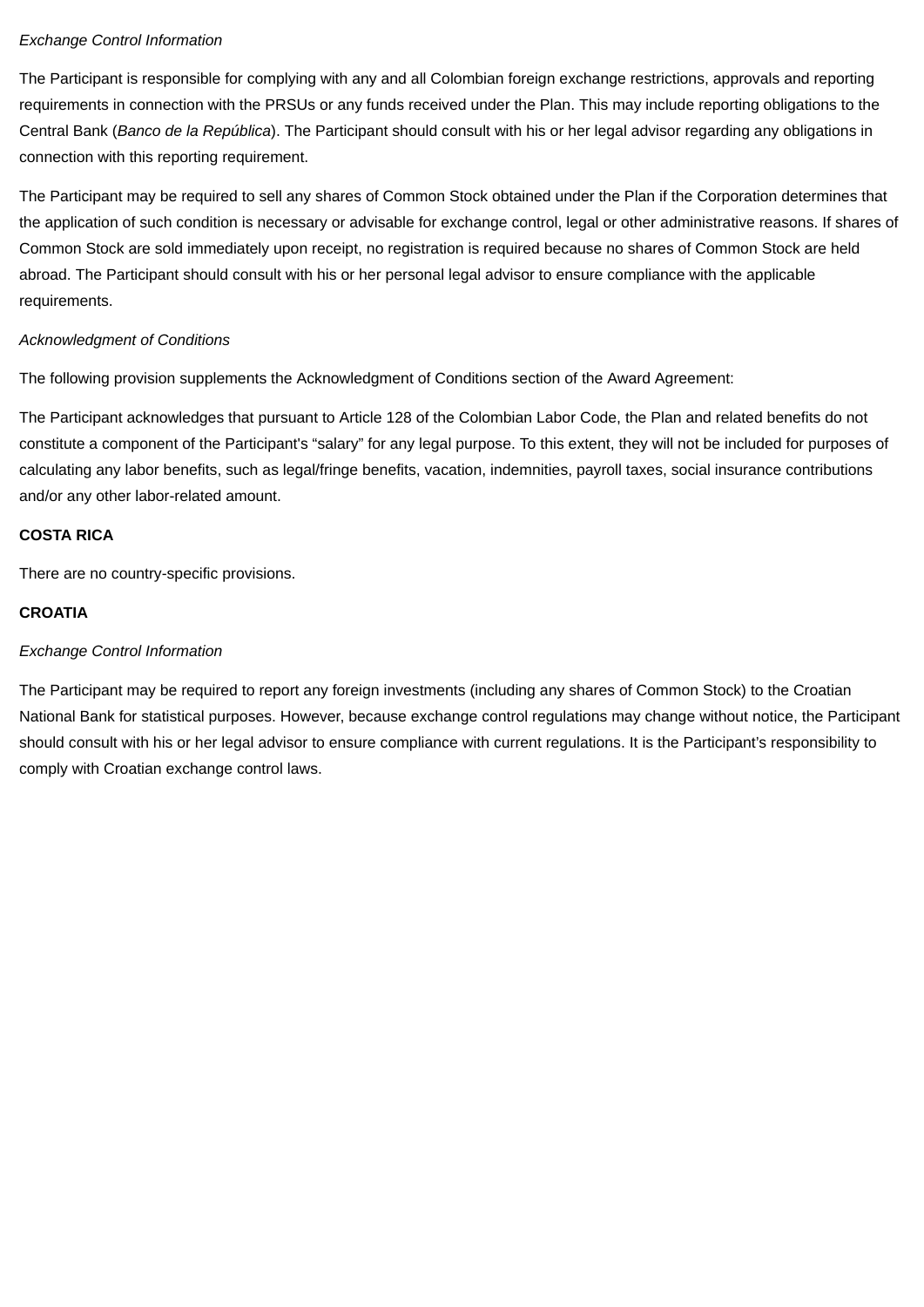*Exchange Control Information*

The Participant is responsible for complying with any and all Colombian foreign exchange restrictions, approvals and reporting requirements in connection with the PRSUs or any funds received under the Plan. This may include reporting obligations to the Central Bank (*Banco de la República*). The Participant should consult with his or her legal advisor regarding any obligations in connection with this reporting requirement.

The Participant may be required to sell any shares of Common Stock obtained under the Plan if the Corporation determines that the application of such condition is necessary or advisable for exchange control, legal or other administrative reasons. If shares of Common Stock are sold immediately upon receipt, no registration is required because no shares of Common Stock are held abroad. The Participant should consult with his or her personal legal advisor to ensure compliance with the applicable requirements.

*Acknowledgment of Conditions*

The following provision supplements the Acknowledgment of Conditions section of the Award Agreement:

The Participant acknowledges that pursuant to Article 128 of the Colombian Labor Code, the Plan and related benefits do not constitute a component of the Participant's "salary" for any legal purpose. To this extent, they will not be included for purposes of calculating any labor benefits, such as legal/fringe benefits, vacation, indemnities, payroll taxes, social insurance contributions and/or any other labor-related amount.

**COSTA RICA**

There are no country-specific provisions.

**CROATIA**

*Exchange Control Information*

The Participant may be required to report any foreign investments (including any shares of Common Stock) to the Croatian National Bank for statistical purposes. However, because exchange control regulations may change without notice, the Participant should consult with his or her legal advisor to ensure compliance with current regulations. It is the Participant's responsibility to comply with Croatian exchange control laws.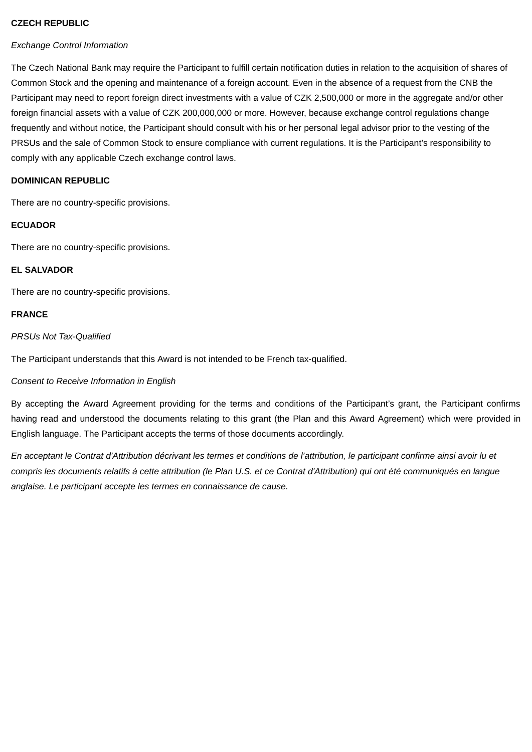**CZECH REPUBLIC**

*Exchange Control Information*

The Czech National Bank may require the Participant to fulfill certain notification duties in relation to the acquisition of shares of Common Stock and the opening and maintenance of a foreign account. Even in the absence of a request from the CNB the Participant may need to report foreign direct investments with a value of CZK 2,500,000 or more in the aggregate and/or other foreign financial assets with a value of CZK 200,000,000 or more. However, because exchange control regulations change frequently and without notice, the Participant should consult with his or her personal legal advisor prior to the vesting of the PRSUs and the sale of Common Stock to ensure compliance with current regulations. It is the Participant's responsibility to comply with any applicable Czech exchange control laws.

**DOMINICAN REPUBLIC**

There are no country-specific provisions.

**ECUADOR**

There are no country-specific provisions.

**EL SALVADOR**

There are no country-specific provisions.

**FRANCE**

*PRSUs Not Tax-Qualified*

The Participant understands that this Award is not intended to be French tax-qualified.

*Consent to Receive Information in English*

By accepting the Award Agreement providing for the terms and conditions of the Participant's grant, the Participant confirms having read and understood the documents relating to this grant (the Plan and this Award Agreement) which were provided in English language. The Participant accepts the terms of those documents accordingly.

*En acceptant le Contrat d'Attribution décrivant les termes et conditions de l'attribution, le participant confirme ainsi avoir lu et compris les documents relatifs à cette attribution (le Plan U.S. et ce Contrat d'Attribution) qui ont été communiqués en langue anglaise. Le participant accepte les termes en connaissance de cause.*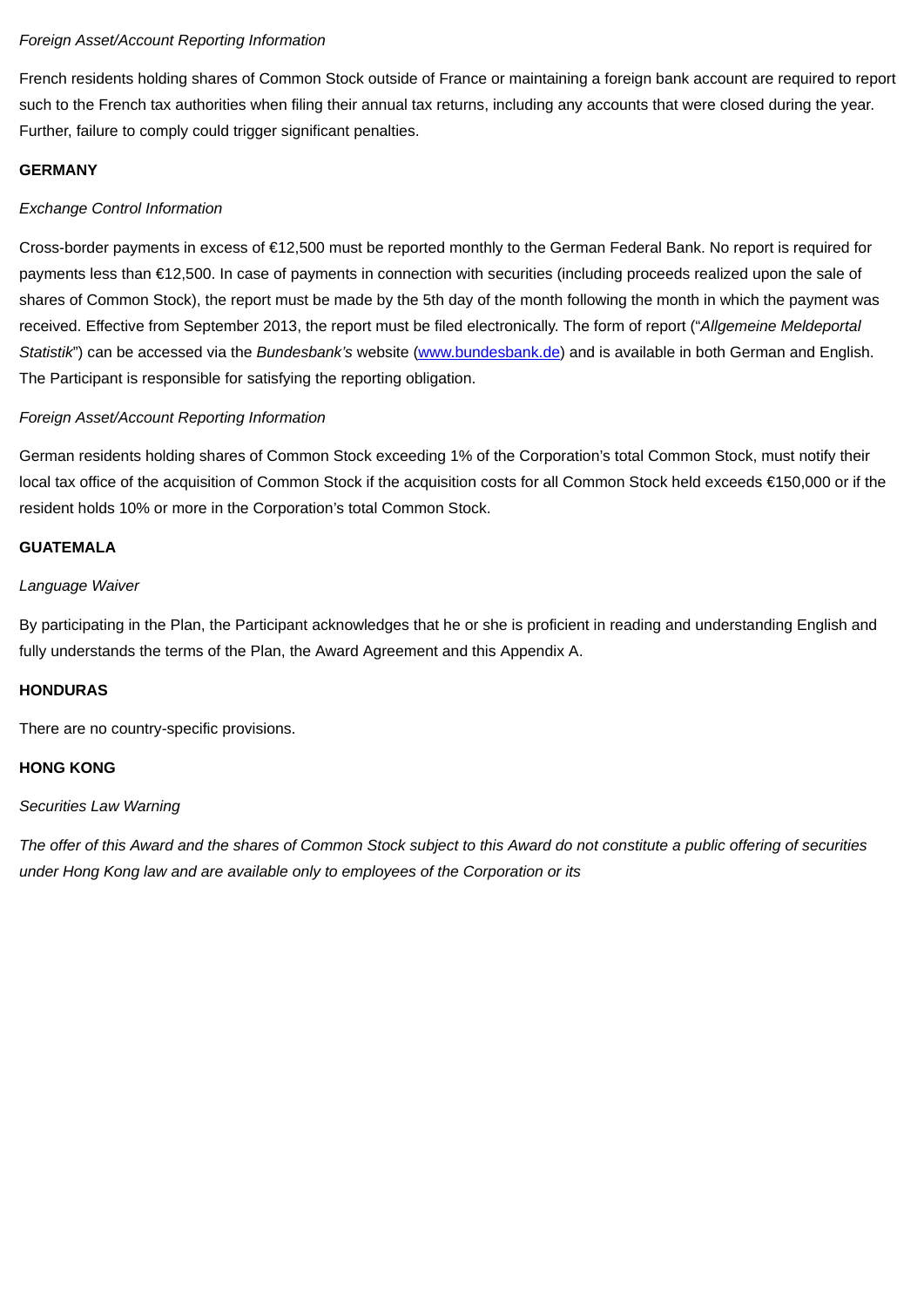*Foreign Asset/Account Reporting Information*

French residents holding shares of Common Stock outside of France or maintaining a foreign bank account are required to report such to the French tax authorities when filing their annual tax returns, including any accounts that were closed during the year. Further, failure to comply could trigger significant penalties.

**GERMANY**

*Exchange Control Information*

Cross-border payments in excess of €12,500 must be reported monthly to the German Federal Bank. No report is required for payments less than €12,500. In case of payments in connection with securities (including proceeds realized upon the sale of shares of Common Stock), the report must be made by the 5th day of the month following the month in which the payment was received. Effective from September 2013, the report must be filed electronically. The form of report ("*Allgemeine Meldeportal Statistik*") can be accessed via the *Bundesbank's* website ([www.bundesbank.de](www.bundesbank.de)) and is available in both German and English. The Participant is responsible for satisfying the reporting obligation.

*Foreign Asset/Account Reporting Information*

German residents holding shares of Common Stock exceeding 1% of the Corporation's total Common Stock, must notify their local tax office of the acquisition of Common Stock if the acquisition costs for all Common Stock held exceeds €150,000 or if the resident holds 10% or more in the Corporation's total Common Stock.

**GUATEMALA**

*Language Waiver*

By participating in the Plan, the Participant acknowledges that he or she is proficient in reading and understanding English and fully understands the terms of the Plan, the Award Agreement and this Appendix A.

**HONDURAS**

There are no country-specific provisions.

**HONG KONG**

*Securities Law Warning*

*The offer of this Award and the shares of Common Stock subject to this Award do not constitute a public offering of securities under Hong Kong law and are available only to employees of the Corporation or its*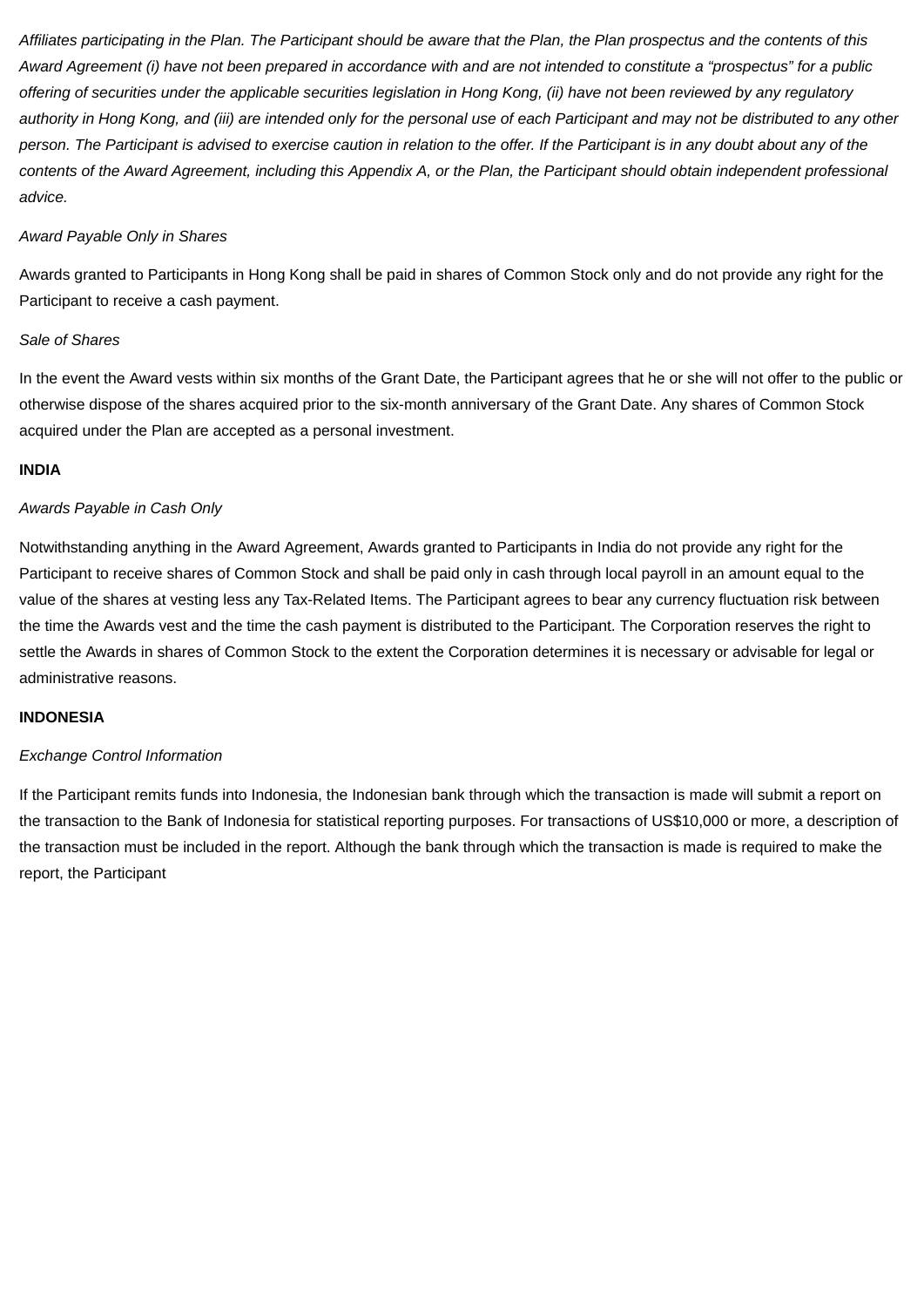*Affiliates participating in the Plan. The Participant should be aware that the Plan, the Plan prospectus and the contents of this Award Agreement (i) have not been prepared in accordance with and are not intended to constitute a "prospectus" for a public offering of securities under the applicable securities legislation in Hong Kong, (ii) have not been reviewed by any regulatory authority in Hong Kong, and (iii) are intended only for the personal use of each Participant and may not be distributed to any other person. The Participant is advised to exercise caution in relation to the offer. If the Participant is in any doubt about any of the contents of the Award Agreement, including this Appendix A, or the Plan, the Participant should obtain independent professional advice.*

*Award Payable Only in Shares*

Awards granted to Participants in Hong Kong shall be paid in shares of Common Stock only and do not provide any right for the Participant to receive a cash payment.

*Sale of Shares*

In the event the Award vests within six months of the Grant Date, the Participant agrees that he or she will not offer to the public or otherwise dispose of the shares acquired prior to the six-month anniversary of the Grant Date. Any shares of Common Stock acquired under the Plan are accepted as a personal investment.

**INDIA**

*Awards Payable in Cash Only*

Notwithstanding anything in the Award Agreement, Awards granted to Participants in India do not provide any right for the Participant to receive shares of Common Stock and shall be paid only in cash through local payroll in an amount equal to the value of the shares at vesting less any Tax-Related Items. The Participant agrees to bear any currency fluctuation risk between the time the Awards vest and the time the cash payment is distributed to the Participant. The Corporation reserves the right to settle the Awards in shares of Common Stock to the extent the Corporation determines it is necessary or advisable for legal or administrative reasons.

**INDONESIA**

*Exchange Control Information*

If the Participant remits funds into Indonesia, the Indonesian bank through which the transaction is made will submit a report on the transaction to the Bank of Indonesia for statistical reporting purposes. For transactions of US$10,000 or more, a description of the transaction must be included in the report. Although the bank through which the transaction is made is required to make the report, the Participant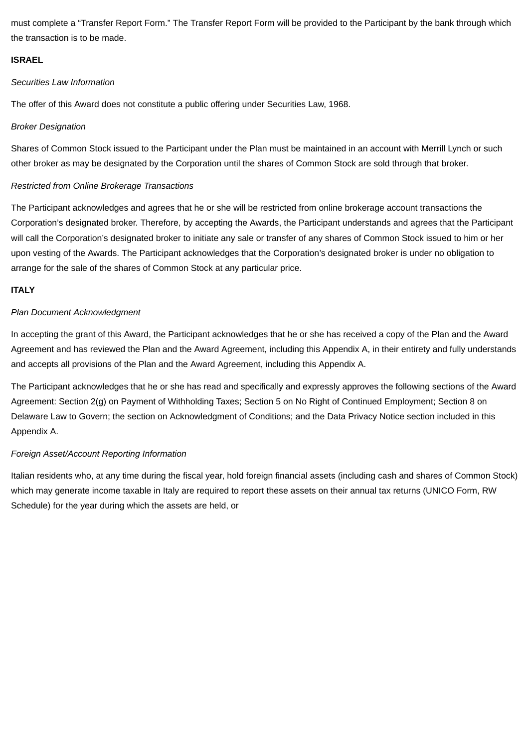must complete a “Transfer Report Form.” The Transfer Report Form will be provided to the Participant by the bank through which the transaction is to be made.

**ISRAEL**

*Securities Law Information*

The offer of this Award does not constitute a public offering under Securities Law, 1968.

*Broker Designation*

Shares of Common Stock issued to the Participant under the Plan must be maintained in an account with Merrill Lynch or such other broker as may be designated by the Corporation until the shares of Common Stock are sold through that broker.

*Restricted from Online Brokerage Transactions*

The Participant acknowledges and agrees that he or she will be restricted from online brokerage account transactions the Corporation’s designated broker. Therefore, by accepting the Awards, the Participant understands and agrees that the Participant will call the Corporation’s designated broker to initiate any sale or transfer of any shares of Common Stock issued to him or her upon vesting of the Awards. The Participant acknowledges that the Corporation’s designated broker is under no obligation to arrange for the sale of the shares of Common Stock at any particular price.

**ITALY**

*Plan Document Acknowledgment*

In accepting the grant of this Award, the Participant acknowledges that he or she has received a copy of the Plan and the Award Agreement and has reviewed the Plan and the Award Agreement, including this Appendix A, in their entirety and fully understands and accepts all provisions of the Plan and the Award Agreement, including this Appendix A.

The Participant acknowledges that he or she has read and specifically and expressly approves the following sections of the Award Agreement: Section 2(g) on Payment of Withholding Taxes; Section 5 on No Right of Continued Employment; Section 8 on Delaware Law to Govern; the section on Acknowledgment of Conditions; and the Data Privacy Notice section included in this Appendix A.

*Foreign Asset/Account Reporting Information*

Italian residents who, at any time during the fiscal year, hold foreign financial assets (including cash and shares of Common Stock) which may generate income taxable in Italy are required to report these assets on their annual tax returns (UNICO Form, RW Schedule) for the year during which the assets are held, or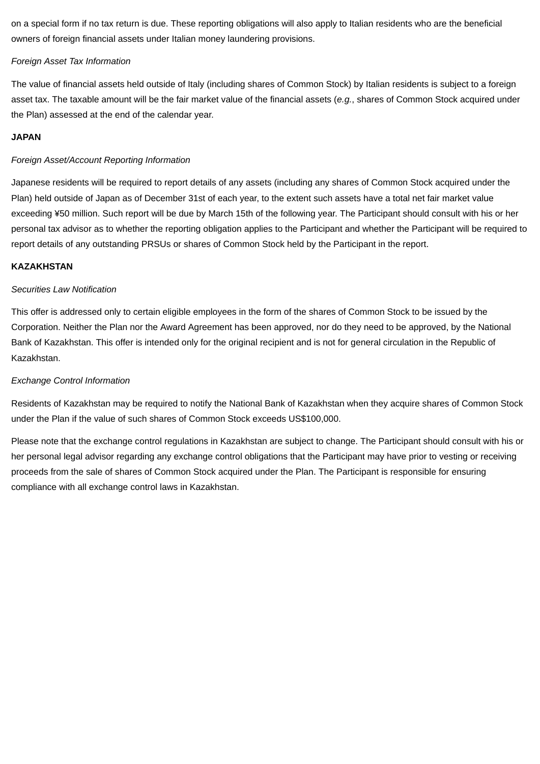on a special form if no tax return is due. These reporting obligations will also apply to Italian residents who are the beneficial owners of foreign financial assets under Italian money laundering provisions.

*Foreign Asset Tax Information*

The value of financial assets held outside of Italy (including shares of Common Stock) by Italian residents is subject to a foreign asset tax. The taxable amount will be the fair market value of the financial assets (*e.g.*, shares of Common Stock acquired under the Plan) assessed at the end of the calendar year.

**JAPAN**

*Foreign Asset/Account Reporting Information*

Japanese residents will be required to report details of any assets (including any shares of Common Stock acquired under the Plan) held outside of Japan as of December 31st of each year, to the extent such assets have a total net fair market value exceeding ¥50 million. Such report will be due by March 15th of the following year. The Participant should consult with his or her personal tax advisor as to whether the reporting obligation applies to the Participant and whether the Participant will be required to report details of any outstanding PRSUs or shares of Common Stock held by the Participant in the report.

**KAZAKHSTAN**

*Securities Law Notification*

This offer is addressed only to certain eligible employees in the form of the shares of Common Stock to be issued by the Corporation. Neither the Plan nor the Award Agreement has been approved, nor do they need to be approved, by the National Bank of Kazakhstan. This offer is intended only for the original recipient and is not for general circulation in the Republic of Kazakhstan.

*Exchange Control Information*

Residents of Kazakhstan may be required to notify the National Bank of Kazakhstan when they acquire shares of Common Stock under the Plan if the value of such shares of Common Stock exceeds US$100,000.

Please note that the exchange control regulations in Kazakhstan are subject to change. The Participant should consult with his or her personal legal advisor regarding any exchange control obligations that the Participant may have prior to vesting or receiving proceeds from the sale of shares of Common Stock acquired under the Plan. The Participant is responsible for ensuring compliance with all exchange control laws in Kazakhstan.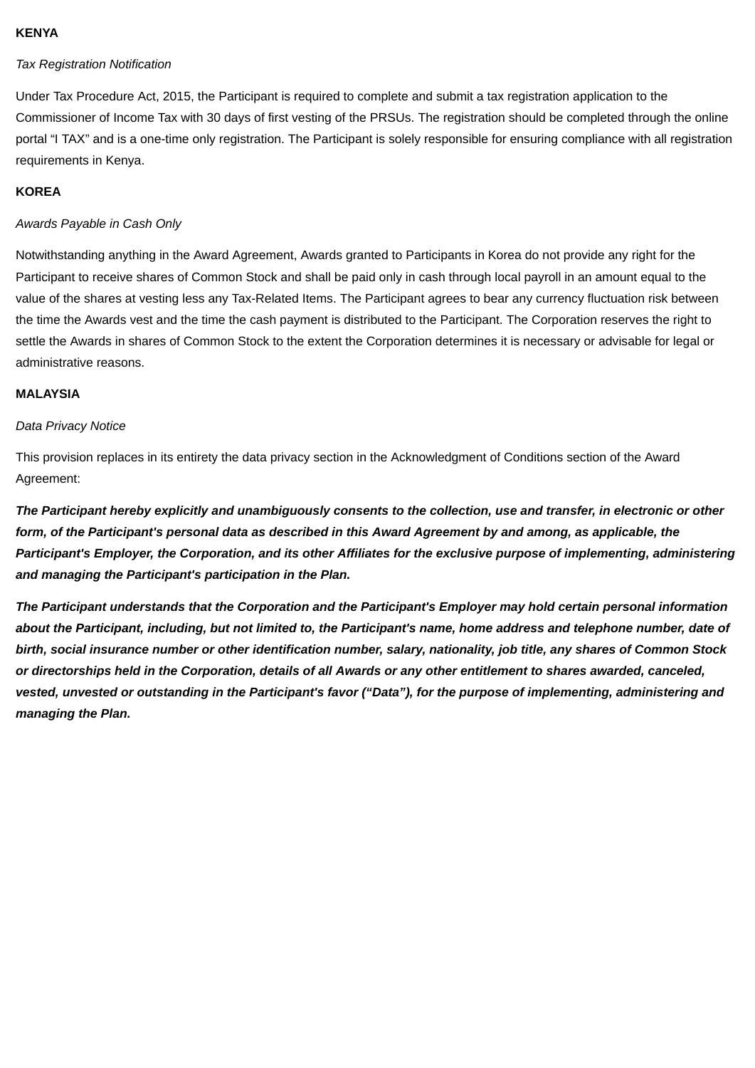**KENYA**

*Tax Registration Notification*

Under Tax Procedure Act, 2015, the Participant is required to complete and submit a tax registration application to the Commissioner of Income Tax with 30 days of first vesting of the PRSUs. The registration should be completed through the online portal “I TAX” and is a one-time only registration. The Participant is solely responsible for ensuring compliance with all registration requirements in Kenya.

**KOREA**

*Awards Payable in Cash Only*

Notwithstanding anything in the Award Agreement, Awards granted to Participants in Korea do not provide any right for the Participant to receive shares of Common Stock and shall be paid only in cash through local payroll in an amount equal to the value of the shares at vesting less any Tax-Related Items. The Participant agrees to bear any currency fluctuation risk between the time the Awards vest and the time the cash payment is distributed to the Participant. The Corporation reserves the right to settle the Awards in shares of Common Stock to the extent the Corporation determines it is necessary or advisable for legal or administrative reasons.

**MALAYSIA**

*Data Privacy Notice*

This provision replaces in its entirety the data privacy section in the Acknowledgment of Conditions section of the Award Agreement:

***The Participant hereby explicitly and unambiguously consents to the collection, use and transfer, in electronic or other form, of the Participant's personal data as described in this Award Agreement by and among, as applicable, the Participant's Employer, the Corporation, and its other Affiliates for the exclusive purpose of implementing, administering and managing the Participant's participation in the Plan.***

***The Participant understands that the Corporation and the Participant's Employer may hold certain personal information about the Participant, including, but not limited to, the Participant's name, home address and telephone number, date of birth, social insurance number or other identification number, salary, nationality, job title, any shares of Common Stock or directorships held in the Corporation, details of all Awards or any other entitlement to shares awarded, canceled, vested, unvested or outstanding in the Participant's favor (“Data”), for the purpose of implementing, administering and managing the Plan.***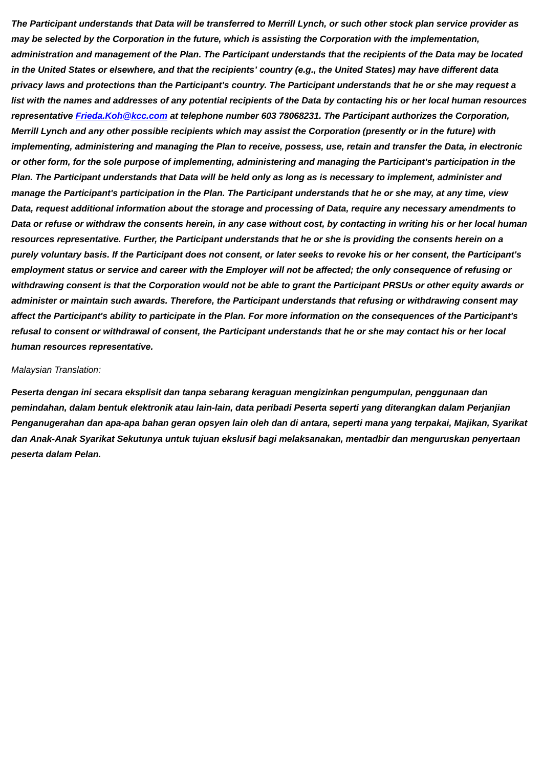***The Participant understands that Data will be transferred to Merrill Lynch, or such other stock plan service provider as may be selected by the Corporation in the future, which is assisting the Corporation with the implementation, administration and management of the Plan. The Participant understands that the recipients of the Data may be located in the United States or elsewhere, and that the recipients' country (e.g., the United States) may have different data privacy laws and protections than the Participant's country. The Participant understands that he or she may request a list with the names and addresses of any potential recipients of the Data by contacting his or her local human resources representative [Frieda.Koh@kcc.com](mailto:Frieda.Koh@kcc.com) at telephone number 603 78068231. The Participant authorizes the Corporation, Merrill Lynch and any other possible recipients which may assist the Corporation (presently or in the future) with implementing, administering and managing the Plan to receive, possess, use, retain and transfer the Data, in electronic or other form, for the sole purpose of implementing, administering and managing the Participant's participation in the Plan. The Participant understands that Data will be held only as long as is necessary to implement, administer and manage the Participant's participation in the Plan. The Participant understands that he or she may, at any time, view Data, request additional information about the storage and processing of Data, require any necessary amendments to Data or refuse or withdraw the consents herein, in any case without cost, by contacting in writing his or her local human resources representative. Further, the Participant understands that he or she is providing the consents herein on a purely voluntary basis. If the Participant does not consent, or later seeks to revoke his or her consent, the Participant's employment status or service and career with the Employer will not be affected; the only consequence of refusing or withdrawing consent is that the Corporation would not be able to grant the Participant PRSUs or other equity awards or administer or maintain such awards. Therefore, the Participant understands that refusing or withdrawing consent may affect the Participant's ability to participate in the Plan. For more information on the consequences of the Participant's refusal to consent or withdrawal of consent, the Participant understands that he or she may contact his or her local human resources representative.***

*Malaysian Translation:*

***Peserta dengan ini secara eksplisit dan tanpa sebarang keraguan mengizinkan pengumpulan, penggunaan dan pemindahan, dalam bentuk elektronik atau lain-lain, data peribadi Peserta seperti yang diterangkan dalam Perjanjian Penganugerahan dan apa-apa bahan geran opsyen lain oleh dan di antara, seperti mana yang terpakai, Majikan, Syarikat dan Anak-Anak Syarikat Sekutunya untuk tujuan ekslusif bagi melaksanakan, mentadbir dan menguruskan penyertaan peserta dalam Pelan.***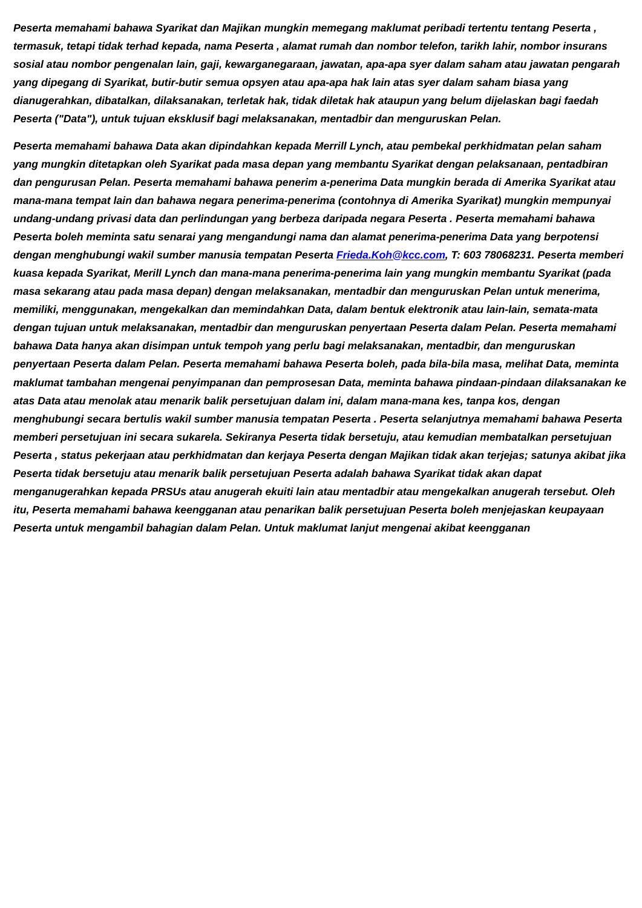*Peserta memahami bahawa Syarikat dan Majikan mungkin memegang maklumat peribadi tertentu tentang Peserta , termasuk, tetapi tidak terhad kepada, nama Peserta , alamat rumah dan nombor telefon, tarikh lahir, nombor insurans sosial atau nombor pengenalan lain, gaji, kewarganegaraan, jawatan, apa-apa syer dalam saham atau jawatan pengarah yang dipegang di Syarikat, butir-butir semua opsyen atau apa-apa hak lain atas syer dalam saham biasa yang dianugerahkan, dibatalkan, dilaksanakan, terletak hak, tidak diletak hak ataupun yang belum dijelaskan bagi faedah Peserta ("Data"), untuk tujuan eksklusif bagi melaksanakan, mentadbir dan menguruskan Pelan.*

*Peserta memahami bahawa Data akan dipindahkan kepada Merrill Lynch, atau pembekal perkhidmatan pelan saham yang mungkin ditetapkan oleh Syarikat pada masa depan yang membantu Syarikat dengan pelaksanaan, pentadbiran dan pengurusan Pelan. Peserta memahami bahawa penerim a-penerima Data mungkin berada di Amerika Syarikat atau mana-mana tempat lain dan bahawa negara penerima-penerima (contohnya di Amerika Syarikat) mungkin mempunyai undang-undang privasi data dan perlindungan yang berbeza daripada negara Peserta . Peserta memahami bahawa Peserta boleh meminta satu senarai yang mengandungi nama dan alamat penerima-penerima Data yang berpotensi dengan menghubungi wakil sumber manusia tempatan Peserta [Frieda.Koh@kcc.com](mailto:Frieda.Koh@kcc.com), T: 603 78068231. Peserta memberi kuasa kepada Syarikat, Merill Lynch dan mana-mana penerima-penerima lain yang mungkin membantu Syarikat (pada masa sekarang atau pada masa depan) dengan melaksanakan, mentadbir dan menguruskan Pelan untuk menerima, memiliki, menggunakan, mengekalkan dan memindahkan Data, dalam bentuk elektronik atau lain-lain, semata-mata dengan tujuan untuk melaksanakan, mentadbir dan menguruskan penyertaan Peserta dalam Pelan. Peserta memahami bahawa Data hanya akan disimpan untuk tempoh yang perlu bagi melaksanakan, mentadbir, dan menguruskan penyertaan Peserta dalam Pelan. Peserta memahami bahawa Peserta boleh, pada bila-bila masa, melihat Data, meminta maklumat tambahan mengenai penyimpanan dan pemprosesan Data, meminta bahawa pindaan-pindaan dilaksanakan ke atas Data atau menolak atau menarik balik persetujuan dalam ini, dalam mana-mana kes, tanpa kos, dengan menghubungi secara bertulis wakil sumber manusia tempatan Peserta . Peserta selanjutnya memahami bahawa Peserta memberi persetujuan ini secara sukarela. Sekiranya Peserta tidak bersetuju, atau kemudian membatalkan persetujuan Peserta , status pekerjaan atau perkhidmatan dan kerjaya Peserta dengan Majikan tidak akan terjejas; satunya akibat jika Peserta tidak bersetuju atau menarik balik persetujuan Peserta adalah bahawa Syarikat tidak akan dapat menganugerahkan kepada PRSUs atau anugerah ekuiti lain atau mentadbir atau mengekalkan anugerah tersebut. Oleh itu, Peserta memahami bahawa keengganan atau penarikan balik persetujuan Peserta boleh menjejaskan keupayaan Peserta untuk mengambil bahagian dalam Pelan. Untuk maklumat lanjut mengenai akibat keengganan*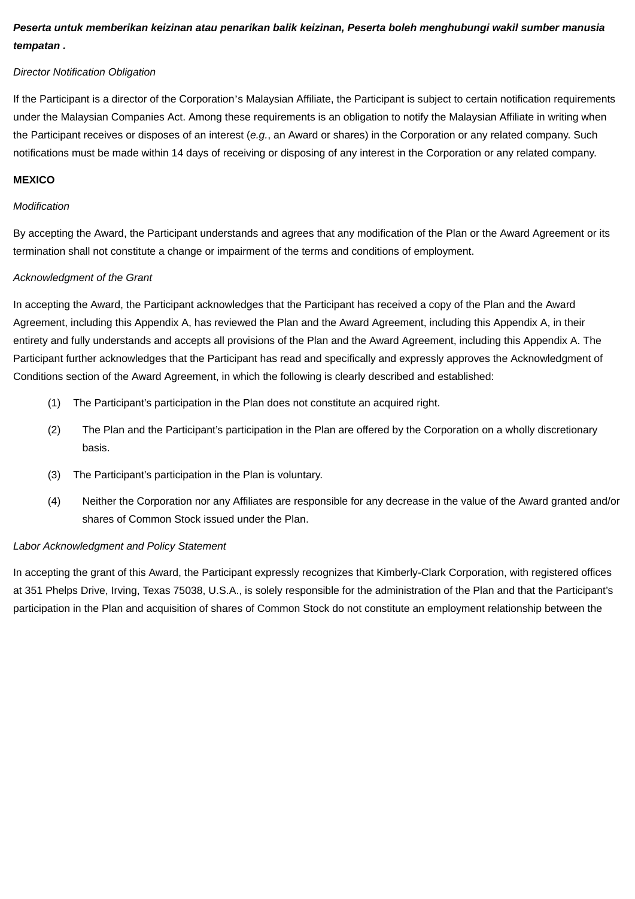***Peserta untuk memberikan keizinan atau penarikan balik keizinan, Peserta boleh menghubungi wakil sumber manusia tempatan .***

*Director Notification Obligation*

If the Participant is a director of the Corporation's Malaysian Affiliate, the Participant is subject to certain notification requirements under the Malaysian Companies Act. Among these requirements is an obligation to notify the Malaysian Affiliate in writing when the Participant receives or disposes of an interest (*e.g.*, an Award or shares) in the Corporation or any related company. Such notifications must be made within 14 days of receiving or disposing of any interest in the Corporation or any related company.

**MEXICO**

*Modification*

By accepting the Award, the Participant understands and agrees that any modification of the Plan or the Award Agreement or its termination shall not constitute a change or impairment of the terms and conditions of employment.

*Acknowledgment of the Grant*

In accepting the Award, the Participant acknowledges that the Participant has received a copy of the Plan and the Award Agreement, including this Appendix A, has reviewed the Plan and the Award Agreement, including this Appendix A, in their entirety and fully understands and accepts all provisions of the Plan and the Award Agreement, including this Appendix A. The Participant further acknowledges that the Participant has read and specifically and expressly approves the Acknowledgment of Conditions section of the Award Agreement, in which the following is clearly described and established:

(1) The Participant's participation in the Plan does not constitute an acquired right.

(2) The Plan and the Participant's participation in the Plan are offered by the Corporation on a wholly discretionary basis.

(3) The Participant's participation in the Plan is voluntary.

(4) Neither the Corporation nor any Affiliates are responsible for any decrease in the value of the Award granted and/or shares of Common Stock issued under the Plan.

*Labor Acknowledgment and Policy Statement*

In accepting the grant of this Award, the Participant expressly recognizes that Kimberly-Clark Corporation, with registered offices at 351 Phelps Drive, Irving, Texas 75038, U.S.A., is solely responsible for the administration of the Plan and that the Participant's participation in the Plan and acquisition of shares of Common Stock do not constitute an employment relationship between the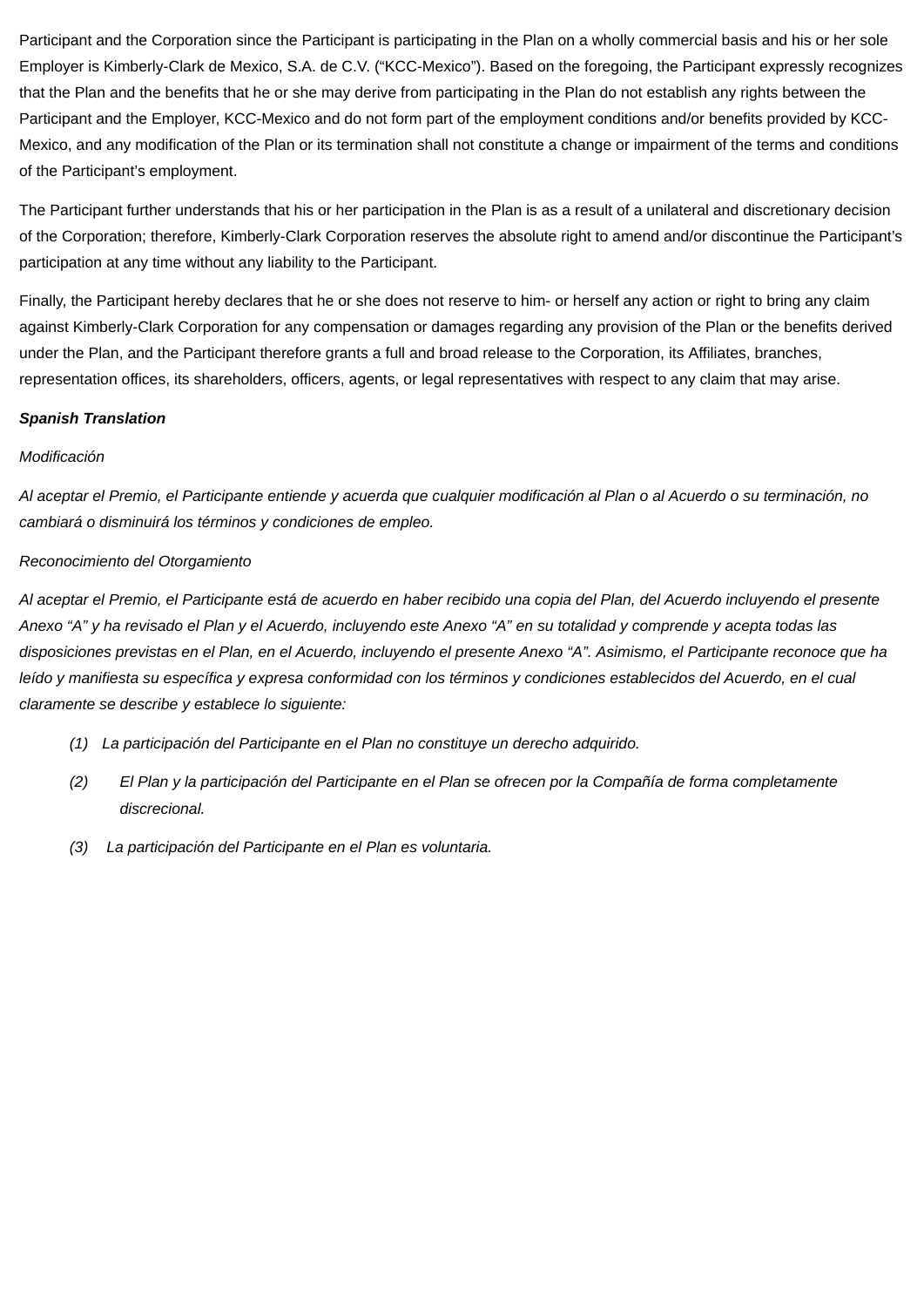Participant and the Corporation since the Participant is participating in the Plan on a wholly commercial basis and his or her sole Employer is Kimberly-Clark de Mexico, S.A. de C.V. ("KCC-Mexico"). Based on the foregoing, the Participant expressly recognizes that the Plan and the benefits that he or she may derive from participating in the Plan do not establish any rights between the Participant and the Employer, KCC-Mexico and do not form part of the employment conditions and/or benefits provided by KCC-Mexico, and any modification of the Plan or its termination shall not constitute a change or impairment of the terms and conditions of the Participant's employment.

The Participant further understands that his or her participation in the Plan is as a result of a unilateral and discretionary decision of the Corporation; therefore, Kimberly-Clark Corporation reserves the absolute right to amend and/or discontinue the Participant's participation at any time without any liability to the Participant.

Finally, the Participant hereby declares that he or she does not reserve to him- or herself any action or right to bring any claim against Kimberly-Clark Corporation for any compensation or damages regarding any provision of the Plan or the benefits derived under the Plan, and the Participant therefore grants a full and broad release to the Corporation, its Affiliates, branches, representation offices, its shareholders, officers, agents, or legal representatives with respect to any claim that may arise.

***Spanish Translation***

*Modificación*

*Al aceptar el Premio, el Participante entiende y acuerda que cualquier modificación al Plan o al Acuerdo o su terminación, no cambiará o disminuirá los términos y condiciones de empleo.*

*Reconocimiento del Otorgamiento*

*Al aceptar el Premio, el Participante está de acuerdo en haber recibido una copia del Plan, del Acuerdo incluyendo el presente Anexo "A" y ha revisado el Plan y el Acuerdo, incluyendo este Anexo "A" en su totalidad y comprende y acepta todas las disposiciones previstas en el Plan, en el Acuerdo, incluyendo el presente Anexo "A". Asimismo, el Participante reconoce que ha leído y manifiesta su específica y expresa conformidad con los términos y condiciones establecidos del Acuerdo, en el cual claramente se describe y establece lo siguiente:*

*(1) La participación del Participante en el Plan no constituye un derecho adquirido.*

*(2) El Plan y la participación del Participante en el Plan se ofrecen por la Compañía de forma completamente discrecional.*

*(3) La participación del Participante en el Plan es voluntaria.*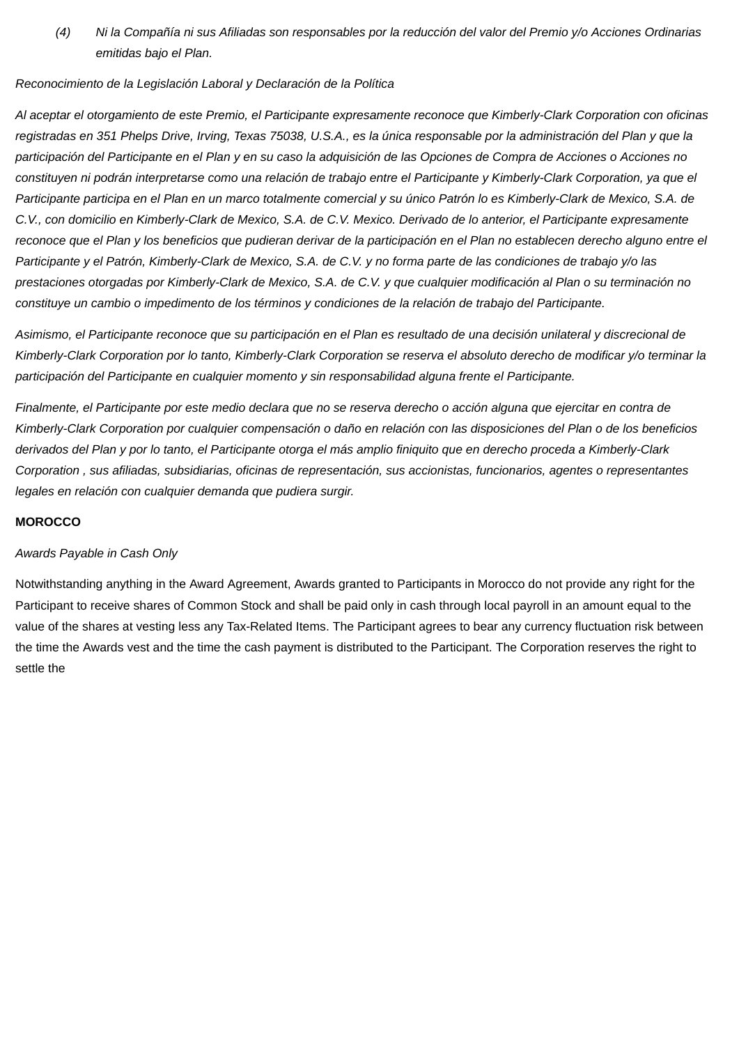(4) *Ni la Compañía ni sus Afiliadas son responsables por la reducción del valor del Premio y/o Acciones Ordinarias emitidas bajo el Plan.*

*Reconocimiento de la Legislación Laboral y Declaración de la Política*

*Al aceptar el otorgamiento de este Premio, el Participante expresamente reconoce que Kimberly-Clark Corporation con oficinas registradas en 351 Phelps Drive, Irving, Texas 75038, U.S.A., es la única responsable por la administración del Plan y que la participación del Participante en el Plan y en su caso la adquisición de las Opciones de Compra de Acciones o Acciones no constituyen ni podrán interpretarse como una relación de trabajo entre el Participante y Kimberly-Clark Corporation, ya que el Participante participa en el Plan en un marco totalmente comercial y su único Patrón lo es Kimberly-Clark de Mexico, S.A. de C.V., con domicilio en Kimberly-Clark de Mexico, S.A. de C.V. Mexico. Derivado de lo anterior, el Participante expresamente reconoce que el Plan y los beneficios que pudieran derivar de la participación en el Plan no establecen derecho alguno entre el Participante y el Patrón, Kimberly-Clark de Mexico, S.A. de C.V. y no forma parte de las condiciones de trabajo y/o las prestaciones otorgadas por Kimberly-Clark de Mexico, S.A. de C.V. y que cualquier modificación al Plan o su terminación no constituye un cambio o impedimento de los términos y condiciones de la relación de trabajo del Participante.*

*Asimismo, el Participante reconoce que su participación en el Plan es resultado de una decisión unilateral y discrecional de Kimberly-Clark Corporation por lo tanto, Kimberly-Clark Corporation se reserva el absoluto derecho de modificar y/o terminar la participación del Participante en cualquier momento y sin responsabilidad alguna frente el Participante.*

*Finalmente, el Participante por este medio declara que no se reserva derecho o acción alguna que ejercitar en contra de Kimberly-Clark Corporation por cualquier compensación o daño en relación con las disposiciones del Plan o de los beneficios derivados del Plan y por lo tanto, el Participante otorga el más amplio finiquito que en derecho proceda a Kimberly-Clark Corporation , sus afiliadas, subsidiarias, oficinas de representación, sus accionistas, funcionarios, agentes o representantes legales en relación con cualquier demanda que pudiera surgir.*

**MOROCCO**

*Awards Payable in Cash Only*

Notwithstanding anything in the Award Agreement, Awards granted to Participants in Morocco do not provide any right for the Participant to receive shares of Common Stock and shall be paid only in cash through local payroll in an amount equal to the value of the shares at vesting less any Tax-Related Items. The Participant agrees to bear any currency fluctuation risk between the time the Awards vest and the time the cash payment is distributed to the Participant. The Corporation reserves the right to settle the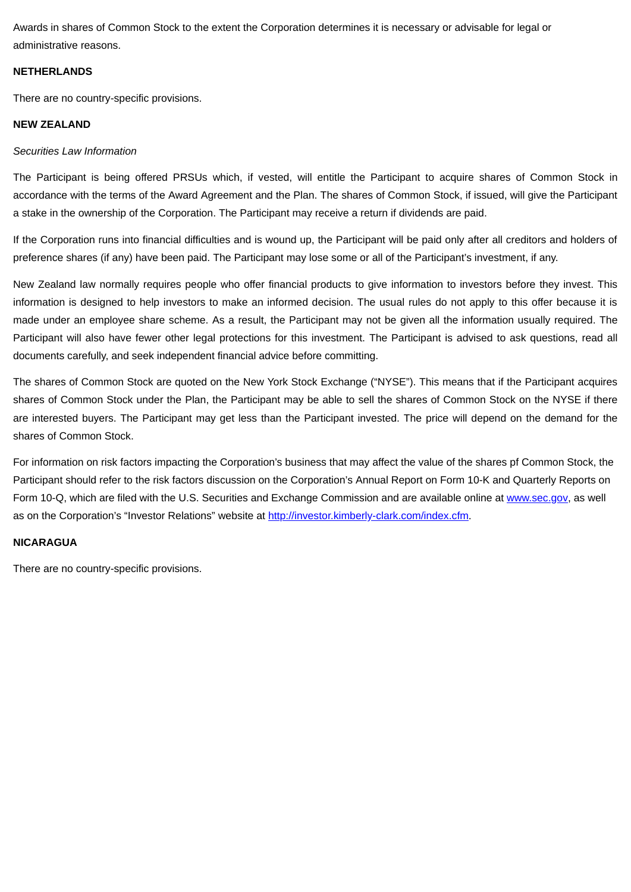Awards in shares of Common Stock to the extent the Corporation determines it is necessary or advisable for legal or administrative reasons.

**NETHERLANDS**

There are no country-specific provisions.

**NEW ZEALAND**

*Securities Law Information*

The Participant is being offered PRSUs which, if vested, will entitle the Participant to acquire shares of Common Stock in accordance with the terms of the Award Agreement and the Plan. The shares of Common Stock, if issued, will give the Participant a stake in the ownership of the Corporation. The Participant may receive a return if dividends are paid.

If the Corporation runs into financial difficulties and is wound up, the Participant will be paid only after all creditors and holders of preference shares (if any) have been paid. The Participant may lose some or all of the Participant's investment, if any.

New Zealand law normally requires people who offer financial products to give information to investors before they invest. This information is designed to help investors to make an informed decision. The usual rules do not apply to this offer because it is made under an employee share scheme. As a result, the Participant may not be given all the information usually required. The Participant will also have fewer other legal protections for this investment. The Participant is advised to ask questions, read all documents carefully, and seek independent financial advice before committing.

The shares of Common Stock are quoted on the New York Stock Exchange ("NYSE"). This means that if the Participant acquires shares of Common Stock under the Plan, the Participant may be able to sell the shares of Common Stock on the NYSE if there are interested buyers. The Participant may get less than the Participant invested. The price will depend on the demand for the shares of Common Stock.

For information on risk factors impacting the Corporation's business that may affect the value of the shares pf Common Stock, the Participant should refer to the risk factors discussion on the Corporation's Annual Report on Form 10-K and Quarterly Reports on Form 10-Q, which are filed with the U.S. Securities and Exchange Commission and are available online at www.sec.gov, as well as on the Corporation's "Investor Relations" website at http://investor.kimberly-clark.com/index.cfm.

**NICARAGUA**

There are no country-specific provisions.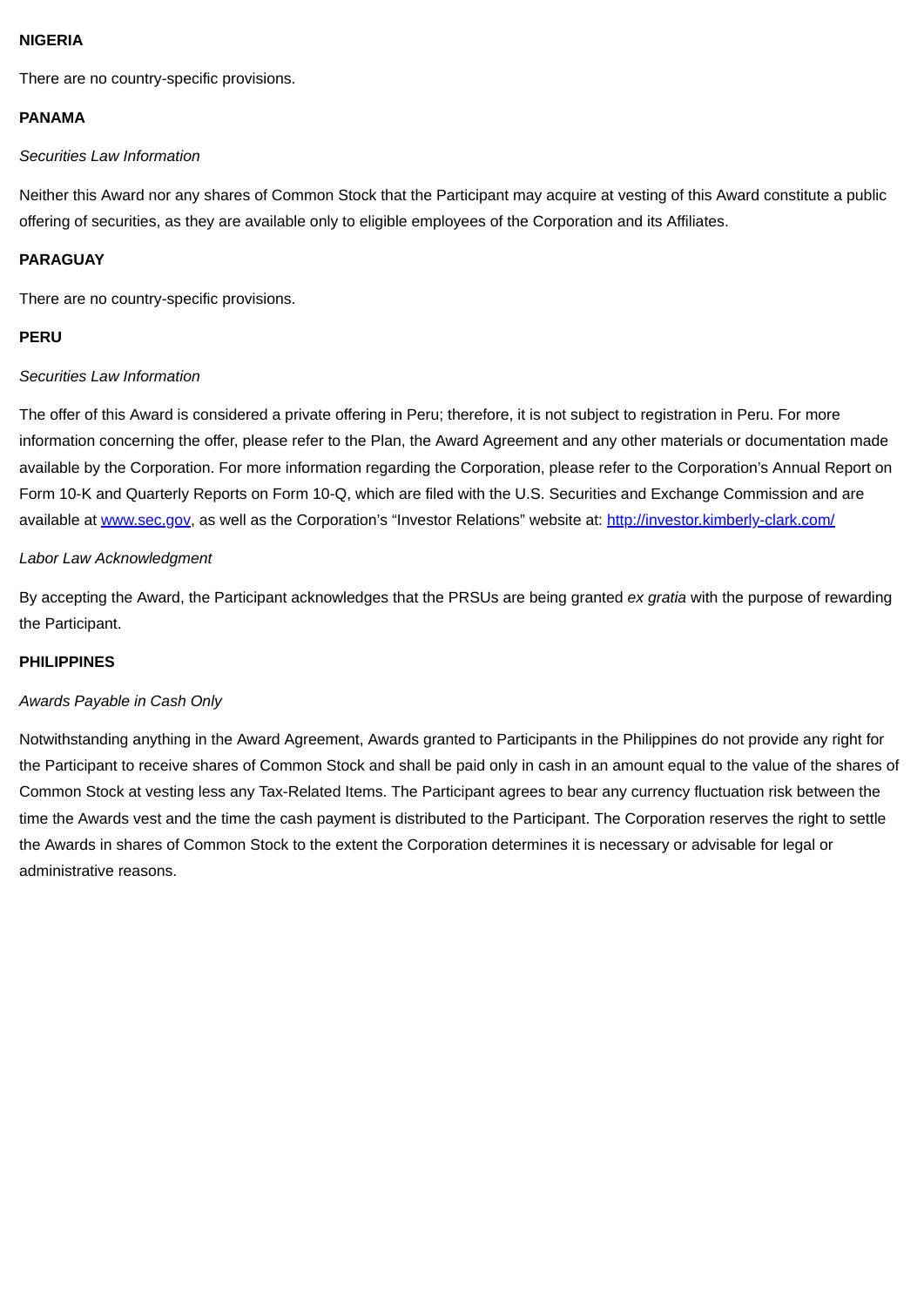**NIGERIA**

There are no country-specific provisions.

**PANAMA**

*Securities Law Information*

Neither this Award nor any shares of Common Stock that the Participant may acquire at vesting of this Award constitute a public offering of securities, as they are available only to eligible employees of the Corporation and its Affiliates.

**PARAGUAY**

There are no country-specific provisions.

**PERU**

*Securities Law Information*

The offer of this Award is considered a private offering in Peru; therefore, it is not subject to registration in Peru. For more information concerning the offer, please refer to the Plan, the Award Agreement and any other materials or documentation made available by the Corporation. For more information regarding the Corporation, please refer to the Corporation's Annual Report on Form 10-K and Quarterly Reports on Form 10-Q, which are filed with the U.S. Securities and Exchange Commission and are available at [www.sec.gov](http://www.sec.gov), as well as the Corporation's "Investor Relations" website at: [http://investor.kimberly-clark.com/](http://investor.kimberly-clark.com/)

*Labor Law Acknowledgment*

By accepting the Award, the Participant acknowledges that the PRSUs are being granted *ex gratia* with the purpose of rewarding the Participant.

**PHILIPPINES**

*Awards Payable in Cash Only*

Notwithstanding anything in the Award Agreement, Awards granted to Participants in the Philippines do not provide any right for the Participant to receive shares of Common Stock and shall be paid only in cash in an amount equal to the value of the shares of Common Stock at vesting less any Tax-Related Items. The Participant agrees to bear any currency fluctuation risk between the time the Awards vest and the time the cash payment is distributed to the Participant. The Corporation reserves the right to settle the Awards in shares of Common Stock to the extent the Corporation determines it is necessary or advisable for legal or administrative reasons.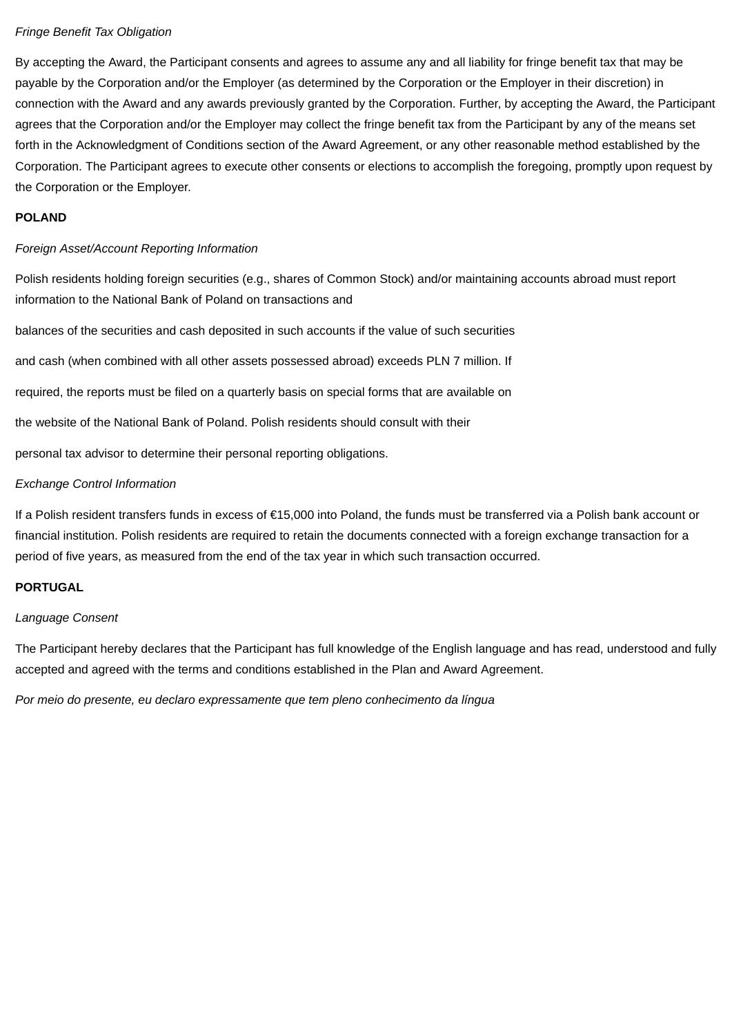*Fringe Benefit Tax Obligation*

By accepting the Award, the Participant consents and agrees to assume any and all liability for fringe benefit tax that may be payable by the Corporation and/or the Employer (as determined by the Corporation or the Employer in their discretion) in connection with the Award and any awards previously granted by the Corporation. Further, by accepting the Award, the Participant agrees that the Corporation and/or the Employer may collect the fringe benefit tax from the Participant by any of the means set forth in the Acknowledgment of Conditions section of the Award Agreement, or any other reasonable method established by the Corporation. The Participant agrees to execute other consents or elections to accomplish the foregoing, promptly upon request by the Corporation or the Employer.

**POLAND**

*Foreign Asset/Account Reporting Information*

Polish residents holding foreign securities (e.g., shares of Common Stock) and/or maintaining accounts abroad must report information to the National Bank of Poland on transactions and balances of the securities and cash deposited in such accounts if the value of such securities and cash (when combined with all other assets possessed abroad) exceeds PLN 7 million. If required, the reports must be filed on a quarterly basis on special forms that are available on the website of the National Bank of Poland. Polish residents should consult with their personal tax advisor to determine their personal reporting obligations.

*Exchange Control Information*

If a Polish resident transfers funds in excess of €15,000 into Poland, the funds must be transferred via a Polish bank account or financial institution. Polish residents are required to retain the documents connected with a foreign exchange transaction for a period of five years, as measured from the end of the tax year in which such transaction occurred.

**PORTUGAL**

*Language Consent*

The Participant hereby declares that the Participant has full knowledge of the English language and has read, understood and fully accepted and agreed with the terms and conditions established in the Plan and Award Agreement.

*Por meio do presente, eu declaro expressamente que tem pleno conhecimento da língua*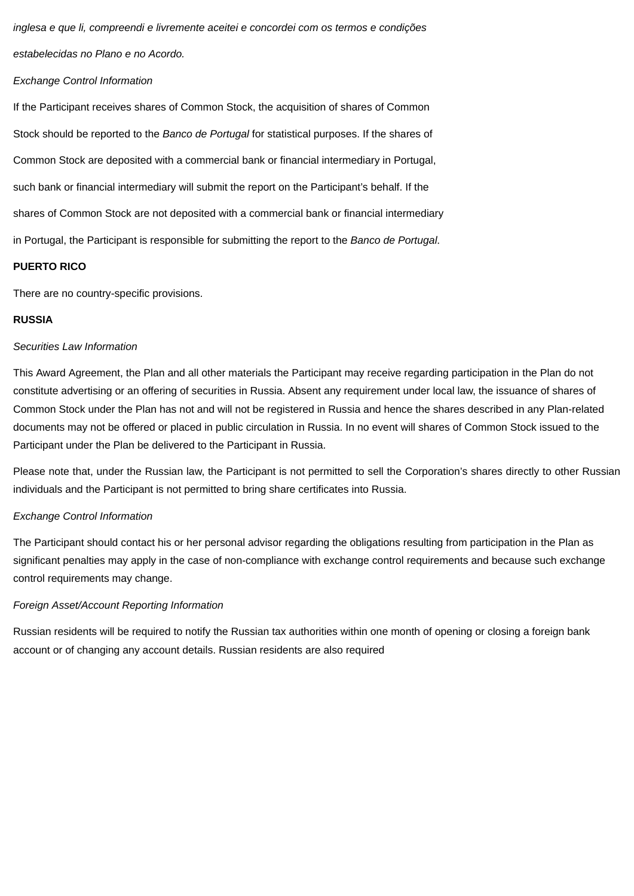*inglesa e que li, compreendi e livremente aceitei e concordei com os termos e condições estabelecidas no Plano e no Acordo.*

*Exchange Control Information*

If the Participant receives shares of Common Stock, the acquisition of shares of Common Stock should be reported to the *Banco de Portugal* for statistical purposes. If the shares of Common Stock are deposited with a commercial bank or financial intermediary in Portugal, such bank or financial intermediary will submit the report on the Participant's behalf. If the shares of Common Stock are not deposited with a commercial bank or financial intermediary in Portugal, the Participant is responsible for submitting the report to the *Banco de Portugal*.

**PUERTO RICO**

There are no country-specific provisions.

**RUSSIA**

*Securities Law Information*

This Award Agreement, the Plan and all other materials the Participant may receive regarding participation in the Plan do not constitute advertising or an offering of securities in Russia. Absent any requirement under local law, the issuance of shares of Common Stock under the Plan has not and will not be registered in Russia and hence the shares described in any Plan-related documents may not be offered or placed in public circulation in Russia. In no event will shares of Common Stock issued to the Participant under the Plan be delivered to the Participant in Russia.

Please note that, under the Russian law, the Participant is not permitted to sell the Corporation's shares directly to other Russian individuals and the Participant is not permitted to bring share certificates into Russia.

*Exchange Control Information*

The Participant should contact his or her personal advisor regarding the obligations resulting from participation in the Plan as significant penalties may apply in the case of non-compliance with exchange control requirements and because such exchange control requirements may change.

*Foreign Asset/Account Reporting Information*

Russian residents will be required to notify the Russian tax authorities within one month of opening or closing a foreign bank account or of changing any account details. Russian residents are also required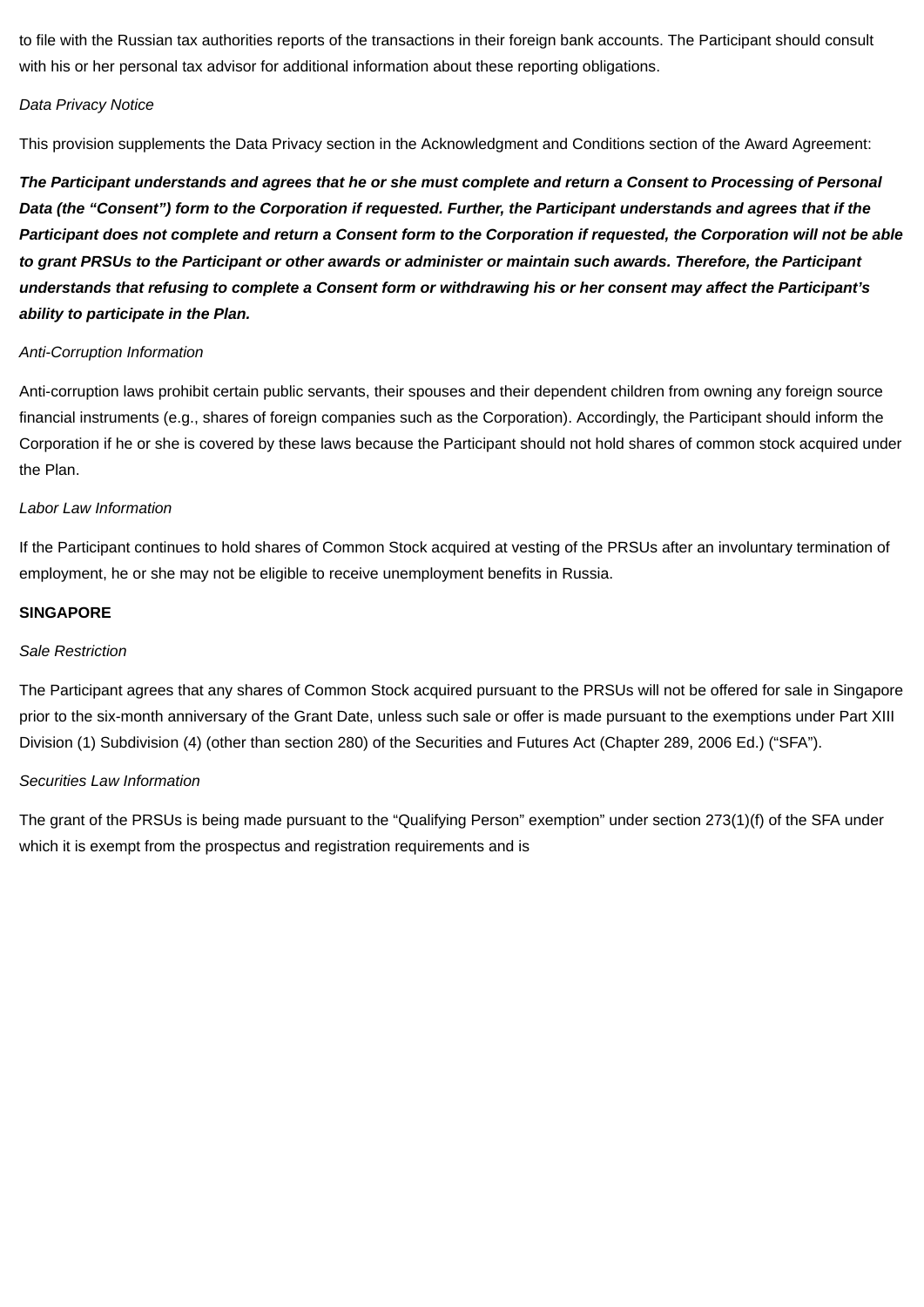to file with the Russian tax authorities reports of the transactions in their foreign bank accounts. The Participant should consult with his or her personal tax advisor for additional information about these reporting obligations.

*Data Privacy Notice*

This provision supplements the Data Privacy section in the Acknowledgment and Conditions section of the Award Agreement:

***The Participant understands and agrees that he or she must complete and return a Consent to Processing of Personal Data (the "Consent") form to the Corporation if requested. Further, the Participant understands and agrees that if the Participant does not complete and return a Consent form to the Corporation if requested, the Corporation will not be able to grant PRSUs to the Participant or other awards or administer or maintain such awards. Therefore, the Participant understands that refusing to complete a Consent form or withdrawing his or her consent may affect the Participant's ability to participate in the Plan.***

*Anti-Corruption Information*

Anti-corruption laws prohibit certain public servants, their spouses and their dependent children from owning any foreign source financial instruments (e.g., shares of foreign companies such as the Corporation). Accordingly, the Participant should inform the Corporation if he or she is covered by these laws because the Participant should not hold shares of common stock acquired under the Plan.

*Labor Law Information*

If the Participant continues to hold shares of Common Stock acquired at vesting of the PRSUs after an involuntary termination of employment, he or she may not be eligible to receive unemployment benefits in Russia.

**SINGAPORE**

*Sale Restriction*

The Participant agrees that any shares of Common Stock acquired pursuant to the PRSUs will not be offered for sale in Singapore prior to the six-month anniversary of the Grant Date, unless such sale or offer is made pursuant to the exemptions under Part XIII Division (1) Subdivision (4) (other than section 280) of the Securities and Futures Act (Chapter 289, 2006 Ed.) ("SFA").

*Securities Law Information*

The grant of the PRSUs is being made pursuant to the "Qualifying Person" exemption" under section 273(1)(f) of the SFA under which it is exempt from the prospectus and registration requirements and is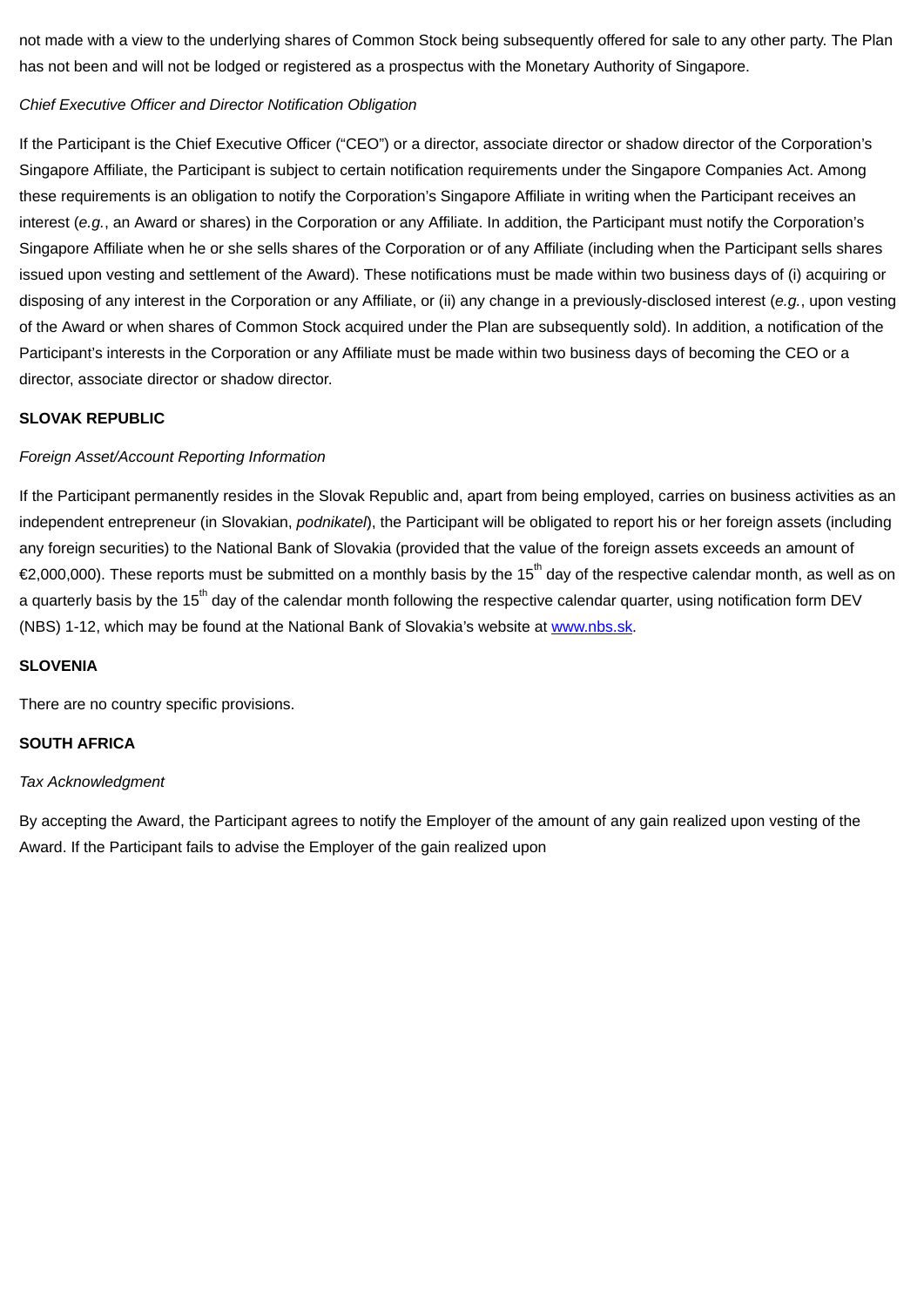not made with a view to the underlying shares of Common Stock being subsequently offered for sale to any other party. The Plan has not been and will not be lodged or registered as a prospectus with the Monetary Authority of Singapore.

*Chief Executive Officer and Director Notification Obligation*

If the Participant is the Chief Executive Officer (“CEO”) or a director, associate director or shadow director of the Corporation’s Singapore Affiliate, the Participant is subject to certain notification requirements under the Singapore Companies Act. Among these requirements is an obligation to notify the Corporation’s Singapore Affiliate in writing when the Participant receives an interest (*e.g.*, an Award or shares) in the Corporation or any Affiliate. In addition, the Participant must notify the Corporation’s Singapore Affiliate when he or she sells shares of the Corporation or of any Affiliate (including when the Participant sells shares issued upon vesting and settlement of the Award). These notifications must be made within two business days of (i) acquiring or disposing of any interest in the Corporation or any Affiliate, or (ii) any change in a previously-disclosed interest (*e.g.*, upon vesting of the Award or when shares of Common Stock acquired under the Plan are subsequently sold). In addition, a notification of the Participant’s interests in the Corporation or any Affiliate must be made within two business days of becoming the CEO or a director, associate director or shadow director.

**SLOVAK REPUBLIC**

*Foreign Asset/Account Reporting Information*

If the Participant permanently resides in the Slovak Republic and, apart from being employed, carries on business activities as an independent entrepreneur (in Slovakian, *podnikatel*), the Participant will be obligated to report his or her foreign assets (including any foreign securities) to the National Bank of Slovakia (provided that the value of the foreign assets exceeds an amount of €2,000,000). These reports must be submitted on a monthly basis by the 15th day of the respective calendar month, as well as on a quarterly basis by the 15th day of the calendar month following the respective calendar quarter, using notification form DEV (NBS) 1-12, which may be found at the National Bank of Slovakia’s website at www.nbs.sk.

**SLOVENIA**

There are no country specific provisions.

**SOUTH AFRICA**

*Tax Acknowledgment*

By accepting the Award, the Participant agrees to notify the Employer of the amount of any gain realized upon vesting of the Award. If the Participant fails to advise the Employer of the gain realized upon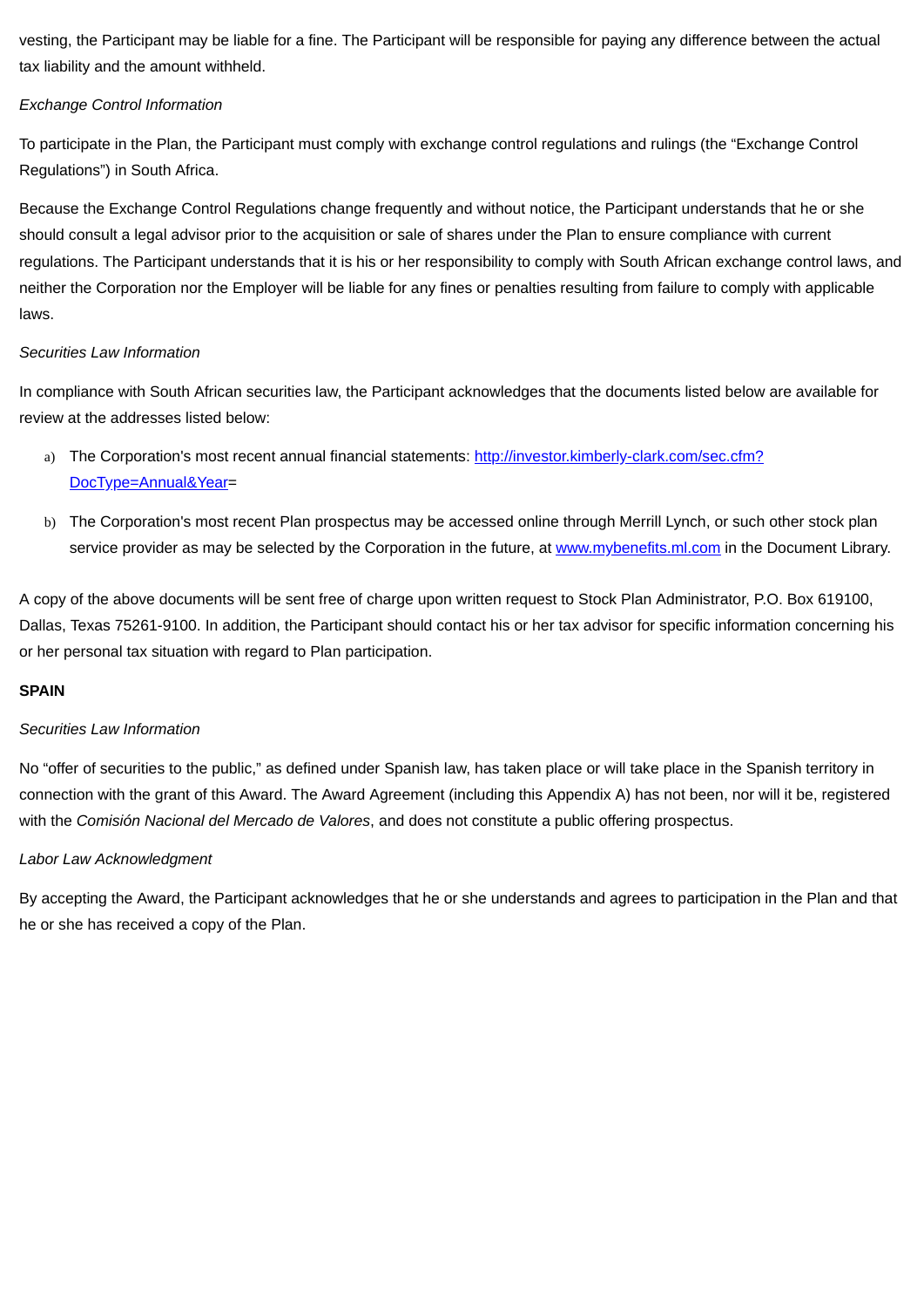vesting, the Participant may be liable for a fine. The Participant will be responsible for paying any difference between the actual tax liability and the amount withheld.

*Exchange Control Information*

To participate in the Plan, the Participant must comply with exchange control regulations and rulings (the “Exchange Control Regulations”) in South Africa.

Because the Exchange Control Regulations change frequently and without notice, the Participant understands that he or she should consult a legal advisor prior to the acquisition or sale of shares under the Plan to ensure compliance with current regulations. The Participant understands that it is his or her responsibility to comply with South African exchange control laws, and neither the Corporation nor the Employer will be liable for any fines or penalties resulting from failure to comply with applicable laws.

*Securities Law Information*

In compliance with South African securities law, the Participant acknowledges that the documents listed below are available for review at the addresses listed below:

a) The Corporation's most recent annual financial statements: [http://investor.kimberly-clark.com/sec.cfm?DocType=Annual&Year](http://investor.kimberly-clark.com/sec.cfm?DocType=Annual&Year)=

b) The Corporation's most recent Plan prospectus may be accessed online through Merrill Lynch, or such other stock plan service provider as may be selected by the Corporation in the future, at [www.mybenefits.ml.com](http://www.mybenefits.ml.com) in the Document Library.

A copy of the above documents will be sent free of charge upon written request to Stock Plan Administrator, P.O. Box 619100, Dallas, Texas 75261-9100. In addition, the Participant should contact his or her tax advisor for specific information concerning his or her personal tax situation with regard to Plan participation.

**SPAIN**

*Securities Law Information*

No “offer of securities to the public,” as defined under Spanish law, has taken place or will take place in the Spanish territory in connection with the grant of this Award. The Award Agreement (including this Appendix A) has not been, nor will it be, registered with the *Comisión Nacional del Mercado de Valores*, and does not constitute a public offering prospectus.

*Labor Law Acknowledgment*

By accepting the Award, the Participant acknowledges that he or she understands and agrees to participation in the Plan and that he or she has received a copy of the Plan.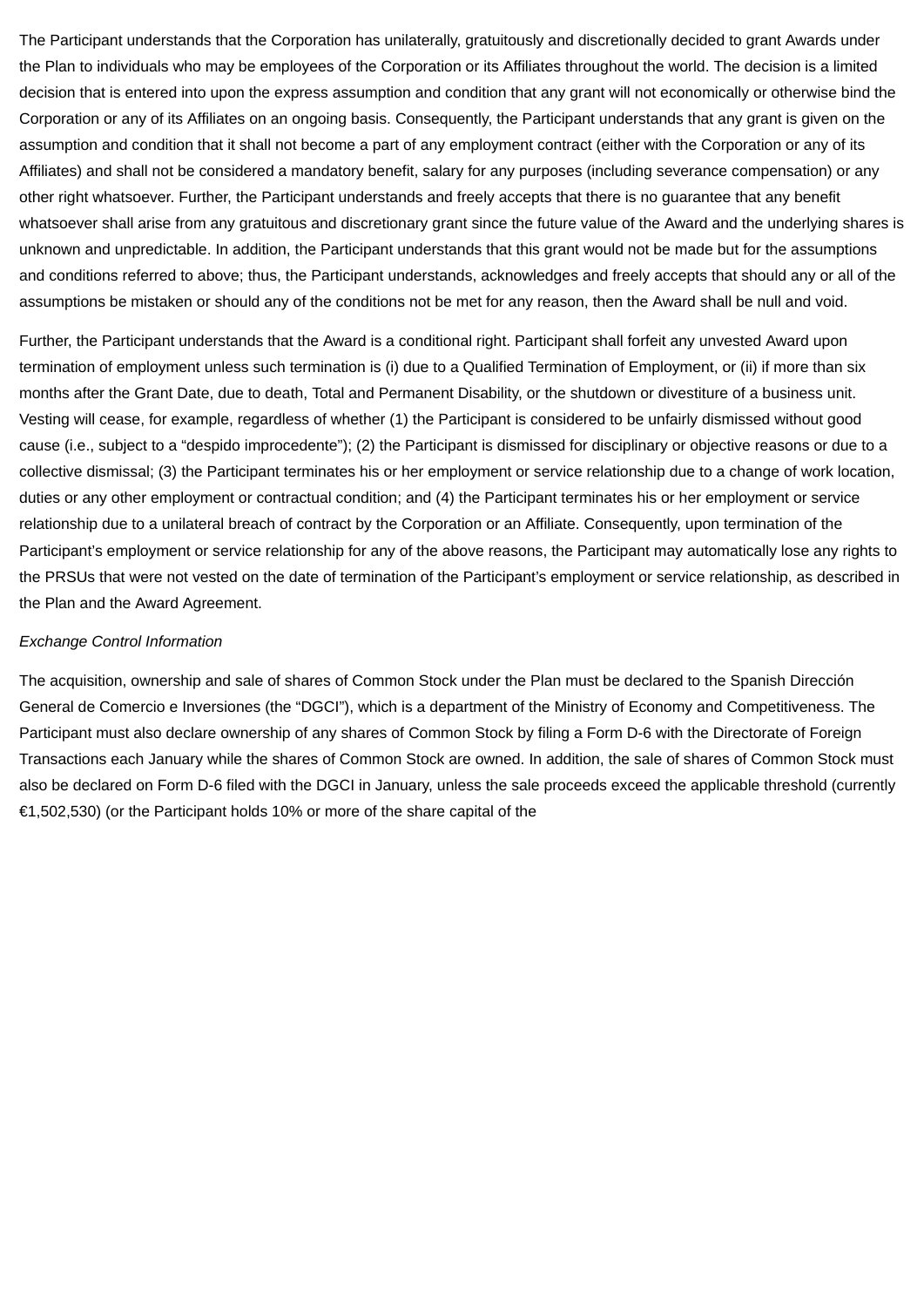The Participant understands that the Corporation has unilaterally, gratuitously and discretionally decided to grant Awards under the Plan to individuals who may be employees of the Corporation or its Affiliates throughout the world. The decision is a limited decision that is entered into upon the express assumption and condition that any grant will not economically or otherwise bind the Corporation or any of its Affiliates on an ongoing basis. Consequently, the Participant understands that any grant is given on the assumption and condition that it shall not become a part of any employment contract (either with the Corporation or any of its Affiliates) and shall not be considered a mandatory benefit, salary for any purposes (including severance compensation) or any other right whatsoever. Further, the Participant understands and freely accepts that there is no guarantee that any benefit whatsoever shall arise from any gratuitous and discretionary grant since the future value of the Award and the underlying shares is unknown and unpredictable. In addition, the Participant understands that this grant would not be made but for the assumptions and conditions referred to above; thus, the Participant understands, acknowledges and freely accepts that should any or all of the assumptions be mistaken or should any of the conditions not be met for any reason, then the Award shall be null and void.

Further, the Participant understands that the Award is a conditional right. Participant shall forfeit any unvested Award upon termination of employment unless such termination is (i) due to a Qualified Termination of Employment, or (ii) if more than six months after the Grant Date, due to death, Total and Permanent Disability, or the shutdown or divestiture of a business unit. Vesting will cease, for example, regardless of whether (1) the Participant is considered to be unfairly dismissed without good cause (i.e., subject to a "despido improcedente"); (2) the Participant is dismissed for disciplinary or objective reasons or due to a collective dismissal; (3) the Participant terminates his or her employment or service relationship due to a change of work location, duties or any other employment or contractual condition; and (4) the Participant terminates his or her employment or service relationship due to a unilateral breach of contract by the Corporation or an Affiliate. Consequently, upon termination of the Participant's employment or service relationship for any of the above reasons, the Participant may automatically lose any rights to the PRSUs that were not vested on the date of termination of the Participant's employment or service relationship, as described in the Plan and the Award Agreement.

*Exchange Control Information*

The acquisition, ownership and sale of shares of Common Stock under the Plan must be declared to the Spanish Dirección General de Comercio e Inversiones (the "DGCI"), which is a department of the Ministry of Economy and Competitiveness. The Participant must also declare ownership of any shares of Common Stock by filing a Form D-6 with the Directorate of Foreign Transactions each January while the shares of Common Stock are owned. In addition, the sale of shares of Common Stock must also be declared on Form D-6 filed with the DGCI in January, unless the sale proceeds exceed the applicable threshold (currently €1,502,530) (or the Participant holds 10% or more of the share capital of the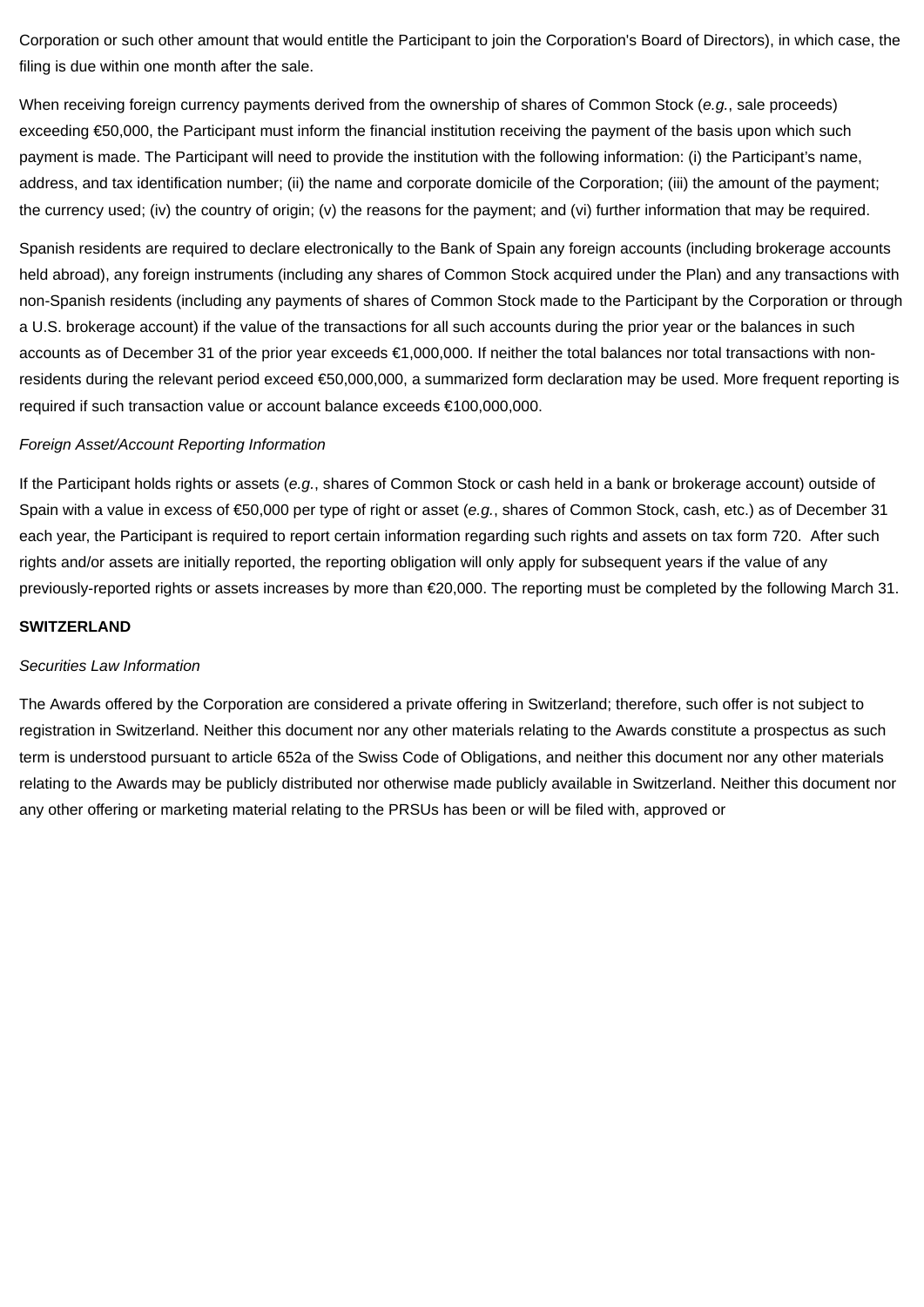Corporation or such other amount that would entitle the Participant to join the Corporation's Board of Directors), in which case, the filing is due within one month after the sale.

When receiving foreign currency payments derived from the ownership of shares of Common Stock (*e.g.*, sale proceeds) exceeding €50,000, the Participant must inform the financial institution receiving the payment of the basis upon which such payment is made. The Participant will need to provide the institution with the following information: (i) the Participant's name, address, and tax identification number; (ii) the name and corporate domicile of the Corporation; (iii) the amount of the payment; the currency used; (iv) the country of origin; (v) the reasons for the payment; and (vi) further information that may be required.

Spanish residents are required to declare electronically to the Bank of Spain any foreign accounts (including brokerage accounts held abroad), any foreign instruments (including any shares of Common Stock acquired under the Plan) and any transactions with non-Spanish residents (including any payments of shares of Common Stock made to the Participant by the Corporation or through a U.S. brokerage account) if the value of the transactions for all such accounts during the prior year or the balances in such accounts as of December 31 of the prior year exceeds €1,000,000. If neither the total balances nor total transactions with non-residents during the relevant period exceed €50,000,000, a summarized form declaration may be used. More frequent reporting is required if such transaction value or account balance exceeds €100,000,000.

*Foreign Asset/Account Reporting Information*

If the Participant holds rights or assets (*e.g.*, shares of Common Stock or cash held in a bank or brokerage account) outside of Spain with a value in excess of €50,000 per type of right or asset (*e.g.*, shares of Common Stock, cash, etc.) as of December 31 each year, the Participant is required to report certain information regarding such rights and assets on tax form 720. After such rights and/or assets are initially reported, the reporting obligation will only apply for subsequent years if the value of any previously-reported rights or assets increases by more than €20,000. The reporting must be completed by the following March 31.

**SWITZERLAND**

*Securities Law Information*

The Awards offered by the Corporation are considered a private offering in Switzerland; therefore, such offer is not subject to registration in Switzerland. Neither this document nor any other materials relating to the Awards constitute a prospectus as such term is understood pursuant to article 652a of the Swiss Code of Obligations, and neither this document nor any other materials relating to the Awards may be publicly distributed nor otherwise made publicly available in Switzerland. Neither this document nor any other offering or marketing material relating to the PRSUs has been or will be filed with, approved or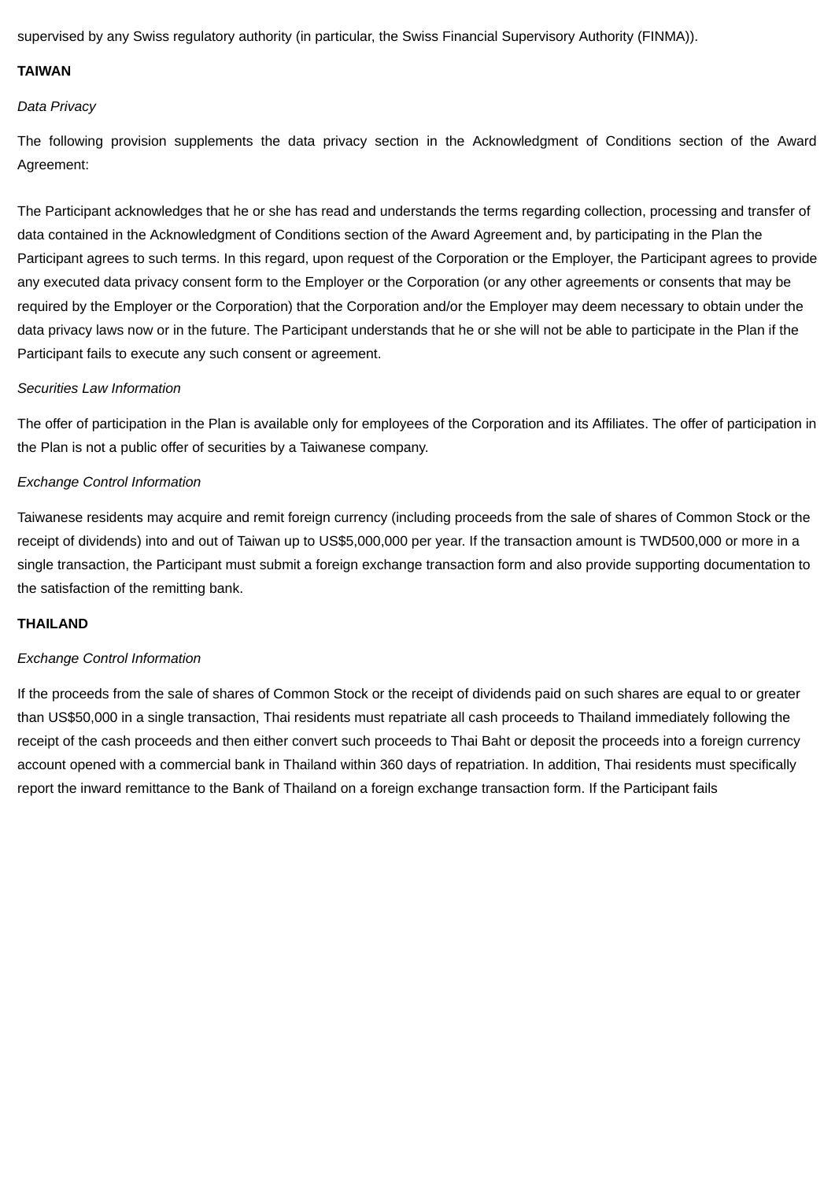supervised by any Swiss regulatory authority (in particular, the Swiss Financial Supervisory Authority (FINMA)).

**TAIWAN**

*Data Privacy*

The following provision supplements the data privacy section in the Acknowledgment of Conditions section of the Award Agreement:

The Participant acknowledges that he or she has read and understands the terms regarding collection, processing and transfer of data contained in the Acknowledgment of Conditions section of the Award Agreement and, by participating in the Plan the Participant agrees to such terms. In this regard, upon request of the Corporation or the Employer, the Participant agrees to provide any executed data privacy consent form to the Employer or the Corporation (or any other agreements or consents that may be required by the Employer or the Corporation) that the Corporation and/or the Employer may deem necessary to obtain under the data privacy laws now or in the future. The Participant understands that he or she will not be able to participate in the Plan if the Participant fails to execute any such consent or agreement.

*Securities Law Information*

The offer of participation in the Plan is available only for employees of the Corporation and its Affiliates. The offer of participation in the Plan is not a public offer of securities by a Taiwanese company.

*Exchange Control Information*

Taiwanese residents may acquire and remit foreign currency (including proceeds from the sale of shares of Common Stock or the receipt of dividends) into and out of Taiwan up to US$5,000,000 per year. If the transaction amount is TWD500,000 or more in a single transaction, the Participant must submit a foreign exchange transaction form and also provide supporting documentation to the satisfaction of the remitting bank.

**THAILAND**

*Exchange Control Information*

If the proceeds from the sale of shares of Common Stock or the receipt of dividends paid on such shares are equal to or greater than US$50,000 in a single transaction, Thai residents must repatriate all cash proceeds to Thailand immediately following the receipt of the cash proceeds and then either convert such proceeds to Thai Baht or deposit the proceeds into a foreign currency account opened with a commercial bank in Thailand within 360 days of repatriation. In addition, Thai residents must specifically report the inward remittance to the Bank of Thailand on a foreign exchange transaction form. If the Participant fails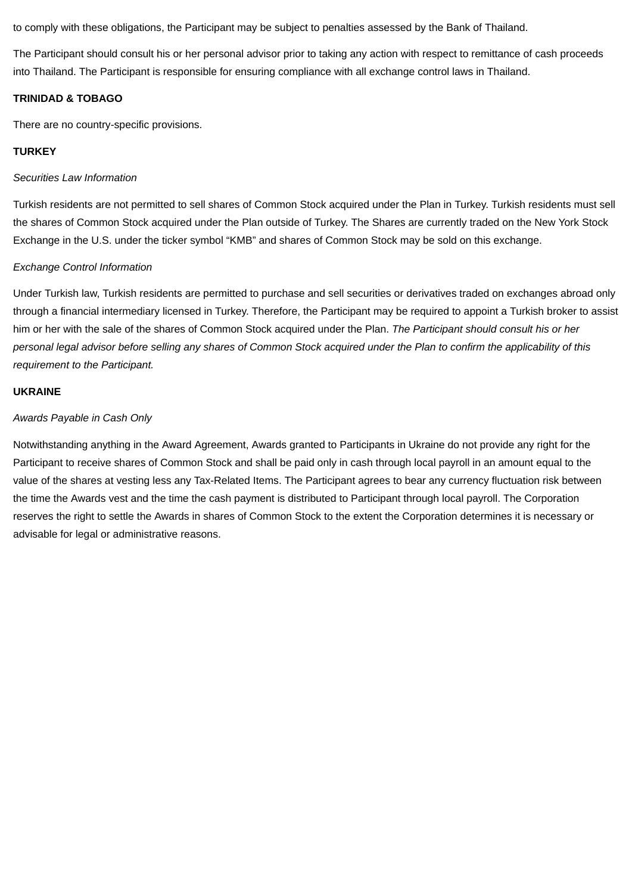to comply with these obligations, the Participant may be subject to penalties assessed by the Bank of Thailand.

The Participant should consult his or her personal advisor prior to taking any action with respect to remittance of cash proceeds into Thailand. The Participant is responsible for ensuring compliance with all exchange control laws in Thailand.

**TRINIDAD & TOBAGO**

There are no country-specific provisions.

**TURKEY**

*Securities Law Information*

Turkish residents are not permitted to sell shares of Common Stock acquired under the Plan in Turkey. Turkish residents must sell the shares of Common Stock acquired under the Plan outside of Turkey. The Shares are currently traded on the New York Stock Exchange in the U.S. under the ticker symbol “KMB” and shares of Common Stock may be sold on this exchange.

*Exchange Control Information*

Under Turkish law, Turkish residents are permitted to purchase and sell securities or derivatives traded on exchanges abroad only through a financial intermediary licensed in Turkey. Therefore, the Participant may be required to appoint a Turkish broker to assist him or her with the sale of the shares of Common Stock acquired under the Plan. *The Participant should consult his or her personal legal advisor before selling any shares of Common Stock acquired under the Plan to confirm the applicability of this requirement to the Participant.*

**UKRAINE**

*Awards Payable in Cash Only*

Notwithstanding anything in the Award Agreement, Awards granted to Participants in Ukraine do not provide any right for the Participant to receive shares of Common Stock and shall be paid only in cash through local payroll in an amount equal to the value of the shares at vesting less any Tax-Related Items. The Participant agrees to bear any currency fluctuation risk between the time the Awards vest and the time the cash payment is distributed to Participant through local payroll. The Corporation reserves the right to settle the Awards in shares of Common Stock to the extent the Corporation determines it is necessary or advisable for legal or administrative reasons.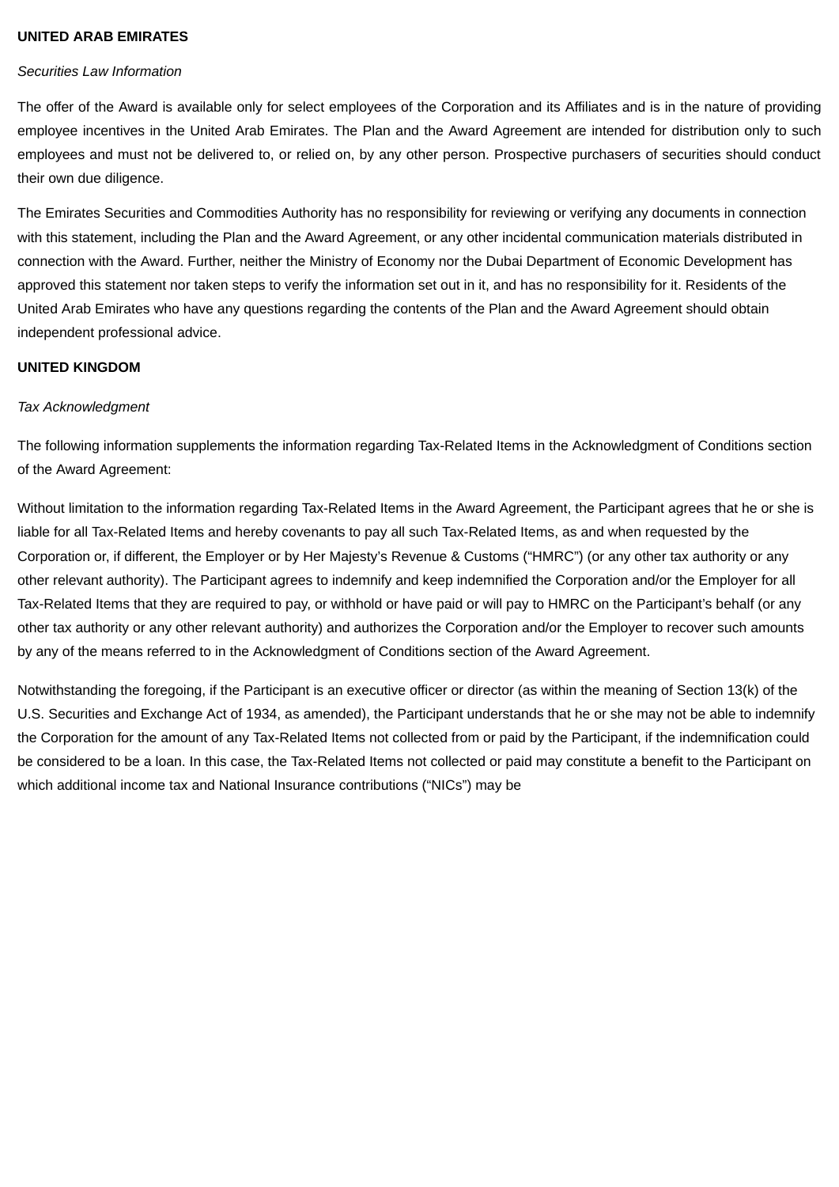**UNITED ARAB EMIRATES**

*Securities Law Information*

The offer of the Award is available only for select employees of the Corporation and its Affiliates and is in the nature of providing employee incentives in the United Arab Emirates. The Plan and the Award Agreement are intended for distribution only to such employees and must not be delivered to, or relied on, by any other person. Prospective purchasers of securities should conduct their own due diligence.

The Emirates Securities and Commodities Authority has no responsibility for reviewing or verifying any documents in connection with this statement, including the Plan and the Award Agreement, or any other incidental communication materials distributed in connection with the Award. Further, neither the Ministry of Economy nor the Dubai Department of Economic Development has approved this statement nor taken steps to verify the information set out in it, and has no responsibility for it. Residents of the United Arab Emirates who have any questions regarding the contents of the Plan and the Award Agreement should obtain independent professional advice.

**UNITED KINGDOM**

*Tax Acknowledgment*

The following information supplements the information regarding Tax-Related Items in the Acknowledgment of Conditions section of the Award Agreement:

Without limitation to the information regarding Tax-Related Items in the Award Agreement, the Participant agrees that he or she is liable for all Tax-Related Items and hereby covenants to pay all such Tax-Related Items, as and when requested by the Corporation or, if different, the Employer or by Her Majesty's Revenue & Customs ("HMRC") (or any other tax authority or any other relevant authority). The Participant agrees to indemnify and keep indemnified the Corporation and/or the Employer for all Tax-Related Items that they are required to pay, or withhold or have paid or will pay to HMRC on the Participant's behalf (or any other tax authority or any other relevant authority) and authorizes the Corporation and/or the Employer to recover such amounts by any of the means referred to in the Acknowledgment of Conditions section of the Award Agreement.

Notwithstanding the foregoing, if the Participant is an executive officer or director (as within the meaning of Section 13(k) of the U.S. Securities and Exchange Act of 1934, as amended), the Participant understands that he or she may not be able to indemnify the Corporation for the amount of any Tax-Related Items not collected from or paid by the Participant, if the indemnification could be considered to be a loan. In this case, the Tax-Related Items not collected or paid may constitute a benefit to the Participant on which additional income tax and National Insurance contributions ("NICs") may be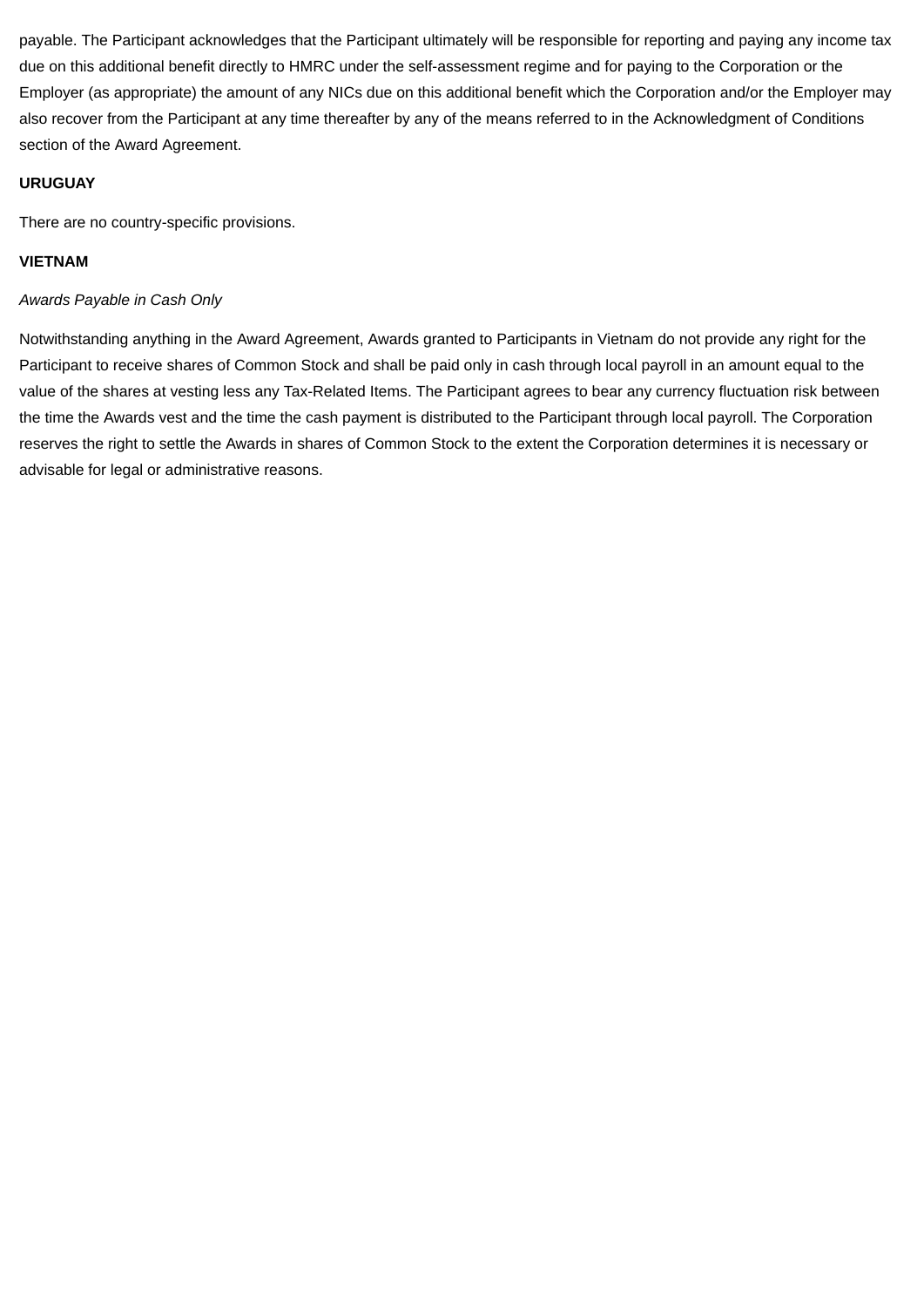payable. The Participant acknowledges that the Participant ultimately will be responsible for reporting and paying any income tax due on this additional benefit directly to HMRC under the self-assessment regime and for paying to the Corporation or the Employer (as appropriate) the amount of any NICs due on this additional benefit which the Corporation and/or the Employer may also recover from the Participant at any time thereafter by any of the means referred to in the Acknowledgment of Conditions section of the Award Agreement.

**URUGUAY**

There are no country-specific provisions.

**VIETNAM**

*Awards Payable in Cash Only*

Notwithstanding anything in the Award Agreement, Awards granted to Participants in Vietnam do not provide any right for the Participant to receive shares of Common Stock and shall be paid only in cash through local payroll in an amount equal to the value of the shares at vesting less any Tax-Related Items. The Participant agrees to bear any currency fluctuation risk between the time the Awards vest and the time the cash payment is distributed to the Participant through local payroll. The Corporation reserves the right to settle the Awards in shares of Common Stock to the extent the Corporation determines it is necessary or advisable for legal or administrative reasons.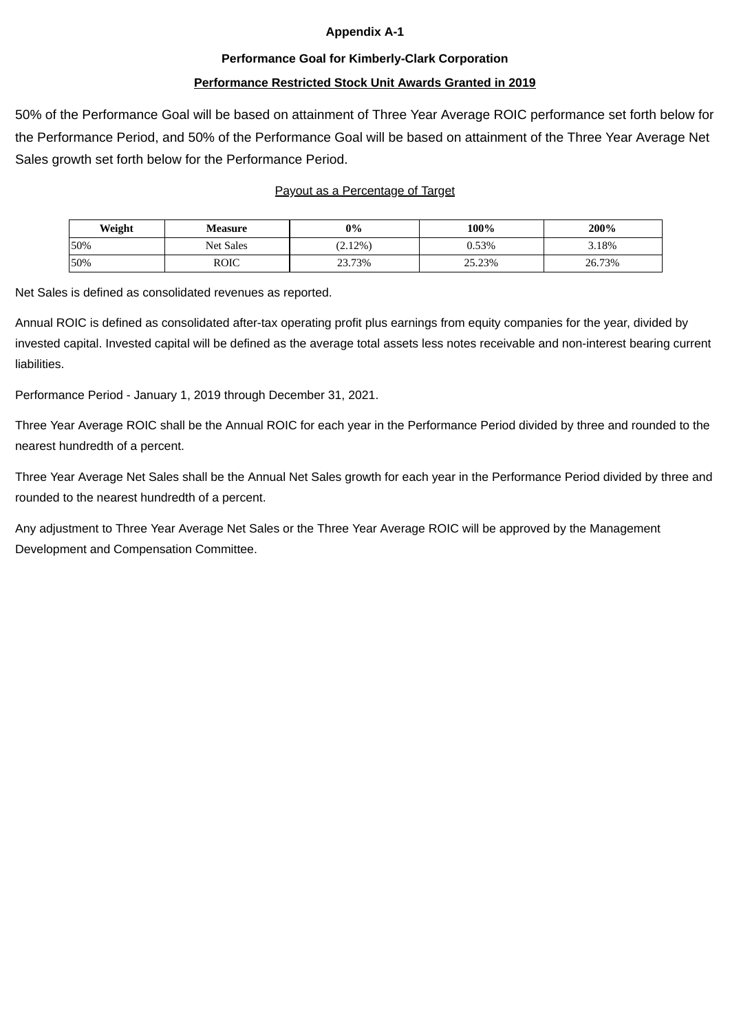**Appendix A-1**

**Performance Goal for Kimberly-Clark Corporation**

**Performance Restricted Stock Unit Awards Granted in 2019**

50% of the Performance Goal will be based on attainment of Three Year Average ROIC performance set forth below for the Performance Period, and 50% of the Performance Goal will be based on attainment of the Three Year Average Net Sales growth set forth below for the Performance Period.

Payout as a Percentage of Target

| Weight | Measure | 0% | 100% | 200% |
|---|---|---|---|---|
| 50% | Net Sales | (2.12%) | 0.53% | 3.18% |
| 50% | ROIC | 23.73% | 25.23% | 26.73% |

Net Sales is defined as consolidated revenues as reported.

Annual ROIC is defined as consolidated after-tax operating profit plus earnings from equity companies for the year, divided by invested capital. Invested capital will be defined as the average total assets less notes receivable and non-interest bearing current liabilities.

Performance Period - January 1, 2019 through December 31, 2021.

Three Year Average ROIC shall be the Annual ROIC for each year in the Performance Period divided by three and rounded to the nearest hundredth of a percent.

Three Year Average Net Sales shall be the Annual Net Sales growth for each year in the Performance Period divided by three and rounded to the nearest hundredth of a percent.

Any adjustment to Three Year Average Net Sales or the Three Year Average ROIC will be approved by the Management Development and Compensation Committee.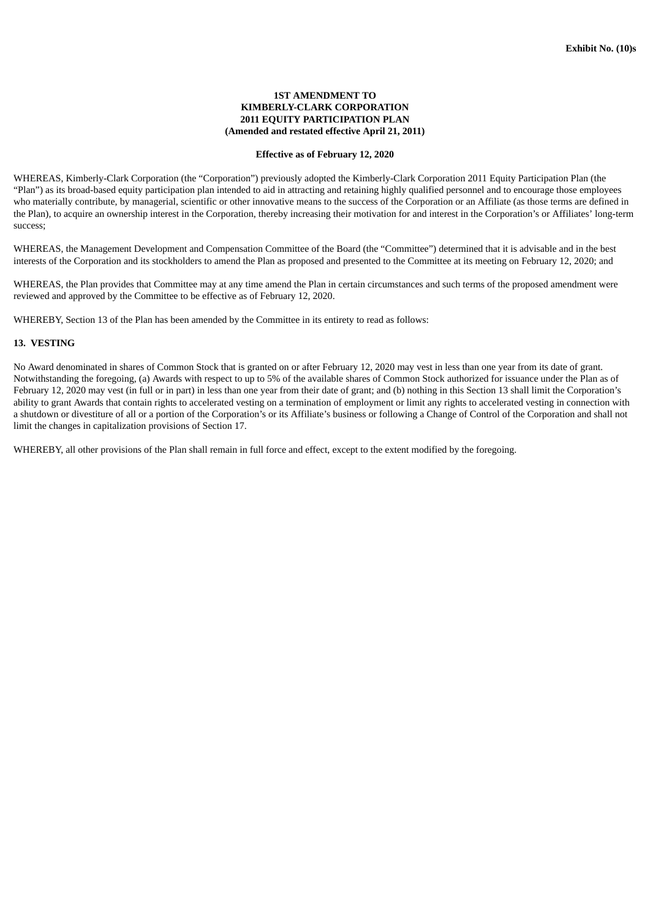**Exhibit No. (10)s**

**1ST AMENDMENT TO**
**KIMBERLY-CLARK CORPORATION**
**2011 EQUITY PARTICIPATION PLAN**
**(Amended and restated effective April 21, 2011)**

**Effective as of February 12, 2020**

WHEREAS, Kimberly-Clark Corporation (the "Corporation") previously adopted the Kimberly-Clark Corporation 2011 Equity Participation Plan (the "Plan") as its broad-based equity participation plan intended to aid in attracting and retaining highly qualified personnel and to encourage those employees who materially contribute, by managerial, scientific or other innovative means to the success of the Corporation or an Affiliate (as those terms are defined in the Plan), to acquire an ownership interest in the Corporation, thereby increasing their motivation for and interest in the Corporation's or Affiliates' long-term success;

WHEREAS, the Management Development and Compensation Committee of the Board (the "Committee") determined that it is advisable and in the best interests of the Corporation and its stockholders to amend the Plan as proposed and presented to the Committee at its meeting on February 12, 2020; and

WHEREAS, the Plan provides that Committee may at any time amend the Plan in certain circumstances and such terms of the proposed amendment were reviewed and approved by the Committee to be effective as of February 12, 2020.

WHEREBY, Section 13 of the Plan has been amended by the Committee in its entirety to read as follows:

**13. VESTING**

No Award denominated in shares of Common Stock that is granted on or after February 12, 2020 may vest in less than one year from its date of grant. Notwithstanding the foregoing, (a) Awards with respect to up to 5% of the available shares of Common Stock authorized for issuance under the Plan as of February 12, 2020 may vest (in full or in part) in less than one year from their date of grant; and (b) nothing in this Section 13 shall limit the Corporation's ability to grant Awards that contain rights to accelerated vesting on a termination of employment or limit any rights to accelerated vesting in connection with a shutdown or divestiture of all or a portion of the Corporation's or its Affiliate's business or following a Change of Control of the Corporation and shall not limit the changes in capitalization provisions of Section 17.

WHEREBY, all other provisions of the Plan shall remain in full force and effect, except to the extent modified by the foregoing.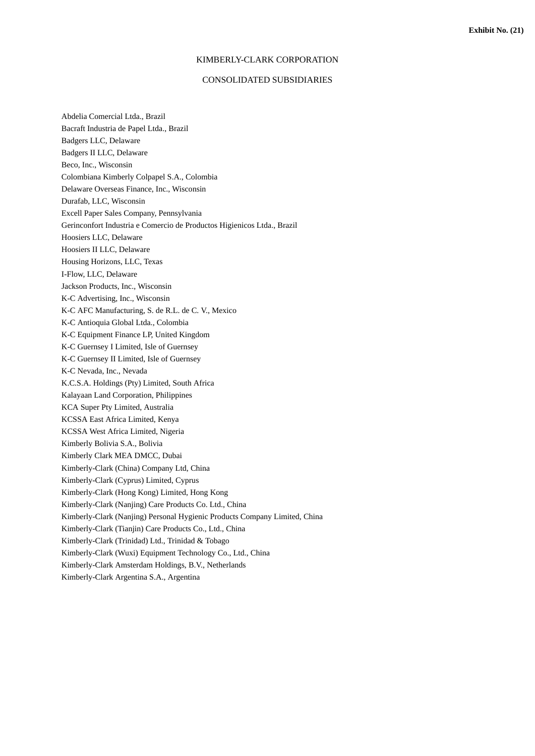**Exhibit No. (21)**

KIMBERLY-CLARK CORPORATION

CONSOLIDATED SUBSIDIARIES

Abdelia Comercial Ltda., Brazil
Bacraft Industria de Papel Ltda., Brazil
Badgers LLC, Delaware
Badgers II LLC, Delaware
Beco, Inc., Wisconsin
Colombiana Kimberly Colpapel S.A., Colombia
Delaware Overseas Finance, Inc., Wisconsin
Durafab, LLC, Wisconsin
Excell Paper Sales Company, Pennsylvania
Gerinconfort Industria e Comercio de Productos Higienicos Ltda., Brazil
Hoosiers LLC, Delaware
Hoosiers II LLC, Delaware
Housing Horizons, LLC, Texas
I-Flow, LLC, Delaware
Jackson Products, Inc., Wisconsin
K-C Advertising, Inc., Wisconsin
K-C AFC Manufacturing, S. de R.L. de C. V., Mexico
K-C Antioquia Global Ltda., Colombia
K-C Equipment Finance LP, United Kingdom
K-C Guernsey I Limited, Isle of Guernsey
K-C Guernsey II Limited, Isle of Guernsey
K-C Nevada, Inc., Nevada
K.C.S.A. Holdings (Pty) Limited, South Africa
Kalayaan Land Corporation, Philippines
KCA Super Pty Limited, Australia
KCSSA East Africa Limited, Kenya
KCSSA West Africa Limited, Nigeria
Kimberly Bolivia S.A., Bolivia
Kimberly Clark MEA DMCC, Dubai
Kimberly-Clark (China) Company Ltd, China
Kimberly-Clark (Cyprus) Limited, Cyprus
Kimberly-Clark (Hong Kong) Limited, Hong Kong
Kimberly-Clark (Nanjing) Care Products Co. Ltd., China
Kimberly-Clark (Nanjing) Personal Hygienic Products Company Limited, China
Kimberly-Clark (Tianjin) Care Products Co., Ltd., China
Kimberly-Clark (Trinidad) Ltd., Trinidad & Tobago
Kimberly-Clark (Wuxi) Equipment Technology Co., Ltd., China
Kimberly-Clark Amsterdam Holdings, B.V., Netherlands
Kimberly-Clark Argentina S.A., Argentina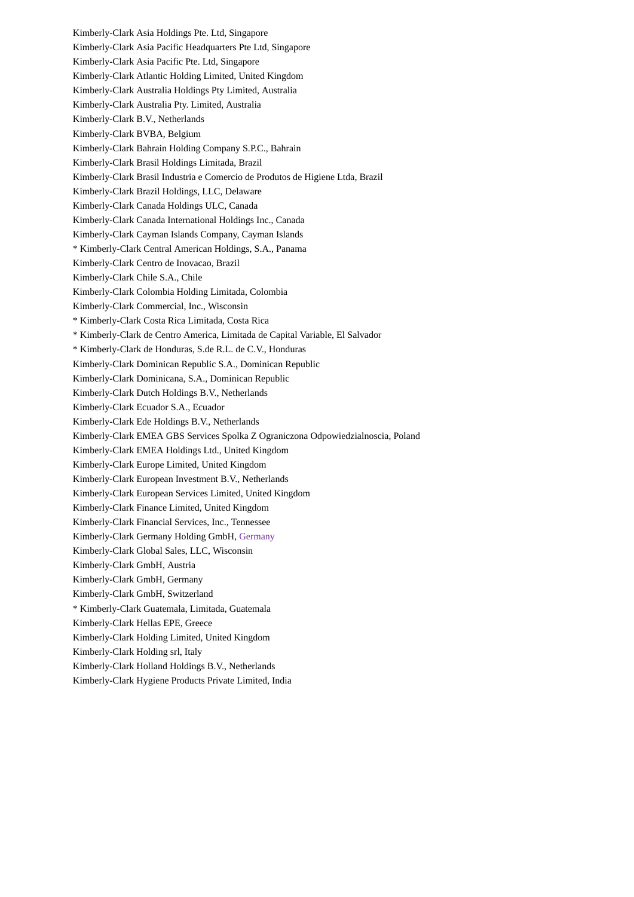Kimberly-Clark Asia Holdings Pte. Ltd, Singapore
Kimberly-Clark Asia Pacific Headquarters Pte Ltd, Singapore
Kimberly-Clark Asia Pacific Pte. Ltd, Singapore
Kimberly-Clark Atlantic Holding Limited, United Kingdom
Kimberly-Clark Australia Holdings Pty Limited, Australia
Kimberly-Clark Australia Pty. Limited, Australia
Kimberly-Clark B.V., Netherlands
Kimberly-Clark BVBA, Belgium
Kimberly-Clark Bahrain Holding Company S.P.C., Bahrain
Kimberly-Clark Brasil Holdings Limitada, Brazil
Kimberly-Clark Brasil Industria e Comercio de Produtos de Higiene Ltda, Brazil
Kimberly-Clark Brazil Holdings, LLC, Delaware
Kimberly-Clark Canada Holdings ULC, Canada
Kimberly-Clark Canada International Holdings Inc., Canada
Kimberly-Clark Cayman Islands Company, Cayman Islands
* Kimberly-Clark Central American Holdings, S.A., Panama
Kimberly-Clark Centro de Inovacao, Brazil
Kimberly-Clark Chile S.A., Chile
Kimberly-Clark Colombia Holding Limitada, Colombia
Kimberly-Clark Commercial, Inc., Wisconsin
* Kimberly-Clark Costa Rica Limitada, Costa Rica
* Kimberly-Clark de Centro America, Limitada de Capital Variable, El Salvador
* Kimberly-Clark de Honduras, S.de R.L. de C.V., Honduras
Kimberly-Clark Dominican Republic S.A., Dominican Republic
Kimberly-Clark Dominicana, S.A., Dominican Republic
Kimberly-Clark Dutch Holdings B.V., Netherlands
Kimberly-Clark Ecuador S.A., Ecuador
Kimberly-Clark Ede Holdings B.V., Netherlands
Kimberly-Clark EMEA GBS Services Spolka Z Ograniczona Odpowiedzialnoscia, Poland
Kimberly-Clark EMEA Holdings Ltd., United Kingdom
Kimberly-Clark Europe Limited, United Kingdom
Kimberly-Clark European Investment B.V., Netherlands
Kimberly-Clark European Services Limited, United Kingdom
Kimberly-Clark Finance Limited, United Kingdom
Kimberly-Clark Financial Services, Inc., Tennessee
Kimberly-Clark Germany Holding GmbH, Germany
Kimberly-Clark Global Sales, LLC, Wisconsin
Kimberly-Clark GmbH, Austria
Kimberly-Clark GmbH, Germany
Kimberly-Clark GmbH, Switzerland
* Kimberly-Clark Guatemala, Limitada, Guatemala
Kimberly-Clark Hellas EPE, Greece
Kimberly-Clark Holding Limited, United Kingdom
Kimberly-Clark Holding srl, Italy
Kimberly-Clark Holland Holdings B.V., Netherlands
Kimberly-Clark Hygiene Products Private Limited, India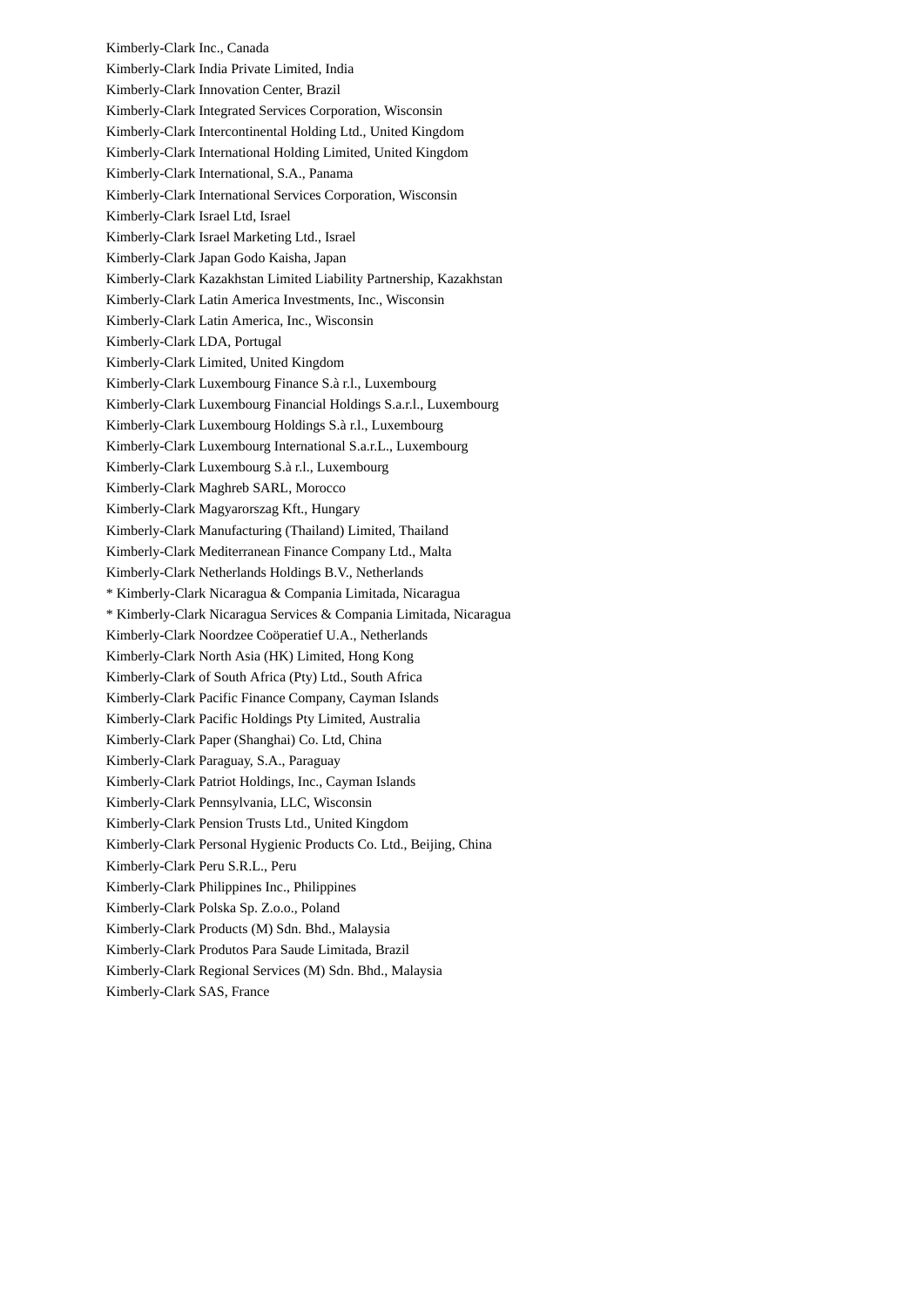Kimberly-Clark Inc., Canada

Kimberly-Clark India Private Limited, India

Kimberly-Clark Innovation Center, Brazil

Kimberly-Clark Integrated Services Corporation, Wisconsin

Kimberly-Clark Intercontinental Holding Ltd., United Kingdom

Kimberly-Clark International Holding Limited, United Kingdom

Kimberly-Clark International, S.A., Panama

Kimberly-Clark International Services Corporation, Wisconsin

Kimberly-Clark Israel Ltd, Israel

Kimberly-Clark Israel Marketing Ltd., Israel

Kimberly-Clark Japan Godo Kaisha, Japan

Kimberly-Clark Kazakhstan Limited Liability Partnership, Kazakhstan

Kimberly-Clark Latin America Investments, Inc., Wisconsin

Kimberly-Clark Latin America, Inc., Wisconsin

Kimberly-Clark LDA, Portugal

Kimberly-Clark Limited, United Kingdom

Kimberly-Clark Luxembourg Finance S.à r.l., Luxembourg

Kimberly-Clark Luxembourg Financial Holdings S.a.r.l., Luxembourg

Kimberly-Clark Luxembourg Holdings S.à r.l., Luxembourg

Kimberly-Clark Luxembourg International S.a.r.L., Luxembourg

Kimberly-Clark Luxembourg S.à r.l., Luxembourg

Kimberly-Clark Maghreb SARL, Morocco

Kimberly-Clark Magyarorszag Kft., Hungary

Kimberly-Clark Manufacturing (Thailand) Limited, Thailand

Kimberly-Clark Mediterranean Finance Company Ltd., Malta

Kimberly-Clark Netherlands Holdings B.V., Netherlands

* Kimberly-Clark Nicaragua & Compania Limitada, Nicaragua

* Kimberly-Clark Nicaragua Services & Compania Limitada, Nicaragua

Kimberly-Clark Noordzee Coöperatief U.A., Netherlands

Kimberly-Clark North Asia (HK) Limited, Hong Kong

Kimberly-Clark of South Africa (Pty) Ltd., South Africa

Kimberly-Clark Pacific Finance Company, Cayman Islands

Kimberly-Clark Pacific Holdings Pty Limited, Australia

Kimberly-Clark Paper (Shanghai) Co. Ltd, China

Kimberly-Clark Paraguay, S.A., Paraguay

Kimberly-Clark Patriot Holdings, Inc., Cayman Islands

Kimberly-Clark Pennsylvania, LLC, Wisconsin

Kimberly-Clark Pension Trusts Ltd., United Kingdom

Kimberly-Clark Personal Hygienic Products Co. Ltd., Beijing, China

Kimberly-Clark Peru S.R.L., Peru

Kimberly-Clark Philippines Inc., Philippines

Kimberly-Clark Polska Sp. Z.o.o., Poland

Kimberly-Clark Products (M) Sdn. Bhd., Malaysia

Kimberly-Clark Produtos Para Saude Limitada, Brazil

Kimberly-Clark Regional Services (M) Sdn. Bhd., Malaysia

Kimberly-Clark SAS, France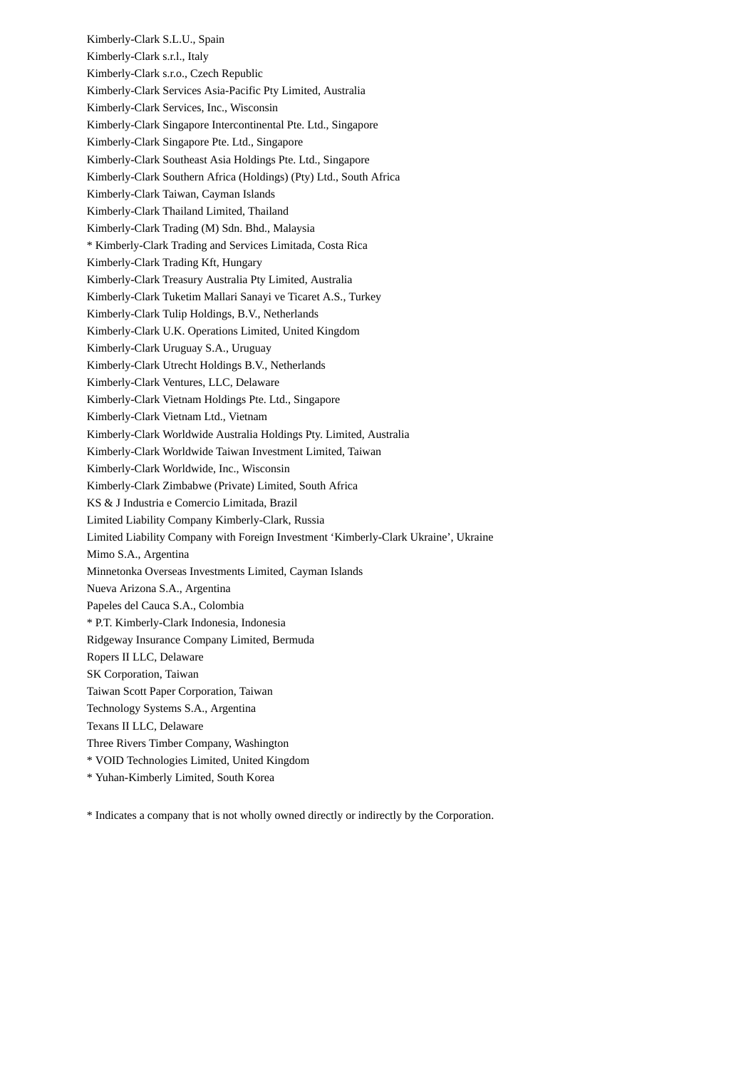Kimberly-Clark S.L.U., Spain
Kimberly-Clark s.r.l., Italy
Kimberly-Clark s.r.o., Czech Republic
Kimberly-Clark Services Asia-Pacific Pty Limited, Australia
Kimberly-Clark Services, Inc., Wisconsin
Kimberly-Clark Singapore Intercontinental Pte. Ltd., Singapore
Kimberly-Clark Singapore Pte. Ltd., Singapore
Kimberly-Clark Southeast Asia Holdings Pte. Ltd., Singapore
Kimberly-Clark Southern Africa (Holdings) (Pty) Ltd., South Africa
Kimberly-Clark Taiwan, Cayman Islands
Kimberly-Clark Thailand Limited, Thailand
Kimberly-Clark Trading (M) Sdn. Bhd., Malaysia
* Kimberly-Clark Trading and Services Limitada, Costa Rica
Kimberly-Clark Trading Kft, Hungary
Kimberly-Clark Treasury Australia Pty Limited, Australia
Kimberly-Clark Tuketim Mallari Sanayi ve Ticaret A.S., Turkey
Kimberly-Clark Tulip Holdings, B.V., Netherlands
Kimberly-Clark U.K. Operations Limited, United Kingdom
Kimberly-Clark Uruguay S.A., Uruguay
Kimberly-Clark Utrecht Holdings B.V., Netherlands
Kimberly-Clark Ventures, LLC, Delaware
Kimberly-Clark Vietnam Holdings Pte. Ltd., Singapore
Kimberly-Clark Vietnam Ltd., Vietnam
Kimberly-Clark Worldwide Australia Holdings Pty. Limited, Australia
Kimberly-Clark Worldwide Taiwan Investment Limited, Taiwan
Kimberly-Clark Worldwide, Inc., Wisconsin
Kimberly-Clark Zimbabwe (Private) Limited, South Africa
KS & J Industria e Comercio Limitada, Brazil
Limited Liability Company Kimberly-Clark, Russia
Limited Liability Company with Foreign Investment 'Kimberly-Clark Ukraine', Ukraine
Mimo S.A., Argentina
Minnetonka Overseas Investments Limited, Cayman Islands
Nueva Arizona S.A., Argentina
Papeles del Cauca S.A., Colombia
* P.T. Kimberly-Clark Indonesia, Indonesia
Ridgeway Insurance Company Limited, Bermuda
Ropers II LLC, Delaware
SK Corporation, Taiwan
Taiwan Scott Paper Corporation, Taiwan
Technology Systems S.A., Argentina
Texans II LLC, Delaware
Three Rivers Timber Company, Washington
* VOID Technologies Limited, United Kingdom
* Yuhan-Kimberly Limited, South Korea

* Indicates a company that is not wholly owned directly or indirectly by the Corporation.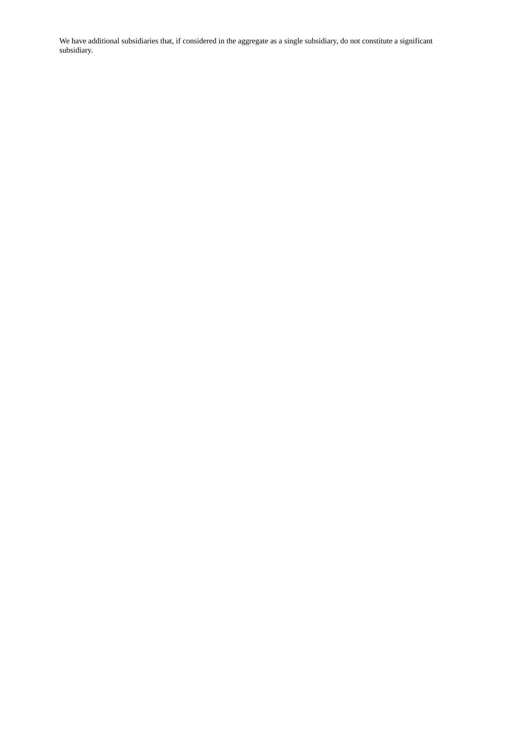We have additional subsidiaries that, if considered in the aggregate as a single subsidiary, do not constitute a significant subsidiary.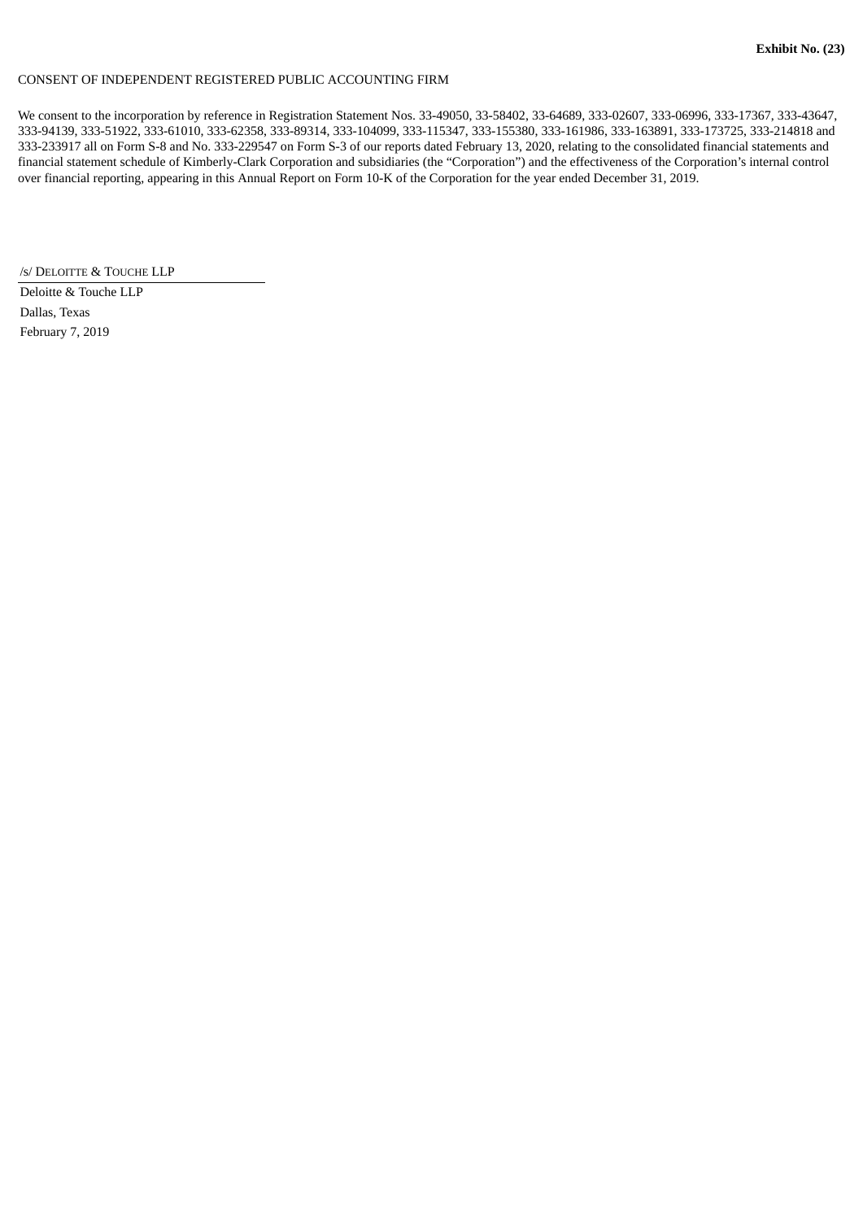**Exhibit No. (23)**

CONSENT OF INDEPENDENT REGISTERED PUBLIC ACCOUNTING FIRM

We consent to the incorporation by reference in Registration Statement Nos. 33-49050, 33-58402, 33-64689, 333-02607, 333-06996, 333-17367, 333-43647, 333-94139, 333-51922, 333-61010, 333-62358, 333-89314, 333-104099, 333-115347, 333-155380, 333-161986, 333-163891, 333-173725, 333-214818 and 333-233917 all on Form S-8 and No. 333-229547 on Form S-3 of our reports dated February 13, 2020, relating to the consolidated financial statements and financial statement schedule of Kimberly-Clark Corporation and subsidiaries (the "Corporation") and the effectiveness of the Corporation's internal control over financial reporting, appearing in this Annual Report on Form 10-K of the Corporation for the year ended December 31, 2019.

/s/ DELOITTE & TOUCHE LLP

Deloitte & Touche LLP
Dallas, Texas
February 7, 2019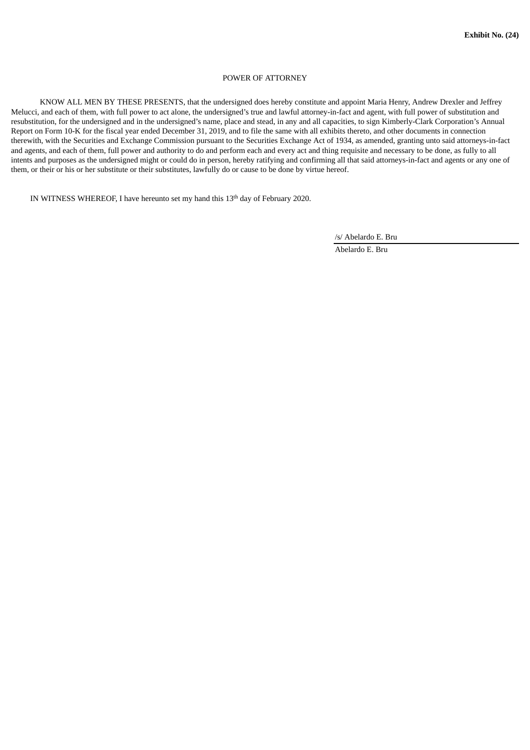**Exhibit No. (24)**

POWER OF ATTORNEY

KNOW ALL MEN BY THESE PRESENTS, that the undersigned does hereby constitute and appoint Maria Henry, Andrew Drexler and Jeffrey Melucci, and each of them, with full power to act alone, the undersigned's true and lawful attorney-in-fact and agent, with full power of substitution and resubstitution, for the undersigned and in the undersigned's name, place and stead, in any and all capacities, to sign Kimberly-Clark Corporation's Annual Report on Form 10-K for the fiscal year ended December 31, 2019, and to file the same with all exhibits thereto, and other documents in connection therewith, with the Securities and Exchange Commission pursuant to the Securities Exchange Act of 1934, as amended, granting unto said attorneys-in-fact and agents, and each of them, full power and authority to do and perform each and every act and thing requisite and necessary to be done, as fully to all intents and purposes as the undersigned might or could do in person, hereby ratifying and confirming all that said attorneys-in-fact and agents or any one of them, or their or his or her substitute or their substitutes, lawfully do or cause to be done by virtue hereof.

IN WITNESS WHEREOF, I have hereunto set my hand this 13th day of February 2020.

/s/ Abelardo E. Bru

Abelardo E. Bru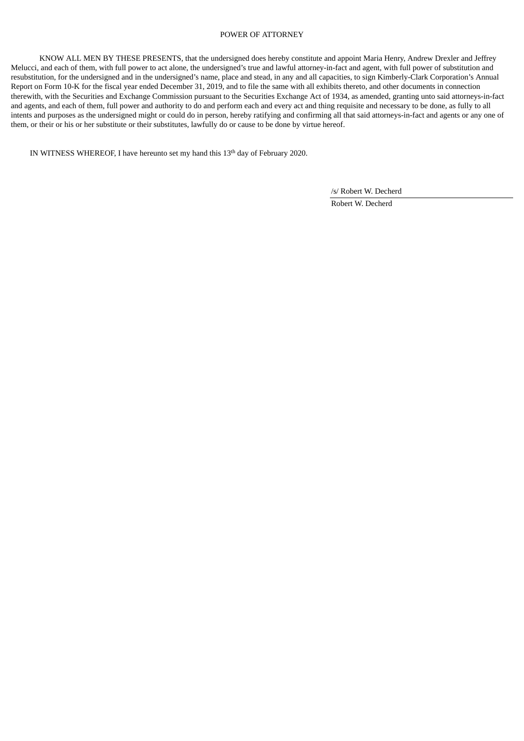# POWER OF ATTORNEY

KNOW ALL MEN BY THESE PRESENTS, that the undersigned does hereby constitute and appoint Maria Henry, Andrew Drexler and Jeffrey Melucci, and each of them, with full power to act alone, the undersigned's true and lawful attorney-in-fact and agent, with full power of substitution and resubstitution, for the undersigned and in the undersigned's name, place and stead, in any and all capacities, to sign Kimberly-Clark Corporation's Annual Report on Form 10-K for the fiscal year ended December 31, 2019, and to file the same with all exhibits thereto, and other documents in connection therewith, with the Securities and Exchange Commission pursuant to the Securities Exchange Act of 1934, as amended, granting unto said attorneys-in-fact and agents, and each of them, full power and authority to do and perform each and every act and thing requisite and necessary to be done, as fully to all intents and purposes as the undersigned might or could do in person, hereby ratifying and confirming all that said attorneys-in-fact and agents or any one of them, or their or his or her substitute or their substitutes, lawfully do or cause to be done by virtue hereof.

IN WITNESS WHEREOF, I have hereunto set my hand this 13th day of February 2020.

/s/ Robert W. Decherd

Robert W. Decherd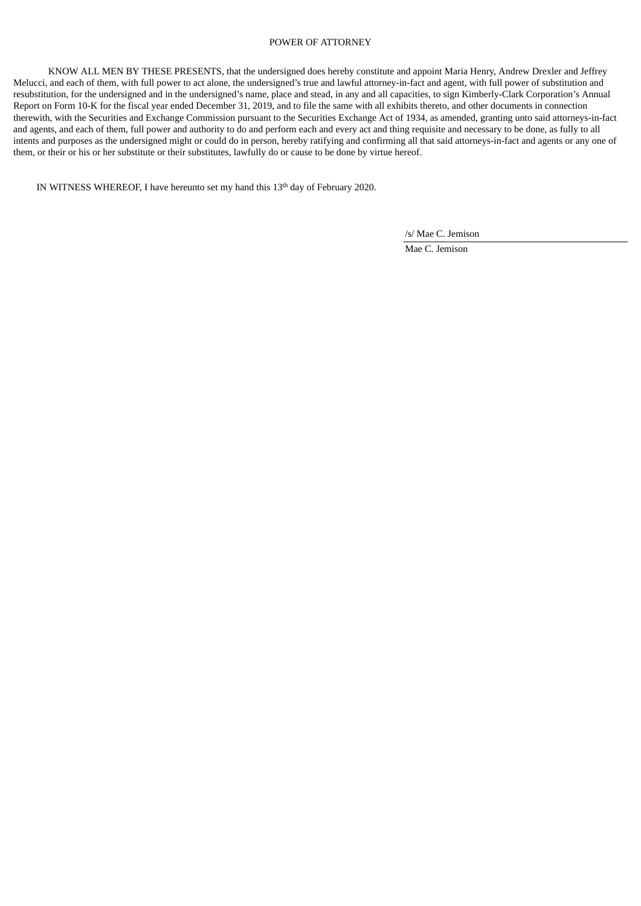# POWER OF ATTORNEY

KNOW ALL MEN BY THESE PRESENTS, that the undersigned does hereby constitute and appoint Maria Henry, Andrew Drexler and Jeffrey Melucci, and each of them, with full power to act alone, the undersigned's true and lawful attorney-in-fact and agent, with full power of substitution and resubstitution, for the undersigned and in the undersigned's name, place and stead, in any and all capacities, to sign Kimberly-Clark Corporation's Annual Report on Form 10-K for the fiscal year ended December 31, 2019, and to file the same with all exhibits thereto, and other documents in connection therewith, with the Securities and Exchange Commission pursuant to the Securities Exchange Act of 1934, as amended, granting unto said attorneys-in-fact and agents, and each of them, full power and authority to do and perform each and every act and thing requisite and necessary to be done, as fully to all intents and purposes as the undersigned might or could do in person, hereby ratifying and confirming all that said attorneys-in-fact and agents or any one of them, or their or his or her substitute or their substitutes, lawfully do or cause to be done by virtue hereof.

IN WITNESS WHEREOF, I have hereunto set my hand this 13th day of February 2020.

/s/ Mae C. Jemison

Mae C. Jemison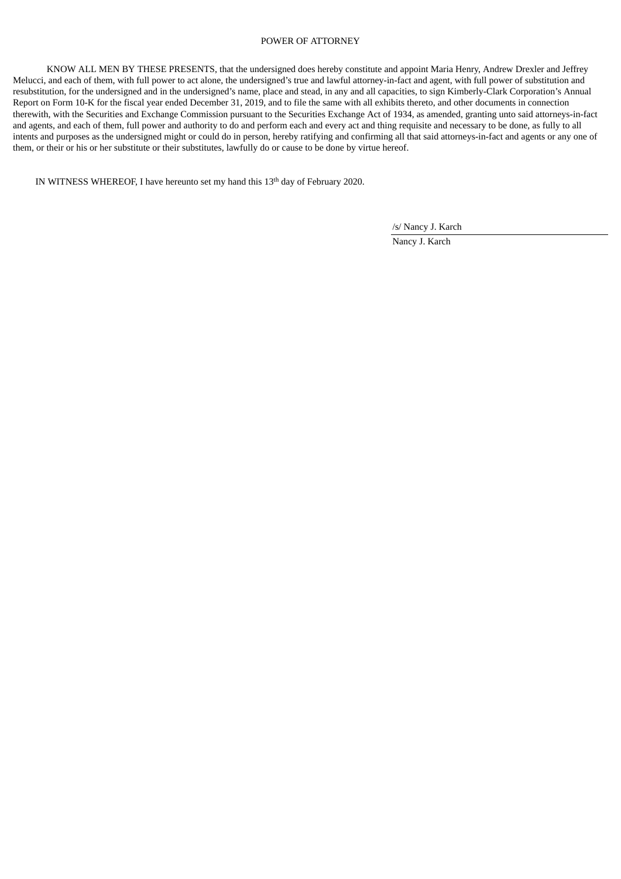# POWER OF ATTORNEY

KNOW ALL MEN BY THESE PRESENTS, that the undersigned does hereby constitute and appoint Maria Henry, Andrew Drexler and Jeffrey Melucci, and each of them, with full power to act alone, the undersigned's true and lawful attorney-in-fact and agent, with full power of substitution and resubstitution, for the undersigned and in the undersigned's name, place and stead, in any and all capacities, to sign Kimberly-Clark Corporation's Annual Report on Form 10-K for the fiscal year ended December 31, 2019, and to file the same with all exhibits thereto, and other documents in connection therewith, with the Securities and Exchange Commission pursuant to the Securities Exchange Act of 1934, as amended, granting unto said attorneys-in-fact and agents, and each of them, full power and authority to do and perform each and every act and thing requisite and necessary to be done, as fully to all intents and purposes as the undersigned might or could do in person, hereby ratifying and confirming all that said attorneys-in-fact and agents or any one of them, or their or his or her substitute or their substitutes, lawfully do or cause to be done by virtue hereof.

IN WITNESS WHEREOF, I have hereunto set my hand this 13th day of February 2020.

/s/ Nancy J. Karch

Nancy J. Karch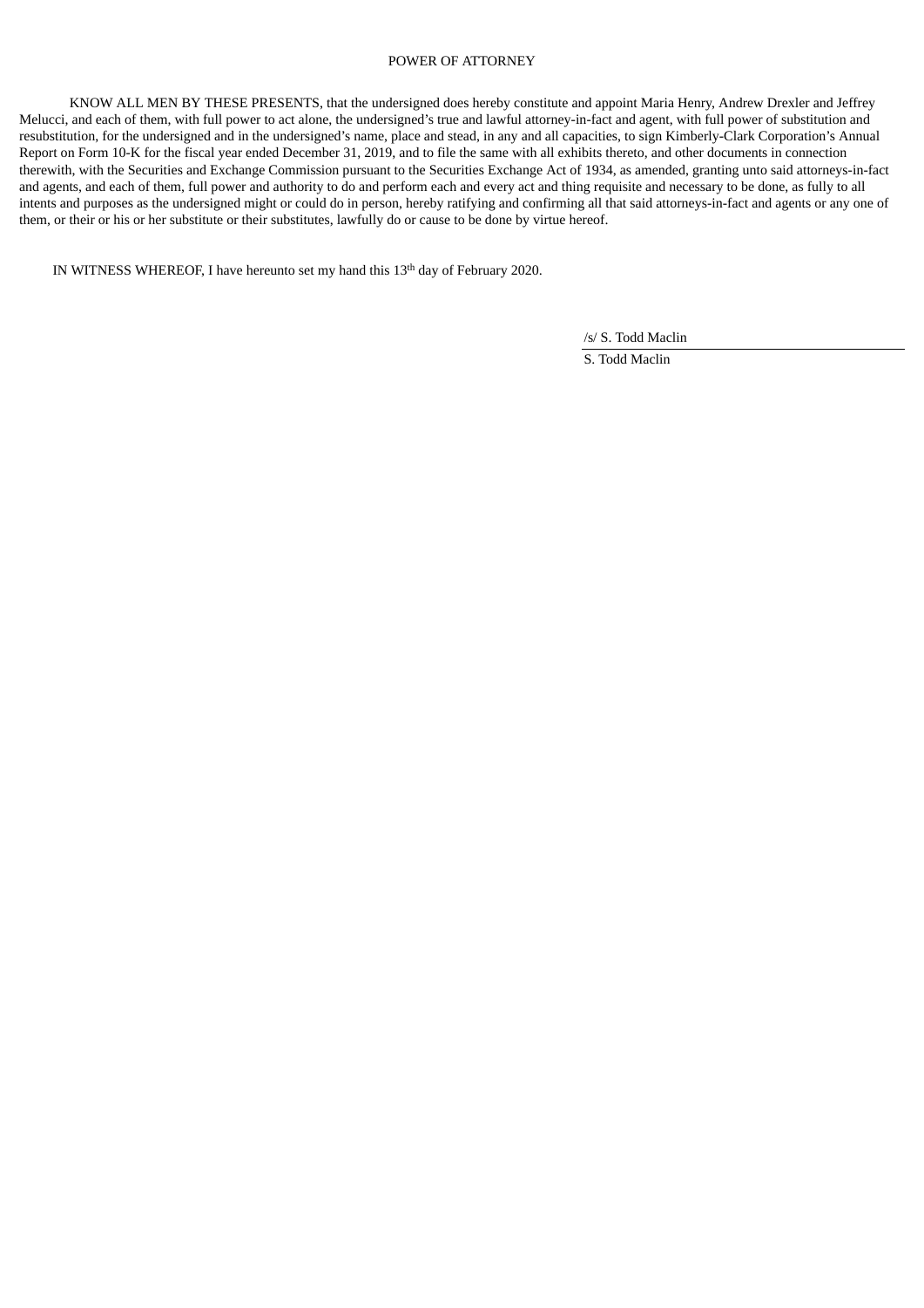# POWER OF ATTORNEY

KNOW ALL MEN BY THESE PRESENTS, that the undersigned does hereby constitute and appoint Maria Henry, Andrew Drexler and Jeffrey Melucci, and each of them, with full power to act alone, the undersigned's true and lawful attorney-in-fact and agent, with full power of substitution and resubstitution, for the undersigned and in the undersigned's name, place and stead, in any and all capacities, to sign Kimberly-Clark Corporation's Annual Report on Form 10-K for the fiscal year ended December 31, 2019, and to file the same with all exhibits thereto, and other documents in connection therewith, with the Securities and Exchange Commission pursuant to the Securities Exchange Act of 1934, as amended, granting unto said attorneys-in-fact and agents, and each of them, full power and authority to do and perform each and every act and thing requisite and necessary to be done, as fully to all intents and purposes as the undersigned might or could do in person, hereby ratifying and confirming all that said attorneys-in-fact and agents or any one of them, or their or his or her substitute or their substitutes, lawfully do or cause to be done by virtue hereof.

IN WITNESS WHEREOF, I have hereunto set my hand this 13th day of February 2020.

/s/ S. Todd Maclin

S. Todd Maclin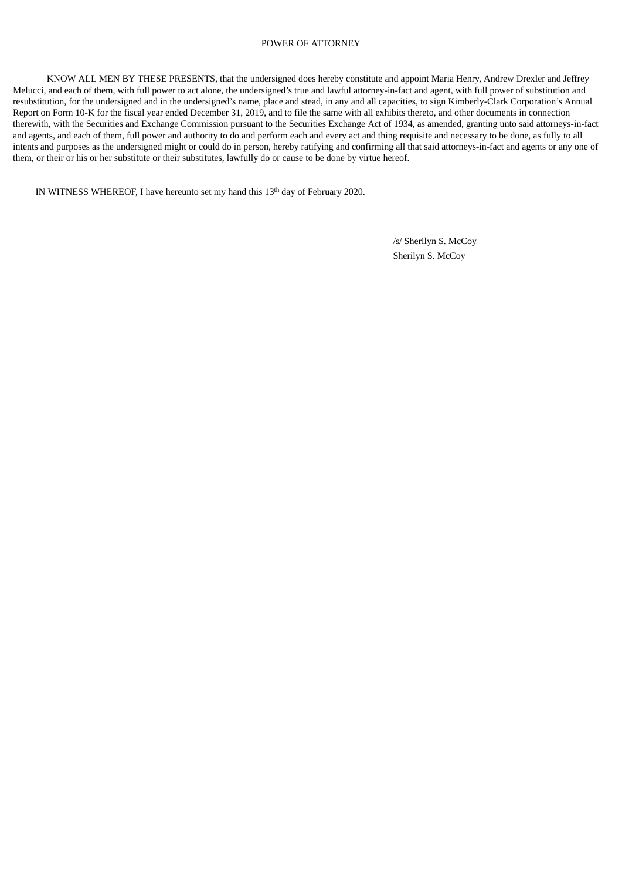# POWER OF ATTORNEY

KNOW ALL MEN BY THESE PRESENTS, that the undersigned does hereby constitute and appoint Maria Henry, Andrew Drexler and Jeffrey Melucci, and each of them, with full power to act alone, the undersigned's true and lawful attorney-in-fact and agent, with full power of substitution and resubstitution, for the undersigned and in the undersigned's name, place and stead, in any and all capacities, to sign Kimberly-Clark Corporation's Annual Report on Form 10-K for the fiscal year ended December 31, 2019, and to file the same with all exhibits thereto, and other documents in connection therewith, with the Securities and Exchange Commission pursuant to the Securities Exchange Act of 1934, as amended, granting unto said attorneys-in-fact and agents, and each of them, full power and authority to do and perform each and every act and thing requisite and necessary to be done, as fully to all intents and purposes as the undersigned might or could do in person, hereby ratifying and confirming all that said attorneys-in-fact and agents or any one of them, or their or his or her substitute or their substitutes, lawfully do or cause to be done by virtue hereof.

IN WITNESS WHEREOF, I have hereunto set my hand this 13th day of February 2020.

/s/ Sherilyn S. McCoy

Sherilyn S. McCoy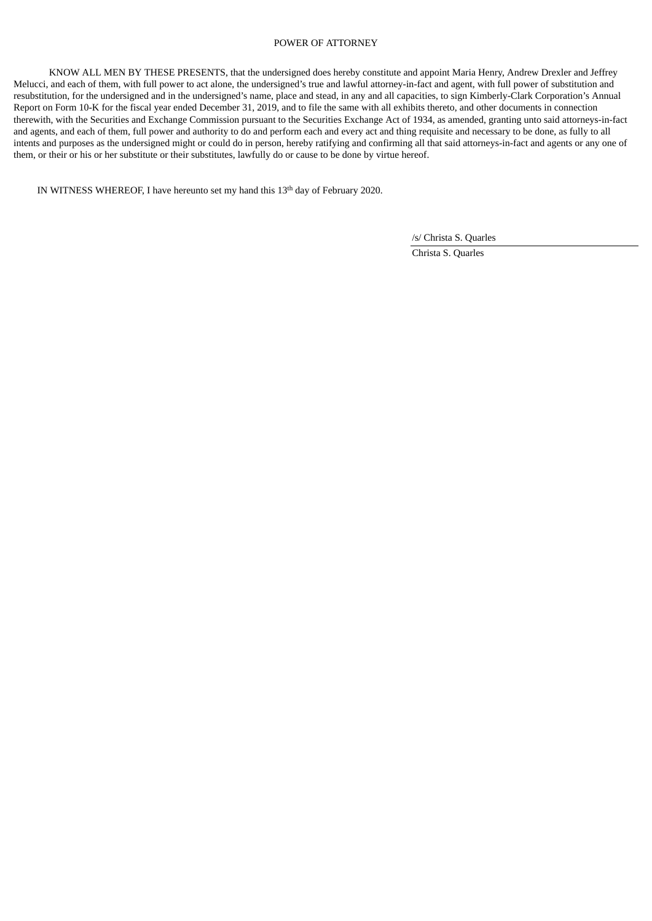# POWER OF ATTORNEY

KNOW ALL MEN BY THESE PRESENTS, that the undersigned does hereby constitute and appoint Maria Henry, Andrew Drexler and Jeffrey Melucci, and each of them, with full power to act alone, the undersigned's true and lawful attorney-in-fact and agent, with full power of substitution and resubstitution, for the undersigned and in the undersigned's name, place and stead, in any and all capacities, to sign Kimberly-Clark Corporation's Annual Report on Form 10-K for the fiscal year ended December 31, 2019, and to file the same with all exhibits thereto, and other documents in connection therewith, with the Securities and Exchange Commission pursuant to the Securities Exchange Act of 1934, as amended, granting unto said attorneys-in-fact and agents, and each of them, full power and authority to do and perform each and every act and thing requisite and necessary to be done, as fully to all intents and purposes as the undersigned might or could do in person, hereby ratifying and confirming all that said attorneys-in-fact and agents or any one of them, or their or his or her substitute or their substitutes, lawfully do or cause to be done by virtue hereof.

IN WITNESS WHEREOF, I have hereunto set my hand this 13th day of February 2020.

/s/ Christa S. Quarles

Christa S. Quarles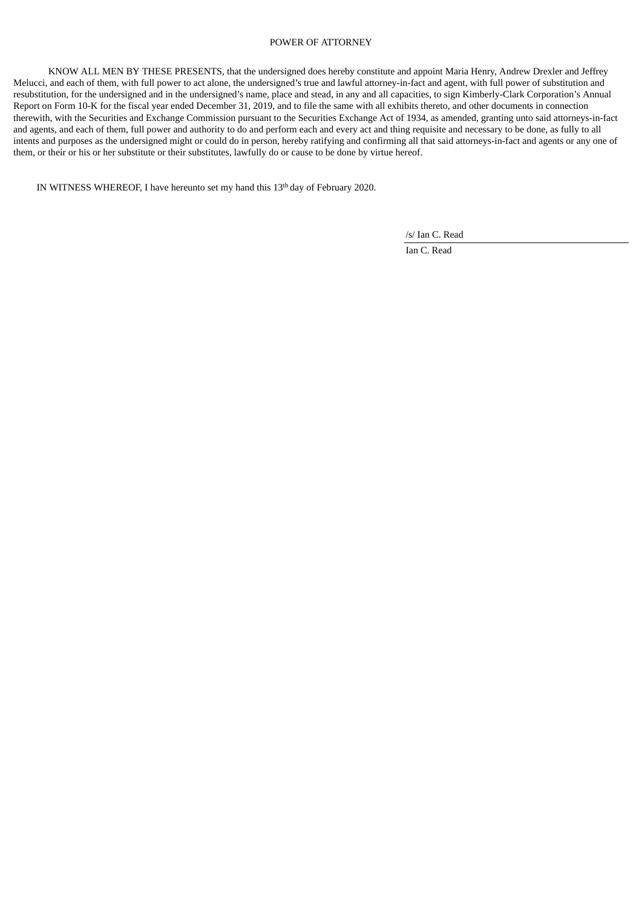# POWER OF ATTORNEY

KNOW ALL MEN BY THESE PRESENTS, that the undersigned does hereby constitute and appoint Maria Henry, Andrew Drexler and Jeffrey Melucci, and each of them, with full power to act alone, the undersigned's true and lawful attorney-in-fact and agent, with full power of substitution and resubstitution, for the undersigned and in the undersigned's name, place and stead, in any and all capacities, to sign Kimberly-Clark Corporation's Annual Report on Form 10-K for the fiscal year ended December 31, 2019, and to file the same with all exhibits thereto, and other documents in connection therewith, with the Securities and Exchange Commission pursuant to the Securities Exchange Act of 1934, as amended, granting unto said attorneys-in-fact and agents, and each of them, full power and authority to do and perform each and every act and thing requisite and necessary to be done, as fully to all intents and purposes as the undersigned might or could do in person, hereby ratifying and confirming all that said attorneys-in-fact and agents or any one of them, or their or his or her substitute or their substitutes, lawfully do or cause to be done by virtue hereof.

IN WITNESS WHEREOF, I have hereunto set my hand this 13th day of February 2020.

/s/ Ian C. Read

Ian C. Read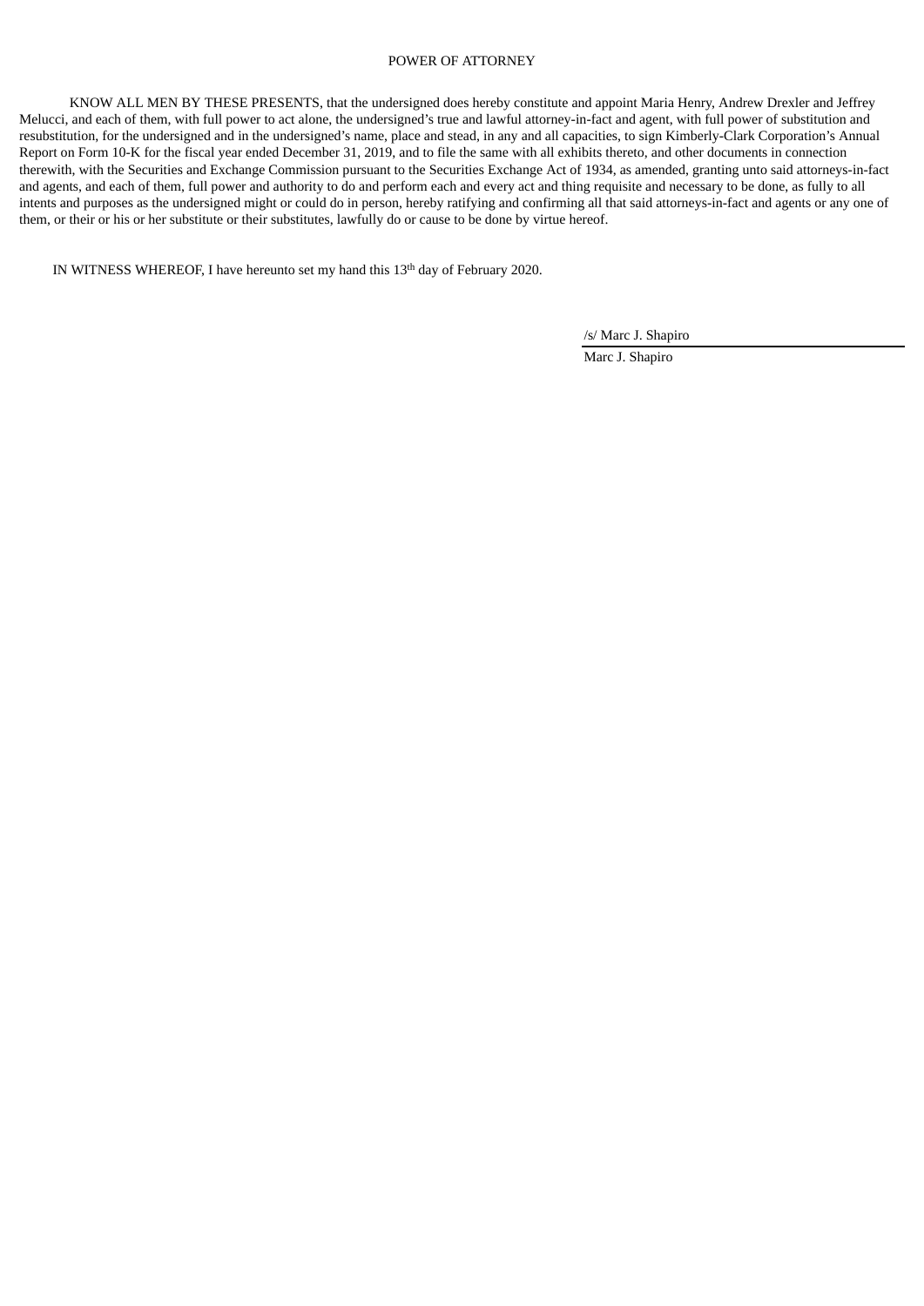# POWER OF ATTORNEY

KNOW ALL MEN BY THESE PRESENTS, that the undersigned does hereby constitute and appoint Maria Henry, Andrew Drexler and Jeffrey Melucci, and each of them, with full power to act alone, the undersigned's true and lawful attorney-in-fact and agent, with full power of substitution and resubstitution, for the undersigned and in the undersigned's name, place and stead, in any and all capacities, to sign Kimberly-Clark Corporation's Annual Report on Form 10-K for the fiscal year ended December 31, 2019, and to file the same with all exhibits thereto, and other documents in connection therewith, with the Securities and Exchange Commission pursuant to the Securities Exchange Act of 1934, as amended, granting unto said attorneys-in-fact and agents, and each of them, full power and authority to do and perform each and every act and thing requisite and necessary to be done, as fully to all intents and purposes as the undersigned might or could do in person, hereby ratifying and confirming all that said attorneys-in-fact and agents or any one of them, or their or his or her substitute or their substitutes, lawfully do or cause to be done by virtue hereof.

IN WITNESS WHEREOF, I have hereunto set my hand this 13th day of February 2020.

/s/ Marc J. Shapiro

Marc J. Shapiro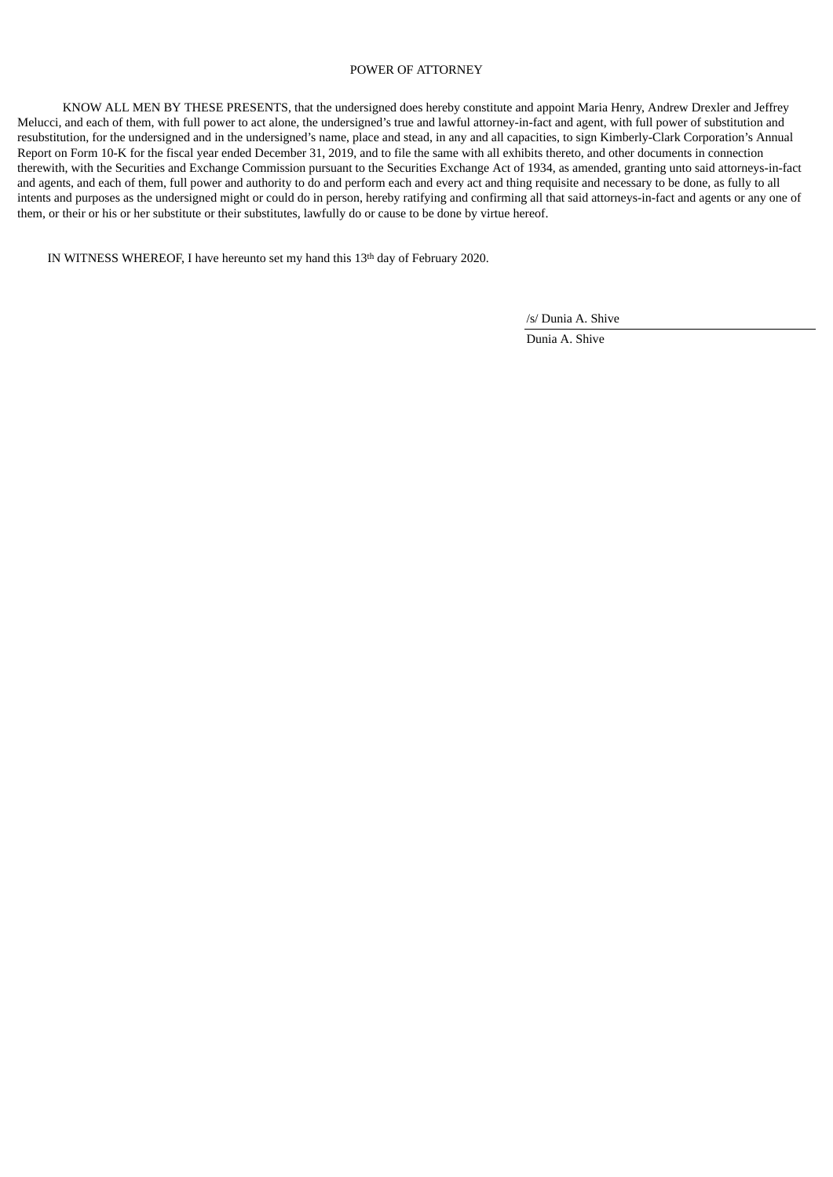POWER OF ATTORNEY

KNOW ALL MEN BY THESE PRESENTS, that the undersigned does hereby constitute and appoint Maria Henry, Andrew Drexler and Jeffrey Melucci, and each of them, with full power to act alone, the undersigned's true and lawful attorney-in-fact and agent, with full power of substitution and resubstitution, for the undersigned and in the undersigned's name, place and stead, in any and all capacities, to sign Kimberly-Clark Corporation's Annual Report on Form 10-K for the fiscal year ended December 31, 2019, and to file the same with all exhibits thereto, and other documents in connection therewith, with the Securities and Exchange Commission pursuant to the Securities Exchange Act of 1934, as amended, granting unto said attorneys-in-fact and agents, and each of them, full power and authority to do and perform each and every act and thing requisite and necessary to be done, as fully to all intents and purposes as the undersigned might or could do in person, hereby ratifying and confirming all that said attorneys-in-fact and agents or any one of them, or their or his or her substitute or their substitutes, lawfully do or cause to be done by virtue hereof.

IN WITNESS WHEREOF, I have hereunto set my hand this 13th day of February 2020.

/s/ Dunia A. Shive

Dunia A. Shive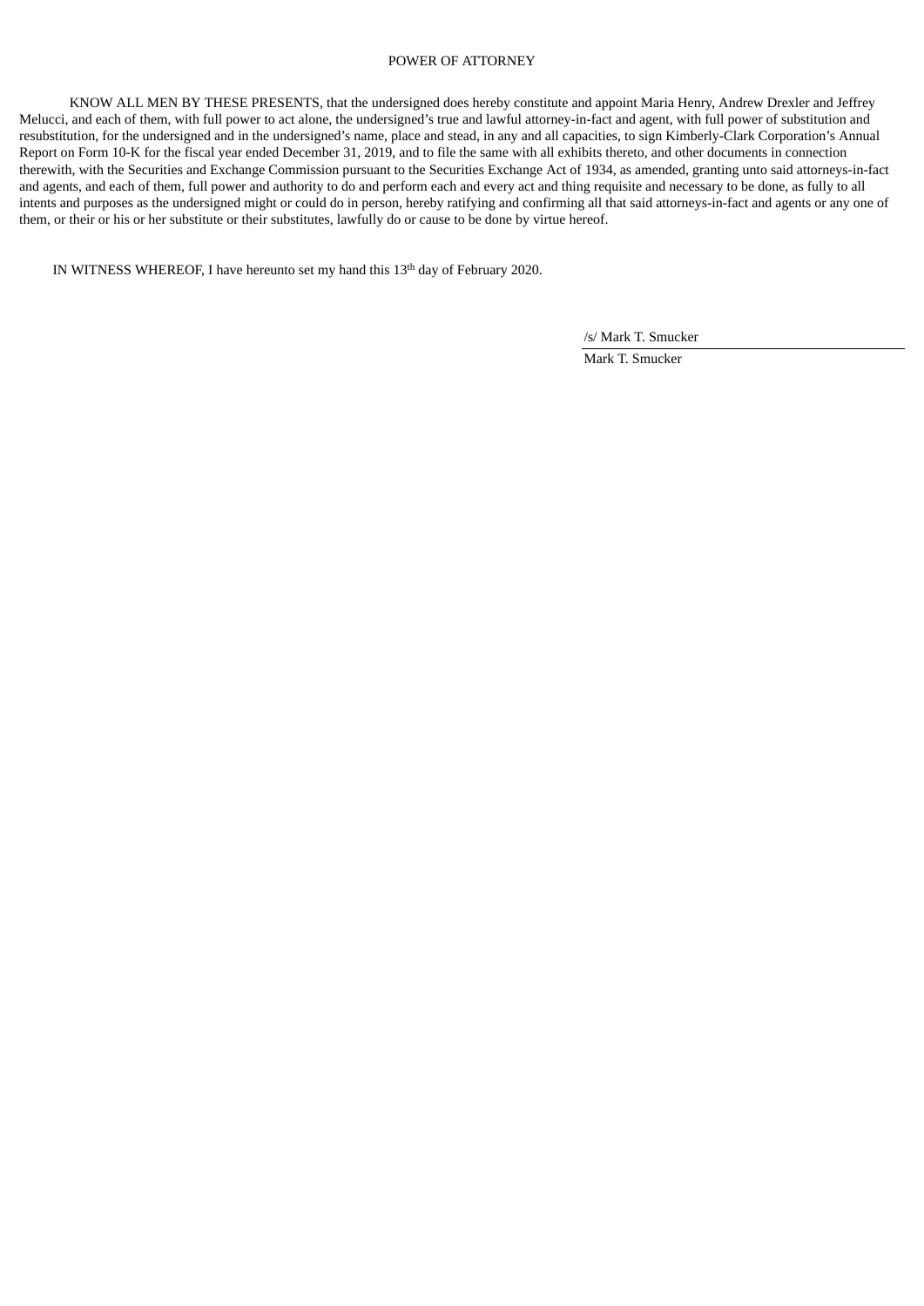# POWER OF ATTORNEY

KNOW ALL MEN BY THESE PRESENTS, that the undersigned does hereby constitute and appoint Maria Henry, Andrew Drexler and Jeffrey Melucci, and each of them, with full power to act alone, the undersigned's true and lawful attorney-in-fact and agent, with full power of substitution and resubstitution, for the undersigned and in the undersigned's name, place and stead, in any and all capacities, to sign Kimberly-Clark Corporation's Annual Report on Form 10-K for the fiscal year ended December 31, 2019, and to file the same with all exhibits thereto, and other documents in connection therewith, with the Securities and Exchange Commission pursuant to the Securities Exchange Act of 1934, as amended, granting unto said attorneys-in-fact and agents, and each of them, full power and authority to do and perform each and every act and thing requisite and necessary to be done, as fully to all intents and purposes as the undersigned might or could do in person, hereby ratifying and confirming all that said attorneys-in-fact and agents or any one of them, or their or his or her substitute or their substitutes, lawfully do or cause to be done by virtue hereof.

IN WITNESS WHEREOF, I have hereunto set my hand this 13th day of February 2020.

/s/ Mark T. Smucker

Mark T. Smucker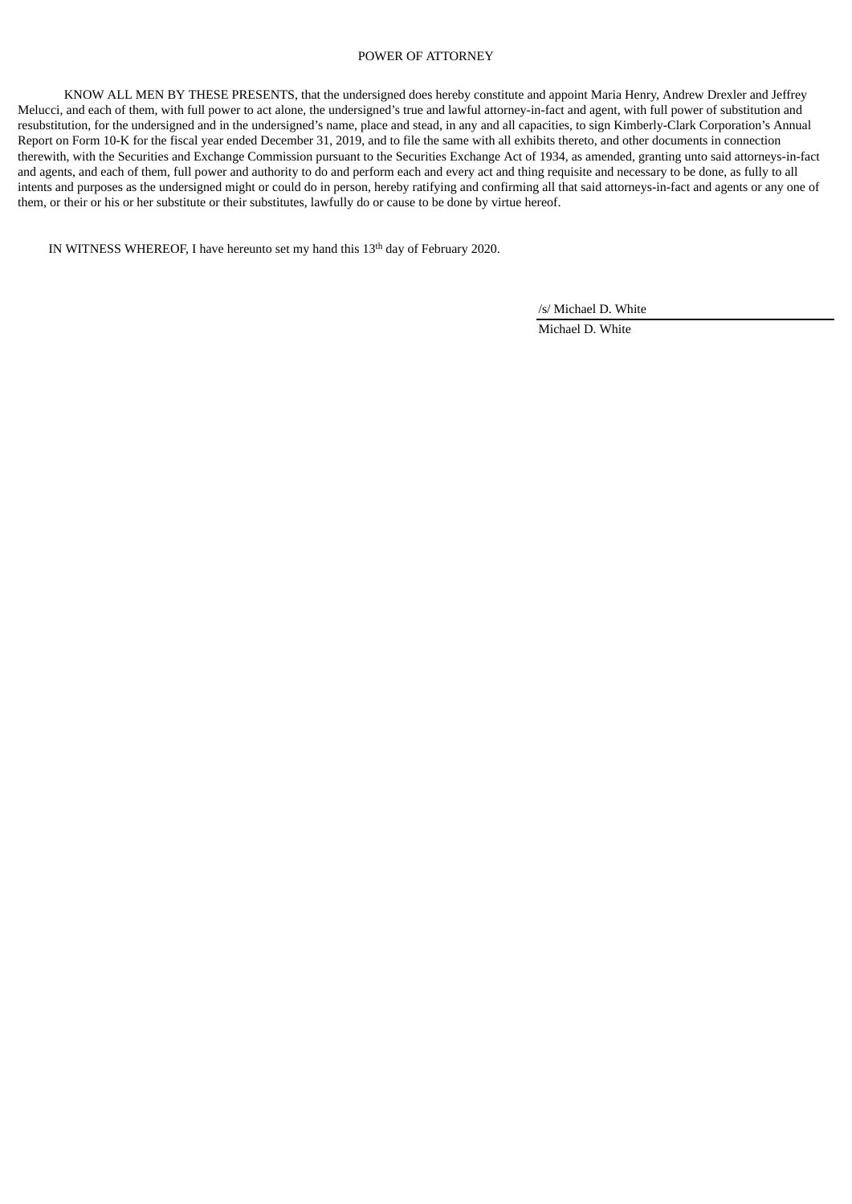# POWER OF ATTORNEY

KNOW ALL MEN BY THESE PRESENTS, that the undersigned does hereby constitute and appoint Maria Henry, Andrew Drexler and Jeffrey Melucci, and each of them, with full power to act alone, the undersigned's true and lawful attorney-in-fact and agent, with full power of substitution and resubstitution, for the undersigned and in the undersigned's name, place and stead, in any and all capacities, to sign Kimberly-Clark Corporation's Annual Report on Form 10-K for the fiscal year ended December 31, 2019, and to file the same with all exhibits thereto, and other documents in connection therewith, with the Securities and Exchange Commission pursuant to the Securities Exchange Act of 1934, as amended, granting unto said attorneys-in-fact and agents, and each of them, full power and authority to do and perform each and every act and thing requisite and necessary to be done, as fully to all intents and purposes as the undersigned might or could do in person, hereby ratifying and confirming all that said attorneys-in-fact and agents or any one of them, or their or his or her substitute or their substitutes, lawfully do or cause to be done by virtue hereof.

IN WITNESS WHEREOF, I have hereunto set my hand this 13th day of February 2020.

/s/ Michael D. White

Michael D. White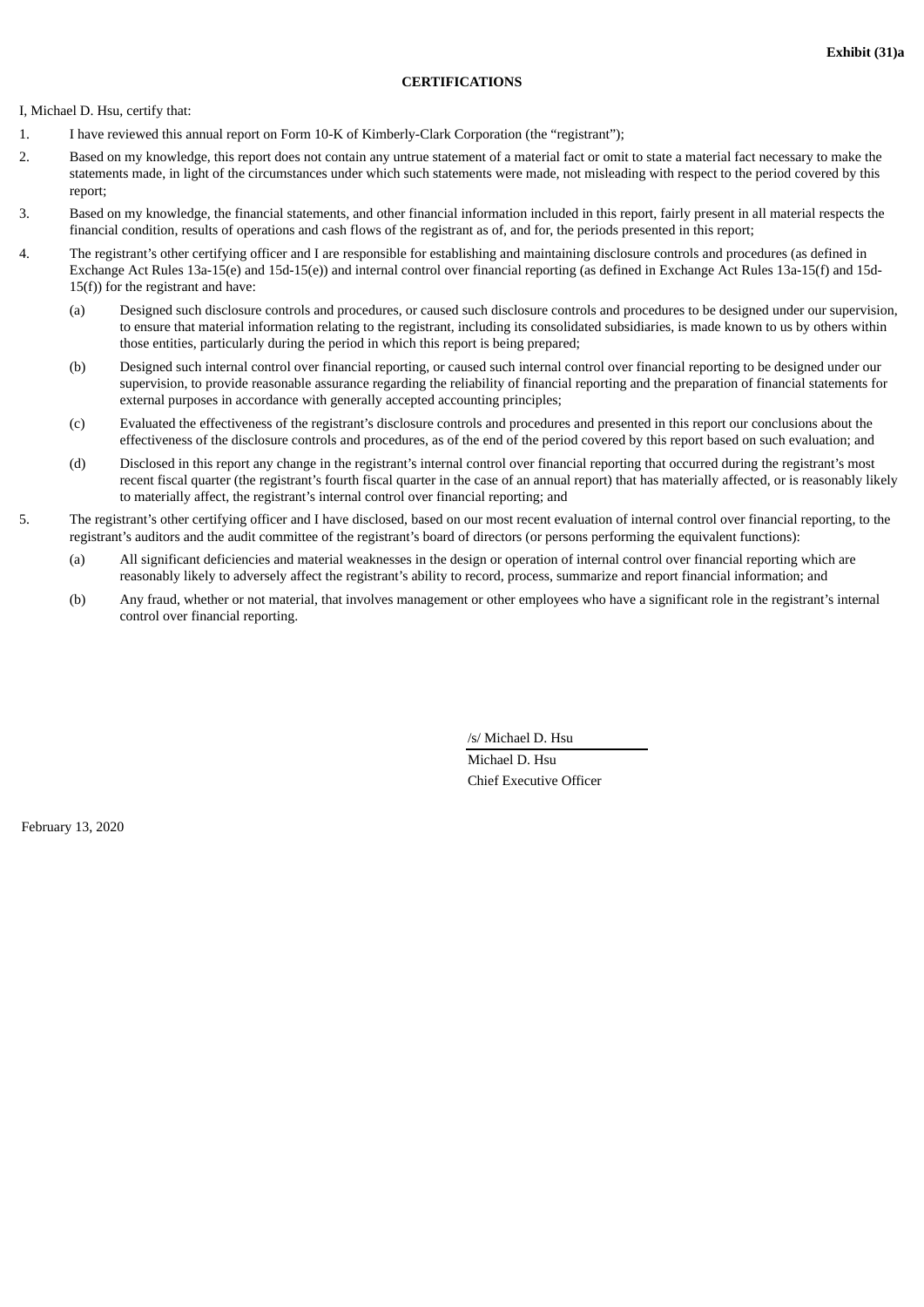**Exhibit (31)a**

**CERTIFICATIONS**

I, Michael D. Hsu, certify that:

1. I have reviewed this annual report on Form 10-K of Kimberly-Clark Corporation (the "registrant");

2. Based on my knowledge, this report does not contain any untrue statement of a material fact or omit to state a material fact necessary to make the statements made, in light of the circumstances under which such statements were made, not misleading with respect to the period covered by this report;

3. Based on my knowledge, the financial statements, and other financial information included in this report, fairly present in all material respects the financial condition, results of operations and cash flows of the registrant as of, and for, the periods presented in this report;

4. The registrant's other certifying officer and I are responsible for establishing and maintaining disclosure controls and procedures (as defined in Exchange Act Rules 13a-15(e) and 15d-15(e)) and internal control over financial reporting (as defined in Exchange Act Rules 13a-15(f) and 15d-15(f)) for the registrant and have:

   (a) Designed such disclosure controls and procedures, or caused such disclosure controls and procedures to be designed under our supervision, to ensure that material information relating to the registrant, including its consolidated subsidiaries, is made known to us by others within those entities, particularly during the period in which this report is being prepared;

   (b) Designed such internal control over financial reporting, or caused such internal control over financial reporting to be designed under our supervision, to provide reasonable assurance regarding the reliability of financial reporting and the preparation of financial statements for external purposes in accordance with generally accepted accounting principles;

   (c) Evaluated the effectiveness of the registrant's disclosure controls and procedures and presented in this report our conclusions about the effectiveness of the disclosure controls and procedures, as of the end of the period covered by this report based on such evaluation; and

   (d) Disclosed in this report any change in the registrant's internal control over financial reporting that occurred during the registrant's most recent fiscal quarter (the registrant's fourth fiscal quarter in the case of an annual report) that has materially affected, or is reasonably likely to materially affect, the registrant's internal control over financial reporting; and

5. The registrant's other certifying officer and I have disclosed, based on our most recent evaluation of internal control over financial reporting, to the registrant's auditors and the audit committee of the registrant's board of directors (or persons performing the equivalent functions):

   (a) All significant deficiencies and material weaknesses in the design or operation of internal control over financial reporting which are reasonably likely to adversely affect the registrant's ability to record, process, summarize and report financial information; and

   (b) Any fraud, whether or not material, that involves management or other employees who have a significant role in the registrant's internal control over financial reporting.

/s/ Michael D. Hsu

Michael D. Hsu

Chief Executive Officer

February 13, 2020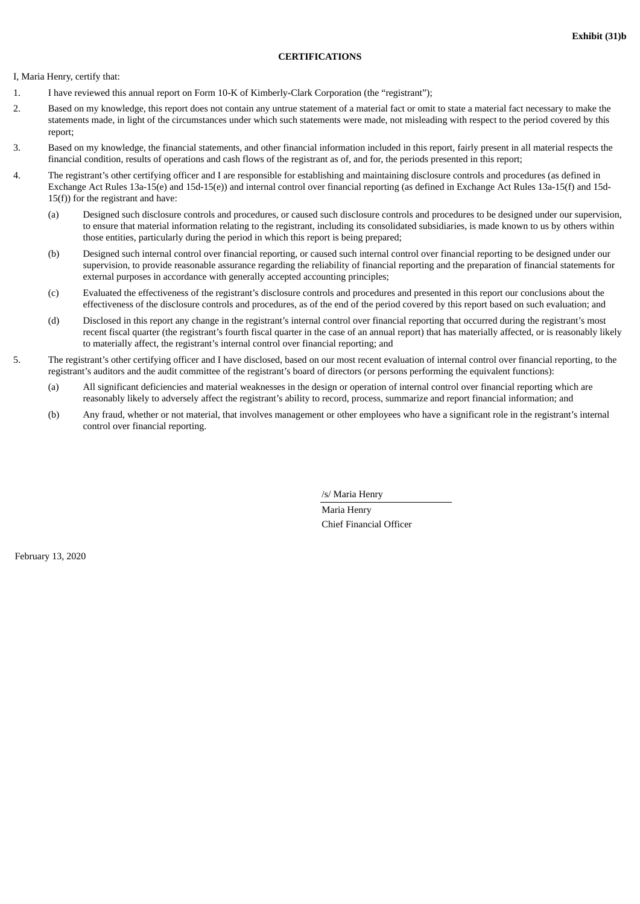**Exhibit (31)b**

**CERTIFICATIONS**

I, Maria Henry, certify that:

1. I have reviewed this annual report on Form 10-K of Kimberly-Clark Corporation (the “registrant”);
2. Based on my knowledge, this report does not contain any untrue statement of a material fact or omit to state a material fact necessary to make the statements made, in light of the circumstances under which such statements were made, not misleading with respect to the period covered by this report;
3. Based on my knowledge, the financial statements, and other financial information included in this report, fairly present in all material respects the financial condition, results of operations and cash flows of the registrant as of, and for, the periods presented in this report;
4. The registrant’s other certifying officer and I are responsible for establishing and maintaining disclosure controls and procedures (as defined in Exchange Act Rules 13a-15(e) and 15d-15(e)) and internal control over financial reporting (as defined in Exchange Act Rules 13a-15(f) and 15d-15(f)) for the registrant and have:
   (a) Designed such disclosure controls and procedures, or caused such disclosure controls and procedures to be designed under our supervision, to ensure that material information relating to the registrant, including its consolidated subsidiaries, is made known to us by others within those entities, particularly during the period in which this report is being prepared;
   (b) Designed such internal control over financial reporting, or caused such internal control over financial reporting to be designed under our supervision, to provide reasonable assurance regarding the reliability of financial reporting and the preparation of financial statements for external purposes in accordance with generally accepted accounting principles;
   (c) Evaluated the effectiveness of the registrant’s disclosure controls and procedures and presented in this report our conclusions about the effectiveness of the disclosure controls and procedures, as of the end of the period covered by this report based on such evaluation; and
   (d) Disclosed in this report any change in the registrant’s internal control over financial reporting that occurred during the registrant’s most recent fiscal quarter (the registrant’s fourth fiscal quarter in the case of an annual report) that has materially affected, or is reasonably likely to materially affect, the registrant’s internal control over financial reporting; and
5. The registrant’s other certifying officer and I have disclosed, based on our most recent evaluation of internal control over financial reporting, to the registrant’s auditors and the audit committee of the registrant’s board of directors (or persons performing the equivalent functions):
   (a) All significant deficiencies and material weaknesses in the design or operation of internal control over financial reporting which are reasonably likely to adversely affect the registrant’s ability to record, process, summarize and report financial information; and
   (b) Any fraud, whether or not material, that involves management or other employees who have a significant role in the registrant’s internal control over financial reporting.

/s/ Maria Henry
Maria Henry
Chief Financial Officer

February 13, 2020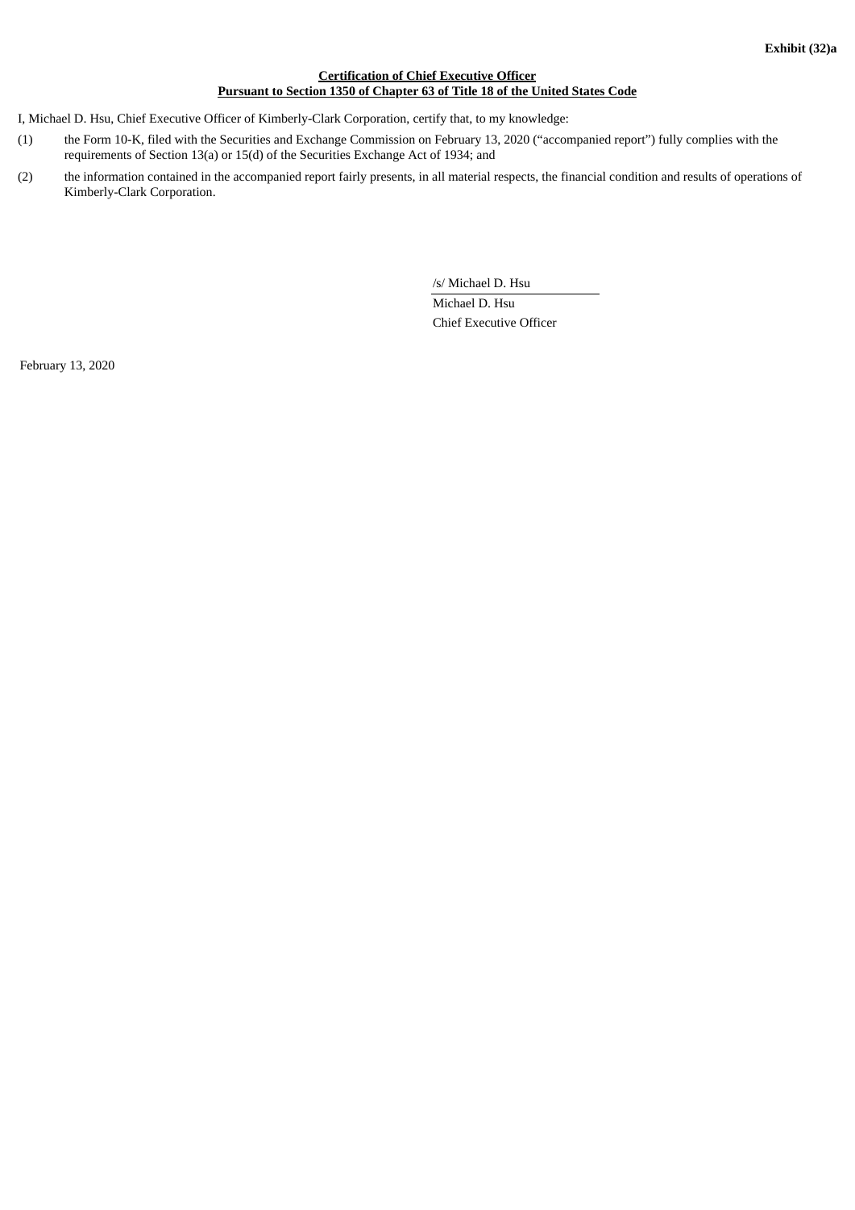**Exhibit (32)a**

**Certification of Chief Executive Officer**
**Pursuant to Section 1350 of Chapter 63 of Title 18 of the United States Code**

I, Michael D. Hsu, Chief Executive Officer of Kimberly-Clark Corporation, certify that, to my knowledge:

(1) the Form 10-K, filed with the Securities and Exchange Commission on February 13, 2020 ("accompanied report") fully complies with the requirements of Section 13(a) or 15(d) of the Securities Exchange Act of 1934; and

(2) the information contained in the accompanied report fairly presents, in all material respects, the financial condition and results of operations of Kimberly-Clark Corporation.

/s/ Michael D. Hsu
Michael D. Hsu
Chief Executive Officer

February 13, 2020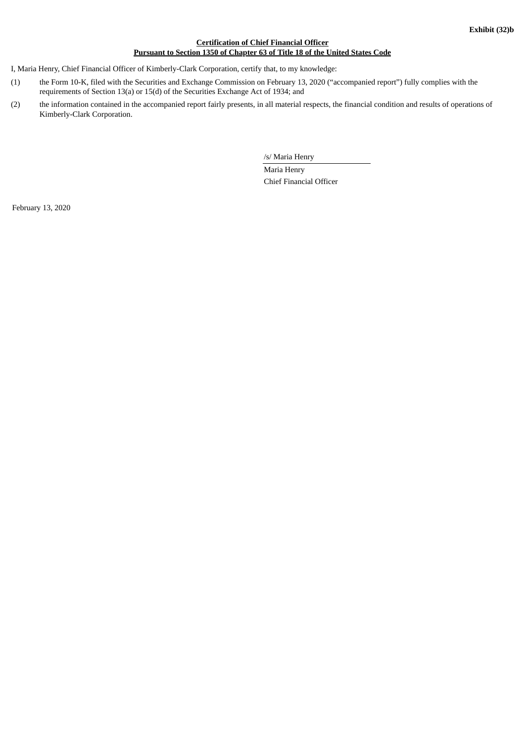**Exhibit (32)b**

**Certification of Chief Financial Officer**
**Pursuant to Section 1350 of Chapter 63 of Title 18 of the United States Code**

I, Maria Henry, Chief Financial Officer of Kimberly-Clark Corporation, certify that, to my knowledge:

(1) the Form 10-K, filed with the Securities and Exchange Commission on February 13, 2020 ("accompanied report") fully complies with the requirements of Section 13(a) or 15(d) of the Securities Exchange Act of 1934; and

(2) the information contained in the accompanied report fairly presents, in all material respects, the financial condition and results of operations of Kimberly-Clark Corporation.

/s/ Maria Henry
Maria Henry
Chief Financial Officer

February 13, 2020